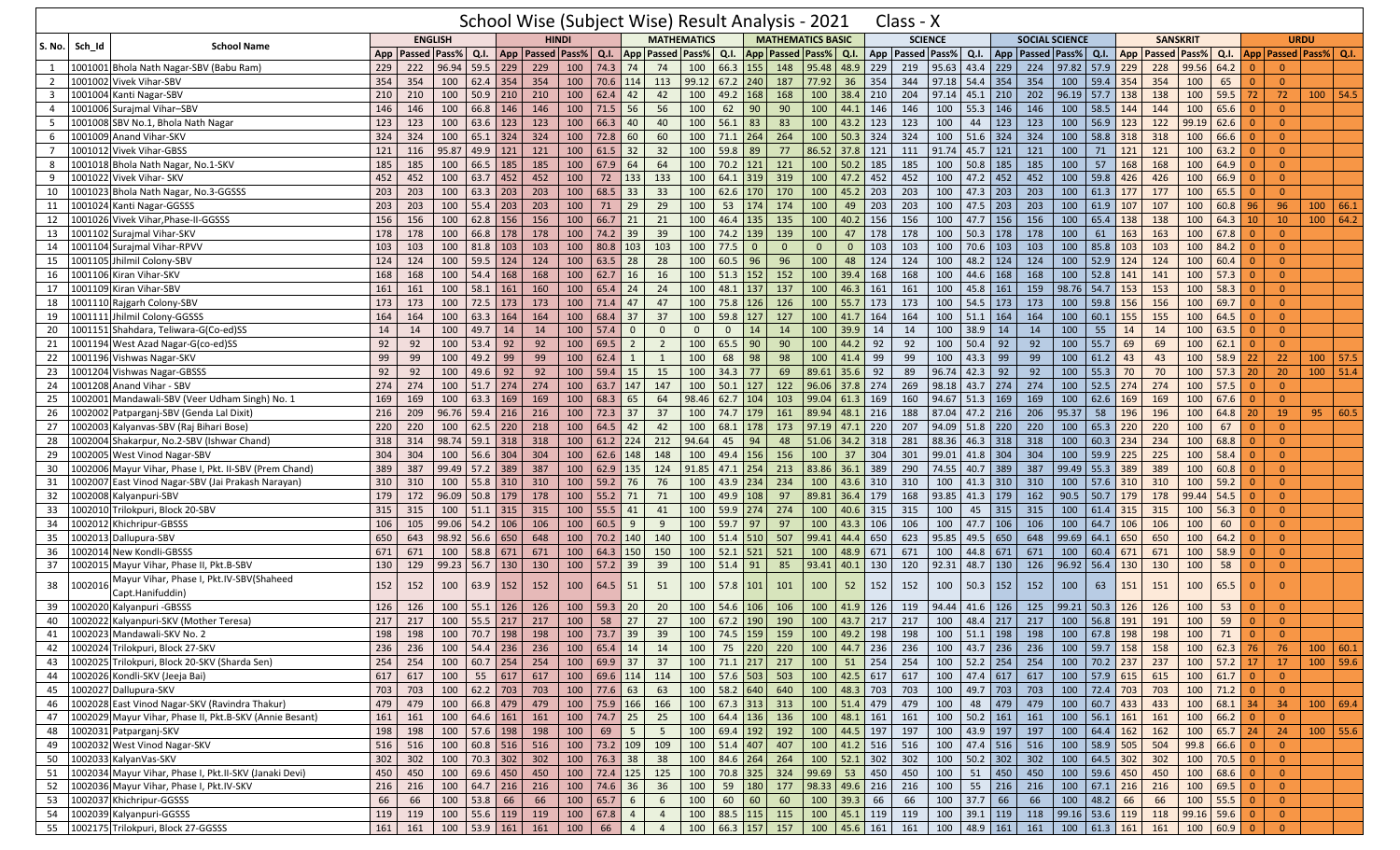# School Wise (Subject Wise) Result Analysis - 2021 Class - X

| S. No. | Sch_Id | School Name | ENGLISH | | | | HINDI | | | | MATHEMATICS | | | | MATHEMATICS BASIC | | | | SCIENCE | | | | SOCIAL SCIENCE | | | | SANSKRIT | | | | URDU | | | |
|---|---|---|---|---|---|---|---|---|---|---|---|---|---|---|---|---|---|---|---|---|---|---|---|---|---|---|---|---|---|---|---|---|---|---|
| | | | App | Passed | Pass% | Q.I. | App | Passed | Pass% | Q.I. | App | Passed | Pass% | Q.I. | App | Passed | Pass% | Q.I. | App | Passed | Pass% | Q.I. | App | Passed | Pass% | Q.I. | App | Passed | Pass% | Q.I. | App | Passed | Pass% | Q.I. |
| 1 | 1001001 | Bhola Nath Nagar-SBV (Babu Ram) | 229 | 222 | 96.94 | 59.5 | 229 | 229 | 100 | 74.3 | 74 | 74 | 100 | 66.3 | 155 | 148 | 95.48 | 48.9 | 229 | 219 | 95.63 | 43.4 | 229 | 224 | 97.82 | 57.9 | 229 | 228 | 99.56 | 64.2 | 0 | 0 | | |
| 2 | 1001002 | Vivek Vihar-SBV | 354 | 354 | 100 | 62.4 | 354 | 354 | 100 | 70.6 | 114 | 113 | 99.12 | 67.2 | 240 | 187 | 77.92 | 36 | 354 | 344 | 97.18 | 54.4 | 354 | 354 | 100 | 59.4 | 354 | 354 | 100 | 65 | 0 | 0 | | |
| 3 | 1001004 | Kanti Nagar-SBV | 210 | 210 | 100 | 50.9 | 210 | 210 | 100 | 62.4 | 42 | 42 | 100 | 49.2 | 168 | 168 | 100 | 38.4 | 210 | 204 | 97.14 | 45.1 | 210 | 202 | 96.19 | 57.7 | 138 | 138 | 100 | 59.5 | 72 | 72 | 100 | 54.5 |
| 4 | 1001006 | Surajmal Vihar–SBV | 146 | 146 | 100 | 66.8 | 146 | 146 | 100 | 71.5 | 56 | 56 | 100 | 62 | 90 | 90 | 100 | 44.1 | 146 | 146 | 100 | 55.3 | 146 | 146 | 100 | 58.5 | 144 | 144 | 100 | 65.6 | 0 | 0 | | |
| 5 | 1001008 | SBV No.1, Bhola Nath Nagar | 123 | 123 | 100 | 63.6 | 123 | 123 | 100 | 66.3 | 40 | 40 | 100 | 56.1 | 83 | 83 | 100 | 43.2 | 123 | 123 | 100 | 44 | 123 | 123 | 100 | 56.9 | 123 | 122 | 99.19 | 62.6 | 0 | 0 | | |
| 6 | 1001009 | Anand Vihar-SKV | 324 | 324 | 100 | 65.1 | 324 | 324 | 100 | 72.8 | 60 | 60 | 100 | 71.1 | 264 | 264 | 100 | 50.3 | 324 | 324 | 100 | 51.6 | 324 | 324 | 100 | 58.8 | 318 | 318 | 100 | 66.6 | 0 | 0 | | |
| 7 | 1001012 | Vivek Vihar-GBSS | 121 | 116 | 95.87 | 49.9 | 121 | 121 | 100 | 61.5 | 32 | 32 | 100 | 59.8 | 89 | 77 | 86.52 | 37.8 | 121 | 111 | 91.74 | 45.7 | 121 | 121 | 100 | 71 | 121 | 121 | 100 | 63.2 | 0 | 0 | | |
| 8 | 1001018 | Bhola Nath Nagar, No.1-SKV | 185 | 185 | 100 | 66.5 | 185 | 185 | 100 | 67.9 | 64 | 64 | 100 | 70.2 | 121 | 121 | 100 | 50.2 | 185 | 185 | 100 | 50.8 | 185 | 185 | 100 | 57 | 168 | 168 | 100 | 64.9 | 0 | 0 | | |
| 9 | 1001022 | Vivek Vihar- SKV | 452 | 452 | 100 | 63.7 | 452 | 452 | 100 | 72 | 133 | 133 | 100 | 64.1 | 319 | 319 | 100 | 47.2 | 452 | 452 | 100 | 47.2 | 452 | 452 | 100 | 59.8 | 426 | 426 | 100 | 66.9 | 0 | 0 | | |
| 10 | 1001023 | Bhola Nath Nagar, No.3-GGSSS | 203 | 203 | 100 | 63.3 | 203 | 203 | 100 | 68.5 | 33 | 33 | 100 | 62.6 | 170 | 170 | 100 | 45.2 | 203 | 203 | 100 | 47.3 | 203 | 203 | 100 | 61.3 | 177 | 177 | 100 | 65.5 | 0 | 0 | | |
| 11 | 1001024 | Kanti Nagar-GGSSS | 203 | 203 | 100 | 55.4 | 203 | 203 | 100 | 71 | 29 | 29 | 100 | 53 | 174 | 174 | 100 | 49 | 203 | 203 | 100 | 47.5 | 203 | 203 | 100 | 61.9 | 107 | 107 | 100 | 60.8 | 96 | 96 | 100 | 66.1 |
| 12 | 1001026 | Vivek Vihar,Phase-II-GGSSS | 156 | 156 | 100 | 62.8 | 156 | 156 | 100 | 66.7 | 21 | 21 | 100 | 46.4 | 135 | 135 | 100 | 40.2 | 156 | 156 | 100 | 47.7 | 156 | 156 | 100 | 65.4 | 138 | 138 | 100 | 64.3 | 10 | 10 | 100 | 64.2 |
| 13 | 1001102 | Surajmal Vihar-SKV | 178 | 178 | 100 | 66.8 | 178 | 178 | 100 | 74.2 | 39 | 39 | 100 | 74.2 | 139 | 139 | 100 | 47 | 178 | 178 | 100 | 50.3 | 178 | 178 | 100 | 61 | 163 | 163 | 100 | 67.8 | 0 | 0 | | |
| 14 | 1001104 | Surajmal Vihar-RPVV | 103 | 103 | 100 | 81.8 | 103 | 103 | 100 | 80.8 | 103 | 103 | 100 | 77.5 | 0 | 0 | 0 | 0 | 103 | 103 | 100 | 70.6 | 103 | 103 | 100 | 85.8 | 103 | 103 | 100 | 84.2 | 0 | 0 | | |
| 15 | 1001105 | Jhilmil Colony-SBV | 124 | 124 | 100 | 59.5 | 124 | 124 | 100 | 63.5 | 28 | 28 | 100 | 60.5 | 96 | 96 | 100 | 48 | 124 | 124 | 100 | 48.2 | 124 | 124 | 100 | 52.9 | 124 | 124 | 100 | 60.4 | 0 | 0 | | |
| 16 | 1001106 | Kiran Vihar-SKV | 168 | 168 | 100 | 54.4 | 168 | 168 | 100 | 62.7 | 16 | 16 | 100 | 51.3 | 152 | 152 | 100 | 39.4 | 168 | 168 | 100 | 44.6 | 168 | 168 | 100 | 52.8 | 141 | 141 | 100 | 57.3 | 0 | 0 | | |
| 17 | 1001109 | Kiran Vihar-SBV | 161 | 161 | 100 | 58.1 | 161 | 160 | 100 | 65.4 | 24 | 24 | 100 | 48.1 | 137 | 137 | 100 | 46.3 | 161 | 161 | 100 | 45.8 | 161 | 159 | 98.76 | 54.7 | 153 | 153 | 100 | 58.3 | 0 | 0 | | |
| 18 | 1001110 | Rajgarh Colony-SBV | 173 | 173 | 100 | 72.5 | 173 | 173 | 100 | 71.4 | 47 | 47 | 100 | 75.8 | 126 | 126 | 100 | 55.7 | 173 | 173 | 100 | 54.5 | 173 | 173 | 100 | 59.8 | 156 | 156 | 100 | 69.7 | 0 | 0 | | |
| 19 | 1001111 | Jhilmil Colony-GGSSS | 164 | 164 | 100 | 63.3 | 164 | 164 | 100 | 68.4 | 37 | 37 | 100 | 59.8 | 127 | 127 | 100 | 41.7 | 164 | 164 | 100 | 51.1 | 164 | 164 | 100 | 60.1 | 155 | 155 | 100 | 64.5 | 0 | 0 | | |
| 20 | 1001151 | Shahdara, Teliwara-G(Co-ed)SS | 14 | 14 | 100 | 49.7 | 14 | 14 | 100 | 57.4 | 0 | 0 | 0 | 0 | 14 | 14 | 100 | 39.9 | 14 | 14 | 100 | 38.9 | 14 | 14 | 100 | 55 | 14 | 14 | 100 | 63.5 | 0 | 0 | | |
| 21 | 1001194 | West Azad Nagar-G(co-ed)SS | 92 | 92 | 100 | 53.4 | 92 | 92 | 100 | 69.5 | 2 | 2 | 100 | 65.5 | 90 | 90 | 100 | 44.2 | 92 | 92 | 100 | 50.4 | 92 | 92 | 100 | 55.7 | 69 | 69 | 100 | 62.1 | 0 | 0 | | |
| 22 | 1001196 | Vishwas Nagar-SKV | 99 | 99 | 100 | 49.2 | 99 | 99 | 100 | 62.4 | 1 | 1 | 100 | 68 | 98 | 98 | 100 | 41.4 | 99 | 99 | 100 | 43.3 | 99 | 99 | 100 | 61.2 | 43 | 43 | 100 | 58.9 | 22 | 22 | 100 | 57.5 |
| 23 | 1001204 | Vishwas Nagar-GBSSS | 92 | 92 | 100 | 49.6 | 92 | 92 | 100 | 59.4 | 15 | 15 | 100 | 34.3 | 77 | 69 | 89.61 | 35.6 | 92 | 89 | 96.74 | 42.3 | 92 | 92 | 100 | 55.3 | 70 | 70 | 100 | 57.3 | 20 | 20 | 100 | 51.4 |
| 24 | 1001208 | Anand Vihar - SBV | 274 | 274 | 100 | 51.7 | 274 | 274 | 100 | 63.7 | 147 | 147 | 100 | 50.1 | 127 | 122 | 96.06 | 37.8 | 274 | 269 | 98.18 | 43.7 | 274 | 274 | 100 | 52.5 | 274 | 274 | 100 | 57.5 | 0 | 0 | | |
| 25 | 1002001 | Mandawali-SBV (Veer Udham Singh) No. 1 | 169 | 169 | 100 | 63.3 | 169 | 169 | 100 | 68.3 | 65 | 64 | 98.46 | 62.7 | 104 | 103 | 99.04 | 61.3 | 169 | 160 | 94.67 | 51.3 | 169 | 169 | 100 | 62.6 | 169 | 169 | 100 | 67.6 | 0 | 0 | | |
| 26 | 1002002 | Patparganj-SBV (Genda Lal Dixit) | 216 | 209 | 96.76 | 59.4 | 216 | 216 | 100 | 72.3 | 37 | 37 | 100 | 74.7 | 179 | 161 | 89.94 | 48.1 | 216 | 188 | 87.04 | 47.2 | 216 | 206 | 95.37 | 58 | 196 | 196 | 100 | 64.8 | 20 | 19 | 95 | 60.5 |
| 27 | 1002003 | Kalyanvas-SBV (Raj Bihari Bose) | 220 | 220 | 100 | 62.5 | 220 | 218 | 100 | 64.5 | 42 | 42 | 100 | 68.1 | 178 | 173 | 97.19 | 47.1 | 220 | 207 | 94.09 | 51.8 | 220 | 220 | 100 | 65.3 | 220 | 220 | 100 | 67 | 0 | 0 | | |
| 28 | 1002004 | Shakarpur, No.2-SBV (Ishwar Chand) | 318 | 314 | 98.74 | 59.1 | 318 | 318 | 100 | 61.2 | 224 | 212 | 94.64 | 45 | 94 | 48 | 51.06 | 34.2 | 318 | 281 | 88.36 | 46.3 | 318 | 318 | 100 | 60.3 | 234 | 234 | 100 | 68.8 | 0 | 0 | | |
| 29 | 1002005 | West Vinod Nagar-SBV | 304 | 304 | 100 | 56.6 | 304 | 304 | 100 | 62.6 | 148 | 148 | 100 | 49.4 | 156 | 156 | 100 | 37 | 304 | 301 | 99.01 | 41.8 | 304 | 304 | 100 | 59.9 | 225 | 225 | 100 | 58.4 | 0 | 0 | | |
| 30 | 1002006 | Mayur Vihar, Phase I, Pkt. II-SBV (Prem Chand) | 389 | 387 | 99.49 | 57.2 | 389 | 387 | 100 | 62.9 | 135 | 124 | 91.85 | 47.1 | 254 | 213 | 83.86 | 36.1 | 389 | 290 | 74.55 | 40.7 | 389 | 387 | 99.49 | 55.3 | 389 | 389 | 100 | 60.8 | 0 | 0 | | |
| 31 | 1002007 | East Vinod Nagar-SBV (Jai Prakash Narayan) | 310 | 310 | 100 | 55.8 | 310 | 310 | 100 | 59.2 | 76 | 76 | 100 | 43.9 | 234 | 234 | 100 | 43.6 | 310 | 310 | 100 | 41.3 | 310 | 310 | 100 | 57.6 | 310 | 310 | 100 | 59.2 | 0 | 0 | | |
| 32 | 1002008 | Kalyanpuri-SBV | 179 | 172 | 96.09 | 50.8 | 179 | 178 | 100 | 55.2 | 71 | 71 | 100 | 49.9 | 108 | 97 | 89.81 | 36.4 | 179 | 168 | 93.85 | 41.3 | 179 | 162 | 90.5 | 50.7 | 179 | 178 | 99.44 | 54.5 | 0 | 0 | | |
| 33 | 1002010 | Trilokpuri, Block 20-SBV | 315 | 315 | 100 | 51.1 | 315 | 315 | 100 | 55.5 | 41 | 41 | 100 | 59.9 | 274 | 274 | 100 | 40.6 | 315 | 315 | 100 | 45 | 315 | 315 | 100 | 61.4 | 315 | 315 | 100 | 56.3 | 0 | 0 | | |
| 34 | 1002012 | Khichripur-GBSSS | 106 | 105 | 99.06 | 54.2 | 106 | 106 | 100 | 60.5 | 9 | 9 | 100 | 59.7 | 97 | 97 | 100 | 43.3 | 106 | 106 | 100 | 47.7 | 106 | 106 | 100 | 64.7 | 106 | 106 | 100 | 60 | 0 | 0 | | |
| 35 | 1002013 | Dallupura-SBV | 650 | 643 | 98.92 | 56.6 | 650 | 648 | 100 | 70.2 | 140 | 140 | 100 | 51.4 | 510 | 507 | 99.41 | 44.4 | 650 | 623 | 95.85 | 49.5 | 650 | 648 | 99.69 | 64.1 | 650 | 650 | 100 | 64.2 | 0 | 0 | | |
| 36 | 1002014 | New Kondli-GBSSS | 671 | 671 | 100 | 58.8 | 671 | 671 | 100 | 64.3 | 150 | 150 | 100 | 52.1 | 521 | 521 | 100 | 48.9 | 671 | 671 | 100 | 44.8 | 671 | 671 | 100 | 60.4 | 671 | 671 | 100 | 58.9 | 0 | 0 | | |
| 37 | 1002015 | Mayur Vihar, Phase II, Pkt.B-SBV | 130 | 129 | 99.23 | 56.7 | 130 | 130 | 100 | 57.2 | 39 | 39 | 100 | 51.4 | 91 | 85 | 93.41 | 40.1 | 130 | 120 | 92.31 | 48.7 | 130 | 126 | 96.92 | 56.4 | 130 | 130 | 100 | 58 | 0 | 0 | | |
| 38 | 1002016 | Mayur Vihar, Phase I, Pkt.IV-SBV(Shaheed Capt.Hanifuddin) | 152 | 152 | 100 | 63.9 | 152 | 152 | 100 | 64.5 | 51 | 51 | 100 | 57.8 | 101 | 101 | 100 | 52 | 152 | 152 | 100 | 50.3 | 152 | 152 | 100 | 63 | 151 | 151 | 100 | 65.5 | 0 | 0 | | |
| 39 | 1002020 | Kalyanpuri -GBSSS | 126 | 126 | 100 | 55.1 | 126 | 126 | 100 | 59.3 | 20 | 20 | 100 | 54.6 | 106 | 106 | 100 | 41.9 | 126 | 119 | 94.44 | 41.6 | 126 | 125 | 99.21 | 50.3 | 126 | 126 | 100 | 53 | 0 | 0 | | |
| 40 | 1002022 | Kalyanpuri-SKV (Mother Teresa) | 217 | 217 | 100 | 55.5 | 217 | 217 | 100 | 58 | 27 | 27 | 100 | 67.2 | 190 | 190 | 100 | 43.7 | 217 | 217 | 100 | 48.4 | 217 | 217 | 100 | 56.8 | 191 | 191 | 100 | 59 | 0 | 0 | | |
| 41 | 1002023 | Mandawali-SKV No. 2 | 198 | 198 | 100 | 70.7 | 198 | 198 | 100 | 73.7 | 39 | 39 | 100 | 74.5 | 159 | 159 | 100 | 49.2 | 198 | 198 | 100 | 51.1 | 198 | 198 | 100 | 67.8 | 198 | 198 | 100 | 71 | 0 | 0 | | |
| 42 | 1002024 | Trilokpuri, Block 27-SKV | 236 | 236 | 100 | 54.4 | 236 | 236 | 100 | 65.4 | 14 | 14 | 100 | 75 | 220 | 220 | 100 | 44.7 | 236 | 236 | 100 | 43.7 | 236 | 236 | 100 | 59.7 | 158 | 158 | 100 | 62.3 | 76 | 76 | 100 | 60.1 |
| 43 | 1002025 | Trilokpuri, Block 20-SKV (Sharda Sen) | 254 | 254 | 100 | 60.7 | 254 | 254 | 100 | 69.9 | 37 | 37 | 100 | 71.1 | 217 | 217 | 100 | 51 | 254 | 254 | 100 | 52.2 | 254 | 254 | 100 | 70.2 | 237 | 237 | 100 | 57.2 | 17 | 17 | 100 | 59.6 |
| 44 | 1002026 | Kondli-SKV (Jeeja Bai) | 617 | 617 | 100 | 55 | 617 | 617 | 100 | 69.6 | 114 | 114 | 100 | 57.6 | 503 | 503 | 100 | 42.5 | 617 | 617 | 100 | 47.4 | 617 | 617 | 100 | 57.9 | 615 | 615 | 100 | 61.7 | 0 | 0 | | |
| 45 | 1002027 | Dallupura-SKV | 703 | 703 | 100 | 62.2 | 703 | 703 | 100 | 77.6 | 63 | 63 | 100 | 58.2 | 640 | 640 | 100 | 48.3 | 703 | 703 | 100 | 49.7 | 703 | 703 | 100 | 72.4 | 703 | 703 | 100 | 71.2 | 0 | 0 | | |
| 46 | 1002028 | East Vinod Nagar-SKV (Ravindra Thakur) | 479 | 479 | 100 | 66.8 | 479 | 479 | 100 | 75.9 | 166 | 166 | 100 | 67.3 | 313 | 313 | 100 | 51.4 | 479 | 479 | 100 | 48 | 479 | 479 | 100 | 60.7 | 433 | 433 | 100 | 68.1 | 34 | 34 | 100 | 69.4 |
| 47 | 1002029 | Mayur Vihar, Phase II, Pkt.B-SKV (Annie Besant) | 161 | 161 | 100 | 64.6 | 161 | 161 | 100 | 74.7 | 25 | 25 | 100 | 64.4 | 136 | 136 | 100 | 48.1 | 161 | 161 | 100 | 50.2 | 161 | 161 | 100 | 56.1 | 161 | 161 | 100 | 66.2 | 0 | 0 | | |
| 48 | 1002031 | Patparganj-SKV | 198 | 198 | 100 | 57.6 | 198 | 198 | 100 | 69 | 5 | 5 | 100 | 69.4 | 192 | 192 | 100 | 44.5 | 197 | 197 | 100 | 43.9 | 197 | 197 | 100 | 64.4 | 162 | 162 | 100 | 65.7 | 24 | 24 | 100 | 55.6 |
| 49 | 1002032 | West Vinod Nagar-SKV | 516 | 516 | 100 | 60.8 | 516 | 516 | 100 | 73.2 | 109 | 109 | 100 | 51.4 | 407 | 407 | 100 | 41.2 | 516 | 516 | 100 | 47.4 | 516 | 516 | 100 | 58.9 | 505 | 504 | 99.8 | 66.6 | 0 | 0 | | |
| 50 | 1002033 | KalyanVas-SKV | 302 | 302 | 100 | 70.3 | 302 | 302 | 100 | 76.3 | 38 | 38 | 100 | 84.6 | 264 | 264 | 100 | 52.1 | 302 | 302 | 100 | 50.2 | 302 | 302 | 100 | 64.5 | 302 | 302 | 100 | 70.5 | 0 | 0 | | |
| 51 | 1002034 | Mayur Vihar, Phase I, Pkt.II-SKV (Janaki Devi) | 450 | 450 | 100 | 69.6 | 450 | 450 | 100 | 72.4 | 125 | 125 | 100 | 70.8 | 325 | 324 | 99.69 | 53 | 450 | 450 | 100 | 51 | 450 | 450 | 100 | 59.6 | 450 | 450 | 100 | 68.6 | 0 | 0 | | |
| 52 | 1002036 | Mayur Vihar, Phase I, Pkt.IV-SKV | 216 | 216 | 100 | 64.7 | 216 | 216 | 100 | 74.6 | 36 | 36 | 100 | 59 | 180 | 177 | 98.33 | 49.6 | 216 | 216 | 100 | 55 | 216 | 216 | 100 | 67.1 | 216 | 216 | 100 | 69.5 | 0 | 0 | | |
| 53 | 1002037 | Khichripur-GGSSS | 66 | 66 | 100 | 53.8 | 66 | 66 | 100 | 65.7 | 6 | 6 | 100 | 60 | 60 | 60 | 100 | 39.3 | 66 | 66 | 100 | 37.7 | 66 | 66 | 100 | 48.2 | 66 | 66 | 100 | 55.5 | 0 | 0 | | |
| 54 | 1002039 | Kalyanpuri-GGSSS | 119 | 119 | 100 | 55.6 | 119 | 119 | 100 | 67.8 | 4 | 4 | 100 | 88.5 | 115 | 115 | 100 | 45.1 | 119 | 119 | 100 | 39.1 | 119 | 118 | 99.16 | 53.6 | 119 | 118 | 99.16 | 59.6 | 0 | 0 | | |
| 55 | 1002175 | Trilokpuri, Block 27-GGSSS | 161 | 161 | 100 | 53.9 | 161 | 161 | 100 | 66 | 4 | 4 | 100 | 66.3 | 157 | 157 | 100 | 45.6 | 161 | 161 | 100 | 48.9 | 161 | 161 | 100 | 61.3 | 161 | 161 | 100 | 60.9 | 0 | 0 | | |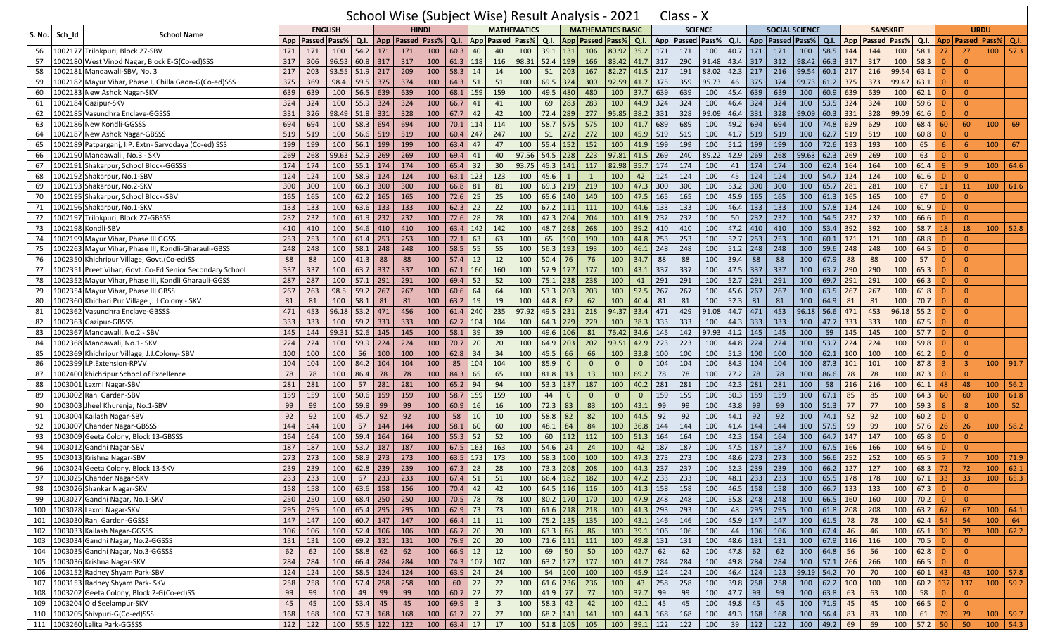# School Wise (Subject Wise) Result Analysis - 2021 Class - X

| S. No. | Sch_Id | School Name | ENGLISH | | | | HINDI | | | | MATHEMATICS | | | | MATHEMATICS BASIC | | | | SCIENCE | | | | SOCIAL SCIENCE | | | | SANSKRIT | | | | URDU | | | |
|---|---|---|---|---|---|---|---|---|---|---|---|---|---|---|---|---|---|---|---|---|---|---|---|---|---|---|---|---|---|---|---|---|---|---|
| | | | App | Passed | Pass% | Q.I. | App | Passed | Pass% | Q.I. | App | Passed | Pass% | Q.I. | App | Passed | Pass% | Q.I. | App | Passed | Pass% | Q.I. | App | Passed | Pass% | Q.I. | App | Passed | Pass% | Q.I. | App | Passed | Pass% | Q.I. |
| 56 | 1002177 | Trilokpuri, Block 27-SBV | 171 | 171 | 100 | 54.2 | 171 | 171 | 100 | 60.3 | 40 | 40 | 100 | 39.1 | 131 | 106 | 80.92 | 35.2 | 171 | 171 | 100 | 40.7 | 171 | 171 | 100 | 58.5 | 144 | 144 | 100 | 58.1 | 27 | 27 | 100 | 57.3 |
| 57 | 1002180 | West Vinod Nagar, Block E-G(Co-ed)SSS | 317 | 306 | 96.53 | 60.8 | 317 | 317 | 100 | 61.3 | 118 | 116 | 98.31 | 52.4 | 199 | 166 | 83.42 | 41.7 | 317 | 290 | 91.48 | 43.4 | 317 | 312 | 98.42 | 66.3 | 317 | 317 | 100 | 58.3 | 0 | 0 | | |
| 58 | 1002181 | Mandawali-SBV, No. 3 | 217 | 203 | 93.55 | 51.9 | 217 | 209 | 100 | 58.3 | 14 | 14 | 100 | 51 | 203 | 167 | 82.27 | 41.5 | 217 | 191 | 88.02 | 42.3 | 217 | 216 | 99.54 | 60.1 | 217 | 216 | 99.54 | 63.1 | 0 | 0 | | |
| 59 | 1002182 | Mayur Vihar, Phase I, Chilla Gaon-G(Co-ed)SSS | 375 | 369 | 98.4 | 59.5 | 375 | 374 | 100 | 64.3 | 51 | 51 | 100 | 69.5 | 324 | 300 | 92.59 | 41.7 | 375 | 359 | 95.73 | 46 | 375 | 374 | 99.73 | 61.2 | 375 | 373 | 99.47 | 63.1 | 0 | 0 | | |
| 60 | 1002183 | New Ashok Nagar-SKV | 639 | 639 | 100 | 56.5 | 639 | 639 | 100 | 68.1 | 159 | 159 | 100 | 49.5 | 480 | 480 | 100 | 37.7 | 639 | 639 | 100 | 45.4 | 639 | 639 | 100 | 60.9 | 639 | 639 | 100 | 62.1 | 0 | 0 | | |
| 61 | 1002184 | Gazipur-SKV | 324 | 324 | 100 | 56.9 | 324 | 324 | 100 | 66.7 | 41 | 41 | 100 | 69 | 283 | 283 | 100 | 44.9 | 324 | 324 | 100 | 46.4 | 324 | 324 | 100 | 53.5 | 324 | 324 | 100 | 59.6 | 0 | 0 | | |
| 62 | 1002185 | Vasundhra Enclave-GGSSS | 331 | 326 | 98.49 | 51.8 | 331 | 328 | 100 | 67.7 | 42 | 42 | 100 | 72.8 | 289 | 277 | 95.85 | 38.2 | 331 | 328 | 99.09 | 46.4 | 331 | 328 | 99.09 | 60.3 | 331 | 328 | 99.09 | 61.6 | 0 | 0 | | |
| 63 | 1002186 | New Kondli-GGSSS | 694 | 694 | 100 | 58.3 | 694 | 694 | 100 | 70.1 | 114 | 114 | 100 | 58.7 | 575 | 575 | 100 | 41.7 | 689 | 689 | 100 | 49.2 | 694 | 694 | 100 | 74.8 | 629 | 629 | 100 | 68.4 | 60 | 60 | 100 | 69 |
| 64 | 1002187 | New Ashok Nagar-GBSSS | 519 | 519 | 100 | 56.6 | 519 | 519 | 100 | 60.4 | 247 | 247 | 100 | 51 | 272 | 272 | 100 | 45.9 | 519 | 519 | 100 | 41.7 | 519 | 519 | 100 | 62.7 | 519 | 519 | 100 | 60.8 | 0 | 0 | | |
| 65 | 1002189 | Patparganj, I.P. Extn- Sarvodaya (Co-ed) SSS | 199 | 199 | 100 | 56.1 | 199 | 199 | 100 | 63.4 | 47 | 47 | 100 | 55.4 | 152 | 152 | 100 | 41.9 | 199 | 199 | 100 | 51.2 | 199 | 199 | 100 | 72.6 | 193 | 193 | 100 | 65 | 6 | 6 | 100 | 67 |
| 66 | 1002190 | Mandawali , No.3 - SKV | 269 | 268 | 99.63 | 52.9 | 269 | 269 | 100 | 69.4 | 41 | 40 | 97.56 | 54.5 | 228 | 223 | 97.81 | 41.5 | 269 | 240 | 89.22 | 42.9 | 269 | 268 | 99.63 | 62.3 | 269 | 269 | 100 | 63 | 0 | 0 | | |
| 67 | 1002191 | Shakarpur, School Block-GGSSS | 174 | 174 | 100 | 55.1 | 174 | 174 | 100 | 65.4 | 32 | 30 | 93.75 | 45.3 | 141 | 117 | 82.98 | 35.7 | 174 | 174 | 100 | 41 | 174 | 174 | 100 | 62.4 | 164 | 164 | 100 | 61.4 | 9 | 9 | 100 | 64.6 |
| 68 | 1002192 | Shakarpur, No.1-SBV | 124 | 124 | 100 | 58.9 | 124 | 124 | 100 | 63.1 | 123 | 123 | 100 | 45.6 | 1 | 1 | 100 | 42 | 124 | 124 | 100 | 45 | 124 | 124 | 100 | 54.7 | 124 | 124 | 100 | 61.6 | 0 | 0 | | |
| 69 | 1002193 | Shakarpur, No.2-SKV | 300 | 300 | 100 | 66.3 | 300 | 300 | 100 | 66.8 | 81 | 81 | 100 | 69.3 | 219 | 219 | 100 | 47.3 | 300 | 300 | 100 | 53.2 | 300 | 300 | 100 | 65.7 | 281 | 281 | 100 | 67 | 11 | 11 | 100 | 61.6 |
| 70 | 1002195 | Shakarpur, School Block-SBV | 165 | 165 | 100 | 62.2 | 165 | 165 | 100 | 72.6 | 25 | 25 | 100 | 65.6 | 140 | 140 | 100 | 47.5 | 165 | 165 | 100 | 45.9 | 165 | 165 | 100 | 61.3 | 165 | 165 | 100 | 67 | 0 | 0 | | |
| 71 | 1002196 | Shakarpur, No.1-SKV | 133 | 133 | 100 | 63.6 | 133 | 133 | 100 | 62.3 | 22 | 22 | 100 | 67.2 | 111 | 111 | 100 | 44.6 | 133 | 133 | 100 | 46.4 | 133 | 133 | 100 | 57.8 | 124 | 124 | 100 | 61.9 | 0 | 0 | | |
| 72 | 1002197 | Trilokpuri, Block 27-GBSSS | 232 | 232 | 100 | 61.9 | 232 | 232 | 100 | 72.6 | 28 | 28 | 100 | 47.3 | 204 | 204 | 100 | 41.9 | 232 | 232 | 100 | 50 | 232 | 232 | 100 | 54.5 | 232 | 232 | 100 | 66.6 | 0 | 0 | | |
| 73 | 1002198 | Kondli-SBV | 410 | 410 | 100 | 54.6 | 410 | 410 | 100 | 63.4 | 142 | 142 | 100 | 48.7 | 268 | 268 | 100 | 39.2 | 410 | 410 | 100 | 47.2 | 410 | 410 | 100 | 53.4 | 392 | 392 | 100 | 58.7 | 18 | 18 | 100 | 52.8 |
| 74 | 1002199 | Mayur Vihar, Phase III GGSS | 253 | 253 | 100 | 61.4 | 253 | 253 | 100 | 72.1 | 63 | 63 | 100 | 65 | 190 | 190 | 100 | 44.8 | 253 | 253 | 100 | 52.7 | 253 | 253 | 100 | 60.1 | 121 | 121 | 100 | 68.8 | 0 | 0 | | |
| 75 | 1002263 | Mayur Vihar Phase III, Kondli-Gharauli-GBSS | 248 | 248 | 100 | 58.1 | 248 | 248 | 100 | 58.5 | 55 | 55 | 100 | 56.3 | 193 | 193 | 100 | 46.1 | 248 | 248 | 100 | 51.2 | 248 | 248 | 100 | 59.6 | 248 | 248 | 100 | 64.5 | 0 | 0 | | |
| 76 | 1002350 | Khichripur Village, Govt.(Co-ed)SS | 88 | 88 | 100 | 41.3 | 88 | 88 | 100 | 57.4 | 12 | 12 | 100 | 50.4 | 76 | 76 | 100 | 34.7 | 88 | 88 | 100 | 39.4 | 88 | 88 | 100 | 67.9 | 88 | 88 | 100 | 57 | 0 | 0 | | |
| 77 | 1002351 | Preet Vihar, Govt. Co-Ed Senior Secondary School | 337 | 337 | 100 | 63.7 | 337 | 337 | 100 | 67.1 | 160 | 160 | 100 | 57.9 | 177 | 177 | 100 | 43.1 | 337 | 337 | 100 | 47.5 | 337 | 337 | 100 | 63.7 | 290 | 290 | 100 | 65.3 | 0 | 0 | | |
| 78 | 1002352 | Mayur Vihar, Phase III, Kondli Gharauli-GGSS | 287 | 287 | 100 | 57.1 | 291 | 291 | 100 | 69.4 | 52 | 52 | 100 | 75.1 | 238 | 238 | 100 | 41 | 291 | 291 | 100 | 52.7 | 291 | 291 | 100 | 69.7 | 291 | 291 | 100 | 66.3 | 0 | 0 | | |
| 79 | 1002354 | Mayur Vihar, Phase III GBSS | 267 | 263 | 98.5 | 59.2 | 267 | 267 | 100 | 60.6 | 64 | 64 | 100 | 53.3 | 203 | 203 | 100 | 52.5 | 267 | 267 | 100 | 45.6 | 267 | 267 | 100 | 63.5 | 267 | 267 | 100 | 61.8 | 0 | 0 | | |
| 80 | 1002360 | Khichari Pur Village ,J.J Colony - SKV | 81 | 81 | 100 | 58.1 | 81 | 81 | 100 | 63.2 | 19 | 19 | 100 | 44.8 | 62 | 62 | 100 | 40.4 | 81 | 81 | 100 | 52.3 | 81 | 81 | 100 | 64.9 | 81 | 81 | 100 | 70.7 | 0 | 0 | | |
| 81 | 1002362 | Vasundhra Enclave-GBSSS | 471 | 453 | 96.18 | 53.2 | 471 | 456 | 100 | 61.4 | 240 | 235 | 97.92 | 49.5 | 231 | 218 | 94.37 | 33.4 | 471 | 429 | 91.08 | 44.7 | 471 | 453 | 96.18 | 56.6 | 471 | 453 | 96.18 | 55.2 | 0 | 0 | | |
| 82 | 1002363 | Gazipur-GBSSS | 333 | 333 | 100 | 59.2 | 333 | 333 | 100 | 62.7 | 104 | 104 | 100 | 64.3 | 229 | 229 | 100 | 38.3 | 333 | 333 | 100 | 44.3 | 333 | 333 | 100 | 47.7 | 333 | 333 | 100 | 67.5 | 0 | 0 | | |
| 83 | 1002367 | Mandawali, No.2 - SBV | 145 | 144 | 99.31 | 52.6 | 145 | 145 | 100 | 58.1 | 39 | 39 | 100 | 49.6 | 106 | 81 | 76.42 | 34.6 | 145 | 142 | 97.93 | 41.2 | 145 | 145 | 100 | 59 | 145 | 145 | 100 | 57.7 | 0 | 0 | | |
| 84 | 1002368 | Mandawali, No.1- SKV | 224 | 224 | 100 | 59.9 | 224 | 224 | 100 | 70.7 | 20 | 20 | 100 | 64.9 | 203 | 202 | 99.51 | 42.9 | 223 | 223 | 100 | 44.8 | 224 | 224 | 100 | 53.7 | 224 | 224 | 100 | 59.8 | 0 | 0 | | |
| 85 | 1002369 | Khichripur Village, J.J.Colony- SBV | 100 | 100 | 100 | 56 | 100 | 100 | 100 | 62.8 | 34 | 34 | 100 | 45.5 | 66 | 66 | 100 | 33.8 | 100 | 100 | 100 | 51.3 | 100 | 100 | 100 | 62.1 | 100 | 100 | 100 | 61.2 | 0 | 0 | | |
| 86 | 1002399 | I.P.Extension-RPVV | 104 | 104 | 100 | 84.2 | 104 | 104 | 100 | 85 | 104 | 104 | 100 | 85.9 | 0 | 0 | 0 | 0 | 104 | 104 | 100 | 84.3 | 104 | 104 | 100 | 87.3 | 101 | 101 | 100 | 87.8 | 3 | 3 | 100 | 91.7 |
| 87 | 1002400 | khichripur School of Excellence | 78 | 78 | 100 | 86.4 | 78 | 78 | 100 | 84.3 | 65 | 65 | 100 | 81.8 | 13 | 13 | 100 | 69.2 | 78 | 78 | 100 | 77.2 | 78 | 78 | 100 | 86.6 | 78 | 78 | 100 | 87.3 | 0 | 0 | | |
| 88 | 1003001 | Laxmi Nagar-SBV | 281 | 281 | 100 | 57 | 281 | 281 | 100 | 65.2 | 94 | 94 | 100 | 53.3 | 187 | 187 | 100 | 40.2 | 281 | 281 | 100 | 42.3 | 281 | 281 | 100 | 58 | 216 | 216 | 100 | 61.1 | 48 | 48 | 100 | 56.2 |
| 89 | 1003002 | Rani Garden-SBV | 159 | 159 | 100 | 50.6 | 159 | 159 | 100 | 58.7 | 159 | 159 | 100 | 44 | 0 | 0 | 0 | 0 | 159 | 159 | 100 | 50.3 | 159 | 159 | 100 | 67.1 | 85 | 85 | 100 | 64.3 | 60 | 60 | 100 | 61.8 |
| 90 | 1003003 | Jheel Khurenja, No.1-SBV | 99 | 99 | 100 | 59.8 | 99 | 99 | 100 | 60.9 | 16 | 16 | 100 | 72.3 | 83 | 83 | 100 | 43.1 | 99 | 99 | 100 | 43.8 | 99 | 99 | 100 | 51.3 | 77 | 77 | 100 | 59.3 | 8 | 8 | 100 | 52 |
| 91 | 1003004 | Kailash Nagar-SBV | 92 | 92 | 100 | 45.7 | 92 | 92 | 100 | 58 | 10 | 10 | 100 | 58.8 | 82 | 82 | 100 | 44.5 | 92 | 92 | 100 | 44.1 | 92 | 92 | 100 | 74.1 | 92 | 92 | 100 | 60.2 | 0 | 0 | | |
| 92 | 1003007 | Chander Nagar-GBSSS | 144 | 144 | 100 | 57 | 144 | 144 | 100 | 58.1 | 60 | 60 | 100 | 48.1 | 84 | 84 | 100 | 36.8 | 144 | 144 | 100 | 41.4 | 144 | 144 | 100 | 57.5 | 99 | 99 | 100 | 57.6 | 26 | 26 | 100 | 58.2 |
| 93 | 1003009 | Geeta Colony, Block 13-GBSSS | 164 | 164 | 100 | 59.4 | 164 | 164 | 100 | 55.3 | 52 | 52 | 100 | 60 | 112 | 112 | 100 | 51.3 | 164 | 164 | 100 | 42.3 | 164 | 164 | 100 | 64.7 | 147 | 147 | 100 | 65.8 | 0 | 0 | | |
| 94 | 1003012 | Gandhi Nagar-SBV | 187 | 187 | 100 | 53.7 | 187 | 187 | 100 | 67.5 | 163 | 163 | 100 | 54.6 | 24 | 24 | 100 | 42 | 187 | 187 | 100 | 47.5 | 187 | 187 | 100 | 67.5 | 166 | 166 | 100 | 64.6 | 0 | 0 | | |
| 95 | 1003013 | Krishna Nagar-SBV | 273 | 273 | 100 | 58.9 | 273 | 273 | 100 | 63.5 | 173 | 173 | 100 | 58.3 | 100 | 100 | 100 | 47.3 | 273 | 273 | 100 | 48.6 | 273 | 273 | 100 | 56.6 | 252 | 252 | 100 | 65.5 | 7 | 7 | 100 | 71.9 |
| 96 | 1003024 | Geeta Colony, Block 13-SKV | 239 | 239 | 100 | 62.8 | 239 | 239 | 100 | 67.3 | 28 | 28 | 100 | 73.3 | 208 | 208 | 100 | 44.3 | 237 | 237 | 100 | 52.3 | 239 | 239 | 100 | 66.2 | 127 | 127 | 100 | 68.3 | 72 | 72 | 100 | 62.1 |
| 97 | 1003025 | Chander Nagar-SKV | 233 | 233 | 100 | 67 | 233 | 233 | 100 | 67.4 | 51 | 51 | 100 | 66.4 | 182 | 182 | 100 | 47.2 | 233 | 233 | 100 | 48.1 | 233 | 233 | 100 | 65.5 | 178 | 178 | 100 | 67.1 | 33 | 33 | 100 | 65.3 |
| 98 | 1003026 | Shankar Nagar-SKV | 158 | 158 | 100 | 63.6 | 158 | 156 | 100 | 70.4 | 42 | 42 | 100 | 64.5 | 116 | 116 | 100 | 41.3 | 158 | 158 | 100 | 46.5 | 158 | 158 | 100 | 66.7 | 133 | 133 | 100 | 67.3 | 0 | 0 | | |
| 99 | 1003027 | Gandhi Nagar, No.1-SKV | 250 | 250 | 100 | 68.4 | 250 | 250 | 100 | 70.5 | 78 | 78 | 100 | 80.2 | 170 | 170 | 100 | 47.9 | 248 | 248 | 100 | 55.8 | 248 | 248 | 100 | 66.5 | 160 | 160 | 100 | 70.2 | 0 | 0 | | |
| 100 | 1003028 | Laxmi Nagar-SKV | 295 | 295 | 100 | 65.4 | 295 | 295 | 100 | 62.9 | 73 | 73 | 100 | 61.6 | 218 | 218 | 100 | 41.3 | 293 | 293 | 100 | 48 | 295 | 295 | 100 | 61.8 | 208 | 208 | 100 | 63.2 | 67 | 67 | 100 | 64.1 |
| 101 | 1003030 | Rani Garden-GGSSS | 147 | 147 | 100 | 60.7 | 147 | 147 | 100 | 66.4 | 11 | 11 | 100 | 75.2 | 135 | 135 | 100 | 43.1 | 146 | 146 | 100 | 45.9 | 147 | 147 | 100 | 61.5 | 78 | 78 | 100 | 62.4 | 54 | 54 | 100 | 64 |
| 102 | 1003033 | Kailash Nagar-GGSSS | 106 | 106 | 100 | 52.4 | 106 | 106 | 100 | 66.7 | 20 | 20 | 100 | 63.3 | 86 | 86 | 100 | 39.1 | 106 | 106 | 100 | 44 | 106 | 106 | 100 | 67.4 | 46 | 46 | 100 | 65.1 | 39 | 39 | 100 | 62.2 |
| 103 | 1003034 | Gandhi Nagar, No.2-GGSSS | 131 | 131 | 100 | 69.2 | 131 | 131 | 100 | 76.9 | 20 | 20 | 100 | 71.6 | 111 | 111 | 100 | 49.8 | 131 | 131 | 100 | 48.6 | 131 | 131 | 100 | 67.9 | 116 | 116 | 100 | 70.5 | 0 | 0 | | |
| 104 | 1003035 | Gandhi Nagar, No.3-GGSSS | 62 | 62 | 100 | 58.8 | 62 | 62 | 100 | 66.9 | 12 | 12 | 100 | 69 | 50 | 50 | 100 | 42.7 | 62 | 62 | 100 | 47.8 | 62 | 62 | 100 | 64.8 | 56 | 56 | 100 | 62.8 | 0 | 0 | | |
| 105 | 1003036 | Krishna Nagar-SKV | 284 | 284 | 100 | 66.4 | 284 | 284 | 100 | 74.3 | 107 | 107 | 100 | 63.2 | 177 | 177 | 100 | 41.7 | 284 | 284 | 100 | 49.8 | 284 | 284 | 100 | 57.1 | 266 | 266 | 100 | 66.5 | 0 | 0 | | |
| 106 | 1003152 | Radhey Shyam Park-SBV | 124 | 124 | 100 | 58.5 | 124 | 124 | 100 | 63.9 | 24 | 24 | 100 | 54 | 100 | 100 | 100 | 45.9 | 124 | 124 | 100 | 46.4 | 124 | 123 | 99.19 | 54.2 | 70 | 70 | 100 | 60.1 | 43 | 43 | 100 | 57.8 |
| 107 | 1003153 | Radhey Shyam Park- SKV | 258 | 258 | 100 | 57.4 | 258 | 258 | 100 | 60 | 22 | 22 | 100 | 61.6 | 236 | 236 | 100 | 43 | 258 | 258 | 100 | 39.8 | 258 | 258 | 100 | 62.2 | 100 | 100 | 100 | 60.2 | 137 | 137 | 100 | 59.2 |
| 108 | 1003202 | Geeta Colony, Block 2-G(Co-ed)SS | 99 | 99 | 100 | 49 | 99 | 99 | 100 | 60.7 | 22 | 22 | 100 | 41.9 | 77 | 77 | 100 | 37.7 | 99 | 99 | 100 | 47.7 | 99 | 99 | 100 | 63.8 | 63 | 63 | 100 | 58 | 0 | 0 | | |
| 109 | 1003204 | Old Seelampur-SKV | 45 | 45 | 100 | 53.4 | 45 | 45 | 100 | 69.9 | 3 | 3 | 100 | 58.3 | 42 | 42 | 100 | 42.1 | 45 | 45 | 100 | 49.8 | 45 | 45 | 100 | 71.9 | 45 | 45 | 100 | 66.5 | 0 | 0 | | |
| 110 | 1003205 | Shivpuri-G(Co-ed)SSS | 168 | 168 | 100 | 57.3 | 168 | 168 | 100 | 61.7 | 27 | 27 | 100 | 68.2 | 141 | 141 | 100 | 44.3 | 168 | 168 | 100 | 49.3 | 168 | 168 | 100 | 56.4 | 83 | 83 | 100 | 61 | 79 | 79 | 100 | 59.7 |
| 111 | 1003260 | Lalita Park-GGSSS | 122 | 122 | 100 | 55.5 | 122 | 122 | 100 | 63.4 | 17 | 17 | 100 | 51.8 | 105 | 105 | 100 | 39.1 | 122 | 122 | 100 | 39 | 122 | 122 | 100 | 49.2 | 69 | 69 | 100 | 57.2 | 50 | 50 | 100 | 54.3 |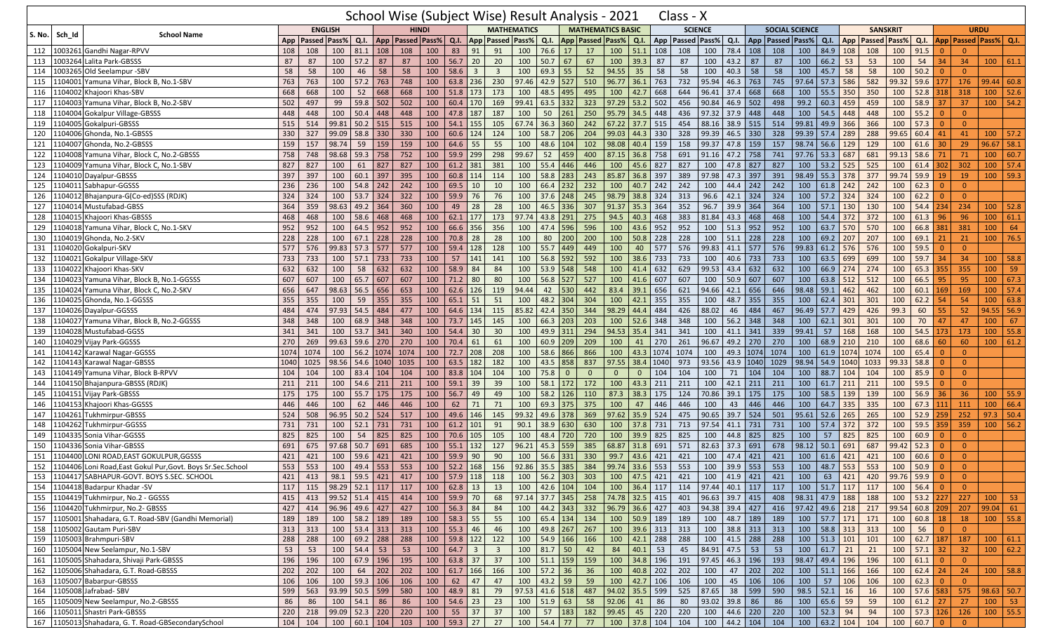# School Wise (Subject Wise) Result Analysis - 2021 Class - X

| S. No. | Sch_Id | School Name | ENGLISH | | | | HINDI | | | | MATHEMATICS | | | | MATHEMATICS BASIC | | | | SCIENCE | | | | SOCIAL SCIENCE | | | | SANSKRIT | | | | URDU | | | |
|---|---|---|---|---|---|---|---|---|---|---|---|---|---|---|---|---|---|---|---|---|---|---|---|---|---|---|---|---|---|---|---|---|---|---|
| | | | App | Passed | Pass% | Q.I. | App | Passed | Pass% | Q.I. | App | Passed | Pass% | Q.I. | App | Passed | Pass% | Q.I. | App | Passed | Pass% | Q.I. | App | Passed | Pass% | Q.I. | App | Passed | Pass% | Q.I. | App | Passed | Pass% | Q.I. |
| 112 | 1003261 | Gandhi Nagar-RPVV | 108 | 108 | 100 | 81.1 | 108 | 108 | 100 | 83 | 91 | 91 | 100 | 76.6 | 17 | 17 | 100 | 51.1 | 108 | 108 | 100 | 78.4 | 108 | 108 | 100 | 84.9 | 108 | 108 | 100 | 91.5 | 0 | 0 | | |
| 113 | 1003264 | Lalita Park-GBSSS | 87 | 87 | 100 | 57.2 | 87 | 87 | 100 | 56.7 | 20 | 20 | 100 | 50.7 | 67 | 67 | 100 | 39.3 | 87 | 87 | 100 | 43.2 | 87 | 87 | 100 | 66.2 | 53 | 53 | 100 | 54 | 34 | 34 | 100 | 61.1 |
| 114 | 1003265 | Old Seelampur -SBV | 58 | 58 | 100 | 46 | 58 | 58 | 100 | 58.6 | 3 | 3 | 100 | 69.3 | 55 | 52 | 94.55 | 35 | 58 | 58 | 100 | 40.3 | 58 | 58 | 100 | 45.7 | 58 | 58 | 100 | 50.2 | 0 | 0 | | |
| 115 | 1104001 | Yamuna Vihar, Block B, No.1-SBV | 763 | 763 | 100 | 57.2 | 763 | 748 | 100 | 63.8 | 236 | 230 | 97.46 | 42.9 | 527 | 510 | 96.77 | 36.1 | 763 | 732 | 95.94 | 46.3 | 763 | 745 | 97.64 | 57.3 | 586 | 582 | 99.32 | 59.6 | 177 | 176 | 99.44 | 60.8 |
| 116 | 1104002 | Khajoori Khas-SBV | 668 | 668 | 100 | 52 | 668 | 668 | 100 | 51.8 | 173 | 173 | 100 | 48.5 | 495 | 495 | 100 | 42.7 | 668 | 644 | 96.41 | 37.4 | 668 | 668 | 100 | 55.5 | 350 | 350 | 100 | 52.8 | 318 | 318 | 100 | 52.6 |
| 117 | 1104003 | Yamuna Vihar, Block B, No.2-SBV | 502 | 497 | 99 | 59.8 | 502 | 502 | 100 | 60.4 | 170 | 169 | 99.41 | 63.5 | 332 | 323 | 97.29 | 53.2 | 502 | 456 | 90.84 | 46.9 | 502 | 498 | 99.2 | 60.3 | 459 | 459 | 100 | 58.9 | 37 | 37 | 100 | 54.2 |
| 118 | 1104004 | Gokalpur Village-GBSSS | 448 | 448 | 100 | 50.4 | 448 | 448 | 100 | 47.8 | 187 | 187 | 100 | 50 | 261 | 250 | 95.79 | 34.5 | 448 | 436 | 97.32 | 37.9 | 448 | 448 | 100 | 54.5 | 448 | 448 | 100 | 55.2 | 0 | 0 | | |
| 119 | 1104005 | Gokalpuri-GBSSS | 515 | 514 | 99.81 | 50.2 | 515 | 515 | 100 | 54.1 | 155 | 105 | 67.74 | 36.3 | 360 | 242 | 67.22 | 37.7 | 515 | 454 | 88.16 | 38.9 | 515 | 514 | 99.81 | 49.9 | 366 | 366 | 100 | 57.3 | 0 | 0 | | |
| 120 | 1104006 | Ghonda, No.1-GBSSS | 330 | 327 | 99.09 | 58.8 | 330 | 330 | 100 | 60.6 | 124 | 124 | 100 | 58.7 | 206 | 204 | 99.03 | 44.3 | 330 | 328 | 99.39 | 46.5 | 330 | 328 | 99.39 | 57.4 | 289 | 288 | 99.65 | 60.4 | 41 | 41 | 100 | 57.2 |
| 121 | 1104007 | Ghonda, No.2-GBSSS | 159 | 157 | 98.74 | 59 | 159 | 159 | 100 | 64.6 | 55 | 55 | 100 | 48.6 | 104 | 102 | 98.08 | 40.4 | 159 | 158 | 99.37 | 47.8 | 159 | 157 | 98.74 | 56.6 | 129 | 129 | 100 | 61.6 | 30 | 29 | 96.67 | 58.1 |
| 122 | 1104008 | Yamuna Vihar, Block C, No.2-GBSSS | 758 | 748 | 98.68 | 59.3 | 758 | 752 | 100 | 59.9 | 299 | 298 | 99.67 | 52 | 459 | 400 | 87.15 | 36.8 | 758 | 691 | 91.16 | 47.2 | 758 | 741 | 97.76 | 53.3 | 687 | 681 | 99.13 | 58.6 | 71 | 71 | 100 | 60.7 |
| 123 | 1104009 | Yamuna Vihar, Block C, No.1-SBV | 827 | 827 | 100 | 61 | 827 | 827 | 100 | 61.2 | 381 | 381 | 100 | 55.4 | 446 | 446 | 100 | 45.6 | 827 | 827 | 100 | 47.8 | 827 | 827 | 100 | 53.2 | 525 | 525 | 100 | 61.4 | 302 | 302 | 100 | 57.4 |
| 124 | 1104010 | Dayalpur-GBSSS | 397 | 397 | 100 | 60.1 | 397 | 395 | 100 | 60.8 | 114 | 114 | 100 | 58.8 | 283 | 243 | 85.87 | 36.8 | 397 | 389 | 97.98 | 47.3 | 397 | 391 | 98.49 | 55.3 | 378 | 377 | 99.74 | 59.9 | 19 | 19 | 100 | 59.3 |
| 125 | 1104011 | Sabhapur-GGSSS | 236 | 236 | 100 | 54.8 | 242 | 242 | 100 | 69.5 | 10 | 10 | 100 | 66.4 | 232 | 232 | 100 | 40.7 | 242 | 242 | 100 | 44.4 | 242 | 242 | 100 | 61.8 | 242 | 242 | 100 | 62.3 | 0 | 0 | | |
| 126 | 1104012 | Bhajanpura-G(Co-ed)SSS (RDJK) | 324 | 324 | 100 | 53.7 | 324 | 322 | 100 | 59.9 | 76 | 76 | 100 | 37.6 | 248 | 245 | 98.79 | 38.8 | 324 | 313 | 96.6 | 42.1 | 324 | 324 | 100 | 57.2 | 324 | 324 | 100 | 62.2 | 0 | 0 | | |
| 127 | 1104014 | Mustufabad-GBSS | 364 | 359 | 98.63 | 49.2 | 364 | 360 | 100 | 49 | 28 | 28 | 100 | 46.5 | 336 | 307 | 91.37 | 35.3 | 364 | 352 | 96.7 | 39.9 | 364 | 364 | 100 | 57.1 | 130 | 130 | 100 | 54.4 | 234 | 234 | 100 | 52.8 |
| 128 | 1104015 | Khajoori Khas-GBSSS | 468 | 468 | 100 | 58.6 | 468 | 468 | 100 | 62.1 | 177 | 173 | 97.74 | 43.8 | 291 | 275 | 94.5 | 40.3 | 468 | 383 | 81.84 | 43.3 | 468 | 468 | 100 | 54.4 | 372 | 372 | 100 | 61.3 | 96 | 96 | 100 | 61.1 |
| 129 | 1104018 | Yamuna Vihar, Block C, No.1-SKV | 952 | 952 | 100 | 64.5 | 952 | 952 | 100 | 66.6 | 356 | 356 | 100 | 47.4 | 596 | 596 | 100 | 43.6 | 952 | 952 | 100 | 51.3 | 952 | 952 | 100 | 63.7 | 570 | 570 | 100 | 66.8 | 381 | 381 | 100 | 64 |
| 130 | 1104019 | Ghonda, No.2-SKV | 228 | 228 | 100 | 67.1 | 228 | 228 | 100 | 70.8 | 28 | 28 | 100 | 80 | 200 | 200 | 100 | 50.8 | 228 | 228 | 100 | 51.1 | 228 | 228 | 100 | 69.2 | 207 | 207 | 100 | 69.1 | 21 | 21 | 100 | 76.5 |
| 131 | 1104020 | Gokalpuri-SKV | 577 | 576 | 99.83 | 57.3 | 577 | 577 | 100 | 59.4 | 128 | 128 | 100 | 55.7 | 449 | 449 | 100 | 40 | 577 | 576 | 99.83 | 41.1 | 577 | 576 | 99.83 | 61.2 | 576 | 576 | 100 | 59.5 | 0 | 0 | | |
| 132 | 1104021 | Gokalpur Village-SKV | 733 | 733 | 100 | 57.1 | 733 | 733 | 100 | 57 | 141 | 141 | 100 | 56.8 | 592 | 592 | 100 | 38.6 | 733 | 733 | 100 | 40.6 | 733 | 733 | 100 | 63.5 | 699 | 699 | 100 | 59.7 | 34 | 34 | 100 | 58.8 |
| 133 | 1104022 | Khajoori Khas-SKV | 632 | 632 | 100 | 58 | 632 | 632 | 100 | 58.9 | 84 | 84 | 100 | 53.9 | 548 | 548 | 100 | 41.4 | 632 | 629 | 99.53 | 43.4 | 632 | 632 | 100 | 66.9 | 274 | 274 | 100 | 65.3 | 355 | 355 | 100 | 59 |
| 134 | 1104023 | Yamuna Vihar, Block B, No.1-GGSSS | 607 | 607 | 100 | 65.7 | 607 | 607 | 100 | 71.2 | 80 | 80 | 100 | 56.8 | 527 | 527 | 100 | 41.6 | 607 | 607 | 100 | 50.9 | 607 | 607 | 100 | 63.8 | 512 | 512 | 100 | 66.5 | 95 | 95 | 100 | 67.3 |
| 135 | 1104024 | Yamuna Vihar, Block C, No.2-SKV | 656 | 647 | 98.63 | 56.5 | 656 | 653 | 100 | 62.6 | 126 | 119 | 94.44 | 42 | 530 | 442 | 83.4 | 39.1 | 656 | 621 | 94.66 | 42.1 | 656 | 646 | 98.48 | 59.1 | 462 | 462 | 100 | 60.1 | 169 | 169 | 100 | 57.4 |
| 136 | 1104025 | Ghonda, No.1-GGSSS | 355 | 355 | 100 | 59 | 355 | 355 | 100 | 65.1 | 51 | 51 | 100 | 48.2 | 304 | 304 | 100 | 42.1 | 355 | 355 | 100 | 48.7 | 355 | 355 | 100 | 62.4 | 301 | 301 | 100 | 62.2 | 54 | 54 | 100 | 63.8 |
| 137 | 1104026 | Dayalpur-GGSSS | 484 | 474 | 97.93 | 54.5 | 484 | 477 | 100 | 64.6 | 134 | 115 | 85.82 | 42.4 | 350 | 344 | 98.29 | 44.4 | 484 | 426 | 88.02 | 46 | 484 | 467 | 96.49 | 57.7 | 429 | 426 | 99.3 | 60 | 55 | 52 | 94.55 | 56.9 |
| 138 | 1104027 | Yamuna Vihar, Block B, No.2-GGSSS | 348 | 348 | 100 | 68.9 | 348 | 348 | 100 | 73.7 | 145 | 145 | 100 | 66.3 | 203 | 203 | 100 | 52.6 | 348 | 348 | 100 | 56.2 | 348 | 348 | 100 | 62.1 | 301 | 301 | 100 | 70 | 47 | 47 | 100 | 67 |
| 139 | 1104028 | Mustufabad-GGSS | 341 | 341 | 100 | 53.7 | 341 | 340 | 100 | 54.4 | 30 | 30 | 100 | 49.9 | 311 | 294 | 94.53 | 35.4 | 341 | 341 | 100 | 41.1 | 341 | 339 | 99.41 | 57 | 168 | 168 | 100 | 54.5 | 173 | 173 | 100 | 55.8 |
| 140 | 1104029 | Vijay Park-GGSSS | 270 | 269 | 99.63 | 59.6 | 270 | 270 | 100 | 70.4 | 61 | 61 | 100 | 60.9 | 209 | 209 | 100 | 41 | 270 | 261 | 96.67 | 49.2 | 270 | 270 | 100 | 68.9 | 210 | 210 | 100 | 68.6 | 60 | 60 | 100 | 61.2 |
| 141 | 1104142 | Karawal Nagar-GGSSS | 1074 | 1074 | 100 | 56.2 | 1074 | 1074 | 100 | 72.7 | 208 | 208 | 100 | 58.6 | 866 | 866 | 100 | 43.3 | 1074 | 1074 | 100 | 49.3 | 1074 | 1074 | 100 | 61.9 | 1074 | 1074 | 100 | 65.4 | 0 | 0 | | |
| 142 | 1104143 | Karawal Nagar-GBSSS | 1040 | 1025 | 98.56 | 54.6 | 1040 | 1035 | 100 | 63.5 | 182 | 182 | 100 | 43.5 | 858 | 837 | 97.55 | 38.4 | 1040 | 973 | 93.56 | 43.9 | 1040 | 1029 | 98.94 | 54.9 | 1040 | 1033 | 99.33 | 58.8 | 0 | 0 | | |
| 143 | 1104149 | Yamuna Vihar, Block B-RPVV | 104 | 104 | 100 | 83.4 | 104 | 104 | 100 | 83.8 | 104 | 104 | 100 | 75.8 | 0 | 0 | 0 | 0 | 104 | 104 | 100 | 71 | 104 | 104 | 100 | 88.7 | 104 | 104 | 100 | 85.9 | 0 | 0 | | |
| 144 | 1104150 | Bhajanpura-GBSSS (RDJK) | 211 | 211 | 100 | 54.6 | 211 | 211 | 100 | 59.1 | 39 | 39 | 100 | 58.1 | 172 | 172 | 100 | 43.3 | 211 | 211 | 100 | 42.1 | 211 | 211 | 100 | 61.7 | 211 | 211 | 100 | 59.5 | 0 | 0 | | |
| 145 | 1104151 | Vijay Park-GBSSS | 175 | 175 | 100 | 55.7 | 175 | 175 | 100 | 56.7 | 49 | 49 | 100 | 58.2 | 126 | 110 | 87.3 | 38.3 | 175 | 124 | 70.86 | 39.1 | 175 | 175 | 100 | 58.5 | 139 | 139 | 100 | 56.9 | 36 | 36 | 100 | 55.9 |
| 146 | 1104153 | Khajoori Khas-GGSSS | 446 | 446 | 100 | 62 | 446 | 446 | 100 | 62 | 71 | 71 | 100 | 69.3 | 375 | 375 | 100 | 47 | 446 | 446 | 100 | 43 | 446 | 446 | 100 | 64.7 | 335 | 335 | 100 | 67.3 | 111 | 111 | 100 | 66.4 |
| 147 | 1104261 | Tukhmirpur-GBSSS | 524 | 508 | 96.95 | 50.2 | 524 | 517 | 100 | 49.6 | 146 | 145 | 99.32 | 49.6 | 378 | 369 | 97.62 | 35.9 | 524 | 475 | 90.65 | 39.7 | 524 | 501 | 95.61 | 52.6 | 265 | 265 | 100 | 52.9 | 259 | 252 | 97.3 | 50.4 |
| 148 | 1104262 | Tukhmirpur-GGSSS | 731 | 731 | 100 | 52.1 | 731 | 731 | 100 | 61.2 | 101 | 91 | 90.1 | 38.9 | 630 | 630 | 100 | 37.8 | 731 | 713 | 97.54 | 41.1 | 731 | 731 | 100 | 57.4 | 372 | 372 | 100 | 59.5 | 359 | 359 | 100 | 56.2 |
| 149 | 1104335 | Sonia Vihar-GGSSS | 825 | 825 | 100 | 54 | 825 | 825 | 100 | 70.6 | 105 | 105 | 100 | 48.4 | 720 | 720 | 100 | 39.9 | 825 | 825 | 100 | 44.8 | 825 | 825 | 100 | 57 | 825 | 825 | 100 | 60.9 | 0 | 0 | | |
| 150 | 1104336 | Sonia Vihar-GBSSS | 691 | 675 | 97.68 | 50.7 | 691 | 685 | 100 | 55.1 | 132 | 127 | 96.21 | 45.3 | 559 | 385 | 68.87 | 31.8 | 691 | 571 | 82.63 | 37.3 | 691 | 678 | 98.12 | 50.1 | 691 | 687 | 99.42 | 52.3 | 0 | 0 | | |
| 151 | 1104400 | LONI ROAD,EAST GOKULPUR,GGSSS | 421 | 421 | 100 | 59.6 | 421 | 421 | 100 | 59.9 | 90 | 90 | 100 | 56.6 | 331 | 330 | 99.7 | 43.6 | 421 | 421 | 100 | 47.4 | 421 | 421 | 100 | 61.6 | 421 | 421 | 100 | 60.6 | 0 | 0 | | |
| 152 | 1104406 | Loni Road,East Gokul Pur,Govt. Boys Sr.Sec.School | 553 | 553 | 100 | 49.4 | 553 | 553 | 100 | 52.2 | 168 | 156 | 92.86 | 35.5 | 385 | 384 | 99.74 | 33.6 | 553 | 553 | 100 | 39.9 | 553 | 553 | 100 | 48.7 | 553 | 553 | 100 | 50.9 | 0 | 0 | | |
| 153 | 1104417 | SABHAPUR-GOVT. BOYS S.SEC. SCHOOL | 421 | 413 | 98.1 | 59.5 | 421 | 417 | 100 | 57.9 | 118 | 118 | 100 | 56.2 | 303 | 303 | 100 | 47.5 | 421 | 421 | 100 | 41.9 | 421 | 421 | 100 | 63 | 421 | 420 | 99.76 | 59.9 | 0 | 0 | | |
| 154 | 1104418 | Badarpur Khadar -SV | 117 | 115 | 98.29 | 52.1 | 117 | 117 | 100 | 62.8 | 13 | 13 | 100 | 42.6 | 104 | 104 | 100 | 36.4 | 117 | 114 | 97.44 | 40.1 | 117 | 117 | 100 | 51.7 | 117 | 117 | 100 | 56.4 | 0 | 0 | | |
| 155 | 1104419 | Tukhmirpur, No.2 - GGSSS | 415 | 413 | 99.52 | 51.4 | 415 | 414 | 100 | 59.9 | 70 | 68 | 97.14 | 37.7 | 345 | 258 | 74.78 | 32.5 | 415 | 401 | 96.63 | 39.7 | 415 | 408 | 98.31 | 47.9 | 188 | 188 | 100 | 53.2 | 227 | 227 | 100 | 53 |
| 156 | 1104420 | Tukhmirpur, No.2- GBSSS | 427 | 414 | 96.96 | 49.6 | 427 | 427 | 100 | 56.3 | 84 | 84 | 100 | 44.2 | 343 | 332 | 96.79 | 36.6 | 427 | 403 | 94.38 | 39.4 | 427 | 416 | 97.42 | 49.6 | 218 | 217 | 99.54 | 60.8 | 209 | 207 | 99.04 | 61 |
| 157 | 1105001 | Shahadara, G.T. Road-SBV (Gandhi Memorial) | 189 | 189 | 100 | 58.2 | 189 | 189 | 100 | 58.3 | 55 | 55 | 100 | 65.4 | 134 | 134 | 100 | 50.9 | 189 | 189 | 100 | 48.7 | 189 | 189 | 100 | 57.7 | 171 | 171 | 100 | 60.8 | 18 | 18 | 100 | 55.8 |
| 158 | 1105002 | Gautam Puri-SBV | 313 | 313 | 100 | 53.4 | 313 | 313 | 100 | 55.3 | 46 | 46 | 100 | 49.8 | 267 | 267 | 100 | 39.6 | 313 | 313 | 100 | 38.8 | 313 | 313 | 100 | 58.8 | 313 | 313 | 100 | 56 | 0 | 0 | | |
| 159 | 1105003 | Brahmpuri-SBV | 288 | 288 | 100 | 69.2 | 288 | 288 | 100 | 59.8 | 122 | 122 | 100 | 54.9 | 166 | 166 | 100 | 42.1 | 288 | 288 | 100 | 41.5 | 288 | 288 | 100 | 51.3 | 101 | 101 | 100 | 62.7 | 187 | 187 | 100 | 61.1 |
| 160 | 1105004 | New Seelampur, No.1-SBV | 53 | 53 | 100 | 54.4 | 53 | 53 | 100 | 64.7 | 3 | 3 | 100 | 81.7 | 50 | 42 | 84 | 40.1 | 53 | 45 | 84.91 | 47.5 | 53 | 53 | 100 | 61.7 | 21 | 21 | 100 | 57.1 | 32 | 32 | 100 | 62.2 |
| 161 | 1105005 | Shahadara, Shivaji Park-GBSSS | 196 | 196 | 100 | 67.9 | 196 | 195 | 100 | 63.8 | 37 | 37 | 100 | 51.1 | 159 | 159 | 100 | 34.8 | 196 | 191 | 97.45 | 46.3 | 196 | 193 | 98.47 | 49.4 | 196 | 196 | 100 | 61.1 | 0 | 0 | | |
| 162 | 1105006 | Shahadara, G.T. Road-GBSSS | 202 | 202 | 100 | 64 | 202 | 202 | 100 | 61.7 | 166 | 166 | 100 | 57.2 | 36 | 36 | 100 | 40.8 | 202 | 202 | 100 | 47 | 202 | 202 | 100 | 51.1 | 166 | 166 | 100 | 62.4 | 24 | 24 | 100 | 58.8 |
| 163 | 1105007 | Babarpur-GBSSS | 106 | 106 | 100 | 59.3 | 106 | 106 | 100 | 62 | 47 | 47 | 100 | 43.2 | 59 | 59 | 100 | 42.7 | 106 | 106 | 100 | 45 | 106 | 106 | 100 | 57 | 106 | 106 | 100 | 62.3 | 0 | 0 | | |
| 164 | 1105008 | Jafrabad- SBV | 599 | 563 | 93.99 | 50.5 | 599 | 580 | 100 | 48.9 | 81 | 79 | 97.53 | 41.6 | 518 | 487 | 94.02 | 35.5 | 599 | 525 | 87.65 | 38 | 599 | 590 | 98.5 | 52.1 | 16 | 16 | 100 | 57.6 | 583 | 575 | 98.63 | 50.7 |
| 165 | 1105009 | New Seelampur, No.2-GBSSS | 86 | 86 | 100 | 54.1 | 86 | 86 | 100 | 54.6 | 23 | 23 | 100 | 51.9 | 63 | 58 | 92.06 | 41 | 86 | 80 | 93.02 | 39.8 | 86 | 86 | 100 | 65.6 | 59 | 59 | 100 | 61.2 | 27 | 27 | 100 | 53 |
| 166 | 1105011 | Shastri Park-GBSSS | 220 | 218 | 99.09 | 52.3 | 220 | 220 | 100 | 55 | 37 | 37 | 100 | 57 | 183 | 182 | 99.45 | 45 | 220 | 220 | 100 | 44.6 | 220 | 220 | 100 | 52.3 | 94 | 94 | 100 | 57.3 | 126 | 126 | 100 | 55.5 |
| 167 | 1105013 | Shahadara, G. T. Road-GBSecondarySchool | 104 | 104 | 100 | 60.1 | 104 | 103 | 100 | 59.3 | 27 | 27 | 100 | 54.4 | 77 | 77 | 100 | 37.8 | 104 | 104 | 100 | 44.2 | 104 | 104 | 100 | 63.2 | 104 | 104 | 100 | 60.7 | 0 | 0 | | |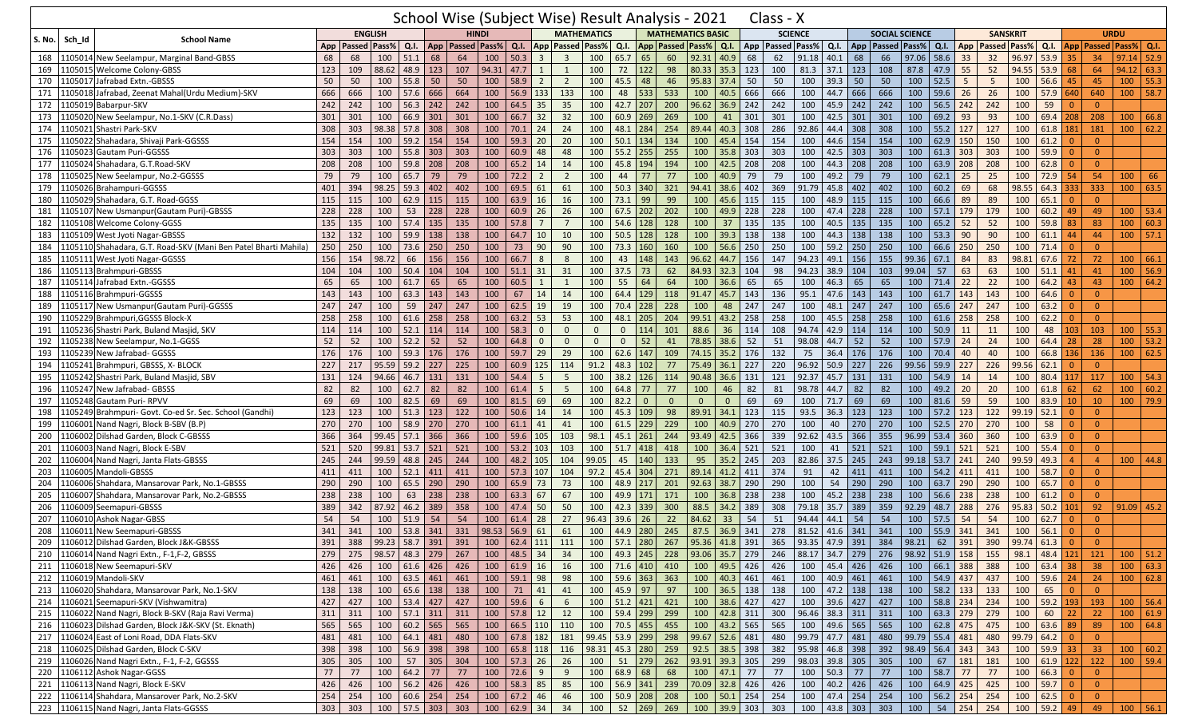# School Wise (Subject Wise) Result Analysis - 2021 Class - X

| S. No. | Sch_Id | School Name | ENGLISH | | | | HINDI | | | | MATHEMATICS | | | | MATHEMATICS BASIC | | | | SCIENCE | | | | SOCIAL SCIENCE | | | | SANSKRIT | | | | URDU | | | |
|---|---|---|---|---|---|---|---|---|---|---|---|---|---|---|---|---|---|---|---|---|---|---|---|---|---|---|---|---|---|---|---|---|---|---|
| | | | App | Passed | Pass% | Q.I. | App | Passed | Pass% | Q.I. | App | Passed | Pass% | Q.I. | App | Passed | Pass% | Q.I. | App | Passed | Pass% | Q.I. | App | Passed | Pass% | Q.I. | App | Passed | Pass% | Q.I. | App | Passed | Pass% | Q.I. |
| 168 | 1105014 | New Seelampur, Marginal Band-GBSS | 68 | 68 | 100 | 51.1 | 68 | 64 | 100 | 50.3 | 3 | 3 | 100 | 65.7 | 65 | 60 | 92.31 | 40.9 | 68 | 62 | 91.18 | 40.1 | 68 | 66 | 97.06 | 58.6 | 33 | 32 | 96.97 | 53.9 | 35 | 34 | 97.14 | 52.9 |
| 169 | 1105015 | Welcome Colony-GBSS | 123 | 109 | 88.62 | 48.9 | 123 | 107 | 94.31 | 47.7 | 1 | 1 | 100 | 72 | 122 | 98 | 80.33 | 35.3 | 123 | 100 | 81.3 | 37.1 | 123 | 108 | 87.8 | 47.9 | 55 | 52 | 94.55 | 53.9 | 68 | 64 | 94.12 | 63.3 |
| 170 | 1105017 | Jafrabad Extn.-GBSS | 50 | 50 | 100 | 55.8 | 50 | 50 | 100 | 58.9 | 2 | 2 | 100 | 45.5 | 48 | 46 | 95.83 | 37.4 | 50 | 50 | 100 | 39.3 | 50 | 50 | 100 | 52.5 | 5 | 5 | 100 | 56.6 | 45 | 45 | 100 | 55.3 |
| 171 | 1105018 | Jafrabad, Zeenat Mahal(Urdu Medium)-SKV | 666 | 666 | 100 | 57.6 | 666 | 664 | 100 | 56.9 | 133 | 133 | 100 | 48 | 533 | 533 | 100 | 40.5 | 666 | 666 | 100 | 44.7 | 666 | 666 | 100 | 59.6 | 26 | 26 | 100 | 57.9 | 640 | 640 | 100 | 58.7 |
| 172 | 1105019 | Babarpur-SKV | 242 | 242 | 100 | 56.3 | 242 | 242 | 100 | 64.5 | 35 | 35 | 100 | 42.7 | 207 | 200 | 96.62 | 36.9 | 242 | 242 | 100 | 45.9 | 242 | 242 | 100 | 56.5 | 242 | 242 | 100 | 59 | 0 | 0 | | |
| 173 | 1105020 | New Seelampur, No.1-SKV (C.R.Dass) | 301 | 301 | 100 | 66.9 | 301 | 301 | 100 | 66.7 | 32 | 32 | 100 | 60.9 | 269 | 269 | 100 | 41 | 301 | 301 | 100 | 42.5 | 301 | 301 | 100 | 69.2 | 93 | 93 | 100 | 69.4 | 208 | 208 | 100 | 66.8 |
| 174 | 1105021 | Shastri Park-SKV | 308 | 303 | 98.38 | 57.8 | 308 | 308 | 100 | 70.1 | 24 | 24 | 100 | 48.1 | 284 | 254 | 89.44 | 40.3 | 308 | 286 | 92.86 | 44.4 | 308 | 308 | 100 | 55.2 | 127 | 127 | 100 | 61.8 | 181 | 181 | 100 | 62.2 |
| 175 | 1105022 | Shahadara, Shivaji Park-GGSSS | 154 | 154 | 100 | 59.2 | 154 | 154 | 100 | 59.3 | 20 | 20 | 100 | 50.1 | 134 | 134 | 100 | 45.4 | 154 | 154 | 100 | 44.6 | 154 | 154 | 100 | 62.9 | 150 | 150 | 100 | 61.2 | 0 | 0 | | |
| 176 | 1105023 | Gautam Puri-GGSSS | 303 | 303 | 100 | 55.8 | 303 | 303 | 100 | 60.9 | 48 | 48 | 100 | 55.2 | 255 | 255 | 100 | 35.8 | 303 | 303 | 100 | 42.5 | 303 | 303 | 100 | 61.3 | 303 | 303 | 100 | 59.9 | 0 | 0 | | |
| 177 | 1105024 | Shahadara, G.T.Road-SKV | 208 | 208 | 100 | 59.8 | 208 | 208 | 100 | 65.2 | 14 | 14 | 100 | 45.8 | 194 | 194 | 100 | 42.5 | 208 | 208 | 100 | 44.3 | 208 | 208 | 100 | 63.9 | 208 | 208 | 100 | 62.8 | 0 | 0 | | |
| 178 | 1105025 | New Seelampur, No.2-GGSSS | 79 | 79 | 100 | 65.7 | 79 | 79 | 100 | 72.2 | 2 | 2 | 100 | 44 | 77 | 77 | 100 | 40.9 | 79 | 79 | 100 | 49.2 | 79 | 79 | 100 | 62.1 | 25 | 25 | 100 | 72.9 | 54 | 54 | 100 | 66 |
| 179 | 1105026 | Brahampuri-GGSSS | 401 | 394 | 98.25 | 59.3 | 402 | 402 | 100 | 69.5 | 61 | 61 | 100 | 50.3 | 340 | 321 | 94.41 | 38.6 | 402 | 369 | 91.79 | 45.8 | 402 | 402 | 100 | 60.2 | 69 | 68 | 98.55 | 64.3 | 333 | 333 | 100 | 63.5 |
| 180 | 1105029 | Shahadara, G.T. Road-GGSS | 115 | 115 | 100 | 62.9 | 115 | 115 | 100 | 63.9 | 16 | 16 | 100 | 73.1 | 99 | 99 | 100 | 45.6 | 115 | 115 | 100 | 48.9 | 115 | 115 | 100 | 66.6 | 89 | 89 | 100 | 65.1 | 0 | 0 | | |
| 181 | 1105107 | New Usmanpur(Gautam Puri)-GBSSS | 228 | 228 | 100 | 53 | 228 | 228 | 100 | 60.9 | 26 | 26 | 100 | 67.5 | 202 | 202 | 100 | 49.9 | 228 | 228 | 100 | 47.4 | 228 | 228 | 100 | 57.1 | 179 | 179 | 100 | 60.2 | 49 | 49 | 100 | 53.4 |
| 182 | 1105108 | Welcome Colony-GGSS | 135 | 135 | 100 | 57.4 | 135 | 135 | 100 | 57.8 | 7 | 7 | 100 | 54.6 | 128 | 128 | 100 | 37 | 135 | 135 | 100 | 40.5 | 135 | 135 | 100 | 65.2 | 52 | 52 | 100 | 59.8 | 83 | 83 | 100 | 60.3 |
| 183 | 1105109 | West Jyoti Nagar-GBSSS | 132 | 132 | 100 | 59.9 | 138 | 138 | 100 | 64.7 | 10 | 10 | 100 | 50.5 | 128 | 128 | 100 | 39.3 | 138 | 138 | 100 | 44.3 | 138 | 138 | 100 | 53.3 | 90 | 90 | 100 | 61.1 | 44 | 44 | 100 | 57.1 |
| 184 | 1105110 | Shahadara, G.T. Road-SKV (Mani Ben Patel Bharti Mahila) | 250 | 250 | 100 | 73.6 | 250 | 250 | 100 | 73 | 90 | 90 | 100 | 73.3 | 160 | 160 | 100 | 56.6 | 250 | 250 | 100 | 59.2 | 250 | 250 | 100 | 66.6 | 250 | 250 | 100 | 71.4 | 0 | 0 | | |
| 185 | 1105111 | West Jyoti Nagar-GGSSS | 156 | 154 | 98.72 | 66 | 156 | 156 | 100 | 66.7 | 8 | 8 | 100 | 43 | 148 | 143 | 96.62 | 44.7 | 156 | 147 | 94.23 | 49.1 | 156 | 155 | 99.36 | 67.1 | 84 | 83 | 98.81 | 67.6 | 72 | 72 | 100 | 66.1 |
| 186 | 1105113 | Brahmpuri-GBSSS | 104 | 104 | 100 | 50.4 | 104 | 104 | 100 | 51.1 | 31 | 31 | 100 | 37.5 | 73 | 62 | 84.93 | 32.3 | 104 | 98 | 94.23 | 38.9 | 104 | 103 | 99.04 | 57 | 63 | 63 | 100 | 51.1 | 41 | 41 | 100 | 56.9 |
| 187 | 1105114 | Jafrabad Extn.-GGSSS | 65 | 65 | 100 | 61.7 | 65 | 65 | 100 | 60.5 | 1 | 1 | 100 | 55 | 64 | 64 | 100 | 36.6 | 65 | 65 | 100 | 46.3 | 65 | 65 | 100 | 71.4 | 22 | 22 | 100 | 64.2 | 43 | 43 | 100 | 64.2 |
| 188 | 1105116 | Brahmpuri-GGSSS | 143 | 143 | 100 | 63.3 | 143 | 143 | 100 | 67 | 14 | 14 | 100 | 64.4 | 129 | 118 | 91.47 | 45.7 | 143 | 136 | 95.1 | 47.6 | 143 | 143 | 100 | 61.7 | 143 | 143 | 100 | 64.6 | 0 | 0 | | |
| 189 | 1105117 | New Usmanpur(Gautam Puri)-GGSSS | 247 | 247 | 100 | 59 | 247 | 247 | 100 | 62.5 | 19 | 19 | 100 | 70.4 | 228 | 228 | 100 | 48 | 247 | 247 | 100 | 48.1 | 247 | 247 | 100 | 65.6 | 247 | 247 | 100 | 63.2 | 0 | 0 | | |
| 190 | 1105229 | Brahmpuri,GGSSS Block-X | 258 | 258 | 100 | 61.6 | 258 | 258 | 100 | 63.2 | 53 | 53 | 100 | 48.1 | 205 | 204 | 99.51 | 43.2 | 258 | 258 | 100 | 45.5 | 258 | 258 | 100 | 61.6 | 258 | 258 | 100 | 62.2 | 0 | 0 | | |
| 191 | 1105236 | Shastri Park, Buland Masjid, SKV | 114 | 114 | 100 | 52.1 | 114 | 114 | 100 | 58.3 | 0 | 0 | 0 | 0 | 114 | 101 | 88.6 | 36 | 114 | 108 | 94.74 | 42.9 | 114 | 114 | 100 | 50.9 | 11 | 11 | 100 | 48 | 103 | 103 | 100 | 55.3 |
| 192 | 1105238 | New Seelampur, No.1-GGSS | 52 | 52 | 100 | 52.2 | 52 | 52 | 100 | 64.8 | 0 | 0 | 0 | 0 | 52 | 41 | 78.85 | 38.6 | 52 | 51 | 98.08 | 44.7 | 52 | 52 | 100 | 57.9 | 24 | 24 | 100 | 64.4 | 28 | 28 | 100 | 53.2 |
| 193 | 1105239 | New Jafrabad- GGSSS | 176 | 176 | 100 | 59.3 | 176 | 176 | 100 | 59.7 | 29 | 29 | 100 | 62.6 | 147 | 109 | 74.15 | 35.2 | 176 | 132 | 75 | 36.4 | 176 | 176 | 100 | 70.4 | 40 | 40 | 100 | 66.8 | 136 | 136 | 100 | 62.5 |
| 194 | 1105241 | Brahmpuri, GBSSS, X- BLOCK | 227 | 217 | 95.59 | 59.2 | 227 | 225 | 100 | 60.9 | 125 | 114 | 91.2 | 48.3 | 102 | 77 | 75.49 | 36.1 | 227 | 220 | 96.92 | 50.9 | 227 | 226 | 99.56 | 59.9 | 227 | 226 | 99.56 | 62.1 | 0 | 0 | | |
| 195 | 1105242 | Shastri Park, Buland Masjid, SBV | 131 | 124 | 94.66 | 46.7 | 131 | 131 | 100 | 54.4 | 5 | 5 | 100 | 38.2 | 126 | 114 | 90.48 | 36.6 | 131 | 121 | 92.37 | 45.7 | 131 | 131 | 100 | 54.9 | 14 | 14 | 100 | 80.4 | 117 | 117 | 100 | 54.3 |
| 196 | 1105247 | New Jafrabad- GBSSS | 82 | 82 | 100 | 62.7 | 82 | 82 | 100 | 61.4 | 5 | 5 | 100 | 64.8 | 77 | 77 | 100 | 46 | 82 | 81 | 98.78 | 44.7 | 82 | 82 | 100 | 49.2 | 20 | 20 | 100 | 61.8 | 62 | 62 | 100 | 60.2 |
| 197 | 1105248 | Gautam Puri- RPVV | 69 | 69 | 100 | 82.5 | 69 | 69 | 100 | 81.5 | 69 | 69 | 100 | 82.2 | 0 | 0 | 0 | 0 | 69 | 69 | 100 | 71.7 | 69 | 69 | 100 | 81.6 | 59 | 59 | 100 | 83.9 | 10 | 10 | 100 | 79.9 |
| 198 | 1105249 | Brahmpuri- Govt. Co-ed Sr. Sec. School (Gandhi) | 123 | 123 | 100 | 51.3 | 123 | 122 | 100 | 50.6 | 14 | 14 | 100 | 45.3 | 109 | 98 | 89.91 | 34.1 | 123 | 115 | 93.5 | 36.3 | 123 | 123 | 100 | 57.2 | 123 | 122 | 99.19 | 52.1 | 0 | 0 | | |
| 199 | 1106001 | Nand Nagri, Block B-SBV (B.P) | 270 | 270 | 100 | 58.9 | 270 | 270 | 100 | 61.1 | 41 | 41 | 100 | 61.5 | 229 | 229 | 100 | 40.9 | 270 | 270 | 100 | 40 | 270 | 270 | 100 | 52.5 | 270 | 270 | 100 | 58 | 0 | 0 | | |
| 200 | 1106002 | Dilshad Garden, Block C-GBSSS | 366 | 364 | 99.45 | 57.1 | 366 | 366 | 100 | 59.6 | 105 | 103 | 98.1 | 45.1 | 261 | 244 | 93.49 | 42.5 | 366 | 339 | 92.62 | 43.5 | 366 | 355 | 96.99 | 53.4 | 360 | 360 | 100 | 63.9 | 0 | 0 | | |
| 201 | 1106003 | Nand Nagri, Block E-SBV | 521 | 520 | 99.81 | 53.7 | 521 | 521 | 100 | 53.2 | 103 | 103 | 100 | 51.7 | 418 | 418 | 100 | 36.4 | 521 | 521 | 100 | 41 | 521 | 521 | 100 | 59.1 | 521 | 521 | 100 | 55.4 | 0 | 0 | | |
| 202 | 1106004 | Nand Nagri, Janta Flats-GBSSS | 245 | 244 | 99.59 | 48.8 | 245 | 244 | 100 | 48.2 | 105 | 104 | 99.05 | 45 | 140 | 133 | 95 | 35.2 | 245 | 203 | 82.86 | 37.5 | 245 | 243 | 99.18 | 53.7 | 241 | 240 | 99.59 | 49.3 | 4 | 4 | 100 | 44.8 |
| 203 | 1106005 | Mandoli-GBSSS | 411 | 411 | 100 | 52.1 | 411 | 411 | 100 | 57.3 | 107 | 104 | 97.2 | 45.4 | 304 | 271 | 89.14 | 41.2 | 411 | 374 | 91 | 42 | 411 | 411 | 100 | 54.2 | 411 | 411 | 100 | 58.7 | 0 | 0 | | |
| 204 | 1106006 | Shahdara, Mansarovar Park, No.1-GBSSS | 290 | 290 | 100 | 65.5 | 290 | 290 | 100 | 65.9 | 73 | 73 | 100 | 48.9 | 217 | 201 | 92.63 | 38.7 | 290 | 290 | 100 | 54 | 290 | 290 | 100 | 63.7 | 290 | 290 | 100 | 65.7 | 0 | 0 | | |
| 205 | 1106007 | Shahdara, Mansarovar Park, No.2-GBSSS | 238 | 238 | 100 | 63 | 238 | 238 | 100 | 63.3 | 67 | 67 | 100 | 49.9 | 171 | 171 | 100 | 36.8 | 238 | 238 | 100 | 45.2 | 238 | 238 | 100 | 56.6 | 238 | 238 | 100 | 61.2 | 0 | 0 | | |
| 206 | 1106009 | Seemapuri-GBSSS | 389 | 342 | 87.92 | 46.2 | 389 | 358 | 100 | 47.4 | 50 | 50 | 100 | 42.3 | 339 | 300 | 88.5 | 34.2 | 389 | 308 | 79.18 | 35.7 | 389 | 359 | 92.29 | 48.7 | 288 | 276 | 95.83 | 50.2 | 101 | 92 | 91.09 | 45.2 |
| 207 | 1106010 | Ashok Nagar-GBSS | 54 | 54 | 100 | 51.9 | 54 | 54 | 100 | 61.4 | 28 | 27 | 96.43 | 39.6 | 26 | 22 | 84.62 | 33 | 54 | 51 | 94.44 | 44.1 | 54 | 54 | 100 | 57.5 | 54 | 54 | 100 | 62.7 | 0 | 0 | | |
| 208 | 1106011 | New Seemapuri-GBSSS | 341 | 341 | 100 | 53.8 | 341 | 331 | 98.53 | 56.9 | 61 | 61 | 100 | 44.9 | 280 | 245 | 87.5 | 36.9 | 341 | 278 | 81.52 | 41.6 | 341 | 341 | 100 | 55.9 | 341 | 341 | 100 | 56.1 | 0 | 0 | | |
| 209 | 1106012 | Dilshad Garden, Block J&K-GBSSS | 391 | 388 | 99.23 | 58.7 | 391 | 391 | 100 | 62.4 | 111 | 111 | 100 | 57.1 | 280 | 267 | 95.36 | 41.8 | 391 | 365 | 93.35 | 47.9 | 391 | 384 | 98.21 | 62 | 391 | 390 | 99.74 | 61.3 | 0 | 0 | | |
| 210 | 1106014 | Nand Nagri Extn., F-1,F-2, GBSSS | 279 | 275 | 98.57 | 48.3 | 279 | 267 | 100 | 48.5 | 34 | 34 | 100 | 49.3 | 245 | 228 | 93.06 | 35.7 | 279 | 246 | 88.17 | 34.7 | 279 | 276 | 98.92 | 51.9 | 158 | 155 | 98.1 | 48.4 | 121 | 121 | 100 | 51.2 |
| 211 | 1106018 | New Seemapuri-SKV | 426 | 426 | 100 | 61.6 | 426 | 426 | 100 | 61.9 | 16 | 16 | 100 | 71.6 | 410 | 410 | 100 | 49.5 | 426 | 426 | 100 | 45.4 | 426 | 426 | 100 | 66.1 | 388 | 388 | 100 | 63.4 | 38 | 38 | 100 | 63.3 |
| 212 | 1106019 | Mandoli-SKV | 461 | 461 | 100 | 63.5 | 461 | 461 | 100 | 59.1 | 98 | 98 | 100 | 59.6 | 363 | 363 | 100 | 40.3 | 461 | 461 | 100 | 40.9 | 461 | 461 | 100 | 54.9 | 437 | 437 | 100 | 59.6 | 24 | 24 | 100 | 62.8 |
| 213 | 1106020 | Shahdara, Mansarovar Park, No.1-SKV | 138 | 138 | 100 | 65.6 | 138 | 138 | 100 | 71 | 41 | 41 | 100 | 45.9 | 97 | 97 | 100 | 36.5 | 138 | 138 | 100 | 47.2 | 138 | 138 | 100 | 58.2 | 133 | 133 | 100 | 65 | 0 | 0 | | |
| 214 | 1106021 | Seemapuri-SKV (Vishwamitra) | 427 | 427 | 100 | 53.4 | 427 | 427 | 100 | 59.6 | 6 | 6 | 100 | 51.2 | 421 | 421 | 100 | 38.6 | 427 | 427 | 100 | 39.6 | 427 | 427 | 100 | 58.8 | 234 | 234 | 100 | 59.2 | 193 | 193 | 100 | 56.4 |
| 215 | 1106022 | Nand Nagri, Block B-SKV (Raja Ravi Verma) | 311 | 311 | 100 | 57.1 | 311 | 311 | 100 | 57.8 | 12 | 12 | 100 | 59.4 | 299 | 299 | 100 | 42.8 | 311 | 300 | 96.46 | 38.3 | 311 | 311 | 100 | 63.3 | 279 | 279 | 100 | 60 | 22 | 22 | 100 | 61.9 |
| 216 | 1106023 | Dilshad Garden, Block J&K-SKV (St. Eknath) | 565 | 565 | 100 | 60.2 | 565 | 565 | 100 | 66.5 | 110 | 110 | 100 | 70.5 | 455 | 455 | 100 | 43.2 | 565 | 565 | 100 | 49.6 | 565 | 565 | 100 | 62.8 | 475 | 475 | 100 | 63.6 | 89 | 89 | 100 | 64.8 |
| 217 | 1106024 | East of Loni Road, DDA Flats-SKV | 481 | 481 | 100 | 64.1 | 481 | 480 | 100 | 67.8 | 182 | 181 | 99.45 | 53.9 | 299 | 298 | 99.67 | 52.6 | 481 | 480 | 99.79 | 47.7 | 481 | 480 | 99.79 | 55.4 | 481 | 480 | 99.79 | 64.2 | 0 | 0 | | |
| 218 | 1106025 | Dilshad Garden, Block C-SKV | 398 | 398 | 100 | 56.9 | 398 | 398 | 100 | 65.8 | 118 | 116 | 98.31 | 45.3 | 280 | 259 | 92.5 | 38.5 | 398 | 382 | 95.98 | 46.8 | 398 | 392 | 98.49 | 56.4 | 343 | 343 | 100 | 59.9 | 33 | 33 | 100 | 60.2 |
| 219 | 1106026 | Nand Nagri Extn., F-1, F-2, GGSSS | 305 | 305 | 100 | 57 | 305 | 304 | 100 | 57.3 | 26 | 26 | 100 | 51 | 279 | 262 | 93.91 | 39.3 | 305 | 299 | 98.03 | 39.8 | 305 | 305 | 100 | 67 | 181 | 181 | 100 | 61.9 | 122 | 122 | 100 | 59.4 |
| 220 | 1106112 | Ashok Nagar-GGSS | 77 | 77 | 100 | 64.2 | 77 | 77 | 100 | 72.6 | 9 | 9 | 100 | 68.9 | 68 | 68 | 100 | 47.1 | 77 | 77 | 100 | 50.3 | 77 | 77 | 100 | 58.7 | 77 | 77 | 100 | 66.3 | 0 | 0 | | |
| 221 | 1106113 | Nand Nagri, Block E-SKV | 426 | 426 | 100 | 56.2 | 426 | 426 | 100 | 58.3 | 85 | 85 | 100 | 56.9 | 341 | 239 | 70.09 | 32.8 | 426 | 426 | 100 | 40.2 | 426 | 426 | 100 | 64.9 | 425 | 425 | 100 | 59.7 | 0 | 0 | | |
| 222 | 1106114 | Shahdara, Mansarover Park, No.2-SKV | 254 | 254 | 100 | 60.6 | 254 | 254 | 100 | 67.2 | 46 | 46 | 100 | 50.9 | 208 | 208 | 100 | 50.1 | 254 | 254 | 100 | 47.4 | 254 | 254 | 100 | 56.2 | 254 | 254 | 100 | 62.5 | 0 | 0 | | |
| 223 | 1106115 | Nand Nagri, Janta Flats-GGSSS | 303 | 303 | 100 | 57.5 | 303 | 303 | 100 | 62.9 | 34 | 34 | 100 | 52 | 269 | 269 | 100 | 39.9 | 303 | 303 | 100 | 43.8 | 303 | 303 | 100 | 54 | 254 | 254 | 100 | 59.2 | 49 | 49 | 100 | 56.1 |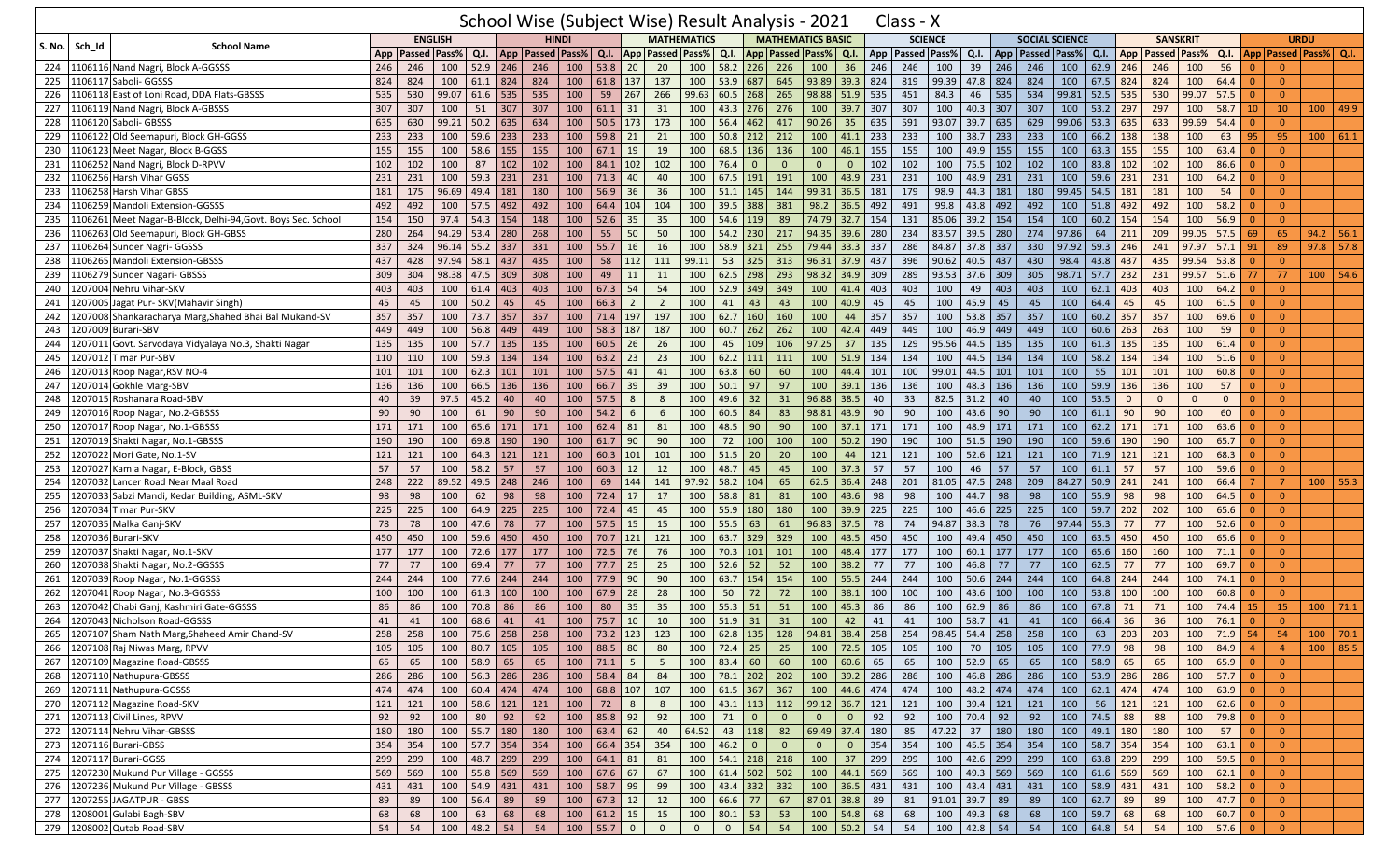# School Wise (Subject Wise) Result Analysis - 2021 Class - X

| S. No. | Sch_Id | School Name | ENGLISH | | | | HINDI | | | | MATHEMATICS | | | | MATHEMATICS BASIC | | | | SCIENCE | | | | SOCIAL SCIENCE | | | | SANSKRIT | | | | URDU | | | |
|---|---|---|---|---|---|---|---|---|---|---|---|---|---|---|---|---|---|---|---|---|---|---|---|---|---|---|---|---|---|---|---|---|---|---|
| | | | App | Passed | Pass% | Q.I. | App | Passed | Pass% | Q.I. | App | Passed | Pass% | Q.I. | App | Passed | Pass% | Q.I. | App | Passed | Pass% | Q.I. | App | Passed | Pass% | Q.I. | App | Passed | Pass% | Q.I. | App | Passed | Pass% | Q.I. |
| 224 | 1106116 | Nand Nagri, Block A-GGSSS | 246 | 246 | 100 | 52.9 | 246 | 246 | 100 | 53.8 | 20 | 20 | 100 | 58.2 | 226 | 226 | 100 | 36 | 246 | 246 | 100 | 39 | 246 | 246 | 100 | 62.9 | 246 | 246 | 100 | 56 | 0 | 0 | | |
| 225 | 1106117 | Saboli- GGSSS | 824 | 824 | 100 | 61.1 | 824 | 824 | 100 | 61.8 | 137 | 137 | 100 | 53.9 | 687 | 645 | 93.89 | 39.3 | 824 | 819 | 99.39 | 47.8 | 824 | 824 | 100 | 67.5 | 824 | 824 | 100 | 64.4 | 0 | 0 | | |
| 226 | 1106118 | East of Loni Road, DDA Flats-GBSSS | 535 | 530 | 99.07 | 61.6 | 535 | 535 | 100 | 59 | 267 | 266 | 99.63 | 60.5 | 268 | 265 | 98.88 | 51.9 | 535 | 451 | 84.3 | 46 | 535 | 534 | 99.81 | 52.5 | 535 | 530 | 99.07 | 57.5 | 0 | 0 | | |
| 227 | 1106119 | Nand Nagri, Block A-GBSSS | 307 | 307 | 100 | 51 | 307 | 307 | 100 | 61.1 | 31 | 31 | 100 | 43.3 | 276 | 276 | 100 | 39.7 | 307 | 307 | 100 | 40.3 | 307 | 307 | 100 | 53.2 | 297 | 297 | 100 | 58.7 | 10 | 10 | 100 | 49.9 |
| 228 | 1106120 | Saboli- GBSSS | 635 | 630 | 99.21 | 50.2 | 635 | 634 | 100 | 50.5 | 173 | 173 | 100 | 56.4 | 462 | 417 | 90.26 | 35 | 635 | 591 | 93.07 | 39.7 | 635 | 629 | 99.06 | 53.3 | 635 | 633 | 99.69 | 54.4 | 0 | 0 | | |
| 229 | 1106122 | Old Seemapuri, Block GH-GGSS | 233 | 233 | 100 | 59.6 | 233 | 233 | 100 | 59.8 | 21 | 21 | 100 | 50.8 | 212 | 212 | 100 | 41.1 | 233 | 233 | 100 | 38.7 | 233 | 233 | 100 | 66.2 | 138 | 138 | 100 | 63 | 95 | 95 | 100 | 61.1 |
| 230 | 1106123 | Meet Nagar, Block B-GGSS | 155 | 155 | 100 | 58.6 | 155 | 155 | 100 | 67.1 | 19 | 19 | 100 | 68.5 | 136 | 136 | 100 | 46.1 | 155 | 155 | 100 | 49.9 | 155 | 155 | 100 | 63.3 | 155 | 155 | 100 | 63.4 | 0 | 0 | | |
| 231 | 1106252 | Nand Nagri, Block D-RPVV | 102 | 102 | 100 | 87 | 102 | 102 | 100 | 84.1 | 102 | 102 | 100 | 76.4 | 0 | 0 | 0 | 0 | 102 | 102 | 100 | 75.5 | 102 | 102 | 100 | 83.8 | 102 | 102 | 100 | 86.6 | 0 | 0 | | |
| 232 | 1106256 | Harsh Vihar GGSS | 231 | 231 | 100 | 59.3 | 231 | 231 | 100 | 71.3 | 40 | 40 | 100 | 67.5 | 191 | 191 | 100 | 43.9 | 231 | 231 | 100 | 48.9 | 231 | 231 | 100 | 59.6 | 231 | 231 | 100 | 64.2 | 0 | 0 | | |
| 233 | 1106258 | Harsh Vihar GBSS | 181 | 175 | 96.69 | 49.4 | 181 | 180 | 100 | 56.9 | 36 | 36 | 100 | 51.1 | 145 | 144 | 99.31 | 36.5 | 181 | 179 | 98.9 | 44.3 | 181 | 180 | 99.45 | 54.5 | 181 | 181 | 100 | 54 | 0 | 0 | | |
| 234 | 1106259 | Mandoli Extension-GGSSS | 492 | 492 | 100 | 57.5 | 492 | 492 | 100 | 64.4 | 104 | 104 | 100 | 39.5 | 388 | 381 | 98.2 | 36.5 | 492 | 491 | 99.8 | 43.8 | 492 | 492 | 100 | 51.8 | 492 | 492 | 100 | 58.2 | 0 | 0 | | |
| 235 | 1106261 | Meet Nagar-B-Block, Delhi-94,Govt. Boys Sec. School | 154 | 150 | 97.4 | 54.3 | 154 | 148 | 100 | 52.6 | 35 | 35 | 100 | 54.6 | 119 | 89 | 74.79 | 32.7 | 154 | 131 | 85.06 | 39.2 | 154 | 154 | 100 | 60.2 | 154 | 154 | 100 | 56.9 | 0 | 0 | | |
| 236 | 1106263 | Old Seemapuri, Block GH-GBSS | 280 | 264 | 94.29 | 53.4 | 280 | 268 | 100 | 55 | 50 | 50 | 100 | 54.2 | 230 | 217 | 94.35 | 39.6 | 280 | 234 | 83.57 | 39.5 | 280 | 274 | 97.86 | 64 | 211 | 209 | 99.05 | 57.5 | 69 | 65 | 94.2 | 56.1 |
| 237 | 1106264 | Sunder Nagri- GGSSS | 337 | 324 | 96.14 | 55.2 | 337 | 331 | 100 | 55.7 | 16 | 16 | 100 | 58.9 | 321 | 255 | 79.44 | 33.3 | 337 | 286 | 84.87 | 37.8 | 337 | 330 | 97.92 | 59.3 | 246 | 241 | 97.97 | 57.1 | 91 | 89 | 97.8 | 57.8 |
| 238 | 1106265 | Mandoli Extension-GBSSS | 437 | 428 | 97.94 | 58.1 | 437 | 435 | 100 | 58 | 112 | 111 | 99.11 | 53 | 325 | 313 | 96.31 | 37.9 | 437 | 396 | 90.62 | 40.5 | 437 | 430 | 98.4 | 43.8 | 437 | 435 | 99.54 | 53.8 | 0 | 0 | | |
| 239 | 1106279 | Sunder Nagri- GBSSS | 309 | 304 | 98.38 | 47.5 | 309 | 308 | 100 | 49 | 11 | 11 | 100 | 62.5 | 298 | 293 | 98.32 | 34.9 | 309 | 289 | 93.53 | 37.6 | 309 | 305 | 98.71 | 57.7 | 232 | 231 | 99.57 | 51.6 | 77 | 77 | 100 | 54.6 |
| 240 | 1207004 | Nehru Vihar-SKV | 403 | 403 | 100 | 61.4 | 403 | 403 | 100 | 67.3 | 54 | 54 | 100 | 52.9 | 349 | 349 | 100 | 41.4 | 403 | 403 | 100 | 49 | 403 | 403 | 100 | 62.1 | 403 | 403 | 100 | 64.2 | 0 | 0 | | |
| 241 | 1207005 | Jagat Pur- SKV(Mahavir Singh) | 45 | 45 | 100 | 50.2 | 45 | 45 | 100 | 66.3 | 2 | 2 | 100 | 41 | 43 | 43 | 100 | 40.9 | 45 | 45 | 100 | 45.9 | 45 | 45 | 100 | 64.4 | 45 | 45 | 100 | 61.5 | 0 | 0 | | |
| 242 | 1207008 | Shankaracharya Marg,Shahed Bhai Bal Mukand-SV | 357 | 357 | 100 | 73.7 | 357 | 357 | 100 | 71.4 | 197 | 197 | 100 | 62.7 | 160 | 160 | 100 | 44 | 357 | 357 | 100 | 53.8 | 357 | 357 | 100 | 60.2 | 357 | 357 | 100 | 69.6 | 0 | 0 | | |
| 243 | 1207009 | Burari-SBV | 449 | 449 | 100 | 56.8 | 449 | 449 | 100 | 58.3 | 187 | 187 | 100 | 60.7 | 262 | 262 | 100 | 42.4 | 449 | 449 | 100 | 46.9 | 449 | 449 | 100 | 60.6 | 263 | 263 | 100 | 59 | 0 | 0 | | |
| 244 | 1207011 | Govt. Sarvodaya Vidyalaya No.3, Shakti Nagar | 135 | 135 | 100 | 57.7 | 135 | 135 | 100 | 60.5 | 26 | 26 | 100 | 45 | 109 | 106 | 97.25 | 37 | 135 | 129 | 95.56 | 44.5 | 135 | 135 | 100 | 61.3 | 135 | 135 | 100 | 61.4 | 0 | 0 | | |
| 245 | 1207012 | Timar Pur-SBV | 110 | 110 | 100 | 59.3 | 134 | 134 | 100 | 63.2 | 23 | 23 | 100 | 62.2 | 111 | 111 | 100 | 51.9 | 134 | 134 | 100 | 44.5 | 134 | 134 | 100 | 58.2 | 134 | 134 | 100 | 51.6 | 0 | 0 | | |
| 246 | 1207013 | Roop Nagar,RSV NO-4 | 101 | 101 | 100 | 62.3 | 101 | 101 | 100 | 57.5 | 41 | 41 | 100 | 63.8 | 60 | 60 | 100 | 44.4 | 101 | 100 | 99.01 | 44.5 | 101 | 101 | 100 | 55 | 101 | 101 | 100 | 60.8 | 0 | 0 | | |
| 247 | 1207014 | Gokhle Marg-SBV | 136 | 136 | 100 | 66.5 | 136 | 136 | 100 | 66.7 | 39 | 39 | 100 | 50.1 | 97 | 97 | 100 | 39.1 | 136 | 136 | 100 | 48.3 | 136 | 136 | 100 | 59.9 | 136 | 136 | 100 | 57 | 0 | 0 | | |
| 248 | 1207015 | Roshanara Road-SBV | 40 | 39 | 97.5 | 45.2 | 40 | 40 | 100 | 57.5 | 8 | 8 | 100 | 49.6 | 32 | 31 | 96.88 | 38.5 | 40 | 33 | 82.5 | 31.2 | 40 | 40 | 100 | 53.5 | 0 | 0 | 0 | 0 | 0 | 0 | | |
| 249 | 1207016 | Roop Nagar, No.2-GBSSS | 90 | 90 | 100 | 61 | 90 | 90 | 100 | 54.2 | 6 | 6 | 100 | 60.5 | 84 | 83 | 98.81 | 43.9 | 90 | 90 | 100 | 43.6 | 90 | 90 | 100 | 61.1 | 90 | 90 | 100 | 60 | 0 | 0 | | |
| 250 | 1207017 | Roop Nagar, No.1-GBSSS | 171 | 171 | 100 | 65.6 | 171 | 171 | 100 | 62.4 | 81 | 81 | 100 | 48.5 | 90 | 90 | 100 | 37.1 | 171 | 171 | 100 | 48.9 | 171 | 171 | 100 | 62.2 | 171 | 171 | 100 | 63.6 | 0 | 0 | | |
| 251 | 1207019 | Shakti Nagar, No.1-GBSSS | 190 | 190 | 100 | 69.8 | 190 | 190 | 100 | 61.7 | 90 | 90 | 100 | 72 | 100 | 100 | 100 | 50.2 | 190 | 190 | 100 | 51.5 | 190 | 190 | 100 | 59.6 | 190 | 190 | 100 | 65.7 | 0 | 0 | | |
| 252 | 1207022 | Mori Gate, No.1-SV | 121 | 121 | 100 | 64.3 | 121 | 121 | 100 | 60.3 | 101 | 101 | 100 | 51.5 | 20 | 20 | 100 | 44 | 121 | 121 | 100 | 52.6 | 121 | 121 | 100 | 71.9 | 121 | 121 | 100 | 68.3 | 0 | 0 | | |
| 253 | 1207027 | Kamla Nagar, E-Block, GBSS | 57 | 57 | 100 | 58.2 | 57 | 57 | 100 | 60.3 | 12 | 12 | 100 | 48.7 | 45 | 45 | 100 | 37.3 | 57 | 57 | 100 | 46 | 57 | 57 | 100 | 61.1 | 57 | 57 | 100 | 59.6 | 0 | 0 | | |
| 254 | 1207032 | Lancer Road Near Maal Road | 248 | 222 | 89.52 | 49.5 | 248 | 246 | 100 | 69 | 144 | 141 | 97.92 | 58.2 | 104 | 65 | 62.5 | 36.4 | 248 | 201 | 81.05 | 47.5 | 248 | 209 | 84.27 | 50.9 | 241 | 241 | 100 | 66.4 | 7 | 7 | 100 | 55.3 |
| 255 | 1207033 | Sabzi Mandi, Kedar Building, ASML-SKV | 98 | 98 | 100 | 62 | 98 | 98 | 100 | 72.4 | 17 | 17 | 100 | 58.8 | 81 | 81 | 100 | 43.6 | 98 | 98 | 100 | 44.7 | 98 | 98 | 100 | 55.9 | 98 | 98 | 100 | 64.5 | 0 | 0 | | |
| 256 | 1207034 | Timar Pur-SKV | 225 | 225 | 100 | 64.9 | 225 | 225 | 100 | 72.4 | 45 | 45 | 100 | 55.9 | 180 | 180 | 100 | 39.9 | 225 | 225 | 100 | 46.6 | 225 | 225 | 100 | 59.7 | 202 | 202 | 100 | 65.6 | 0 | 0 | | |
| 257 | 1207035 | Malka Ganj-SKV | 78 | 78 | 100 | 47.6 | 78 | 77 | 100 | 57.5 | 15 | 15 | 100 | 55.5 | 63 | 61 | 96.83 | 37.5 | 78 | 74 | 94.87 | 38.3 | 78 | 76 | 97.44 | 55.3 | 77 | 77 | 100 | 52.6 | 0 | 0 | | |
| 258 | 1207036 | Burari-SKV | 450 | 450 | 100 | 59.6 | 450 | 450 | 100 | 70.7 | 121 | 121 | 100 | 63.7 | 329 | 329 | 100 | 43.5 | 450 | 450 | 100 | 49.4 | 450 | 450 | 100 | 63.5 | 450 | 450 | 100 | 65.6 | 0 | 0 | | |
| 259 | 1207037 | Shakti Nagar, No.1-SKV | 177 | 177 | 100 | 72.6 | 177 | 177 | 100 | 72.5 | 76 | 76 | 100 | 70.3 | 101 | 101 | 100 | 48.4 | 177 | 177 | 100 | 60.1 | 177 | 177 | 100 | 65.6 | 160 | 160 | 100 | 71.1 | 0 | 0 | | |
| 260 | 1207038 | Shakti Nagar, No.2-GGSSS | 77 | 77 | 100 | 69.4 | 77 | 77 | 100 | 77.7 | 25 | 25 | 100 | 52.6 | 52 | 52 | 100 | 38.2 | 77 | 77 | 100 | 46.8 | 77 | 77 | 100 | 62.5 | 77 | 77 | 100 | 69.7 | 0 | 0 | | |
| 261 | 1207039 | Roop Nagar, No.1-GGSSS | 244 | 244 | 100 | 77.6 | 244 | 244 | 100 | 77.9 | 90 | 90 | 100 | 63.7 | 154 | 154 | 100 | 55.5 | 244 | 244 | 100 | 50.6 | 244 | 244 | 100 | 64.8 | 244 | 244 | 100 | 74.1 | 0 | 0 | | |
| 262 | 1207041 | Roop Nagar, No.3-GGSSS | 100 | 100 | 100 | 61.3 | 100 | 100 | 100 | 67.9 | 28 | 28 | 100 | 50 | 72 | 72 | 100 | 38.1 | 100 | 100 | 100 | 43.6 | 100 | 100 | 100 | 53.8 | 100 | 100 | 100 | 60.8 | 0 | 0 | | |
| 263 | 1207042 | Chabi Ganj, Kashmiri Gate-GGSSS | 86 | 86 | 100 | 70.8 | 86 | 86 | 100 | 80 | 35 | 35 | 100 | 55.3 | 51 | 51 | 100 | 45.3 | 86 | 86 | 100 | 62.9 | 86 | 86 | 100 | 67.8 | 71 | 71 | 100 | 74.4 | 15 | 15 | 100 | 71.1 |
| 264 | 1207043 | Nicholson Road-GGSSS | 41 | 41 | 100 | 68.6 | 41 | 41 | 100 | 75.7 | 10 | 10 | 100 | 51.9 | 31 | 31 | 100 | 42 | 41 | 41 | 100 | 58.7 | 41 | 41 | 100 | 66.4 | 36 | 36 | 100 | 76.1 | 0 | 0 | | |
| 265 | 1207107 | Sham Nath Marg,Shaheed Amir Chand-SV | 258 | 258 | 100 | 75.6 | 258 | 258 | 100 | 73.2 | 123 | 123 | 100 | 62.8 | 135 | 128 | 94.81 | 38.4 | 258 | 254 | 98.45 | 54.4 | 258 | 258 | 100 | 63 | 203 | 203 | 100 | 71.9 | 54 | 54 | 100 | 70.1 |
| 266 | 1207108 | Raj Niwas Marg, RPVV | 105 | 105 | 100 | 80.7 | 105 | 105 | 100 | 88.5 | 80 | 80 | 100 | 72.4 | 25 | 25 | 100 | 72.5 | 105 | 105 | 100 | 70 | 105 | 105 | 100 | 77.9 | 98 | 98 | 100 | 84.9 | 4 | 4 | 100 | 85.5 |
| 267 | 1207109 | Magazine Road-GBSSS | 65 | 65 | 100 | 58.9 | 65 | 65 | 100 | 71.1 | 5 | 5 | 100 | 83.4 | 60 | 60 | 100 | 60.6 | 65 | 65 | 100 | 52.9 | 65 | 65 | 100 | 58.9 | 65 | 65 | 100 | 65.9 | 0 | 0 | | |
| 268 | 1207110 | Nathupura-GBSSS | 286 | 286 | 100 | 56.3 | 286 | 286 | 100 | 58.4 | 84 | 84 | 100 | 78.1 | 202 | 202 | 100 | 39.2 | 286 | 286 | 100 | 46.8 | 286 | 286 | 100 | 53.9 | 286 | 286 | 100 | 57.7 | 0 | 0 | | |
| 269 | 1207111 | Nathupura-GGSSS | 474 | 474 | 100 | 60.4 | 474 | 474 | 100 | 68.8 | 107 | 107 | 100 | 61.5 | 367 | 367 | 100 | 44.6 | 474 | 474 | 100 | 48.2 | 474 | 474 | 100 | 62.1 | 474 | 474 | 100 | 63.9 | 0 | 0 | | |
| 270 | 1207112 | Magazine Road-SKV | 121 | 121 | 100 | 58.6 | 121 | 121 | 100 | 72 | 8 | 8 | 100 | 43.1 | 113 | 112 | 99.12 | 36.7 | 121 | 121 | 100 | 39.4 | 121 | 121 | 100 | 56 | 121 | 121 | 100 | 62.6 | 0 | 0 | | |
| 271 | 1207113 | Civil Lines, RPVV | 92 | 92 | 100 | 80 | 92 | 92 | 100 | 85.8 | 92 | 92 | 100 | 71 | 0 | 0 | 0 | 0 | 92 | 92 | 100 | 70.4 | 92 | 92 | 100 | 74.5 | 88 | 88 | 100 | 79.8 | 0 | 0 | | |
| 272 | 1207114 | Nehru Vihar-GBSSS | 180 | 180 | 100 | 55.7 | 180 | 180 | 100 | 63.4 | 62 | 40 | 64.52 | 43 | 118 | 82 | 69.49 | 37.4 | 180 | 85 | 47.22 | 37 | 180 | 180 | 100 | 49.1 | 180 | 180 | 100 | 57 | 0 | 0 | | |
| 273 | 1207116 | Burari-GBSS | 354 | 354 | 100 | 57.7 | 354 | 354 | 100 | 66.4 | 354 | 354 | 100 | 46.2 | 0 | 0 | 0 | 0 | 354 | 354 | 100 | 45.5 | 354 | 354 | 100 | 58.7 | 354 | 354 | 100 | 63.1 | 0 | 0 | | |
| 274 | 1207117 | Burari-GGSS | 299 | 299 | 100 | 48.7 | 299 | 299 | 100 | 64.1 | 81 | 81 | 100 | 54.1 | 218 | 218 | 100 | 37 | 299 | 299 | 100 | 42.6 | 299 | 299 | 100 | 63.8 | 299 | 299 | 100 | 59.5 | 0 | 0 | | |
| 275 | 1207230 | Mukund Pur Village - GGSSS | 569 | 569 | 100 | 55.8 | 569 | 569 | 100 | 67.6 | 67 | 67 | 100 | 61.4 | 502 | 502 | 100 | 44.1 | 569 | 569 | 100 | 49.3 | 569 | 569 | 100 | 61.6 | 569 | 569 | 100 | 62.1 | 0 | 0 | | |
| 276 | 1207236 | Mukund Pur Village - GBSSS | 431 | 431 | 100 | 54.9 | 431 | 431 | 100 | 58.7 | 99 | 99 | 100 | 43.4 | 332 | 332 | 100 | 36.5 | 431 | 431 | 100 | 43.8 | 431 | 431 | 100 | 58.9 | 431 | 431 | 100 | 58.2 | 0 | 0 | | |
| 277 | 1207255 | JAGATPUR - GBSS | 89 | 89 | 100 | 56.4 | 89 | 89 | 100 | 67.3 | 12 | 12 | 100 | 66.6 | 77 | 67 | 87.01 | 38.8 | 89 | 81 | 91.01 | 39.7 | 89 | 89 | 100 | 62.7 | 89 | 89 | 100 | 47.7 | 0 | 0 | | |
| 278 | 1208001 | Gulabi Bagh-SBV | 68 | 68 | 100 | 63 | 68 | 68 | 100 | 61.2 | 15 | 15 | 100 | 80.1 | 53 | 53 | 100 | 54.8 | 68 | 68 | 100 | 49.3 | 68 | 68 | 100 | 59.7 | 68 | 68 | 100 | 60.7 | 0 | 0 | | |
| 279 | 1208002 | Qutab Road-SBV | 54 | 54 | 100 | 48.2 | 54 | 54 | 100 | 55.7 | 0 | 0 | 0 | 0 | 54 | 54 | 100 | 50.2 | 54 | 54 | 100 | 42.8 | 54 | 54 | 100 | 64.8 | 54 | 54 | 100 | 57.6 | 0 | 0 | | |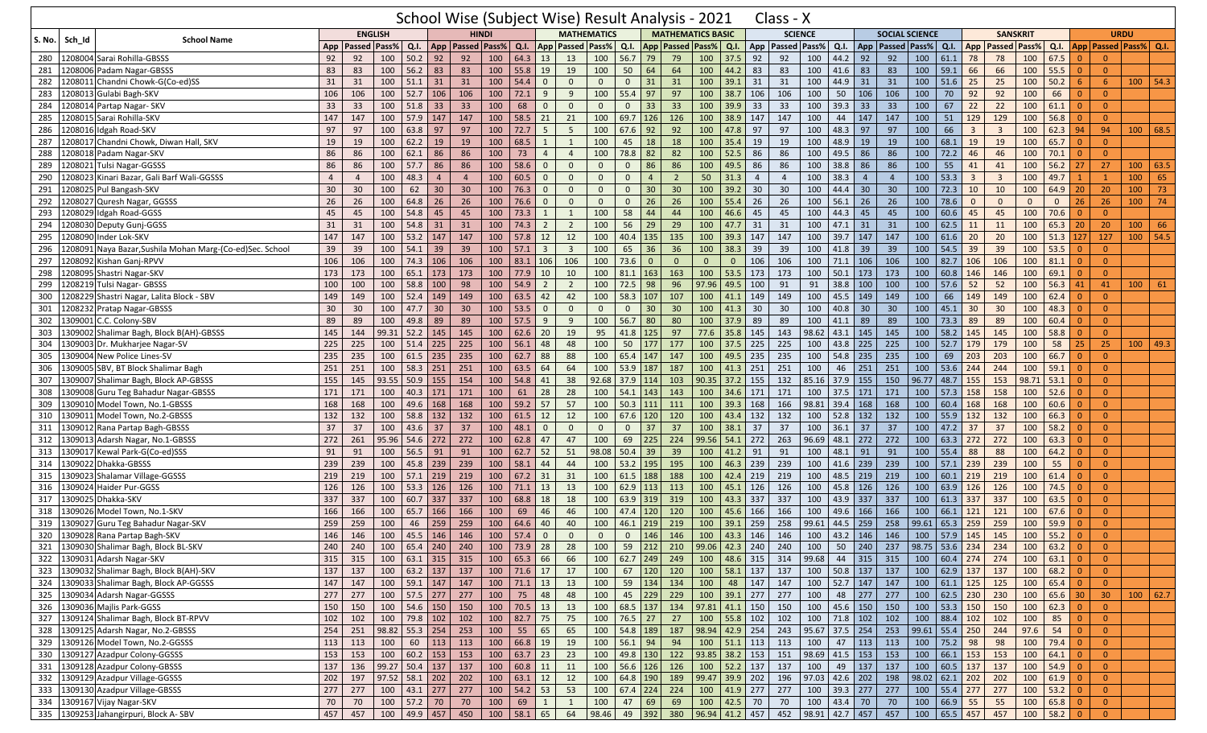# School Wise (Subject Wise) Result Analysis - 2021 Class - X

| S. No. | Sch_Id | School Name | ENGLISH | | | | HINDI | | | | MATHEMATICS | | | | MATHEMATICS BASIC | | | | SCIENCE | | | | SOCIAL SCIENCE | | | | SANSKRIT | | | | URDU | | | |
|---|---|---|---|---|---|---|---|---|---|---|---|---|---|---|---|---|---|---|---|---|---|---|---|---|---|---|---|---|---|---|---|---|---|---|
| | | | App | Passed | Pass% | Q.I. | App | Passed | Pass% | Q.I. | App | Passed | Pass% | Q.I. | App | Passed | Pass% | Q.I. | App | Passed | Pass% | Q.I. | App | Passed | Pass% | Q.I. | App | Passed | Pass% | Q.I. | App | Passed | Pass% | Q.I. |
| 280 | 1208004 | Sarai Rohilla-GBSSS | 92 | 92 | 100 | 50.2 | 92 | 92 | 100 | 64.3 | 13 | 13 | 100 | 56.7 | 79 | 79 | 100 | 37.5 | 92 | 92 | 100 | 44.2 | 92 | 92 | 100 | 61.1 | 78 | 78 | 100 | 67.5 | 0 | 0 | | |
| 281 | 1208006 | Padam Nagar-GBSSS | 83 | 83 | 100 | 56.2 | 83 | 83 | 100 | 55.8 | 19 | 19 | 100 | 50 | 64 | 64 | 100 | 44.2 | 83 | 83 | 100 | 41.6 | 83 | 83 | 100 | 59.1 | 66 | 66 | 100 | 55.5 | 0 | 0 | | |
| 282 | 1208011 | Chandni Chowk-G(Co-ed)SS | 31 | 31 | 100 | 51.1 | 31 | 31 | 100 | 54.4 | 0 | 0 | 0 | 0 | 31 | 31 | 100 | 39.1 | 31 | 31 | 100 | 44.9 | 31 | 31 | 100 | 51.6 | 25 | 25 | 100 | 50.2 | 6 | 6 | 100 | 54.3 |
| 283 | 1208013 | Gulabi Bagh-SKV | 106 | 106 | 100 | 52.7 | 106 | 106 | 100 | 72.1 | 9 | 9 | 100 | 55.4 | 97 | 97 | 100 | 38.7 | 106 | 106 | 100 | 50 | 106 | 106 | 100 | 70 | 92 | 92 | 100 | 66 | 0 | 0 | | |
| 284 | 1208014 | Partap Nagar- SKV | 33 | 33 | 100 | 51.8 | 33 | 33 | 100 | 68 | 0 | 0 | 0 | 0 | 33 | 33 | 100 | 39.9 | 33 | 33 | 100 | 39.3 | 33 | 33 | 100 | 67 | 22 | 22 | 100 | 61.1 | 0 | 0 | | |
| 285 | 1208015 | Sarai Rohilla-SKV | 147 | 147 | 100 | 57.9 | 147 | 147 | 100 | 58.5 | 21 | 21 | 100 | 69.7 | 126 | 126 | 100 | 38.9 | 147 | 147 | 100 | 44 | 147 | 147 | 100 | 51 | 129 | 129 | 100 | 56.8 | 0 | 0 | | |
| 286 | 1208016 | Idgah Road-SKV | 97 | 97 | 100 | 63.8 | 97 | 97 | 100 | 72.7 | 5 | 5 | 100 | 67.6 | 92 | 92 | 100 | 47.8 | 97 | 97 | 100 | 48.3 | 97 | 97 | 100 | 66 | 3 | 3 | 100 | 62.3 | 94 | 94 | 100 | 68.5 |
| 287 | 1208017 | Chandni Chowk, Diwan Hall, SKV | 19 | 19 | 100 | 62.2 | 19 | 19 | 100 | 68.5 | 1 | 1 | 100 | 45 | 18 | 18 | 100 | 35.4 | 19 | 19 | 100 | 48.9 | 19 | 19 | 100 | 68.1 | 19 | 19 | 100 | 65.7 | 0 | 0 | | |
| 288 | 1208018 | Padam Nagar-SKV | 86 | 86 | 100 | 62.1 | 86 | 86 | 100 | 73 | 4 | 4 | 100 | 78.8 | 82 | 82 | 100 | 52.5 | 86 | 86 | 100 | 49.5 | 86 | 86 | 100 | 72.2 | 46 | 46 | 100 | 70.1 | 0 | 0 | | |
| 289 | 1208021 | Tulsi Nagar-GGSSS | 86 | 86 | 100 | 57.7 | 86 | 86 | 100 | 58.6 | 0 | 0 | 0 | 0 | 86 | 86 | 100 | 49.5 | 86 | 86 | 100 | 38.8 | 86 | 86 | 100 | 55 | 41 | 41 | 100 | 56.2 | 27 | 27 | 100 | 63.5 |
| 290 | 1208023 | Kinari Bazar, Gali Barf Wali-GGSSS | 4 | 4 | 100 | 48.3 | 4 | 4 | 100 | 60.5 | 0 | 0 | 0 | 0 | 4 | 2 | 50 | 31.3 | 4 | 4 | 100 | 38.3 | 4 | 4 | 100 | 53.3 | 3 | 3 | 100 | 49.7 | 1 | 1 | 100 | 65 |
| 291 | 1208025 | Pul Bangash-SKV | 30 | 30 | 100 | 62 | 30 | 30 | 100 | 76.3 | 0 | 0 | 0 | 0 | 30 | 30 | 100 | 39.2 | 30 | 30 | 100 | 44.4 | 30 | 30 | 100 | 72.3 | 10 | 10 | 100 | 64.9 | 20 | 20 | 100 | 73 |
| 292 | 1208027 | Quresh Nagar, GGSSS | 26 | 26 | 100 | 64.8 | 26 | 26 | 100 | 76.6 | 0 | 0 | 0 | 0 | 26 | 26 | 100 | 55.4 | 26 | 26 | 100 | 56.1 | 26 | 26 | 100 | 78.6 | 0 | 0 | 0 | 0 | 26 | 26 | 100 | 74 |
| 293 | 1208029 | Idgah Road-GGSS | 45 | 45 | 100 | 54.8 | 45 | 45 | 100 | 73.3 | 1 | 1 | 100 | 58 | 44 | 44 | 100 | 46.6 | 45 | 45 | 100 | 44.3 | 45 | 45 | 100 | 60.6 | 45 | 45 | 100 | 70.6 | 0 | 0 | | |
| 294 | 1208030 | Deputy Gunj-GGSS | 31 | 31 | 100 | 54.8 | 31 | 31 | 100 | 74.3 | 2 | 2 | 100 | 56 | 29 | 29 | 100 | 47.7 | 31 | 31 | 100 | 47.1 | 31 | 31 | 100 | 62.5 | 11 | 11 | 100 | 65.3 | 20 | 20 | 100 | 66 |
| 295 | 1208090 | Inder Lok-SKV | 147 | 147 | 100 | 53.2 | 147 | 147 | 100 | 57.8 | 12 | 12 | 100 | 40.4 | 135 | 135 | 100 | 39.3 | 147 | 147 | 100 | 39.7 | 147 | 147 | 100 | 61.6 | 20 | 20 | 100 | 51.3 | 127 | 127 | 100 | 54.5 |
| 296 | 1208091 | Naya Bazar,Sushila Mohan Marg-(Co-ed)Sec. School | 39 | 39 | 100 | 54.1 | 39 | 39 | 100 | 57.1 | 3 | 3 | 100 | 65 | 36 | 36 | 100 | 38.3 | 39 | 39 | 100 | 41.8 | 39 | 39 | 100 | 54.5 | 39 | 39 | 100 | 53.5 | 0 | 0 | | |
| 297 | 1208092 | Kishan Ganj-RPVV | 106 | 106 | 100 | 74.3 | 106 | 106 | 100 | 83.1 | 106 | 106 | 100 | 73.6 | 0 | 0 | 0 | 0 | 106 | 106 | 100 | 71.1 | 106 | 106 | 100 | 82.7 | 106 | 106 | 100 | 81.1 | 0 | 0 | | |
| 298 | 1208095 | Shastri Nagar-SKV | 173 | 173 | 100 | 65.1 | 173 | 173 | 100 | 77.9 | 10 | 10 | 100 | 81.1 | 163 | 163 | 100 | 53.5 | 173 | 173 | 100 | 50.1 | 173 | 173 | 100 | 60.8 | 146 | 146 | 100 | 69.1 | 0 | 0 | | |
| 299 | 1208219 | Tulsi Nagar- GBSSS | 100 | 100 | 100 | 58.8 | 100 | 98 | 100 | 54.9 | 2 | 2 | 100 | 72.5 | 98 | 96 | 97.96 | 49.5 | 100 | 91 | 91 | 38.8 | 100 | 100 | 100 | 57.6 | 52 | 52 | 100 | 56.3 | 41 | 41 | 100 | 61 |
| 300 | 1208229 | Shastri Nagar, Lalita Block - SBV | 149 | 149 | 100 | 52.4 | 149 | 149 | 100 | 63.5 | 42 | 42 | 100 | 58.3 | 107 | 107 | 100 | 41.1 | 149 | 149 | 100 | 45.5 | 149 | 149 | 100 | 66 | 149 | 149 | 100 | 62.4 | 0 | 0 | | |
| 301 | 1208232 | Pratap Nagar-GBSSS | 30 | 30 | 100 | 47.7 | 30 | 30 | 100 | 53.5 | 0 | 0 | 0 | 0 | 30 | 30 | 100 | 41.3 | 30 | 30 | 100 | 40.8 | 30 | 30 | 100 | 45.1 | 30 | 30 | 100 | 48.3 | 0 | 0 | | |
| 302 | 1309001 | C.C. Colony-SBV | 89 | 89 | 100 | 49.8 | 89 | 89 | 100 | 57.5 | 9 | 9 | 100 | 56.7 | 80 | 80 | 100 | 37.9 | 89 | 89 | 100 | 41.1 | 89 | 89 | 100 | 73.3 | 89 | 89 | 100 | 60.4 | 0 | 0 | | |
| 303 | 1309002 | Shalimar Bagh, Block B(AH)-GBSSS | 145 | 144 | 99.31 | 52.2 | 145 | 145 | 100 | 62.6 | 20 | 19 | 95 | 41.8 | 125 | 97 | 77.6 | 35.8 | 145 | 143 | 98.62 | 43.1 | 145 | 145 | 100 | 58.2 | 145 | 145 | 100 | 58.8 | 0 | 0 | | |
| 304 | 1309003 | Dr. Mukharjee Nagar-SV | 225 | 225 | 100 | 51.4 | 225 | 225 | 100 | 56.1 | 48 | 48 | 100 | 50 | 177 | 177 | 100 | 37.5 | 225 | 225 | 100 | 43.8 | 225 | 225 | 100 | 52.7 | 179 | 179 | 100 | 58 | 25 | 25 | 100 | 49.3 |
| 305 | 1309004 | New Police Lines-SV | 235 | 235 | 100 | 61.5 | 235 | 235 | 100 | 62.7 | 88 | 88 | 100 | 65.4 | 147 | 147 | 100 | 49.5 | 235 | 235 | 100 | 54.8 | 235 | 235 | 100 | 69 | 203 | 203 | 100 | 66.7 | 0 | 0 | | |
| 306 | 1309005 | SBV, BT Block Shalimar Bagh | 251 | 251 | 100 | 58.3 | 251 | 251 | 100 | 63.5 | 64 | 64 | 100 | 53.9 | 187 | 187 | 100 | 41.3 | 251 | 251 | 100 | 46 | 251 | 251 | 100 | 53.6 | 244 | 244 | 100 | 59.1 | 0 | 0 | | |
| 307 | 1309007 | Shalimar Bagh, Block AP-GBSSS | 155 | 145 | 93.55 | 50.9 | 155 | 154 | 100 | 54.8 | 41 | 38 | 92.68 | 37.9 | 114 | 103 | 90.35 | 37.2 | 155 | 132 | 85.16 | 37.9 | 155 | 150 | 96.77 | 48.7 | 155 | 153 | 98.71 | 53.1 | 0 | 0 | | |
| 308 | 1309008 | Guru Teg Bahadur Nagar-GBSSS | 171 | 171 | 100 | 40.3 | 171 | 171 | 100 | 61 | 28 | 28 | 100 | 54.1 | 143 | 143 | 100 | 34.6 | 171 | 171 | 100 | 37.5 | 171 | 171 | 100 | 57.3 | 158 | 158 | 100 | 52.6 | 0 | 0 | | |
| 309 | 1309010 | Model Town, No.1-GBSSS | 168 | 168 | 100 | 49.6 | 168 | 168 | 100 | 59.2 | 57 | 57 | 100 | 50.3 | 111 | 111 | 100 | 39.3 | 168 | 166 | 98.81 | 39.4 | 168 | 168 | 100 | 60.4 | 168 | 168 | 100 | 60.6 | 0 | 0 | | |
| 310 | 1309011 | Model Town, No.2-GBSSS | 132 | 132 | 100 | 58.8 | 132 | 132 | 100 | 61.5 | 12 | 12 | 100 | 67.6 | 120 | 120 | 100 | 43.4 | 132 | 132 | 100 | 52.8 | 132 | 132 | 100 | 55.9 | 132 | 132 | 100 | 66.3 | 0 | 0 | | |
| 311 | 1309012 | Rana Partap Bagh-GBSSS | 37 | 37 | 100 | 43.6 | 37 | 37 | 100 | 48.1 | 0 | 0 | 0 | 0 | 37 | 37 | 100 | 38.1 | 37 | 37 | 100 | 36.1 | 37 | 37 | 100 | 47.2 | 37 | 37 | 100 | 58.2 | 0 | 0 | | |
| 312 | 1309013 | Adarsh Nagar, No.1-GBSSS | 272 | 261 | 95.96 | 54.6 | 272 | 272 | 100 | 62.8 | 47 | 47 | 100 | 69 | 225 | 224 | 99.56 | 54.1 | 272 | 263 | 96.69 | 48.1 | 272 | 272 | 100 | 63.3 | 272 | 272 | 100 | 63.3 | 0 | 0 | | |
| 313 | 1309017 | Kewal Park-G(Co-ed)SSS | 91 | 91 | 100 | 56.5 | 91 | 91 | 100 | 62.7 | 52 | 51 | 98.08 | 50.4 | 39 | 39 | 100 | 41.2 | 91 | 91 | 100 | 48.1 | 91 | 91 | 100 | 55.4 | 88 | 88 | 100 | 64.2 | 0 | 0 | | |
| 314 | 1309022 | Dhakka-GBSSS | 239 | 239 | 100 | 45.8 | 239 | 239 | 100 | 58.1 | 44 | 44 | 100 | 53.2 | 195 | 195 | 100 | 46.3 | 239 | 239 | 100 | 41.6 | 239 | 239 | 100 | 57.1 | 239 | 239 | 100 | 55 | 0 | 0 | | |
| 315 | 1309023 | Shalamar Village-GGSSS | 219 | 219 | 100 | 57.1 | 219 | 219 | 100 | 67.2 | 31 | 31 | 100 | 61.5 | 188 | 188 | 100 | 42.4 | 219 | 219 | 100 | 48.5 | 219 | 219 | 100 | 60.1 | 219 | 219 | 100 | 61.4 | 0 | 0 | | |
| 316 | 1309024 | Haider Pur-GGSS | 126 | 126 | 100 | 53.3 | 126 | 126 | 100 | 71.1 | 13 | 13 | 100 | 62.9 | 113 | 113 | 100 | 45.1 | 126 | 126 | 100 | 45.8 | 126 | 126 | 100 | 63.9 | 126 | 126 | 100 | 74.5 | 0 | 0 | | |
| 317 | 1309025 | Dhakka-SKV | 337 | 337 | 100 | 60.7 | 337 | 337 | 100 | 68.8 | 18 | 18 | 100 | 63.9 | 319 | 319 | 100 | 43.3 | 337 | 337 | 100 | 43.9 | 337 | 337 | 100 | 61.3 | 337 | 337 | 100 | 63.5 | 0 | 0 | | |
| 318 | 1309026 | Model Town, No.1-SKV | 166 | 166 | 100 | 65.7 | 166 | 166 | 100 | 69 | 46 | 46 | 100 | 47.4 | 120 | 120 | 100 | 45.6 | 166 | 166 | 100 | 49.6 | 166 | 166 | 100 | 66.1 | 121 | 121 | 100 | 67.6 | 0 | 0 | | |
| 319 | 1309027 | Guru Teg Bahadur Nagar-SKV | 259 | 259 | 100 | 46 | 259 | 259 | 100 | 64.6 | 40 | 40 | 100 | 46.1 | 219 | 219 | 100 | 39.1 | 259 | 258 | 99.61 | 44.5 | 259 | 258 | 99.61 | 65.3 | 259 | 259 | 100 | 59.9 | 0 | 0 | | |
| 320 | 1309028 | Rana Partap Bagh-SKV | 146 | 146 | 100 | 45.5 | 146 | 146 | 100 | 57.4 | 0 | 0 | 0 | 0 | 146 | 146 | 100 | 43.3 | 146 | 146 | 100 | 43.2 | 146 | 146 | 100 | 57.9 | 145 | 145 | 100 | 55.2 | 0 | 0 | | |
| 321 | 1309030 | Shalimar Bagh, Block BL-SKV | 240 | 240 | 100 | 65.4 | 240 | 240 | 100 | 73.9 | 28 | 28 | 100 | 59 | 212 | 210 | 99.06 | 42.3 | 240 | 240 | 100 | 50 | 240 | 237 | 98.75 | 53.6 | 234 | 234 | 100 | 63.2 | 0 | 0 | | |
| 322 | 1309031 | Adarsh Nagar-SKV | 315 | 315 | 100 | 63.1 | 315 | 315 | 100 | 65.3 | 66 | 66 | 100 | 62.7 | 249 | 249 | 100 | 48.6 | 315 | 314 | 99.68 | 44 | 315 | 315 | 100 | 60.4 | 274 | 274 | 100 | 63.1 | 0 | 0 | | |
| 323 | 1309032 | Shalimar Bagh, Block B(AH)-SKV | 137 | 137 | 100 | 63.2 | 137 | 137 | 100 | 71.6 | 17 | 17 | 100 | 67 | 120 | 120 | 100 | 58.1 | 137 | 137 | 100 | 50.8 | 137 | 137 | 100 | 62.9 | 137 | 137 | 100 | 68.2 | 0 | 0 | | |
| 324 | 1309033 | Shalimar Bagh, Block AP-GGSSS | 147 | 147 | 100 | 59.1 | 147 | 147 | 100 | 71.1 | 13 | 13 | 100 | 59 | 134 | 134 | 100 | 48 | 147 | 147 | 100 | 52.7 | 147 | 147 | 100 | 61.1 | 125 | 125 | 100 | 65.4 | 0 | 0 | | |
| 325 | 1309034 | Adarsh Nagar-GGSSS | 277 | 277 | 100 | 57.5 | 277 | 277 | 100 | 75 | 48 | 48 | 100 | 45 | 229 | 229 | 100 | 39.1 | 277 | 277 | 100 | 48 | 277 | 277 | 100 | 62.5 | 230 | 230 | 100 | 65.6 | 30 | 30 | 100 | 62.7 |
| 326 | 1309036 | Majlis Park-GGSS | 150 | 150 | 100 | 54.6 | 150 | 150 | 100 | 70.5 | 13 | 13 | 100 | 68.5 | 137 | 134 | 97.81 | 41.1 | 150 | 150 | 100 | 45.6 | 150 | 150 | 100 | 53.3 | 150 | 150 | 100 | 62.3 | 0 | 0 | | |
| 327 | 1309124 | Shalimar Bagh, Block BT-RPVV | 102 | 102 | 100 | 79.8 | 102 | 102 | 100 | 82.7 | 75 | 75 | 100 | 76.5 | 27 | 27 | 100 | 55.8 | 102 | 102 | 100 | 71.8 | 102 | 102 | 100 | 88.4 | 102 | 102 | 100 | 85 | 0 | 0 | | |
| 328 | 1309125 | Adarsh Nagar, No.2-GBSSS | 254 | 251 | 98.82 | 55.3 | 254 | 253 | 100 | 55 | 65 | 65 | 100 | 54.8 | 189 | 187 | 98.94 | 42.9 | 254 | 243 | 95.67 | 37.5 | 254 | 253 | 99.61 | 55.4 | 250 | 244 | 97.6 | 54 | 0 | 0 | | |
| 329 | 1309126 | Model Town, No.2-GGSSS | 113 | 113 | 100 | 60 | 113 | 113 | 100 | 66.8 | 19 | 19 | 100 | 56.1 | 94 | 94 | 100 | 51.1 | 113 | 113 | 100 | 47 | 113 | 113 | 100 | 75.2 | 98 | 98 | 100 | 79.4 | 0 | 0 | | |
| 330 | 1309127 | Azadpur Colony-GGSSS | 153 | 153 | 100 | 60.2 | 153 | 153 | 100 | 63.7 | 23 | 23 | 100 | 49.8 | 130 | 122 | 93.85 | 38.2 | 153 | 151 | 98.69 | 41.5 | 153 | 153 | 100 | 66.1 | 153 | 153 | 100 | 64.1 | 0 | 0 | | |
| 331 | 1309128 | Azadpur Colony-GBSSS | 137 | 136 | 99.27 | 50.4 | 137 | 137 | 100 | 60.8 | 11 | 11 | 100 | 56.6 | 126 | 126 | 100 | 52.2 | 137 | 137 | 100 | 49 | 137 | 137 | 100 | 60.5 | 137 | 137 | 100 | 54.9 | 0 | 0 | | |
| 332 | 1309129 | Azadpur Village-GGSSS | 202 | 197 | 97.52 | 58.1 | 202 | 202 | 100 | 63.1 | 12 | 12 | 100 | 64.8 | 190 | 189 | 99.47 | 39.9 | 202 | 196 | 97.03 | 42.6 | 202 | 198 | 98.02 | 62.1 | 202 | 202 | 100 | 61.9 | 0 | 0 | | |
| 333 | 1309130 | Azadpur Village-GBSSS | 277 | 277 | 100 | 43.1 | 277 | 277 | 100 | 54.2 | 53 | 53 | 100 | 67.4 | 224 | 224 | 100 | 41.9 | 277 | 277 | 100 | 39.3 | 277 | 277 | 100 | 55.4 | 277 | 277 | 100 | 53.2 | 0 | 0 | | |
| 334 | 1309167 | Vijay Nagar-SKV | 70 | 70 | 100 | 57.2 | 70 | 70 | 100 | 69 | 1 | 1 | 100 | 47 | 69 | 69 | 100 | 42.5 | 70 | 70 | 100 | 43.4 | 70 | 70 | 100 | 66.9 | 55 | 55 | 100 | 65.8 | 0 | 0 | | |
| 335 | 1309253 | Jahangirpuri, Block A- SBV | 457 | 457 | 100 | 49.9 | 457 | 450 | 100 | 58.1 | 65 | 64 | 98.46 | 49 | 392 | 380 | 96.94 | 41.2 | 457 | 452 | 98.91 | 42.7 | 457 | 457 | 100 | 65.5 | 457 | 457 | 100 | 58.2 | 0 | 0 | | |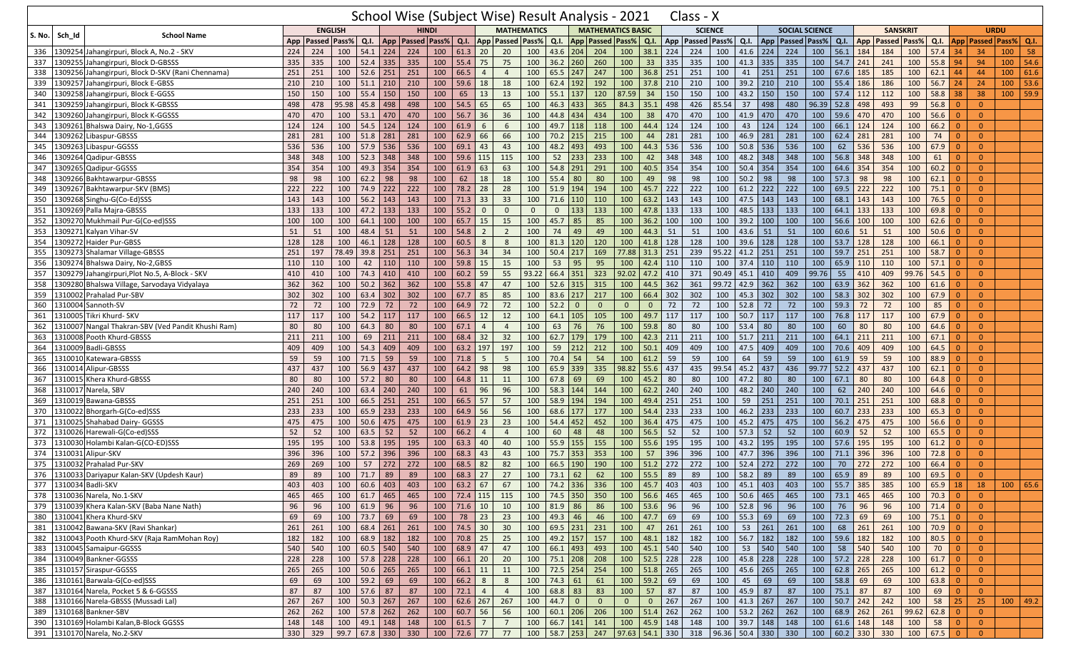# School Wise (Subject Wise) Result Analysis - 2021 Class - X

| S. No. | Sch_Id | School Name | ENGLISH | | | | HINDI | | | | MATHEMATICS | | | | MATHEMATICS BASIC | | | | SCIENCE | | | | SOCIAL SCIENCE | | | | SANSKRIT | | | | URDU | | | |
|---|---|---|---|---|---|---|---|---|---|---|---|---|---|---|---|---|---|---|---|---|---|---|---|---|---|---|---|---|---|---|---|---|---|---|
| | | | App | Passed | Pass% | Q.I. | App | Passed | Pass% | Q.I. | App | Passed | Pass% | Q.I. | App | Passed | Pass% | Q.I. | App | Passed | Pass% | Q.I. | App | Passed | Pass% | Q.I. | App | Passed | Pass% | Q.I. | App | Passed | Pass% | Q.I. |
| 336 | 1309254 | Jahangirpuri, Block A, No.2 - SKV | 224 | 224 | 100 | 54.1 | 224 | 224 | 100 | 61.3 | 20 | 20 | 100 | 43.6 | 204 | 204 | 100 | 38.1 | 224 | 224 | 100 | 41.6 | 224 | 224 | 100 | 56.1 | 184 | 184 | 100 | 57.4 | 34 | 34 | 100 | 58 |
| 337 | 1309255 | Jahangirpuri, Block D-GBSSS | 335 | 335 | 100 | 52.4 | 335 | 335 | 100 | 55.4 | 75 | 75 | 100 | 36.2 | 260 | 260 | 100 | 33 | 335 | 335 | 100 | 41.3 | 335 | 335 | 100 | 54.7 | 241 | 241 | 100 | 55.8 | 94 | 94 | 100 | 54.6 |
| 338 | 1309256 | Jahangirpuri, Block D-SKV (Rani Chennama) | 251 | 251 | 100 | 52.6 | 251 | 251 | 100 | 66.5 | 4 | 4 | 100 | 65.5 | 247 | 247 | 100 | 36.8 | 251 | 251 | 100 | 41 | 251 | 251 | 100 | 67.6 | 185 | 185 | 100 | 62.1 | 44 | 44 | 100 | 61.6 |
| 339 | 1309257 | Jahangirpuri, Block E-GBSS | 210 | 210 | 100 | 51.1 | 210 | 210 | 100 | 59.6 | 18 | 18 | 100 | 62.4 | 192 | 192 | 100 | 37.8 | 210 | 210 | 100 | 39.2 | 210 | 210 | 100 | 55.4 | 186 | 186 | 100 | 56.7 | 24 | 24 | 100 | 53.6 |
| 340 | 1309258 | Jahangirpuri, Block E-GGSS | 150 | 150 | 100 | 55.4 | 150 | 150 | 100 | 65 | 13 | 13 | 100 | 55.1 | 137 | 120 | 87.59 | 34 | 150 | 150 | 100 | 43.2 | 150 | 150 | 100 | 57.4 | 112 | 112 | 100 | 58.8 | 38 | 38 | 100 | 59.9 |
| 341 | 1309259 | Jahangirpuri, Block K-GBSSS | 498 | 478 | 95.98 | 45.8 | 498 | 498 | 100 | 54.5 | 65 | 65 | 100 | 46.3 | 433 | 365 | 84.3 | 35.1 | 498 | 426 | 85.54 | 37 | 498 | 480 | 96.39 | 52.8 | 498 | 493 | 99 | 56.8 | 0 | 0 | | |
| 342 | 1309260 | Jahangirpuri, Block K-GGSSS | 470 | 470 | 100 | 53.1 | 470 | 470 | 100 | 56.7 | 36 | 36 | 100 | 44.8 | 434 | 434 | 100 | 38 | 470 | 470 | 100 | 41.9 | 470 | 470 | 100 | 59.6 | 470 | 470 | 100 | 56.6 | 0 | 0 | | |
| 343 | 1309261 | Bhalswa Dairy, No-1,GGSS | 124 | 124 | 100 | 54.5 | 124 | 124 | 100 | 61.9 | 6 | 6 | 100 | 49.7 | 118 | 118 | 100 | 44.4 | 124 | 124 | 100 | 43 | 124 | 124 | 100 | 66.1 | 124 | 124 | 100 | 66.2 | 0 | 0 | | |
| 344 | 1309262 | Libaspur-GBSSS | 281 | 281 | 100 | 51.8 | 281 | 281 | 100 | 62.9 | 66 | 66 | 100 | 70.2 | 215 | 215 | 100 | 44 | 281 | 281 | 100 | 46.9 | 281 | 281 | 100 | 62.4 | 281 | 281 | 100 | 74 | 0 | 0 | | |
| 345 | 1309263 | Libaspur-GGSSS | 536 | 536 | 100 | 57.9 | 536 | 536 | 100 | 69.1 | 43 | 43 | 100 | 48.2 | 493 | 493 | 100 | 44.3 | 536 | 536 | 100 | 50.8 | 536 | 536 | 100 | 62 | 536 | 536 | 100 | 67.9 | 0 | 0 | | |
| 346 | 1309264 | Qadipur-GBSSS | 348 | 348 | 100 | 52.3 | 348 | 348 | 100 | 59.6 | 115 | 115 | 100 | 52 | 233 | 233 | 100 | 42 | 348 | 348 | 100 | 48.2 | 348 | 348 | 100 | 56.8 | 348 | 348 | 100 | 61 | 0 | 0 | | |
| 347 | 1309265 | Qadipur-GGSSS | 354 | 354 | 100 | 49.3 | 354 | 354 | 100 | 61.9 | 63 | 63 | 100 | 54.8 | 291 | 291 | 100 | 40.5 | 354 | 354 | 100 | 50.4 | 354 | 354 | 100 | 64.6 | 354 | 354 | 100 | 60.2 | 0 | 0 | | |
| 348 | 1309266 | Bakhtawarpur-GBSSS | 98 | 98 | 100 | 62.2 | 98 | 98 | 100 | 62 | 18 | 18 | 100 | 55.4 | 80 | 80 | 100 | 49 | 98 | 98 | 100 | 50.2 | 98 | 98 | 100 | 57.3 | 98 | 98 | 100 | 62.1 | 0 | 0 | | |
| 349 | 1309267 | Bakhtawarpur-SKV (BMS) | 222 | 222 | 100 | 74.9 | 222 | 222 | 100 | 78.2 | 28 | 28 | 100 | 51.9 | 194 | 194 | 100 | 45.7 | 222 | 222 | 100 | 61.2 | 222 | 222 | 100 | 69.5 | 222 | 222 | 100 | 75.1 | 0 | 0 | | |
| 350 | 1309268 | Singhu-G(Co-Ed)SSS | 143 | 143 | 100 | 56.2 | 143 | 143 | 100 | 71.3 | 33 | 33 | 100 | 71.6 | 110 | 110 | 100 | 63.2 | 143 | 143 | 100 | 47.5 | 143 | 143 | 100 | 68.1 | 143 | 143 | 100 | 76.5 | 0 | 0 | | |
| 351 | 1309269 | Palla Majra-GBSSS | 133 | 133 | 100 | 47.2 | 133 | 133 | 100 | 55.2 | 0 | 0 | 0 | 0 | 133 | 133 | 100 | 47.8 | 133 | 133 | 100 | 48.5 | 133 | 133 | 100 | 64.1 | 133 | 133 | 100 | 69.8 | 0 | 0 | | |
| 352 | 1309270 | Mukhmail Pur-G(Co-ed)SSS | 100 | 100 | 100 | 64.1 | 100 | 100 | 100 | 65.7 | 15 | 15 | 100 | 45.7 | 85 | 85 | 100 | 36.2 | 100 | 100 | 100 | 39.2 | 100 | 100 | 100 | 56.6 | 100 | 100 | 100 | 62.6 | 0 | 0 | | |
| 353 | 1309271 | Kalyan Vihar-SV | 51 | 51 | 100 | 48.4 | 51 | 51 | 100 | 54.8 | 2 | 2 | 100 | 74 | 49 | 49 | 100 | 44.3 | 51 | 51 | 100 | 43.6 | 51 | 51 | 100 | 60.6 | 51 | 51 | 100 | 50.6 | 0 | 0 | | |
| 354 | 1309272 | Haider Pur-GBSS | 128 | 128 | 100 | 46.1 | 128 | 128 | 100 | 60.5 | 8 | 8 | 100 | 81.3 | 120 | 120 | 100 | 41.8 | 128 | 128 | 100 | 39.6 | 128 | 128 | 100 | 53.7 | 128 | 128 | 100 | 66.1 | 0 | 0 | | |
| 355 | 1309273 | Shalamar Village-GBSSS | 251 | 197 | 78.49 | 39.8 | 251 | 251 | 100 | 56.3 | 34 | 34 | 100 | 50.4 | 217 | 169 | 77.88 | 31.3 | 251 | 239 | 95.22 | 41.2 | 251 | 251 | 100 | 59.7 | 251 | 251 | 100 | 58.7 | 0 | 0 | | |
| 356 | 1309274 | Bhalswa Dairy, No-2,GBSS | 110 | 110 | 100 | 42 | 110 | 110 | 100 | 59.8 | 15 | 15 | 100 | 53 | 95 | 95 | 100 | 42.4 | 110 | 110 | 100 | 37.4 | 110 | 110 | 100 | 65.9 | 110 | 110 | 100 | 57.1 | 0 | 0 | | |
| 357 | 1309279 | Jahangirpuri,Plot No.5, A-Block - SKV | 410 | 410 | 100 | 74.3 | 410 | 410 | 100 | 60.2 | 59 | 55 | 93.22 | 66.4 | 351 | 323 | 92.02 | 47.2 | 410 | 371 | 90.49 | 45.1 | 410 | 409 | 99.76 | 55 | 410 | 409 | 99.76 | 54.5 | 0 | 0 | | |
| 358 | 1309280 | Bhalswa Village, Sarvodaya Vidyalaya | 362 | 362 | 100 | 50.2 | 362 | 362 | 100 | 55.8 | 47 | 47 | 100 | 52.6 | 315 | 315 | 100 | 44.5 | 362 | 361 | 99.72 | 42.9 | 362 | 362 | 100 | 63.9 | 362 | 362 | 100 | 61.6 | 0 | 0 | | |
| 359 | 1310002 | Prahalad Pur-SBV | 302 | 302 | 100 | 63.4 | 302 | 302 | 100 | 67.7 | 85 | 85 | 100 | 83.6 | 217 | 217 | 100 | 66.4 | 302 | 302 | 100 | 45.3 | 302 | 302 | 100 | 58.3 | 302 | 302 | 100 | 67.9 | 0 | 0 | | |
| 360 | 1310004 | Sannoth-SV | 72 | 72 | 100 | 72.9 | 72 | 72 | 100 | 64.9 | 72 | 72 | 100 | 52.2 | 0 | 0 | 0 | 0 | 72 | 72 | 100 | 52.8 | 72 | 72 | 100 | 59.3 | 72 | 72 | 100 | 85 | 0 | 0 | | |
| 361 | 1310005 | Tikri Khurd- SKV | 117 | 117 | 100 | 54.2 | 117 | 117 | 100 | 66.5 | 12 | 12 | 100 | 64.1 | 105 | 105 | 100 | 49.7 | 117 | 117 | 100 | 50.7 | 117 | 117 | 100 | 76.8 | 117 | 117 | 100 | 67.9 | 0 | 0 | | |
| 362 | 1310007 | Nangal Thakran-SBV (Ved Pandit Khushi Ram) | 80 | 80 | 100 | 64.3 | 80 | 80 | 100 | 67.1 | 4 | 4 | 100 | 63 | 76 | 76 | 100 | 59.8 | 80 | 80 | 100 | 53.4 | 80 | 80 | 100 | 60 | 80 | 80 | 100 | 64.6 | 0 | 0 | | |
| 363 | 1310008 | Pooth Khurd-GBSSS | 211 | 211 | 100 | 69 | 211 | 211 | 100 | 68.4 | 32 | 32 | 100 | 62.7 | 179 | 179 | 100 | 42.3 | 211 | 211 | 100 | 51.7 | 211 | 211 | 100 | 64.1 | 211 | 211 | 100 | 67.1 | 0 | 0 | | |
| 364 | 1310009 | Badli-GBSSS | 409 | 409 | 100 | 54.3 | 409 | 409 | 100 | 63.2 | 197 | 197 | 100 | 59 | 212 | 212 | 100 | 50.1 | 409 | 409 | 100 | 47.5 | 409 | 409 | 100 | 70.6 | 409 | 409 | 100 | 64.5 | 0 | 0 | | |
| 365 | 1310010 | Katewara-GBSSS | 59 | 59 | 100 | 71.5 | 59 | 59 | 100 | 71.8 | 5 | 5 | 100 | 70.4 | 54 | 54 | 100 | 61.2 | 59 | 59 | 100 | 64 | 59 | 59 | 100 | 61.9 | 59 | 59 | 100 | 88.9 | 0 | 0 | | |
| 366 | 1310014 | Alipur-GBSSS | 437 | 437 | 100 | 56.9 | 437 | 437 | 100 | 64.2 | 98 | 98 | 100 | 65.9 | 339 | 335 | 98.82 | 55.6 | 437 | 435 | 99.54 | 45.2 | 437 | 436 | 99.77 | 52.2 | 437 | 437 | 100 | 62.1 | 0 | 0 | | |
| 367 | 1310015 | Khera Khurd-GBSSS | 80 | 80 | 100 | 57.2 | 80 | 80 | 100 | 64.8 | 11 | 11 | 100 | 67.8 | 69 | 69 | 100 | 45.2 | 80 | 80 | 100 | 47.2 | 80 | 80 | 100 | 67.1 | 80 | 80 | 100 | 64.8 | 0 | 0 | | |
| 368 | 1310017 | Narela, SBV | 240 | 240 | 100 | 63.4 | 240 | 240 | 100 | 61 | 96 | 96 | 100 | 58.3 | 144 | 144 | 100 | 62.2 | 240 | 240 | 100 | 48.2 | 240 | 240 | 100 | 62 | 240 | 240 | 100 | 64.6 | 0 | 0 | | |
| 369 | 1310019 | Bawana-GBSSS | 251 | 251 | 100 | 66.5 | 251 | 251 | 100 | 66.5 | 57 | 57 | 100 | 58.9 | 194 | 194 | 100 | 49.4 | 251 | 251 | 100 | 59 | 251 | 251 | 100 | 70.1 | 251 | 251 | 100 | 68.8 | 0 | 0 | | |
| 370 | 1310022 | Bhorgarh-G(Co-ed)SSS | 233 | 233 | 100 | 65.9 | 233 | 233 | 100 | 64.9 | 56 | 56 | 100 | 68.6 | 177 | 177 | 100 | 54.4 | 233 | 233 | 100 | 46.2 | 233 | 233 | 100 | 60.7 | 233 | 233 | 100 | 65.3 | 0 | 0 | | |
| 371 | 1310025 | Shahabad Dairy- GGSSS | 475 | 475 | 100 | 50.6 | 475 | 475 | 100 | 61.9 | 23 | 23 | 100 | 54.4 | 452 | 452 | 100 | 36.4 | 475 | 475 | 100 | 45.2 | 475 | 475 | 100 | 56.2 | 475 | 475 | 100 | 56.6 | 0 | 0 | | |
| 372 | 1310026 | Harewali-G(Co-ed)SSS | 52 | 52 | 100 | 63.5 | 52 | 52 | 100 | 66.2 | 4 | 4 | 100 | 60 | 48 | 48 | 100 | 56.5 | 52 | 52 | 100 | 57.3 | 52 | 52 | 100 | 60.9 | 52 | 52 | 100 | 65.5 | 0 | 0 | | |
| 373 | 1310030 | Holambi Kalan-G(CO-ED)SSS | 195 | 195 | 100 | 53.8 | 195 | 195 | 100 | 63.3 | 40 | 40 | 100 | 55.9 | 155 | 155 | 100 | 55.6 | 195 | 195 | 100 | 43.2 | 195 | 195 | 100 | 57.6 | 195 | 195 | 100 | 61.2 | 0 | 0 | | |
| 374 | 1310031 | Alipur-SKV | 396 | 396 | 100 | 57.2 | 396 | 396 | 100 | 68.3 | 43 | 43 | 100 | 75.7 | 353 | 353 | 100 | 57 | 396 | 396 | 100 | 47.7 | 396 | 396 | 100 | 71.1 | 396 | 396 | 100 | 72.8 | 0 | 0 | | |
| 375 | 1310032 | Prahalad Pur-SKV | 269 | 269 | 100 | 57 | 272 | 272 | 100 | 68.5 | 82 | 82 | 100 | 66.5 | 190 | 190 | 100 | 51.2 | 272 | 272 | 100 | 52.4 | 272 | 272 | 100 | 70 | 272 | 272 | 100 | 66.4 | 0 | 0 | | |
| 376 | 1310033 | Dariyapur Kalan-SKV (Updesh Kaur) | 89 | 89 | 100 | 71.7 | 89 | 89 | 100 | 68.3 | 27 | 27 | 100 | 73.1 | 62 | 62 | 100 | 55.5 | 89 | 89 | 100 | 58.2 | 89 | 89 | 100 | 65.9 | 89 | 89 | 100 | 69.5 | 0 | 0 | | |
| 377 | 1310034 | Badli-SKV | 403 | 403 | 100 | 60.6 | 403 | 403 | 100 | 63.2 | 67 | 67 | 100 | 74.2 | 336 | 336 | 100 | 45.7 | 403 | 403 | 100 | 45.1 | 403 | 403 | 100 | 55.7 | 385 | 385 | 100 | 65.9 | 18 | 18 | 100 | 65.6 |
| 378 | 1310036 | Narela, No.1-SKV | 465 | 465 | 100 | 61.7 | 465 | 465 | 100 | 72.4 | 115 | 115 | 100 | 74.5 | 350 | 350 | 100 | 56.6 | 465 | 465 | 100 | 50.6 | 465 | 465 | 100 | 73.1 | 465 | 465 | 100 | 70.3 | 0 | 0 | | |
| 379 | 1310039 | Khera Kalan-SKV (Baba Nane Nath) | 96 | 96 | 100 | 61.9 | 96 | 96 | 100 | 71.6 | 10 | 10 | 100 | 81.9 | 86 | 86 | 100 | 53.6 | 96 | 96 | 100 | 52.8 | 96 | 96 | 100 | 76 | 96 | 96 | 100 | 71.4 | 0 | 0 | | |
| 380 | 1310041 | Khera Khurd-SKV | 69 | 69 | 100 | 73.7 | 69 | 69 | 100 | 78 | 23 | 23 | 100 | 49.3 | 46 | 46 | 100 | 47.7 | 69 | 69 | 100 | 55.3 | 69 | 69 | 100 | 72.3 | 69 | 69 | 100 | 75.1 | 0 | 0 | | |
| 381 | 1310042 | Bawana-SKV (Ravi Shankar) | 261 | 261 | 100 | 68.4 | 261 | 261 | 100 | 74.5 | 30 | 30 | 100 | 69.5 | 231 | 231 | 100 | 47 | 261 | 261 | 100 | 53 | 261 | 261 | 100 | 68 | 261 | 261 | 100 | 70.9 | 0 | 0 | | |
| 382 | 1310043 | Pooth Khurd-SKV (Raja RamMohan Roy) | 182 | 182 | 100 | 68.9 | 182 | 182 | 100 | 70.8 | 25 | 25 | 100 | 49.2 | 157 | 157 | 100 | 48.1 | 182 | 182 | 100 | 56.7 | 182 | 182 | 100 | 59.6 | 182 | 182 | 100 | 80.5 | 0 | 0 | | |
| 383 | 1310045 | Samaipur-GGSSS | 540 | 540 | 100 | 60.5 | 540 | 540 | 100 | 68.9 | 47 | 47 | 100 | 66.1 | 493 | 493 | 100 | 45.1 | 540 | 540 | 100 | 53 | 540 | 540 | 100 | 58 | 540 | 540 | 100 | 70 | 0 | 0 | | |
| 384 | 1310049 | Bankner-GGSSS | 228 | 228 | 100 | 57.8 | 228 | 228 | 100 | 66.1 | 20 | 20 | 100 | 75.1 | 208 | 208 | 100 | 52.5 | 228 | 228 | 100 | 45.8 | 228 | 228 | 100 | 57.2 | 228 | 228 | 100 | 61.7 | 0 | 0 | | |
| 385 | 1310157 | Siraspur-GGSSS | 265 | 265 | 100 | 50.6 | 265 | 265 | 100 | 66.1 | 11 | 11 | 100 | 72.5 | 254 | 254 | 100 | 51.8 | 265 | 265 | 100 | 45.6 | 265 | 265 | 100 | 62.8 | 265 | 265 | 100 | 61.2 | 0 | 0 | | |
| 386 | 1310161 | Barwala-G(Co-ed)SSS | 69 | 69 | 100 | 59.2 | 69 | 69 | 100 | 66.2 | 8 | 8 | 100 | 74.3 | 61 | 61 | 100 | 59.2 | 69 | 69 | 100 | 45 | 69 | 69 | 100 | 58.8 | 69 | 69 | 100 | 63.8 | 0 | 0 | | |
| 387 | 1310164 | Narela, Pocket 5 & 6-GGSSS | 87 | 87 | 100 | 57.6 | 87 | 87 | 100 | 72.1 | 4 | 4 | 100 | 68.8 | 83 | 83 | 100 | 57 | 87 | 87 | 100 | 45.9 | 87 | 87 | 100 | 75.1 | 87 | 87 | 100 | 69 | 0 | 0 | | |
| 388 | 1310166 | Narela-GBSSS (Mussadi Lal) | 267 | 267 | 100 | 50.3 | 267 | 267 | 100 | 62.6 | 267 | 267 | 100 | 44.7 | 0 | 0 | 0 | 0 | 267 | 267 | 100 | 41.3 | 267 | 267 | 100 | 50.7 | 242 | 242 | 100 | 58 | 25 | 25 | 100 | 49.2 |
| 389 | 1310168 | Bankner-SBV | 262 | 262 | 100 | 57.8 | 262 | 262 | 100 | 60.7 | 56 | 56 | 100 | 60.1 | 206 | 206 | 100 | 51.4 | 262 | 262 | 100 | 53.2 | 262 | 262 | 100 | 68.9 | 262 | 261 | 99.62 | 62.8 | 0 | 0 | | |
| 390 | 1310169 | Holambi Kalan,B-Block GGSSS | 148 | 148 | 100 | 49.1 | 148 | 148 | 100 | 61.5 | 7 | 7 | 100 | 66.7 | 141 | 141 | 100 | 45.9 | 148 | 148 | 100 | 39.7 | 148 | 148 | 100 | 61.6 | 148 | 148 | 100 | 58 | 0 | 0 | | |
| 391 | 1310170 | Narela, No.2-SKV | 330 | 329 | 99.7 | 67.8 | 330 | 330 | 100 | 72.6 | 77 | 77 | 100 | 58.7 | 253 | 247 | 97.63 | 54.1 | 330 | 318 | 96.36 | 50.4 | 330 | 330 | 100 | 60.2 | 330 | 330 | 100 | 67.5 | 0 | 0 | | |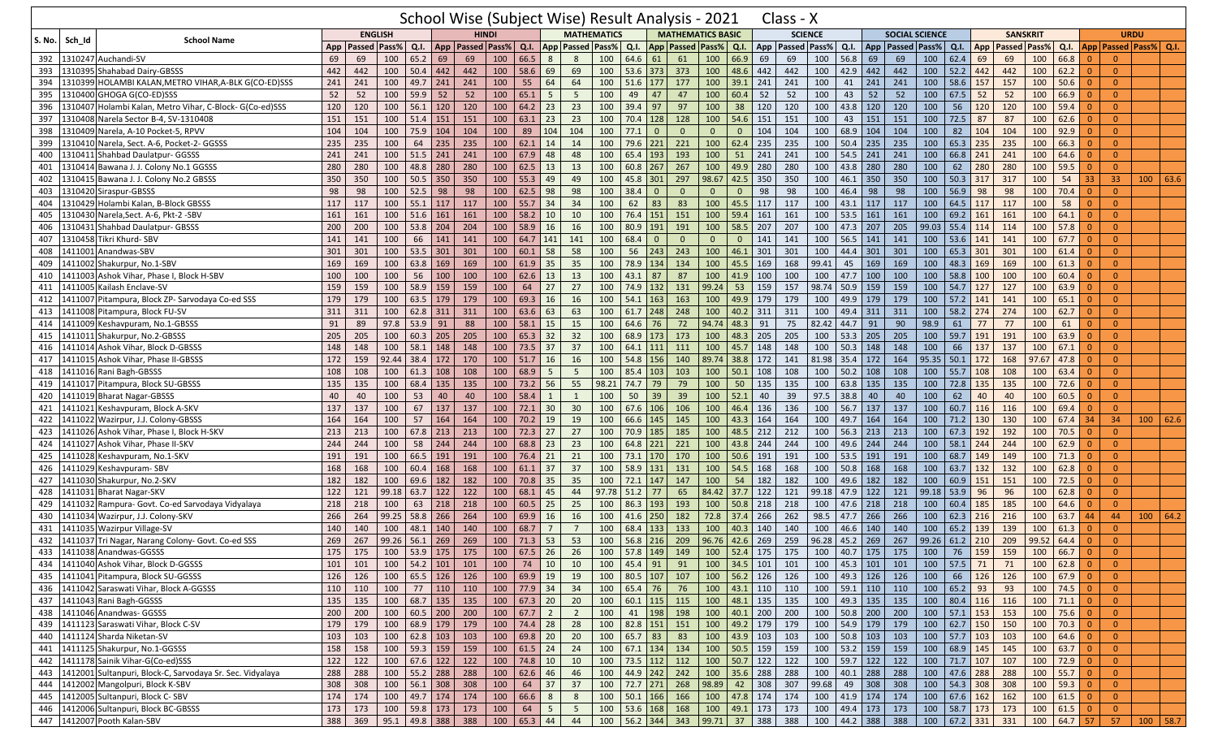# School Wise (Subject Wise) Result Analysis - 2021 Class - X

| S. No. | Sch_Id | School Name | ENGLISH | | | | HINDI | | | | MATHEMATICS | | | | MATHEMATICS BASIC | | | | SCIENCE | | | | SOCIAL SCIENCE | | | | SANSKRIT | | | | URDU | | | |
|---|---|---|---|---|---|---|---|---|---|---|---|---|---|---|---|---|---|---|---|---|---|---|---|---|---|---|---|---|---|---|---|---|---|---|
| | | | App | Passed | Pass% | Q.I. | App | Passed | Pass% | Q.I. | App | Passed | Pass% | Q.I. | App | Passed | Pass% | Q.I. | App | Passed | Pass% | Q.I. | App | Passed | Pass% | Q.I. | App | Passed | Pass% | Q.I. | App | Passed | Pass% | Q.I. |
| 392 | 1310247 | Auchandi-SV | 69 | 69 | 100 | 65.2 | 69 | 69 | 100 | 66.5 | 8 | 8 | 100 | 64.6 | 61 | 61 | 100 | 66.9 | 69 | 69 | 100 | 56.8 | 69 | 69 | 100 | 62.4 | 69 | 69 | 100 | 66.8 | 0 | 0 | | |
| 393 | 1310395 | Shahbad Dairy-GBSSS | 442 | 442 | 100 | 50.4 | 442 | 442 | 100 | 58.6 | 69 | 69 | 100 | 53.6 | 373 | 373 | 100 | 48.6 | 442 | 442 | 100 | 42.9 | 442 | 442 | 100 | 52.2 | 442 | 442 | 100 | 62.2 | 0 | 0 | | |
| 394 | 1310399 | HOLAMBI KALAN,METRO VIHAR,A-BLK G(CO-ED)SSS | 241 | 241 | 100 | 49.7 | 241 | 241 | 100 | 55 | 64 | 64 | 100 | 51.6 | 177 | 177 | 100 | 39.1 | 241 | 241 | 100 | 41 | 241 | 241 | 100 | 58.6 | 157 | 157 | 100 | 50.6 | 0 | 0 | | |
| 395 | 1310400 | GHOGA G(CO-ED)SSS | 52 | 52 | 100 | 59.9 | 52 | 52 | 100 | 65.1 | 5 | 5 | 100 | 49 | 47 | 47 | 100 | 60.4 | 52 | 52 | 100 | 43 | 52 | 52 | 100 | 67.5 | 52 | 52 | 100 | 66.9 | 0 | 0 | | |
| 396 | 1310407 | Holambi Kalan, Metro Vihar, C-Block- G(Co-ed)SSS | 120 | 120 | 100 | 56.1 | 120 | 120 | 100 | 64.2 | 23 | 23 | 100 | 39.4 | 97 | 97 | 100 | 38 | 120 | 120 | 100 | 43.8 | 120 | 120 | 100 | 56 | 120 | 120 | 100 | 59.4 | 0 | 0 | | |
| 397 | 1310408 | Narela Sector B-4, SV-1310408 | 151 | 151 | 100 | 51.4 | 151 | 151 | 100 | 63.1 | 23 | 23 | 100 | 70.4 | 128 | 128 | 100 | 54.6 | 151 | 151 | 100 | 43 | 151 | 151 | 100 | 72.5 | 87 | 87 | 100 | 62.6 | 0 | 0 | | |
| 398 | 1310409 | Narela, A-10 Pocket-5, RPVV | 104 | 104 | 100 | 75.9 | 104 | 104 | 100 | 89 | 104 | 104 | 100 | 77.1 | 0 | 0 | 0 | 0 | 104 | 104 | 100 | 68.9 | 104 | 104 | 100 | 82 | 104 | 104 | 100 | 92.9 | 0 | 0 | | |
| 399 | 1310410 | Narela, Sect. A-6, Pocket-2- GGSSS | 235 | 235 | 100 | 64 | 235 | 235 | 100 | 62.1 | 14 | 14 | 100 | 79.6 | 221 | 221 | 100 | 62.4 | 235 | 235 | 100 | 50.4 | 235 | 235 | 100 | 65.3 | 235 | 235 | 100 | 66.3 | 0 | 0 | | |
| 400 | 1310411 | Shahbad Daulatpur- GGSSS | 241 | 241 | 100 | 51.5 | 241 | 241 | 100 | 67.9 | 48 | 48 | 100 | 65.4 | 193 | 193 | 100 | 51 | 241 | 241 | 100 | 54.5 | 241 | 241 | 100 | 66.8 | 241 | 241 | 100 | 64.6 | 0 | 0 | | |
| 401 | 1310414 | Bawana J. J. Colony No.1 GGSSS | 280 | 280 | 100 | 48.8 | 280 | 280 | 100 | 62.5 | 13 | 13 | 100 | 60.8 | 267 | 267 | 100 | 49.9 | 280 | 280 | 100 | 43.8 | 280 | 280 | 100 | 62 | 280 | 280 | 100 | 59.5 | 0 | 0 | | |
| 402 | 1310415 | Bawana J. J. Colony No.2 GBSSS | 350 | 350 | 100 | 50.5 | 350 | 350 | 100 | 55.3 | 49 | 49 | 100 | 45.8 | 301 | 297 | 98.67 | 42.5 | 350 | 350 | 100 | 46.1 | 350 | 350 | 100 | 50.3 | 317 | 317 | 100 | 54 | 33 | 33 | 100 | 63.6 |
| 403 | 1310420 | Siraspur-GBSSS | 98 | 98 | 100 | 52.5 | 98 | 98 | 100 | 62.5 | 98 | 98 | 100 | 38.4 | 0 | 0 | 0 | 0 | 98 | 98 | 100 | 46.4 | 98 | 98 | 100 | 56.9 | 98 | 98 | 100 | 70.4 | 0 | 0 | | |
| 404 | 1310429 | Holambi Kalan, B-Block GBSSS | 117 | 117 | 100 | 55.1 | 117 | 117 | 100 | 55.7 | 34 | 34 | 100 | 62 | 83 | 83 | 100 | 45.5 | 117 | 117 | 100 | 43.1 | 117 | 117 | 100 | 64.5 | 117 | 117 | 100 | 58 | 0 | 0 | | |
| 405 | 1310430 | Narela,Sect. A-6, Pkt-2 -SBV | 161 | 161 | 100 | 51.6 | 161 | 161 | 100 | 58.2 | 10 | 10 | 100 | 76.4 | 151 | 151 | 100 | 59.4 | 161 | 161 | 100 | 53.5 | 161 | 161 | 100 | 69.2 | 161 | 161 | 100 | 64.1 | 0 | 0 | | |
| 406 | 1310431 | Shahbad Daulatpur- GBSSS | 200 | 200 | 100 | 53.8 | 204 | 204 | 100 | 58.9 | 16 | 16 | 100 | 80.9 | 191 | 191 | 100 | 58.5 | 207 | 207 | 100 | 47.3 | 207 | 205 | 99.03 | 55.4 | 114 | 114 | 100 | 57.8 | 0 | 0 | | |
| 407 | 1310458 | Tikri Khurd- SBV | 141 | 141 | 100 | 66 | 141 | 141 | 100 | 64.7 | 141 | 141 | 100 | 68.4 | 0 | 0 | 0 | 0 | 141 | 141 | 100 | 56.5 | 141 | 141 | 100 | 53.6 | 141 | 141 | 100 | 67.7 | 0 | 0 | | |
| 408 | 1411001 | Anandwas-SBV | 301 | 301 | 100 | 53.5 | 301 | 301 | 100 | 60.1 | 58 | 58 | 100 | 56 | 243 | 243 | 100 | 46.1 | 301 | 301 | 100 | 44.4 | 301 | 301 | 100 | 65.3 | 301 | 301 | 100 | 61.4 | 0 | 0 | | |
| 409 | 1411002 | Shakurpur, No.1-SBV | 169 | 169 | 100 | 63.8 | 169 | 169 | 100 | 61.9 | 35 | 35 | 100 | 78.9 | 134 | 134 | 100 | 45.5 | 169 | 168 | 99.41 | 45 | 169 | 169 | 100 | 48.3 | 169 | 169 | 100 | 61.3 | 0 | 0 | | |
| 410 | 1411003 | Ashok Vihar, Phase I, Block H-SBV | 100 | 100 | 100 | 56 | 100 | 100 | 100 | 62.6 | 13 | 13 | 100 | 43.1 | 87 | 87 | 100 | 41.9 | 100 | 100 | 100 | 47.7 | 100 | 100 | 100 | 58.8 | 100 | 100 | 100 | 60.4 | 0 | 0 | | |
| 411 | 1411005 | Kailash Enclave-SV | 159 | 159 | 100 | 58.9 | 159 | 159 | 100 | 64 | 27 | 27 | 100 | 74.9 | 132 | 131 | 99.24 | 53 | 159 | 157 | 98.74 | 50.9 | 159 | 159 | 100 | 54.7 | 127 | 127 | 100 | 63.9 | 0 | 0 | | |
| 412 | 1411007 | Pitampura, Block ZP- Sarvodaya Co-ed SSS | 179 | 179 | 100 | 63.5 | 179 | 179 | 100 | 69.3 | 16 | 16 | 100 | 54.1 | 163 | 163 | 100 | 49.9 | 179 | 179 | 100 | 49.9 | 179 | 179 | 100 | 57.2 | 141 | 141 | 100 | 65.1 | 0 | 0 | | |
| 413 | 1411008 | Pitampura, Block FU-SV | 311 | 311 | 100 | 62.8 | 311 | 311 | 100 | 63.6 | 63 | 63 | 100 | 61.7 | 248 | 248 | 100 | 40.2 | 311 | 311 | 100 | 49.4 | 311 | 311 | 100 | 58.2 | 274 | 274 | 100 | 62.7 | 0 | 0 | | |
| 414 | 1411009 | Keshavpuram, No.1-GBSSS | 91 | 89 | 97.8 | 53.9 | 91 | 88 | 100 | 58.1 | 15 | 15 | 100 | 64.6 | 76 | 72 | 94.74 | 48.3 | 91 | 75 | 82.42 | 44.7 | 91 | 90 | 98.9 | 61 | 77 | 77 | 100 | 61 | 0 | 0 | | |
| 415 | 1411011 | Shakurpur, No.2-GBSSS | 205 | 205 | 100 | 60.3 | 205 | 205 | 100 | 65.3 | 32 | 32 | 100 | 68.9 | 173 | 173 | 100 | 48.3 | 205 | 205 | 100 | 53.3 | 205 | 205 | 100 | 59.7 | 191 | 191 | 100 | 63.9 | 0 | 0 | | |
| 416 | 1411014 | Ashok Vihar, Block D-GBSSS | 148 | 148 | 100 | 58.1 | 148 | 148 | 100 | 73.5 | 37 | 37 | 100 | 64.1 | 111 | 111 | 100 | 45.7 | 148 | 148 | 100 | 50.3 | 148 | 148 | 100 | 66 | 137 | 137 | 100 | 67.1 | 0 | 0 | | |
| 417 | 1411015 | Ashok Vihar, Phase II-GBSSS | 172 | 159 | 92.44 | 38.4 | 172 | 170 | 100 | 51.7 | 16 | 16 | 100 | 54.8 | 156 | 140 | 89.74 | 38.8 | 172 | 141 | 81.98 | 35.4 | 172 | 164 | 95.35 | 50.1 | 172 | 168 | 97.67 | 47.8 | 0 | 0 | | |
| 418 | 1411016 | Rani Bagh-GBSSS | 108 | 108 | 100 | 61.3 | 108 | 108 | 100 | 68.9 | 5 | 5 | 100 | 85.4 | 103 | 103 | 100 | 50.1 | 108 | 108 | 100 | 50.2 | 108 | 108 | 100 | 55.7 | 108 | 108 | 100 | 63.4 | 0 | 0 | | |
| 419 | 1411017 | Pitampura, Block SU-GBSSS | 135 | 135 | 100 | 68.4 | 135 | 135 | 100 | 73.2 | 56 | 55 | 98.21 | 74.7 | 79 | 79 | 100 | 50 | 135 | 135 | 100 | 63.8 | 135 | 135 | 100 | 72.8 | 135 | 135 | 100 | 72.6 | 0 | 0 | | |
| 420 | 1411019 | Bharat Nagar-GBSSS | 40 | 40 | 100 | 53 | 40 | 40 | 100 | 58.4 | 1 | 1 | 100 | 50 | 39 | 39 | 100 | 52.1 | 40 | 39 | 97.5 | 38.8 | 40 | 40 | 100 | 62 | 40 | 40 | 100 | 60.5 | 0 | 0 | | |
| 421 | 1411021 | Keshavpuram, Block A-SKV | 137 | 137 | 100 | 67 | 137 | 137 | 100 | 72.1 | 30 | 30 | 100 | 67.6 | 106 | 106 | 100 | 46.4 | 136 | 136 | 100 | 56.7 | 137 | 137 | 100 | 60.7 | 116 | 116 | 100 | 69.4 | 0 | 0 | | |
| 422 | 1411022 | Wazirpur, J.J. Colony-GBSSS | 164 | 164 | 100 | 57 | 164 | 164 | 100 | 70.2 | 19 | 19 | 100 | 66.6 | 145 | 145 | 100 | 43.3 | 164 | 164 | 100 | 49.7 | 164 | 164 | 100 | 71.2 | 130 | 130 | 100 | 67.4 | 34 | 34 | 100 | 62.6 |
| 423 | 1411026 | Ashok Vihar, Phase I, Block H-SKV | 213 | 213 | 100 | 67.8 | 213 | 213 | 100 | 72.3 | 27 | 27 | 100 | 70.9 | 185 | 185 | 100 | 48.5 | 212 | 212 | 100 | 56.3 | 213 | 213 | 100 | 67.3 | 192 | 192 | 100 | 70.5 | 0 | 0 | | |
| 424 | 1411027 | Ashok Vihar, Phase II-SKV | 244 | 244 | 100 | 58 | 244 | 244 | 100 | 68.8 | 23 | 23 | 100 | 64.8 | 221 | 221 | 100 | 43.8 | 244 | 244 | 100 | 49.6 | 244 | 244 | 100 | 58.1 | 244 | 244 | 100 | 62.9 | 0 | 0 | | |
| 425 | 1411028 | Keshavpuram, No.1-SKV | 191 | 191 | 100 | 66.5 | 191 | 191 | 100 | 76.4 | 21 | 21 | 100 | 73.1 | 170 | 170 | 100 | 50.6 | 191 | 191 | 100 | 53.5 | 191 | 191 | 100 | 68.7 | 149 | 149 | 100 | 71.3 | 0 | 0 | | |
| 426 | 1411029 | Keshavpuram- SBV | 168 | 168 | 100 | 60.4 | 168 | 168 | 100 | 61.1 | 37 | 37 | 100 | 58.9 | 131 | 131 | 100 | 54.5 | 168 | 168 | 100 | 50.8 | 168 | 168 | 100 | 63.7 | 132 | 132 | 100 | 62.8 | 0 | 0 | | |
| 427 | 1411030 | Shakurpur, No.2-SKV | 182 | 182 | 100 | 69.6 | 182 | 182 | 100 | 70.8 | 35 | 35 | 100 | 72.1 | 147 | 147 | 100 | 54 | 182 | 182 | 100 | 49.6 | 182 | 182 | 100 | 60.9 | 151 | 151 | 100 | 72.5 | 0 | 0 | | |
| 428 | 1411031 | Bharat Nagar-SKV | 122 | 121 | 99.18 | 63.7 | 122 | 122 | 100 | 68.1 | 45 | 44 | 97.78 | 51.2 | 77 | 65 | 84.42 | 37.7 | 122 | 121 | 99.18 | 47.9 | 122 | 121 | 99.18 | 53.9 | 96 | 96 | 100 | 62.8 | 0 | 0 | | |
| 429 | 1411032 | Rampura- Govt. Co-ed Sarvodaya Vidyalaya | 218 | 218 | 100 | 63 | 218 | 218 | 100 | 60.5 | 25 | 25 | 100 | 86.3 | 193 | 193 | 100 | 50.8 | 218 | 218 | 100 | 47.6 | 218 | 218 | 100 | 60.4 | 185 | 185 | 100 | 64.6 | 0 | 0 | | |
| 430 | 1411034 | Wazirpur, J.J. Colony-SKV | 266 | 264 | 99.25 | 58.8 | 266 | 264 | 100 | 69.9 | 16 | 16 | 100 | 41.6 | 250 | 182 | 72.8 | 37.4 | 266 | 262 | 98.5 | 47.7 | 266 | 266 | 100 | 62.3 | 216 | 216 | 100 | 63.7 | 44 | 44 | 100 | 64.2 |
| 431 | 1411035 | Wazirpur Village-SV | 140 | 140 | 100 | 48.1 | 140 | 140 | 100 | 68.7 | 7 | 7 | 100 | 68.4 | 133 | 133 | 100 | 40.3 | 140 | 140 | 100 | 46.6 | 140 | 140 | 100 | 65.2 | 139 | 139 | 100 | 61.3 | 0 | 0 | | |
| 432 | 1411037 | Tri Nagar, Narang Colony- Govt. Co-ed SSS | 269 | 267 | 99.26 | 56.1 | 269 | 269 | 100 | 71.3 | 53 | 53 | 100 | 56.8 | 216 | 209 | 96.76 | 42.6 | 269 | 259 | 96.28 | 45.2 | 269 | 267 | 99.26 | 61.2 | 210 | 209 | 99.52 | 64.4 | 0 | 0 | | |
| 433 | 1411038 | Anandwas-GGSSS | 175 | 175 | 100 | 53.9 | 175 | 175 | 100 | 67.5 | 26 | 26 | 100 | 57.8 | 149 | 149 | 100 | 52.4 | 175 | 175 | 100 | 40.7 | 175 | 175 | 100 | 76 | 159 | 159 | 100 | 66.7 | 0 | 0 | | |
| 434 | 1411040 | Ashok Vihar, Block D-GGSSS | 101 | 101 | 100 | 54.2 | 101 | 101 | 100 | 74 | 10 | 10 | 100 | 45.4 | 91 | 91 | 100 | 34.5 | 101 | 101 | 100 | 45.3 | 101 | 101 | 100 | 57.5 | 71 | 71 | 100 | 62.8 | 0 | 0 | | |
| 435 | 1411041 | Pitampura, Block SU-GGSSS | 126 | 126 | 100 | 65.5 | 126 | 126 | 100 | 69.9 | 19 | 19 | 100 | 80.5 | 107 | 107 | 100 | 56.2 | 126 | 126 | 100 | 49.3 | 126 | 126 | 100 | 66 | 126 | 126 | 100 | 67.9 | 0 | 0 | | |
| 436 | 1411042 | Saraswati Vihar, Block A-GGSSS | 110 | 110 | 100 | 77 | 110 | 110 | 100 | 77.9 | 34 | 34 | 100 | 65.4 | 76 | 76 | 100 | 43.1 | 110 | 110 | 100 | 59.1 | 110 | 110 | 100 | 65.2 | 93 | 93 | 100 | 74.5 | 0 | 0 | | |
| 437 | 1411043 | Rani Bagh-GGSSS | 135 | 135 | 100 | 68.7 | 135 | 135 | 100 | 67.3 | 20 | 20 | 100 | 60.1 | 115 | 115 | 100 | 48.1 | 135 | 135 | 100 | 49.3 | 135 | 135 | 100 | 80.4 | 116 | 116 | 100 | 71.1 | 0 | 0 | | |
| 438 | 1411046 | Anandwas- GGSSS | 200 | 200 | 100 | 60.5 | 200 | 200 | 100 | 67.7 | 2 | 2 | 100 | 41 | 198 | 198 | 100 | 40.1 | 200 | 200 | 100 | 50.8 | 200 | 200 | 100 | 57.1 | 153 | 153 | 100 | 75.6 | 0 | 0 | | |
| 439 | 1411123 | Saraswati Vihar, Block C-SV | 179 | 179 | 100 | 68.9 | 179 | 179 | 100 | 74.4 | 28 | 28 | 100 | 82.8 | 151 | 151 | 100 | 49.2 | 179 | 179 | 100 | 54.9 | 179 | 179 | 100 | 62.7 | 150 | 150 | 100 | 70.3 | 0 | 0 | | |
| 440 | 1411124 | Sharda Niketan-SV | 103 | 103 | 100 | 62.8 | 103 | 103 | 100 | 69.8 | 20 | 20 | 100 | 65.7 | 83 | 83 | 100 | 43.9 | 103 | 103 | 100 | 50.8 | 103 | 103 | 100 | 57.7 | 103 | 103 | 100 | 64.6 | 0 | 0 | | |
| 441 | 1411125 | Shakurpur, No.1-GGSSS | 158 | 158 | 100 | 59.3 | 159 | 159 | 100 | 61.5 | 24 | 24 | 100 | 67.1 | 134 | 134 | 100 | 50.5 | 159 | 159 | 100 | 53.2 | 159 | 159 | 100 | 68.9 | 145 | 145 | 100 | 63.7 | 0 | 0 | | |
| 442 | 1411178 | Sainik Vihar-G(Co-ed)SSS | 122 | 122 | 100 | 67.6 | 122 | 122 | 100 | 74.8 | 10 | 10 | 100 | 73.5 | 112 | 112 | 100 | 50.7 | 122 | 122 | 100 | 59.7 | 122 | 122 | 100 | 71.7 | 107 | 107 | 100 | 72.9 | 0 | 0 | | |
| 443 | 1412001 | Sultanpuri, Block-C, Sarvodaya Sr. Sec. Vidyalaya | 288 | 288 | 100 | 55.2 | 288 | 288 | 100 | 62.6 | 46 | 46 | 100 | 44.9 | 242 | 242 | 100 | 35.6 | 288 | 288 | 100 | 40.1 | 288 | 288 | 100 | 47.6 | 288 | 288 | 100 | 55.7 | 0 | 0 | | |
| 444 | 1412002 | Mangolpuri, Block K-SBV | 308 | 308 | 100 | 56.1 | 308 | 308 | 100 | 64 | 37 | 37 | 100 | 72.7 | 271 | 268 | 98.89 | 42 | 308 | 307 | 99.68 | 49 | 308 | 308 | 100 | 54.3 | 308 | 308 | 100 | 59.3 | 0 | 0 | | |
| 445 | 1412005 | Sultanpuri, Block C- SBV | 174 | 174 | 100 | 49.7 | 174 | 174 | 100 | 66.6 | 8 | 8 | 100 | 50.1 | 166 | 166 | 100 | 47.8 | 174 | 174 | 100 | 41.9 | 174 | 174 | 100 | 67.6 | 162 | 162 | 100 | 61.5 | 0 | 0 | | |
| 446 | 1412006 | Sultanpuri, Block BC-GBSSS | 173 | 173 | 100 | 59.8 | 173 | 173 | 100 | 64 | 5 | 5 | 100 | 53.6 | 168 | 168 | 100 | 49.1 | 173 | 173 | 100 | 49.4 | 173 | 173 | 100 | 58.7 | 173 | 173 | 100 | 61.5 | 0 | 0 | | |
| 447 | 1412007 | Pooth Kalan-SBV | 388 | 369 | 95.1 | 49.8 | 388 | 388 | 100 | 65.3 | 44 | 44 | 100 | 56.2 | 344 | 343 | 99.71 | 37 | 388 | 388 | 100 | 44.2 | 388 | 388 | 100 | 67.2 | 331 | 331 | 100 | 64.7 | 57 | 57 | 100 | 58.7 |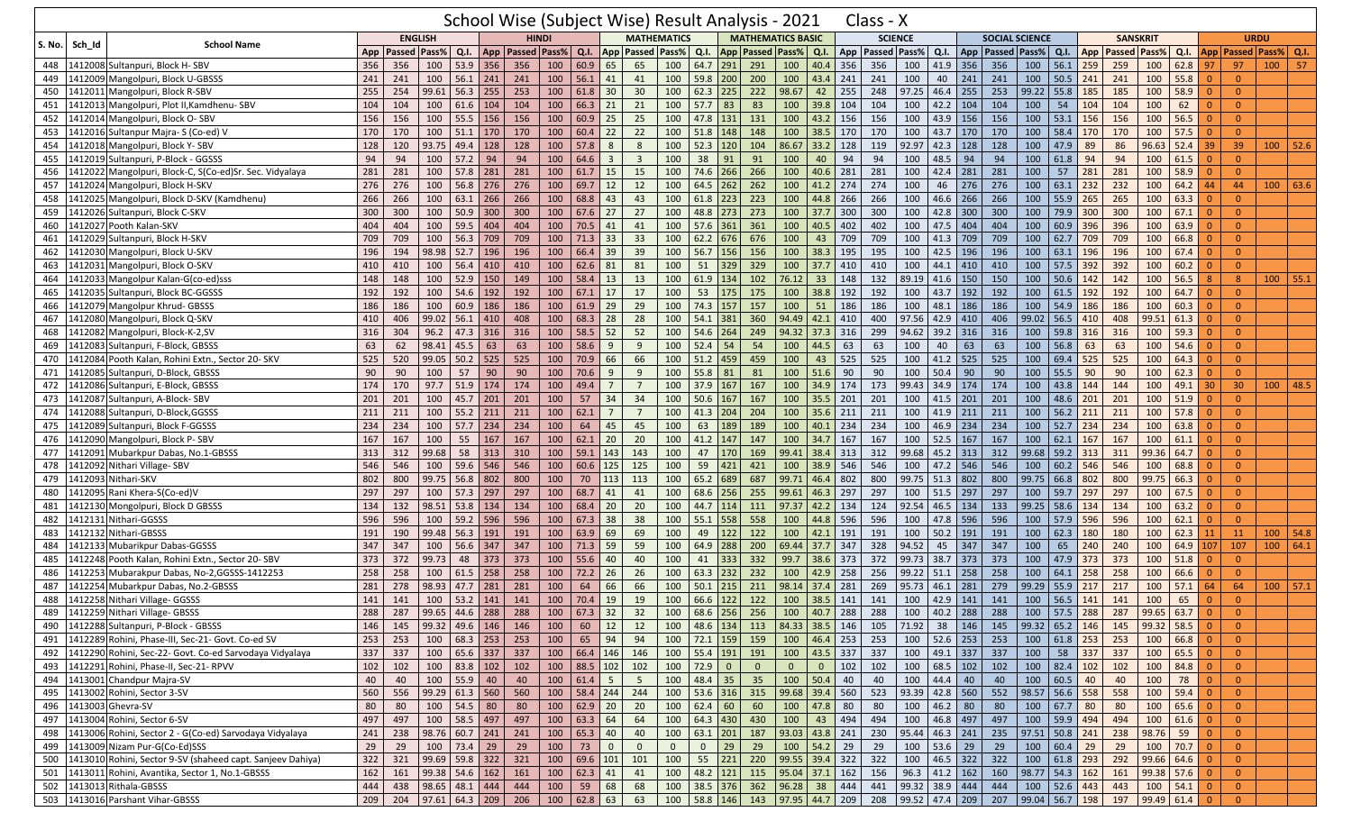# School Wise (Subject Wise) Result Analysis - 2021 Class - X

| S. No. | Sch_Id | School Name | ENGLISH | | | | HINDI | | | | MATHEMATICS | | | | MATHEMATICS BASIC | | | | SCIENCE | | | | SOCIAL SCIENCE | | | | SANSKRIT | | | | URDU | | | |
|---|---|---|---|---|---|---|---|---|---|---|---|---|---|---|---|---|---|---|---|---|---|---|---|---|---|---|---|---|---|---|---|---|---|---|
| | | | App | Passed | Pass% | Q.I. | App | Passed | Pass% | Q.I. | App | Passed | Pass% | Q.I. | App | Passed | Pass% | Q.I. | App | Passed | Pass% | Q.I. | App | Passed | Pass% | Q.I. | App | Passed | Pass% | Q.I. | App | Passed | Pass% | Q.I. |
| 448 | 1412008 | Sultanpuri, Block H- SBV | 356 | 356 | 100 | 53.9 | 356 | 356 | 100 | 60.9 | 65 | 65 | 100 | 64.7 | 291 | 291 | 100 | 40.4 | 356 | 356 | 100 | 41.9 | 356 | 356 | 100 | 56.1 | 259 | 259 | 100 | 62.8 | 97 | 97 | 100 | 57 |
| 449 | 1412009 | Mangolpuri, Block U-GBSSS | 241 | 241 | 100 | 56.1 | 241 | 241 | 100 | 56.1 | 41 | 41 | 100 | 59.8 | 200 | 200 | 100 | 43.4 | 241 | 241 | 100 | 40 | 241 | 241 | 100 | 50.5 | 241 | 241 | 100 | 55.8 | 0 | 0 | | |
| 450 | 1412011 | Mangolpuri, Block R-SBV | 255 | 254 | 99.61 | 56.3 | 255 | 253 | 100 | 61.8 | 30 | 30 | 100 | 62.3 | 225 | 222 | 98.67 | 42 | 255 | 248 | 97.25 | 46.4 | 255 | 253 | 99.22 | 55.8 | 185 | 185 | 100 | 58.9 | 0 | 0 | | |
| 451 | 1412013 | Mangolpuri, Plot II,Kamdhenu- SBV | 104 | 104 | 100 | 61.6 | 104 | 104 | 100 | 66.3 | 21 | 21 | 100 | 57.7 | 83 | 83 | 100 | 39.8 | 104 | 104 | 100 | 42.2 | 104 | 104 | 100 | 54 | 104 | 104 | 100 | 62 | 0 | 0 | | |
| 452 | 1412014 | Mangolpuri, Block O- SBV | 156 | 156 | 100 | 55.5 | 156 | 156 | 100 | 60.9 | 25 | 25 | 100 | 47.8 | 131 | 131 | 100 | 43.2 | 156 | 156 | 100 | 43.9 | 156 | 156 | 100 | 53.1 | 156 | 156 | 100 | 56.5 | 0 | 0 | | |
| 453 | 1412016 | Sultanpur Majra- S (Co-ed) V | 170 | 170 | 100 | 51.1 | 170 | 170 | 100 | 60.4 | 22 | 22 | 100 | 51.8 | 148 | 148 | 100 | 38.5 | 170 | 170 | 100 | 43.7 | 170 | 170 | 100 | 58.4 | 170 | 170 | 100 | 57.5 | 0 | 0 | | |
| 454 | 1412018 | Mangolpuri, Block Y- SBV | 128 | 120 | 93.75 | 49.4 | 128 | 128 | 100 | 57.8 | 8 | 8 | 100 | 52.3 | 120 | 104 | 86.67 | 33.2 | 128 | 119 | 92.97 | 42.3 | 128 | 128 | 100 | 47.9 | 89 | 86 | 96.63 | 52.4 | 39 | 39 | 100 | 52.6 |
| 455 | 1412019 | Sultanpuri, P-Block - GGSSS | 94 | 94 | 100 | 57.2 | 94 | 94 | 100 | 64.6 | 3 | 3 | 100 | 38 | 91 | 91 | 100 | 40 | 94 | 94 | 100 | 48.5 | 94 | 94 | 100 | 61.8 | 94 | 94 | 100 | 61.5 | 0 | 0 | | |
| 456 | 1412022 | Mangolpuri, Block-C, S(Co-ed)Sr. Sec. Vidyalaya | 281 | 281 | 100 | 57.8 | 281 | 281 | 100 | 61.7 | 15 | 15 | 100 | 74.6 | 266 | 266 | 100 | 40.6 | 281 | 281 | 100 | 42.4 | 281 | 281 | 100 | 57 | 281 | 281 | 100 | 58.9 | 0 | 0 | | |
| 457 | 1412024 | Mangolpuri, Block H-SKV | 276 | 276 | 100 | 56.8 | 276 | 276 | 100 | 69.7 | 12 | 12 | 100 | 64.5 | 262 | 262 | 100 | 41.2 | 274 | 274 | 100 | 46 | 276 | 276 | 100 | 63.1 | 232 | 232 | 100 | 64.2 | 44 | 44 | 100 | 63.6 |
| 458 | 1412025 | Mangolpuri, Block D-SKV (Kamdhenu) | 266 | 266 | 100 | 63.1 | 266 | 266 | 100 | 68.8 | 43 | 43 | 100 | 61.8 | 223 | 223 | 100 | 44.8 | 266 | 266 | 100 | 46.6 | 266 | 266 | 100 | 55.9 | 265 | 265 | 100 | 63.3 | 0 | 0 | | |
| 459 | 1412026 | Sultanpuri, Block C-SKV | 300 | 300 | 100 | 50.9 | 300 | 300 | 100 | 67.6 | 27 | 27 | 100 | 48.8 | 273 | 273 | 100 | 37.7 | 300 | 300 | 100 | 42.8 | 300 | 300 | 100 | 79.9 | 300 | 300 | 100 | 67.1 | 0 | 0 | | |
| 460 | 1412027 | Pooth Kalan-SKV | 404 | 404 | 100 | 59.5 | 404 | 404 | 100 | 70.5 | 41 | 41 | 100 | 57.6 | 361 | 361 | 100 | 40.5 | 402 | 402 | 100 | 47.5 | 404 | 404 | 100 | 60.9 | 396 | 396 | 100 | 63.9 | 0 | 0 | | |
| 461 | 1412029 | Sultanpuri, Block H-SKV | 709 | 709 | 100 | 56.3 | 709 | 709 | 100 | 71.3 | 33 | 33 | 100 | 62.2 | 676 | 676 | 100 | 43 | 709 | 709 | 100 | 41.3 | 709 | 709 | 100 | 62.7 | 709 | 709 | 100 | 66.8 | 0 | 0 | | |
| 462 | 1412030 | Mangolpuri, Block U-SKV | 196 | 194 | 98.98 | 52.7 | 196 | 196 | 100 | 66.4 | 39 | 39 | 100 | 56.7 | 156 | 156 | 100 | 38.3 | 195 | 195 | 100 | 42.5 | 196 | 196 | 100 | 63.1 | 196 | 196 | 100 | 67.4 | 0 | 0 | | |
| 463 | 1412031 | Mangolpuri, Block O-SKV | 410 | 410 | 100 | 56.4 | 410 | 410 | 100 | 62.6 | 81 | 81 | 100 | 51 | 329 | 329 | 100 | 37.7 | 410 | 410 | 100 | 44.1 | 410 | 410 | 100 | 57.5 | 392 | 392 | 100 | 60.2 | 0 | 0 | | |
| 464 | 1412033 | Mangolpur Kalan-G(co-ed)sss | 148 | 148 | 100 | 52.9 | 150 | 149 | 100 | 58.4 | 13 | 13 | 100 | 61.9 | 134 | 102 | 76.12 | 33 | 148 | 132 | 89.19 | 41.6 | 150 | 150 | 100 | 50.6 | 142 | 142 | 100 | 56.5 | 8 | 8 | 100 | 55.1 |
| 465 | 1412035 | Sultanpuri, Block BC-GGSSS | 192 | 192 | 100 | 54.6 | 192 | 192 | 100 | 67.1 | 17 | 17 | 100 | 53 | 175 | 175 | 100 | 38.8 | 192 | 192 | 100 | 43.7 | 192 | 192 | 100 | 61.5 | 192 | 192 | 100 | 64.7 | 0 | 0 | | |
| 466 | 1412079 | Mangolpur Khrud- GBSSS | 186 | 186 | 100 | 60.9 | 186 | 186 | 100 | 61.9 | 29 | 29 | 100 | 74.3 | 157 | 157 | 100 | 51 | 186 | 186 | 100 | 48.1 | 186 | 186 | 100 | 54.9 | 186 | 186 | 100 | 60.3 | 0 | 0 | | |
| 467 | 1412080 | Mangolpuri, Block Q-SKV | 410 | 406 | 99.02 | 56.1 | 410 | 408 | 100 | 68.3 | 28 | 28 | 100 | 54.1 | 381 | 360 | 94.49 | 42.1 | 410 | 400 | 97.56 | 42.9 | 410 | 406 | 99.02 | 56.5 | 410 | 408 | 99.51 | 61.3 | 0 | 0 | | |
| 468 | 1412082 | Mangolpuri, Block-K-2,SV | 316 | 304 | 96.2 | 47.3 | 316 | 316 | 100 | 58.5 | 52 | 52 | 100 | 54.6 | 264 | 249 | 94.32 | 37.3 | 316 | 299 | 94.62 | 39.2 | 316 | 316 | 100 | 59.8 | 316 | 316 | 100 | 59.3 | 0 | 0 | | |
| 469 | 1412083 | Sultanpuri, F-Block, GBSSS | 63 | 62 | 98.41 | 45.5 | 63 | 63 | 100 | 58.6 | 9 | 9 | 100 | 52.4 | 54 | 54 | 100 | 44.5 | 63 | 63 | 100 | 40 | 63 | 63 | 100 | 56.8 | 63 | 63 | 100 | 54.6 | 0 | 0 | | |
| 470 | 1412084 | Pooth Kalan, Rohini Extn., Sector 20- SKV | 525 | 520 | 99.05 | 50.2 | 525 | 525 | 100 | 70.9 | 66 | 66 | 100 | 51.2 | 459 | 459 | 100 | 43 | 525 | 525 | 100 | 41.2 | 525 | 525 | 100 | 69.4 | 525 | 525 | 100 | 64.3 | 0 | 0 | | |
| 471 | 1412085 | Sultanpuri, D-Block, GBSSS | 90 | 90 | 100 | 57 | 90 | 90 | 100 | 70.6 | 9 | 9 | 100 | 55.8 | 81 | 81 | 100 | 51.6 | 90 | 90 | 100 | 50.4 | 90 | 90 | 100 | 55.5 | 90 | 90 | 100 | 62.3 | 0 | 0 | | |
| 472 | 1412086 | Sultanpuri, E-Block, GBSSS | 174 | 170 | 97.7 | 51.9 | 174 | 174 | 100 | 49.4 | 7 | 7 | 100 | 37.9 | 167 | 167 | 100 | 34.9 | 174 | 173 | 99.43 | 34.9 | 174 | 174 | 100 | 43.8 | 144 | 144 | 100 | 49.1 | 30 | 30 | 100 | 48.5 |
| 473 | 1412087 | Sultanpuri, A-Block- SBV | 201 | 201 | 100 | 45.7 | 201 | 201 | 100 | 57 | 34 | 34 | 100 | 50.6 | 167 | 167 | 100 | 35.5 | 201 | 201 | 100 | 41.5 | 201 | 201 | 100 | 48.6 | 201 | 201 | 100 | 51.9 | 0 | 0 | | |
| 474 | 1412088 | Sultanpuri, D-Block,GGSSS | 211 | 211 | 100 | 55.2 | 211 | 211 | 100 | 62.1 | 7 | 7 | 100 | 41.3 | 204 | 204 | 100 | 35.6 | 211 | 211 | 100 | 41.9 | 211 | 211 | 100 | 56.2 | 211 | 211 | 100 | 57.8 | 0 | 0 | | |
| 475 | 1412089 | Sultanpuri, Block F-GGSSS | 234 | 234 | 100 | 57.7 | 234 | 234 | 100 | 64 | 45 | 45 | 100 | 63 | 189 | 189 | 100 | 40.1 | 234 | 234 | 100 | 46.9 | 234 | 234 | 100 | 52.7 | 234 | 234 | 100 | 63.8 | 0 | 0 | | |
| 476 | 1412090 | Mangolpuri, Block P- SBV | 167 | 167 | 100 | 55 | 167 | 167 | 100 | 62.1 | 20 | 20 | 100 | 41.2 | 147 | 147 | 100 | 34.7 | 167 | 167 | 100 | 52.5 | 167 | 167 | 100 | 62.1 | 167 | 167 | 100 | 61.1 | 0 | 0 | | |
| 477 | 1412091 | Mubarkpur Dabas, No.1-GBSSS | 313 | 312 | 99.68 | 58 | 313 | 310 | 100 | 59.1 | 143 | 143 | 100 | 47 | 170 | 169 | 99.41 | 38.4 | 313 | 312 | 99.68 | 45.2 | 313 | 312 | 99.68 | 59.2 | 313 | 311 | 99.36 | 64.7 | 0 | 0 | | |
| 478 | 1412092 | Nithari Village- SBV | 546 | 546 | 100 | 59.6 | 546 | 546 | 100 | 60.6 | 125 | 125 | 100 | 59 | 421 | 421 | 100 | 38.9 | 546 | 546 | 100 | 47.2 | 546 | 546 | 100 | 60.2 | 546 | 546 | 100 | 68.8 | 0 | 0 | | |
| 479 | 1412093 | Nithari-SKV | 802 | 800 | 99.75 | 56.8 | 802 | 800 | 100 | 70 | 113 | 113 | 100 | 65.2 | 689 | 687 | 99.71 | 46.4 | 802 | 800 | 99.75 | 51.3 | 802 | 800 | 99.75 | 66.8 | 802 | 800 | 99.75 | 66.3 | 0 | 0 | | |
| 480 | 1412095 | Rani Khera-S(Co-ed)V | 297 | 297 | 100 | 57.3 | 297 | 297 | 100 | 68.7 | 41 | 41 | 100 | 68.6 | 256 | 255 | 99.61 | 46.3 | 297 | 297 | 100 | 51.5 | 297 | 297 | 100 | 59.7 | 297 | 297 | 100 | 67.5 | 0 | 0 | | |
| 481 | 1412130 | Mongolpuri, Block D GBSSS | 134 | 132 | 98.51 | 53.8 | 134 | 134 | 100 | 68.4 | 20 | 20 | 100 | 44.7 | 114 | 111 | 97.37 | 42.2 | 134 | 124 | 92.54 | 46.5 | 134 | 133 | 99.25 | 58.6 | 134 | 134 | 100 | 63.2 | 0 | 0 | | |
| 482 | 1412131 | Nithari-GGSSS | 596 | 596 | 100 | 59.2 | 596 | 596 | 100 | 67.3 | 38 | 38 | 100 | 55.1 | 558 | 558 | 100 | 44.8 | 596 | 596 | 100 | 47.8 | 596 | 596 | 100 | 57.9 | 596 | 596 | 100 | 62.1 | 0 | 0 | | |
| 483 | 1412132 | Nithari-GBSSS | 191 | 190 | 99.48 | 56.3 | 191 | 191 | 100 | 63.9 | 69 | 69 | 100 | 49 | 122 | 122 | 100 | 42.1 | 191 | 191 | 100 | 50.2 | 191 | 191 | 100 | 62.3 | 180 | 180 | 100 | 62.3 | 11 | 11 | 100 | 54.8 |
| 484 | 1412133 | Mubarikpur Dabas-GGSSS | 347 | 347 | 100 | 56.6 | 347 | 347 | 100 | 71.3 | 59 | 59 | 100 | 64.9 | 288 | 200 | 69.44 | 37.7 | 347 | 328 | 94.52 | 45 | 347 | 347 | 100 | 65 | 240 | 240 | 100 | 64.9 | 107 | 107 | 100 | 64.1 |
| 485 | 1412248 | Pooth Kalan, Rohini Extn., Sector 20- SBV | 373 | 372 | 99.73 | 48 | 373 | 373 | 100 | 55.6 | 40 | 40 | 100 | 41 | 333 | 332 | 99.7 | 38.6 | 373 | 372 | 99.73 | 38.7 | 373 | 373 | 100 | 47.9 | 373 | 373 | 100 | 51.8 | 0 | 0 | | |
| 486 | 1412253 | Mubarakpur Dabas, No-2,GGSSS-1412253 | 258 | 258 | 100 | 61.5 | 258 | 258 | 100 | 72.2 | 26 | 26 | 100 | 63.3 | 232 | 232 | 100 | 42.9 | 258 | 256 | 99.22 | 51.1 | 258 | 258 | 100 | 64.1 | 258 | 258 | 100 | 66.6 | 0 | 0 | | |
| 487 | 1412254 | Mubarkpur Dabas, No.2-GBSSS | 281 | 278 | 98.93 | 47.7 | 281 | 281 | 100 | 64 | 66 | 66 | 100 | 50.1 | 215 | 211 | 98.14 | 37.4 | 281 | 269 | 95.73 | 46.1 | 281 | 279 | 99.29 | 55.9 | 217 | 217 | 100 | 57.1 | 64 | 64 | 100 | 57.1 |
| 488 | 1412258 | Nithari Village- GGSSS | 141 | 141 | 100 | 53.2 | 141 | 141 | 100 | 70.4 | 19 | 19 | 100 | 66.6 | 122 | 122 | 100 | 38.5 | 141 | 141 | 100 | 42.9 | 141 | 141 | 100 | 56.5 | 141 | 141 | 100 | 65 | 0 | 0 | | |
| 489 | 1412259 | Nithari Village- GBSSS | 288 | 287 | 99.65 | 44.6 | 288 | 288 | 100 | 67.3 | 32 | 32 | 100 | 68.6 | 256 | 256 | 100 | 40.7 | 288 | 288 | 100 | 40.3 | 288 | 288 | 100 | 57.5 | 288 | 287 | 99.65 | 63.7 | 0 | 0 | | |
| 490 | 1412288 | Sultanpuri, P-Block - GBSSS | 146 | 145 | 99.32 | 49.6 | 146 | 146 | 100 | 60 | 12 | 12 | 100 | 48.6 | 134 | 113 | 84.33 | 38.5 | 146 | 105 | 71.92 | 38 | 146 | 145 | 99.32 | 65.2 | 146 | 145 | 99.32 | 58.5 | 0 | 0 | | |
| 491 | 1412289 | Rohini, Phase-III, Sec-21- Govt. Co-ed SV | 253 | 253 | 100 | 68.3 | 253 | 253 | 100 | 65 | 94 | 94 | 100 | 72.1 | 159 | 159 | 100 | 46.4 | 253 | 253 | 100 | 52.6 | 253 | 253 | 100 | 61.8 | 253 | 253 | 100 | 66.8 | 0 | 0 | | |
| 492 | 1412290 | Rohini, Sec-22- Govt. Co-ed Sarvodaya Vidyalaya | 337 | 337 | 100 | 65.6 | 337 | 337 | 100 | 66.4 | 146 | 146 | 100 | 55.4 | 191 | 191 | 100 | 43.5 | 337 | 337 | 100 | 49.1 | 337 | 337 | 100 | 58 | 337 | 337 | 100 | 65.5 | 0 | 0 | | |
| 493 | 1412291 | Rohini, Phase-II, Sec-21- RPVV | 102 | 102 | 100 | 83.8 | 102 | 102 | 100 | 88.5 | 102 | 102 | 100 | 72.9 | 0 | 0 | 0 | 0 | 102 | 102 | 100 | 68.5 | 102 | 102 | 100 | 82.4 | 102 | 102 | 100 | 84.8 | 0 | 0 | | |
| 494 | 1413001 | Chandpur Majra-SV | 40 | 40 | 100 | 55.9 | 40 | 40 | 100 | 61.4 | 5 | 5 | 100 | 48.4 | 35 | 35 | 100 | 50.4 | 40 | 40 | 100 | 44.4 | 40 | 40 | 100 | 60.5 | 40 | 40 | 100 | 78 | 0 | 0 | | |
| 495 | 1413002 | Rohini, Sector 3-SV | 560 | 556 | 99.29 | 61.3 | 560 | 560 | 100 | 58.4 | 244 | 244 | 100 | 53.6 | 316 | 315 | 99.68 | 39.4 | 560 | 523 | 93.39 | 42.8 | 560 | 552 | 98.57 | 56.6 | 558 | 558 | 100 | 59.4 | 0 | 0 | | |
| 496 | 1413003 | Ghevra-SV | 80 | 80 | 100 | 54.5 | 80 | 80 | 100 | 62.9 | 20 | 20 | 100 | 62.4 | 60 | 60 | 100 | 47.8 | 80 | 80 | 100 | 46.2 | 80 | 80 | 100 | 67.7 | 80 | 80 | 100 | 65.6 | 0 | 0 | | |
| 497 | 1413004 | Rohini, Sector 6-SV | 497 | 497 | 100 | 58.5 | 497 | 497 | 100 | 63.3 | 64 | 64 | 100 | 64.3 | 430 | 430 | 100 | 43 | 494 | 494 | 100 | 46.8 | 497 | 497 | 100 | 59.9 | 494 | 494 | 100 | 61.6 | 0 | 0 | | |
| 498 | 1413006 | Rohini, Sector 2 - G(Co-ed) Sarvodaya Vidyalaya | 241 | 238 | 98.76 | 60.7 | 241 | 241 | 100 | 65.3 | 40 | 40 | 100 | 63.1 | 201 | 187 | 93.03 | 43.8 | 241 | 230 | 95.44 | 46.3 | 241 | 235 | 97.51 | 50.8 | 241 | 238 | 98.76 | 59 | 0 | 0 | | |
| 499 | 1413009 | Nizam Pur-G(Co-Ed)SSS | 29 | 29 | 100 | 73.4 | 29 | 29 | 100 | 73 | 0 | 0 | 0 | 0 | 29 | 29 | 100 | 54.2 | 29 | 29 | 100 | 53.6 | 29 | 29 | 100 | 60.4 | 29 | 29 | 100 | 70.7 | 0 | 0 | | |
| 500 | 1413010 | Rohini, Sector 9-SV (shaheed capt. Sanjeev Dahiya) | 322 | 321 | 99.69 | 59.8 | 322 | 321 | 100 | 69.6 | 101 | 101 | 100 | 55 | 221 | 220 | 99.55 | 39.4 | 322 | 322 | 100 | 46.5 | 322 | 322 | 100 | 61.8 | 293 | 292 | 99.66 | 64.6 | 0 | 0 | | |
| 501 | 1413011 | Rohini, Avantika, Sector 1, No.1-GBSSS | 162 | 161 | 99.38 | 54.6 | 162 | 161 | 100 | 62.3 | 41 | 41 | 100 | 48.2 | 121 | 115 | 95.04 | 37.1 | 162 | 156 | 96.3 | 41.2 | 162 | 160 | 98.77 | 54.3 | 162 | 161 | 99.38 | 57.6 | 0 | 0 | | |
| 502 | 1413013 | Rithala-GBSSS | 444 | 438 | 98.65 | 48.1 | 444 | 444 | 100 | 59 | 68 | 68 | 100 | 38.5 | 376 | 362 | 96.28 | 38 | 444 | 441 | 99.32 | 38.9 | 444 | 444 | 100 | 52.6 | 443 | 443 | 100 | 54.1 | 0 | 0 | | |
| 503 | 1413016 | Parshant Vihar-GBSSS | 209 | 204 | 97.61 | 64.3 | 209 | 206 | 100 | 62.8 | 63 | 63 | 100 | 58.8 | 146 | 143 | 97.95 | 44.7 | 209 | 208 | 99.52 | 47.4 | 209 | 207 | 99.04 | 56.7 | 198 | 197 | 99.49 | 61.4 | 0 | 0 | | |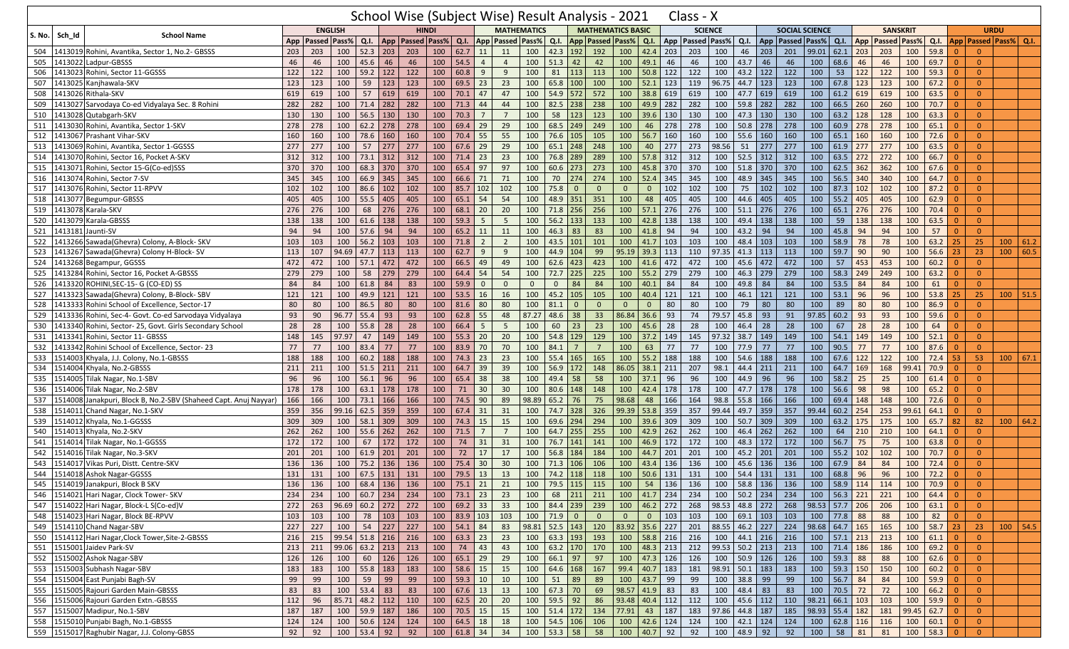# School Wise (Subject Wise) Result Analysis - 2021 Class - X

| S. No. | Sch_Id | School Name | ENGLISH | | | | HINDI | | | | MATHEMATICS | | | | MATHEMATICS BASIC | | | | SCIENCE | | | | SOCIAL SCIENCE | | | | SANSKRIT | | | | URDU | | | |
|---|---|---|---|---|---|---|---|---|---|---|---|---|---|---|---|---|---|---|---|---|---|---|---|---|---|---|---|---|---|---|---|---|---|---|
| | | | App | Passed | Pass% | Q.I. | App | Passed | Pass% | Q.I. | App | Passed | Pass% | Q.I. | App | Passed | Pass% | Q.I. | App | Passed | Pass% | Q.I. | App | Passed | Pass% | Q.I. | App | Passed | Pass% | Q.I. | App | Passed | Pass% | Q.I. |
| 504 | 1413019 | Rohini, Avantika, Sector 1, No.2- GBSSS | 203 | 203 | 100 | 52.3 | 203 | 203 | 100 | 62.7 | 11 | 11 | 100 | 42.3 | 192 | 192 | 100 | 42.4 | 203 | 203 | 100 | 46 | 203 | 201 | 99.01 | 62.1 | 203 | 203 | 100 | 59.8 | 0 | 0 | | |
| 505 | 1413022 | Ladpur-GBSSS | 46 | 46 | 100 | 45.6 | 46 | 46 | 100 | 54.5 | 4 | 4 | 100 | 51.3 | 42 | 42 | 100 | 49.1 | 46 | 46 | 100 | 43.7 | 46 | 46 | 100 | 68.6 | 46 | 46 | 100 | 69.7 | 0 | 0 | | |
| 506 | 1413023 | Rohini, Sector 11-GGSSS | 122 | 122 | 100 | 59.2 | 122 | 122 | 100 | 60.8 | 9 | 9 | 100 | 81 | 113 | 113 | 100 | 50.8 | 122 | 122 | 100 | 43.2 | 122 | 122 | 100 | 53 | 122 | 122 | 100 | 59.3 | 0 | 0 | | |
| 507 | 1413025 | Kanjhawala-SKV | 123 | 123 | 100 | 59 | 123 | 123 | 100 | 69.5 | 23 | 23 | 100 | 65.8 | 100 | 100 | 100 | 52.1 | 123 | 119 | 96.75 | 44.7 | 123 | 123 | 100 | 67.8 | 123 | 123 | 100 | 67.2 | 0 | 0 | | |
| 508 | 1413026 | Rithala-SKV | 619 | 619 | 100 | 57 | 619 | 619 | 100 | 70.1 | 47 | 47 | 100 | 54.9 | 572 | 572 | 100 | 38.8 | 619 | 619 | 100 | 47.7 | 619 | 619 | 100 | 61.2 | 619 | 619 | 100 | 63.5 | 0 | 0 | | |
| 509 | 1413027 | Sarvodaya Co-ed Vidyalaya Sec. 8 Rohini | 282 | 282 | 100 | 71.4 | 282 | 282 | 100 | 71.3 | 44 | 44 | 100 | 82.5 | 238 | 238 | 100 | 49.9 | 282 | 282 | 100 | 59.8 | 282 | 282 | 100 | 66.5 | 260 | 260 | 100 | 70.7 | 0 | 0 | | |
| 510 | 1413028 | Qutabgarh-SKV | 130 | 130 | 100 | 56.5 | 130 | 130 | 100 | 70.3 | 7 | 7 | 100 | 58 | 123 | 123 | 100 | 39.6 | 130 | 130 | 100 | 47.3 | 130 | 130 | 100 | 63.2 | 128 | 128 | 100 | 63.3 | 0 | 0 | | |
| 511 | 1413030 | Rohini, Avantika, Sector 1-SKV | 278 | 278 | 100 | 62.2 | 278 | 278 | 100 | 69.4 | 29 | 29 | 100 | 68.5 | 249 | 249 | 100 | 46 | 278 | 278 | 100 | 50.8 | 278 | 278 | 100 | 60.9 | 278 | 278 | 100 | 65.1 | 0 | 0 | | |
| 512 | 1413067 | Prashant Vihar-SKV | 160 | 160 | 100 | 78.6 | 160 | 160 | 100 | 70.4 | 55 | 55 | 100 | 76.6 | 105 | 105 | 100 | 56.7 | 160 | 160 | 100 | 55.6 | 160 | 160 | 100 | 65.1 | 160 | 160 | 100 | 72.6 | 0 | 0 | | |
| 513 | 1413069 | Rohini, Avantika, Sector 1-GGSSS | 277 | 277 | 100 | 57 | 277 | 277 | 100 | 67.6 | 29 | 29 | 100 | 65.1 | 248 | 248 | 100 | 40 | 277 | 273 | 98.56 | 51 | 277 | 277 | 100 | 61.9 | 277 | 277 | 100 | 63.5 | 0 | 0 | | |
| 514 | 1413070 | Rohini, Sector 16, Pocket A-SKV | 312 | 312 | 100 | 73.1 | 312 | 312 | 100 | 71.4 | 23 | 23 | 100 | 76.8 | 289 | 289 | 100 | 57.8 | 312 | 312 | 100 | 52.5 | 312 | 312 | 100 | 63.5 | 272 | 272 | 100 | 66.7 | 0 | 0 | | |
| 515 | 1413071 | Rohini, Sector 15-G(Co-ed)SSS | 370 | 370 | 100 | 68.3 | 370 | 370 | 100 | 65.4 | 97 | 97 | 100 | 60.6 | 273 | 273 | 100 | 45.8 | 370 | 370 | 100 | 51.8 | 370 | 370 | 100 | 62.5 | 362 | 362 | 100 | 67.6 | 0 | 0 | | |
| 516 | 1413074 | Rohini, Sector 7-SV | 345 | 345 | 100 | 66.9 | 345 | 345 | 100 | 66.6 | 71 | 71 | 100 | 70 | 274 | 274 | 100 | 52.4 | 345 | 345 | 100 | 48.9 | 345 | 345 | 100 | 56.5 | 340 | 340 | 100 | 64.7 | 0 | 0 | | |
| 517 | 1413076 | Rohini, Sector 11-RPVV | 102 | 102 | 100 | 86.6 | 102 | 102 | 100 | 85.7 | 102 | 102 | 100 | 75.8 | 0 | 0 | 0 | 0 | 102 | 102 | 100 | 75 | 102 | 102 | 100 | 87.3 | 102 | 102 | 100 | 87.2 | 0 | 0 | | |
| 518 | 1413077 | Begumpur-GBSSS | 405 | 405 | 100 | 55.5 | 405 | 405 | 100 | 65.1 | 54 | 54 | 100 | 48.9 | 351 | 351 | 100 | 48 | 405 | 405 | 100 | 44.6 | 405 | 405 | 100 | 55.2 | 405 | 405 | 100 | 62.9 | 0 | 0 | | |
| 519 | 1413078 | Karala-SKV | 276 | 276 | 100 | 68 | 276 | 276 | 100 | 68.1 | 20 | 20 | 100 | 71.8 | 256 | 256 | 100 | 57.1 | 276 | 276 | 100 | 51.1 | 276 | 276 | 100 | 65.1 | 276 | 276 | 100 | 70.4 | 0 | 0 | | |
| 520 | 1413079 | Karala-GBSSS | 138 | 138 | 100 | 61.6 | 138 | 138 | 100 | 59.3 | 5 | 5 | 100 | 56.2 | 133 | 133 | 100 | 42.8 | 138 | 138 | 100 | 49.4 | 138 | 138 | 100 | 59 | 138 | 138 | 100 | 63.5 | 0 | 0 | | |
| 521 | 1413181 | Jaunti-SV | 94 | 94 | 100 | 57.6 | 94 | 94 | 100 | 65.2 | 11 | 11 | 100 | 46.3 | 83 | 83 | 100 | 41.8 | 94 | 94 | 100 | 43.2 | 94 | 94 | 100 | 45.8 | 94 | 94 | 100 | 57 | 0 | 0 | | |
| 522 | 1413266 | Sawada(Ghevra) Colony, A-Block- SKV | 103 | 103 | 100 | 56.2 | 103 | 103 | 100 | 71.8 | 2 | 2 | 100 | 43.5 | 101 | 101 | 100 | 41.7 | 103 | 103 | 100 | 48.4 | 103 | 103 | 100 | 58.9 | 78 | 78 | 100 | 63.2 | 25 | 25 | 100 | 61.2 |
| 523 | 1413267 | Sawada(Ghevra) Colony H-Block- SV | 113 | 107 | 94.69 | 47.7 | 113 | 113 | 100 | 62.7 | 9 | 9 | 100 | 44.9 | 104 | 99 | 95.19 | 39.3 | 113 | 110 | 97.35 | 41.3 | 113 | 113 | 100 | 59.7 | 90 | 90 | 100 | 56.6 | 23 | 23 | 100 | 60.5 |
| 524 | 1413268 | Begampur, GGSSS | 472 | 472 | 100 | 57.1 | 472 | 472 | 100 | 66.5 | 49 | 49 | 100 | 62.6 | 423 | 423 | 100 | 41.6 | 472 | 472 | 100 | 45.6 | 472 | 472 | 100 | 57 | 453 | 453 | 100 | 60.2 | 0 | 0 | | |
| 525 | 1413284 | Rohini, Sector 16, Pocket A-GBSSS | 279 | 279 | 100 | 58 | 279 | 279 | 100 | 64.4 | 54 | 54 | 100 | 72.7 | 225 | 225 | 100 | 55.2 | 279 | 279 | 100 | 46.3 | 279 | 279 | 100 | 58.3 | 249 | 249 | 100 | 63.2 | 0 | 0 | | |
| 526 | 1413320 | ROHINI,SEC-15- G (CO-ED) SS | 84 | 84 | 100 | 61.8 | 84 | 83 | 100 | 59.9 | 0 | 0 | 0 | 0 | 84 | 84 | 100 | 40.1 | 84 | 84 | 100 | 49.8 | 84 | 84 | 100 | 53.5 | 84 | 84 | 100 | 61 | 0 | 0 | | |
| 527 | 1413323 | Sawada(Ghevra) Colony, B-Block- SBV | 121 | 121 | 100 | 49.9 | 121 | 121 | 100 | 53.5 | 16 | 16 | 100 | 45.2 | 105 | 105 | 100 | 40.4 | 121 | 121 | 100 | 46.1 | 121 | 121 | 100 | 53.1 | 96 | 96 | 100 | 53.8 | 25 | 25 | 100 | 51.5 |
| 528 | 1413333 | Rohini School of Excellence, Sector-17 | 80 | 80 | 100 | 86.5 | 80 | 80 | 100 | 81.6 | 80 | 80 | 100 | 81.1 | 0 | 0 | 0 | 0 | 80 | 80 | 100 | 79 | 80 | 80 | 100 | 89 | 80 | 80 | 100 | 86.9 | 0 | 0 | | |
| 529 | 1413336 | Rohini, Sec-4- Govt. Co-ed Sarvodaya Vidyalaya | 93 | 90 | 96.77 | 55.4 | 93 | 93 | 100 | 62.8 | 55 | 48 | 87.27 | 48.6 | 38 | 33 | 86.84 | 36.6 | 93 | 74 | 79.57 | 45.8 | 93 | 91 | 97.85 | 60.2 | 93 | 93 | 100 | 59.6 | 0 | 0 | | |
| 530 | 1413340 | Rohini, Sector- 25, Govt. Girls Secondary School | 28 | 28 | 100 | 55.8 | 28 | 28 | 100 | 66.4 | 5 | 5 | 100 | 60 | 23 | 23 | 100 | 45.6 | 28 | 28 | 100 | 46.4 | 28 | 28 | 100 | 67 | 28 | 28 | 100 | 64 | 0 | 0 | | |
| 531 | 1413341 | Rohini, Sector 11- GBSSS | 148 | 145 | 97.97 | 47 | 149 | 149 | 100 | 55.3 | 20 | 20 | 100 | 54.8 | 129 | 129 | 100 | 37.2 | 149 | 145 | 97.32 | 38.7 | 149 | 149 | 100 | 54.1 | 149 | 149 | 100 | 52.1 | 0 | 0 | | |
| 532 | 1413342 | Rohini School of Excellence, Sector- 23 | 77 | 77 | 100 | 83.4 | 77 | 77 | 100 | 83.9 | 70 | 70 | 100 | 84.1 | 7 | 7 | 100 | 63 | 77 | 77 | 100 | 77.9 | 77 | 77 | 100 | 90.5 | 77 | 77 | 100 | 87.6 | 0 | 0 | | |
| 533 | 1514003 | Khyala, J.J. Colony, No.1-GBSSS | 188 | 188 | 100 | 60.2 | 188 | 188 | 100 | 74.3 | 23 | 23 | 100 | 55.4 | 165 | 165 | 100 | 55.2 | 188 | 188 | 100 | 54.6 | 188 | 188 | 100 | 67.6 | 122 | 122 | 100 | 72.4 | 53 | 53 | 100 | 67.1 |
| 534 | 1514004 | Khyala, No.2-GBSSS | 211 | 211 | 100 | 51.5 | 211 | 211 | 100 | 64.7 | 39 | 39 | 100 | 56.9 | 172 | 148 | 86.05 | 38.1 | 211 | 207 | 98.1 | 44.4 | 211 | 211 | 100 | 64.7 | 169 | 168 | 99.41 | 70.9 | 0 | 0 | | |
| 535 | 1514005 | Tilak Nagar, No.1-SBV | 96 | 96 | 100 | 56.1 | 96 | 96 | 100 | 65.4 | 38 | 38 | 100 | 49.4 | 58 | 58 | 100 | 37.1 | 96 | 96 | 100 | 44.9 | 96 | 96 | 100 | 58.2 | 25 | 25 | 100 | 61.4 | 0 | 0 | | |
| 536 | 1514006 | Tilak Nagar, No.2-SBV | 178 | 178 | 100 | 63.1 | 178 | 178 | 100 | 71 | 30 | 30 | 100 | 80.6 | 148 | 148 | 100 | 42.4 | 178 | 178 | 100 | 47.7 | 178 | 178 | 100 | 56.6 | 98 | 98 | 100 | 65.2 | 0 | 0 | | |
| 537 | 1514008 | Janakpuri, Block B, No.2-SBV (Shaheed Capt. Anuj Nayyar) | 166 | 166 | 100 | 73.1 | 166 | 166 | 100 | 74.5 | 90 | 89 | 98.89 | 65.2 | 76 | 75 | 98.68 | 48 | 166 | 164 | 98.8 | 55.8 | 166 | 166 | 100 | 69.4 | 148 | 148 | 100 | 72.6 | 0 | 0 | | |
| 538 | 1514011 | Chand Nagar, No.1-SKV | 359 | 356 | 99.16 | 62.5 | 359 | 359 | 100 | 67.4 | 31 | 31 | 100 | 74.7 | 328 | 326 | 99.39 | 53.8 | 359 | 357 | 99.44 | 49.7 | 359 | 357 | 99.44 | 60.2 | 254 | 253 | 99.61 | 64.1 | 0 | 0 | | |
| 539 | 1514012 | Khyala, No.1-GGSSS | 309 | 309 | 100 | 58.1 | 309 | 309 | 100 | 74.3 | 15 | 15 | 100 | 69.6 | 294 | 294 | 100 | 39.6 | 309 | 309 | 100 | 50.7 | 309 | 309 | 100 | 63.2 | 175 | 175 | 100 | 65.7 | 82 | 82 | 100 | 64.2 |
| 540 | 1514013 | Khyala, No.2-SKV | 262 | 262 | 100 | 55.6 | 262 | 262 | 100 | 71.5 | 7 | 7 | 100 | 64.7 | 255 | 255 | 100 | 42.9 | 262 | 262 | 100 | 46.4 | 262 | 262 | 100 | 64 | 210 | 210 | 100 | 64.1 | 0 | 0 | | |
| 541 | 1514014 | Tilak Nagar, No.1-GGSSS | 172 | 172 | 100 | 67 | 172 | 172 | 100 | 74 | 31 | 31 | 100 | 76.7 | 141 | 141 | 100 | 46.9 | 172 | 172 | 100 | 48.3 | 172 | 172 | 100 | 56.7 | 75 | 75 | 100 | 63.8 | 0 | 0 | | |
| 542 | 1514016 | Tilak Nagar, No.3-SKV | 201 | 201 | 100 | 61.9 | 201 | 201 | 100 | 72 | 17 | 17 | 100 | 56.8 | 184 | 184 | 100 | 44.7 | 201 | 201 | 100 | 45.2 | 201 | 201 | 100 | 55.2 | 102 | 102 | 100 | 70.7 | 0 | 0 | | |
| 543 | 1514017 | Vikas Puri, Distt. Centre-SKV | 136 | 136 | 100 | 75.2 | 136 | 136 | 100 | 75.4 | 30 | 30 | 100 | 71.3 | 106 | 106 | 100 | 43.4 | 136 | 136 | 100 | 45.6 | 136 | 136 | 100 | 67.9 | 84 | 84 | 100 | 72.4 | 0 | 0 | | |
| 544 | 1514018 | Ashok Nagar-GGSSS | 131 | 131 | 100 | 67.5 | 131 | 131 | 100 | 79.5 | 13 | 13 | 100 | 74.2 | 118 | 118 | 100 | 50.6 | 131 | 131 | 100 | 54.4 | 131 | 131 | 100 | 68.8 | 96 | 96 | 100 | 72.2 | 0 | 0 | | |
| 545 | 1514019 | Janakpuri, Block B SKV | 136 | 136 | 100 | 68.4 | 136 | 136 | 100 | 75.1 | 21 | 21 | 100 | 79.5 | 115 | 115 | 100 | 54 | 136 | 136 | 100 | 58.8 | 136 | 136 | 100 | 58.9 | 114 | 114 | 100 | 70.9 | 0 | 0 | | |
| 546 | 1514021 | Hari Nagar, Clock Tower- SKV | 234 | 234 | 100 | 60.7 | 234 | 234 | 100 | 73.1 | 23 | 23 | 100 | 68 | 211 | 211 | 100 | 41.7 | 234 | 234 | 100 | 50.2 | 234 | 234 | 100 | 56.3 | 221 | 221 | 100 | 64.4 | 0 | 0 | | |
| 547 | 1514022 | Hari Nagar, Block-L S(Co-ed)V | 272 | 263 | 96.69 | 60.2 | 272 | 272 | 100 | 69.2 | 33 | 33 | 100 | 84.4 | 239 | 239 | 100 | 46.2 | 272 | 268 | 98.53 | 48.8 | 272 | 268 | 98.53 | 57.7 | 206 | 206 | 100 | 63.1 | 0 | 0 | | |
| 548 | 1514023 | Hari Nagar, Block B-RPVV | 103 | 103 | 100 | 78 | 103 | 103 | 100 | 83.9 | 103 | 103 | 100 | 71.9 | 0 | 0 | 0 | 0 | 103 | 103 | 100 | 69.1 | 103 | 103 | 100 | 77.8 | 88 | 88 | 100 | 82 | 0 | 0 | | |
| 549 | 1514110 | Chand Nagar-SBV | 227 | 227 | 100 | 54 | 227 | 227 | 100 | 54.1 | 84 | 83 | 98.81 | 52.5 | 143 | 120 | 83.92 | 35.6 | 227 | 201 | 88.55 | 46.2 | 227 | 224 | 98.68 | 64.7 | 165 | 165 | 100 | 58.7 | 23 | 23 | 100 | 54.5 |
| 550 | 1514112 | Hari Nagar,Clock Tower,Site-2-GBSSS | 216 | 215 | 99.54 | 51.8 | 216 | 216 | 100 | 63.3 | 23 | 23 | 100 | 63.3 | 193 | 193 | 100 | 58.8 | 216 | 216 | 100 | 44.1 | 216 | 216 | 100 | 57.1 | 213 | 213 | 100 | 61.1 | 0 | 0 | | |
| 551 | 1515001 | Jaidev Park-SV | 213 | 211 | 99.06 | 63.2 | 213 | 213 | 100 | 74 | 43 | 43 | 100 | 63.2 | 170 | 170 | 100 | 48.3 | 213 | 212 | 99.53 | 50.2 | 213 | 213 | 100 | 71.4 | 186 | 186 | 100 | 69.2 | 0 | 0 | | |
| 552 | 1515002 | Ashok Nagar-SBV | 126 | 126 | 100 | 60 | 126 | 126 | 100 | 65.1 | 29 | 29 | 100 | 66.1 | 97 | 97 | 100 | 47.3 | 126 | 126 | 100 | 50.9 | 126 | 126 | 100 | 59.3 | 88 | 88 | 100 | 62.6 | 0 | 0 | | |
| 553 | 1515003 | Subhash Nagar-SBV | 183 | 183 | 100 | 55.8 | 183 | 183 | 100 | 58.6 | 15 | 15 | 100 | 64.6 | 168 | 167 | 99.4 | 40.7 | 183 | 181 | 98.91 | 50.1 | 183 | 183 | 100 | 59.3 | 150 | 150 | 100 | 60.2 | 0 | 0 | | |
| 554 | 1515004 | East Punjabi Bagh-SV | 99 | 99 | 100 | 59 | 99 | 99 | 100 | 59.3 | 10 | 10 | 100 | 51 | 89 | 89 | 100 | 43.7 | 99 | 99 | 100 | 38.8 | 99 | 99 | 100 | 56.7 | 84 | 84 | 100 | 59.9 | 0 | 0 | | |
| 555 | 1515005 | Rajouri Garden Main-GBSSS | 83 | 83 | 100 | 53.4 | 83 | 83 | 100 | 67.6 | 13 | 13 | 100 | 67.3 | 70 | 69 | 98.57 | 41.9 | 83 | 83 | 100 | 48.4 | 83 | 83 | 100 | 70.5 | 72 | 72 | 100 | 66.2 | 0 | 0 | | |
| 556 | 1515006 | Rajouri Garden Extn.-GBSSS | 112 | 96 | 85.71 | 48.2 | 112 | 110 | 100 | 62.5 | 20 | 20 | 100 | 59.5 | 92 | 86 | 93.48 | 40.4 | 112 | 112 | 100 | 45.6 | 112 | 110 | 98.21 | 66.1 | 103 | 103 | 100 | 59.9 | 0 | 0 | | |
| 557 | 1515007 | Madipur, No.1-SBV | 187 | 187 | 100 | 59.9 | 187 | 186 | 100 | 70.5 | 15 | 15 | 100 | 51.4 | 172 | 134 | 77.91 | 43 | 187 | 183 | 97.86 | 44.8 | 187 | 185 | 98.93 | 55.4 | 182 | 181 | 99.45 | 62.7 | 0 | 0 | | |
| 558 | 1515010 | Punjabi Bagh, No.1-GBSSS | 124 | 124 | 100 | 50.6 | 124 | 124 | 100 | 64.5 | 18 | 18 | 100 | 54.5 | 106 | 106 | 100 | 42.6 | 124 | 124 | 100 | 42.1 | 124 | 124 | 100 | 62.8 | 116 | 116 | 100 | 60.1 | 0 | 0 | | |
| 559 | 1515017 | Raghubir Nagar, J.J. Colony-GBSS | 92 | 92 | 100 | 53.4 | 92 | 92 | 100 | 61.8 | 34 | 34 | 100 | 53.3 | 58 | 58 | 100 | 40.7 | 92 | 92 | 100 | 48.9 | 92 | 92 | 100 | 58 | 81 | 81 | 100 | 58.3 | 0 | 0 | | |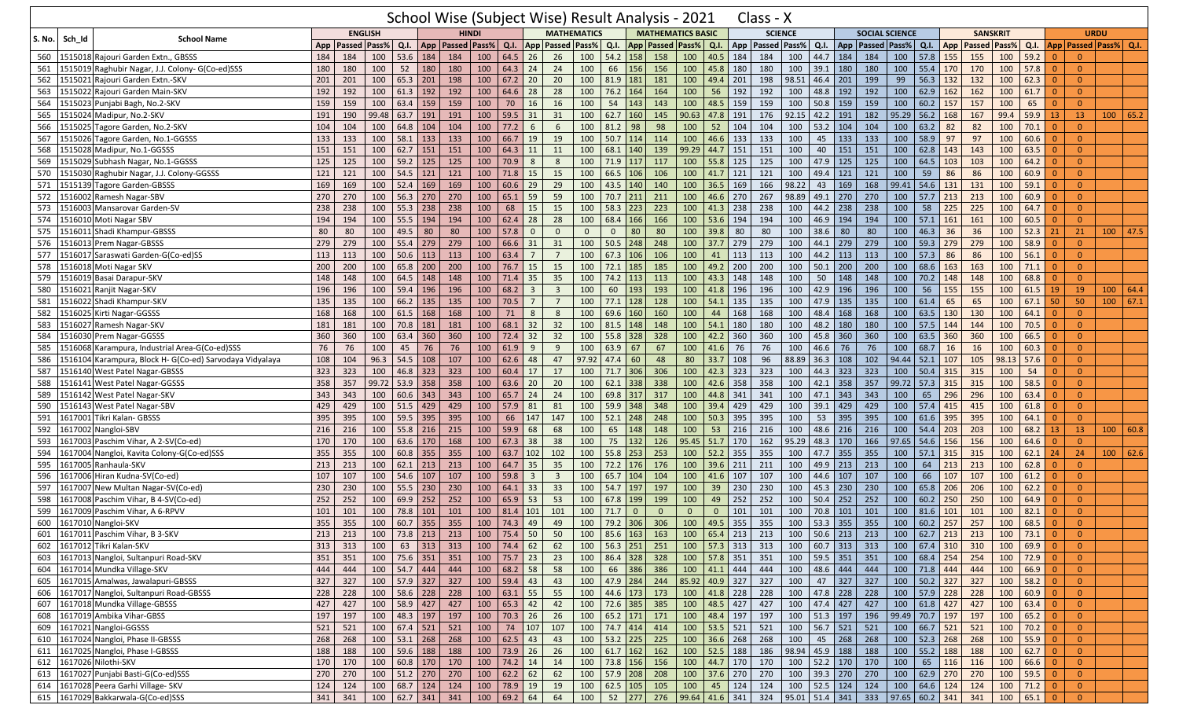# School Wise (Subject Wise) Result Analysis - 2021 Class - X

| S. No. | Sch_Id | School Name | ENGLISH | | | | HINDI | | | | MATHEMATICS | | | | MATHEMATICS BASIC | | | | SCIENCE | | | | SOCIAL SCIENCE | | | | SANSKRIT | | | | URDU | | | |
|---|---|---|---|---|---|---|---|---|---|---|---|---|---|---|---|---|---|---|---|---|---|---|---|---|---|---|---|---|---|---|---|---|---|---|
| | | | App | Passed | Pass% | Q.I. | App | Passed | Pass% | Q.I. | App | Passed | Pass% | Q.I. | App | Passed | Pass% | Q.I. | App | Passed | Pass% | Q.I. | App | Passed | Pass% | Q.I. | App | Passed | Pass% | Q.I. | App | Passed | Pass% | Q.I. |
| 560 | 1515018 | Rajouri Garden Extn., GBSSS | 184 | 184 | 100 | 53.6 | 184 | 184 | 100 | 64.5 | 26 | 26 | 100 | 54.2 | 158 | 158 | 100 | 40.5 | 184 | 184 | 100 | 44.7 | 184 | 184 | 100 | 57.8 | 155 | 155 | 100 | 59.2 | 0 | 0 | | |
| 561 | 1515019 | Raghubir Nagar, J.J. Colony- G(Co-ed)SSS | 180 | 180 | 100 | 52 | 180 | 180 | 100 | 64.3 | 24 | 24 | 100 | 66 | 156 | 156 | 100 | 45.8 | 180 | 180 | 100 | 39.1 | 180 | 180 | 100 | 55.4 | 170 | 170 | 100 | 57.8 | 0 | 0 | | |
| 562 | 1515021 | Rajouri Garden Extn.-SKV | 201 | 201 | 100 | 65.3 | 201 | 198 | 100 | 67.2 | 20 | 20 | 100 | 81.9 | 181 | 181 | 100 | 49.4 | 201 | 198 | 98.51 | 46.4 | 201 | 199 | 99 | 56.3 | 132 | 132 | 100 | 62.3 | 0 | 0 | | |
| 563 | 1515022 | Rajouri Garden Main-SKV | 192 | 192 | 100 | 61.3 | 192 | 192 | 100 | 64.6 | 28 | 28 | 100 | 76.2 | 164 | 164 | 100 | 56 | 192 | 192 | 100 | 48.8 | 192 | 192 | 100 | 62.9 | 162 | 162 | 100 | 61.7 | 0 | 0 | | |
| 564 | 1515023 | Punjabi Bagh, No.2-SKV | 159 | 159 | 100 | 63.4 | 159 | 159 | 100 | 70 | 16 | 16 | 100 | 54 | 143 | 143 | 100 | 48.5 | 159 | 159 | 100 | 50.8 | 159 | 159 | 100 | 60.2 | 157 | 157 | 100 | 65 | 0 | 0 | | |
| 565 | 1515024 | Madipur, No.2-SKV | 191 | 190 | 99.48 | 63.7 | 191 | 191 | 100 | 59.5 | 31 | 31 | 100 | 62.7 | 160 | 145 | 90.63 | 47.8 | 191 | 176 | 92.15 | 42.2 | 191 | 182 | 95.29 | 56.2 | 168 | 167 | 99.4 | 59.9 | 13 | 13 | 100 | 65.2 |
| 566 | 1515025 | Tagore Garden, No.2-SKV | 104 | 104 | 100 | 64.8 | 104 | 104 | 100 | 77.2 | 6 | 6 | 100 | 81.2 | 98 | 98 | 100 | 52 | 104 | 104 | 100 | 53.2 | 104 | 104 | 100 | 63.2 | 82 | 82 | 100 | 70.1 | 0 | 0 | | |
| 567 | 1515026 | Tagore Garden, No.1-GGSSS | 133 | 133 | 100 | 58.1 | 133 | 133 | 100 | 66.7 | 19 | 19 | 100 | 50.7 | 114 | 114 | 100 | 46.6 | 133 | 133 | 100 | 45 | 133 | 133 | 100 | 58.9 | 97 | 97 | 100 | 60.6 | 0 | 0 | | |
| 568 | 1515028 | Madipur, No.1-GGSSS | 151 | 151 | 100 | 62.7 | 151 | 151 | 100 | 64.3 | 11 | 11 | 100 | 68.1 | 140 | 139 | 99.29 | 44.7 | 151 | 151 | 100 | 40 | 151 | 151 | 100 | 62.8 | 143 | 143 | 100 | 63.5 | 0 | 0 | | |
| 569 | 1515029 | Subhash Nagar, No.1-GGSSS | 125 | 125 | 100 | 59.2 | 125 | 125 | 100 | 70.9 | 8 | 8 | 100 | 71.9 | 117 | 117 | 100 | 55.8 | 125 | 125 | 100 | 47.9 | 125 | 125 | 100 | 64.5 | 103 | 103 | 100 | 64.2 | 0 | 0 | | |
| 570 | 1515030 | Raghubir Nagar, J.J. Colony-GGSSS | 121 | 121 | 100 | 54.5 | 121 | 121 | 100 | 71.8 | 15 | 15 | 100 | 66.5 | 106 | 106 | 100 | 41.7 | 121 | 121 | 100 | 49.4 | 121 | 121 | 100 | 59 | 86 | 86 | 100 | 60.9 | 0 | 0 | | |
| 571 | 1515139 | Tagore Garden-GBSSS | 169 | 169 | 100 | 52.4 | 169 | 169 | 100 | 60.6 | 29 | 29 | 100 | 43.5 | 140 | 140 | 100 | 36.5 | 169 | 166 | 98.22 | 43 | 169 | 168 | 99.41 | 54.6 | 131 | 131 | 100 | 59.1 | 0 | 0 | | |
| 572 | 1516002 | Ramesh Nagar-SBV | 270 | 270 | 100 | 56.3 | 270 | 270 | 100 | 65.1 | 59 | 59 | 100 | 70.7 | 211 | 211 | 100 | 46.6 | 270 | 267 | 98.89 | 49.1 | 270 | 270 | 100 | 57.7 | 213 | 213 | 100 | 60.9 | 0 | 0 | | |
| 573 | 1516003 | Mansarovar Garden-SV | 238 | 238 | 100 | 55.3 | 238 | 238 | 100 | 68 | 15 | 15 | 100 | 58.3 | 223 | 223 | 100 | 41.3 | 238 | 238 | 100 | 44.2 | 238 | 238 | 100 | 58 | 225 | 225 | 100 | 64.7 | 0 | 0 | | |
| 574 | 1516010 | Moti Nagar SBV | 194 | 194 | 100 | 55.5 | 194 | 194 | 100 | 62.4 | 28 | 28 | 100 | 68.4 | 166 | 166 | 100 | 53.6 | 194 | 194 | 100 | 46.9 | 194 | 194 | 100 | 57.1 | 161 | 161 | 100 | 60.5 | 0 | 0 | | |
| 575 | 1516011 | Shadi Khampur-GBSSS | 80 | 80 | 100 | 49.5 | 80 | 80 | 100 | 57.8 | 0 | 0 | 0 | 0 | 80 | 80 | 100 | 39.8 | 80 | 80 | 100 | 38.6 | 80 | 80 | 100 | 46.3 | 36 | 36 | 100 | 52.3 | 21 | 21 | 100 | 47.5 |
| 576 | 1516013 | Prem Nagar-GBSSS | 279 | 279 | 100 | 55.4 | 279 | 279 | 100 | 66.6 | 31 | 31 | 100 | 50.5 | 248 | 248 | 100 | 37.7 | 279 | 279 | 100 | 44.1 | 279 | 279 | 100 | 59.3 | 279 | 279 | 100 | 58.9 | 0 | 0 | | |
| 577 | 1516017 | Saraswati Garden-G(Co-ed)SS | 113 | 113 | 100 | 50.6 | 113 | 113 | 100 | 63.4 | 7 | 7 | 100 | 67.3 | 106 | 106 | 100 | 41 | 113 | 113 | 100 | 44.2 | 113 | 113 | 100 | 57.3 | 86 | 86 | 100 | 56.1 | 0 | 0 | | |
| 578 | 1516018 | Moti Nagar SKV | 200 | 200 | 100 | 65.8 | 200 | 200 | 100 | 76.7 | 15 | 15 | 100 | 72.1 | 185 | 185 | 100 | 49.2 | 200 | 200 | 100 | 50.1 | 200 | 200 | 100 | 68.6 | 163 | 163 | 100 | 71.1 | 0 | 0 | | |
| 579 | 1516019 | Basai Darapur-SKV | 148 | 148 | 100 | 64.5 | 148 | 148 | 100 | 71.4 | 35 | 35 | 100 | 74.2 | 113 | 113 | 100 | 43.3 | 148 | 148 | 100 | 50 | 148 | 148 | 100 | 70.2 | 148 | 148 | 100 | 68.8 | 0 | 0 | | |
| 580 | 1516021 | Ranjit Nagar-SKV | 196 | 196 | 100 | 59.4 | 196 | 196 | 100 | 68.2 | 3 | 3 | 100 | 60 | 193 | 193 | 100 | 41.8 | 196 | 196 | 100 | 42.9 | 196 | 196 | 100 | 56 | 155 | 155 | 100 | 61.5 | 19 | 19 | 100 | 64.4 |
| 581 | 1516022 | Shadi Khampur-SKV | 135 | 135 | 100 | 66.2 | 135 | 135 | 100 | 70.5 | 7 | 7 | 100 | 77.1 | 128 | 128 | 100 | 54.1 | 135 | 135 | 100 | 47.9 | 135 | 135 | 100 | 61.4 | 65 | 65 | 100 | 67.1 | 50 | 50 | 100 | 67.1 |
| 582 | 1516025 | Kirti Nagar-GGSSS | 168 | 168 | 100 | 61.5 | 168 | 168 | 100 | 71 | 8 | 8 | 100 | 69.6 | 160 | 160 | 100 | 44 | 168 | 168 | 100 | 48.4 | 168 | 168 | 100 | 63.5 | 130 | 130 | 100 | 64.1 | 0 | 0 | | |
| 583 | 1516027 | Ramesh Nagar-SKV | 181 | 181 | 100 | 70.8 | 181 | 181 | 100 | 68.1 | 32 | 32 | 100 | 81.5 | 148 | 148 | 100 | 54.1 | 180 | 180 | 100 | 48.2 | 180 | 180 | 100 | 57.5 | 144 | 144 | 100 | 70.5 | 0 | 0 | | |
| 584 | 1516030 | Prem Nagar-GGSSS | 360 | 360 | 100 | 63.4 | 360 | 360 | 100 | 72.4 | 32 | 32 | 100 | 55.8 | 328 | 328 | 100 | 42.2 | 360 | 360 | 100 | 45.8 | 360 | 360 | 100 | 63.5 | 360 | 360 | 100 | 66.5 | 0 | 0 | | |
| 585 | 1516068 | Karampura, Industrial Area-G(Co-ed)SSS | 76 | 76 | 100 | 45 | 76 | 76 | 100 | 61.9 | 9 | 9 | 100 | 63.9 | 67 | 67 | 100 | 41.6 | 76 | 76 | 100 | 46.6 | 76 | 76 | 100 | 68.7 | 16 | 16 | 100 | 60.3 | 0 | 0 | | |
| 586 | 1516104 | Karampura, Block H- G(Co-ed) Sarvodaya Vidyalaya | 108 | 104 | 96.3 | 54.5 | 108 | 107 | 100 | 62.6 | 48 | 47 | 97.92 | 47.4 | 60 | 48 | 80 | 33.7 | 108 | 96 | 88.89 | 36.3 | 108 | 102 | 94.44 | 52.1 | 107 | 105 | 98.13 | 57.6 | 0 | 0 | | |
| 587 | 1516140 | West Patel Nagar-GBSSS | 323 | 323 | 100 | 46.8 | 323 | 323 | 100 | 60.4 | 17 | 17 | 100 | 71.7 | 306 | 306 | 100 | 42.3 | 323 | 323 | 100 | 44.3 | 323 | 323 | 100 | 50.4 | 315 | 315 | 100 | 54 | 0 | 0 | | |
| 588 | 1516141 | West Patel Nagar-GGSSS | 358 | 357 | 99.72 | 53.9 | 358 | 358 | 100 | 63.6 | 20 | 20 | 100 | 62.1 | 338 | 338 | 100 | 42.6 | 358 | 358 | 100 | 42.1 | 358 | 357 | 99.72 | 57.3 | 315 | 315 | 100 | 58.5 | 0 | 0 | | |
| 589 | 1516142 | West Patel Nagar-SKV | 343 | 343 | 100 | 60.6 | 343 | 343 | 100 | 65.7 | 24 | 24 | 100 | 69.8 | 317 | 317 | 100 | 44.8 | 341 | 341 | 100 | 47.1 | 343 | 343 | 100 | 65 | 296 | 296 | 100 | 63.4 | 0 | 0 | | |
| 590 | 1516143 | West Patel Nagar-SBV | 429 | 429 | 100 | 51.5 | 429 | 429 | 100 | 57.9 | 81 | 81 | 100 | 59.9 | 348 | 348 | 100 | 39.4 | 429 | 429 | 100 | 39.1 | 429 | 429 | 100 | 57.4 | 415 | 415 | 100 | 61.8 | 0 | 0 | | |
| 591 | 1617001 | Tikri Kalan- GBSSS | 395 | 395 | 100 | 59.5 | 395 | 395 | 100 | 66 | 147 | 147 | 100 | 52.1 | 248 | 248 | 100 | 50.3 | 395 | 395 | 100 | 53 | 395 | 395 | 100 | 61.6 | 395 | 395 | 100 | 64.1 | 0 | 0 | | |
| 592 | 1617002 | Nangloi-SBV | 216 | 216 | 100 | 55.8 | 216 | 215 | 100 | 59.9 | 68 | 68 | 100 | 65 | 148 | 148 | 100 | 53 | 216 | 216 | 100 | 48.6 | 216 | 216 | 100 | 54.4 | 203 | 203 | 100 | 68.2 | 13 | 13 | 100 | 60.8 |
| 593 | 1617003 | Paschim Vihar, A 2-SV(Co-ed) | 170 | 170 | 100 | 63.6 | 170 | 168 | 100 | 67.3 | 38 | 38 | 100 | 75 | 132 | 126 | 95.45 | 51.7 | 170 | 162 | 95.29 | 48.3 | 170 | 166 | 97.65 | 54.6 | 156 | 156 | 100 | 64.6 | 0 | 0 | | |
| 594 | 1617004 | Nangloi, Kavita Colony-G(Co-ed)SSS | 355 | 355 | 100 | 60.8 | 355 | 355 | 100 | 63.7 | 102 | 102 | 100 | 55.8 | 253 | 253 | 100 | 52.2 | 355 | 355 | 100 | 47.7 | 355 | 355 | 100 | 57.1 | 315 | 315 | 100 | 62.1 | 24 | 24 | 100 | 62.6 |
| 595 | 1617005 | Ranhaula-SKV | 213 | 213 | 100 | 62.1 | 213 | 213 | 100 | 64.7 | 35 | 35 | 100 | 72.2 | 176 | 176 | 100 | 39.6 | 211 | 211 | 100 | 49.9 | 213 | 213 | 100 | 64 | 213 | 213 | 100 | 62.8 | 0 | 0 | | |
| 596 | 1617006 | Hiran Kudna-SV(Co-ed) | 107 | 107 | 100 | 54.6 | 107 | 107 | 100 | 59.8 | 3 | 3 | 100 | 65.7 | 104 | 104 | 100 | 41.6 | 107 | 107 | 100 | 44.6 | 107 | 107 | 100 | 66 | 107 | 107 | 100 | 61.2 | 0 | 0 | | |
| 597 | 1617007 | New Multan Nagar-SV(Co-ed) | 230 | 230 | 100 | 55.5 | 230 | 230 | 100 | 64.1 | 33 | 33 | 100 | 54.7 | 197 | 197 | 100 | 39 | 230 | 230 | 100 | 45.3 | 230 | 230 | 100 | 65.8 | 206 | 206 | 100 | 62.2 | 0 | 0 | | |
| 598 | 1617008 | Paschim Vihar, B 4-SV(Co-ed) | 252 | 252 | 100 | 69.9 | 252 | 252 | 100 | 65.9 | 53 | 53 | 100 | 67.8 | 199 | 199 | 100 | 49 | 252 | 252 | 100 | 50.4 | 252 | 252 | 100 | 60.2 | 250 | 250 | 100 | 64.9 | 0 | 0 | | |
| 599 | 1617009 | Paschim Vihar, A 6-RPVV | 101 | 101 | 100 | 78.8 | 101 | 101 | 100 | 81.4 | 101 | 101 | 100 | 71.7 | 0 | 0 | 0 | 0 | 101 | 101 | 100 | 70.8 | 101 | 101 | 100 | 81.6 | 101 | 101 | 100 | 82.1 | 0 | 0 | | |
| 600 | 1617010 | Nangloi-SKV | 355 | 355 | 100 | 60.7 | 355 | 355 | 100 | 74.3 | 49 | 49 | 100 | 79.2 | 306 | 306 | 100 | 49.5 | 355 | 355 | 100 | 53.3 | 355 | 355 | 100 | 60.2 | 257 | 257 | 100 | 68.5 | 0 | 0 | | |
| 601 | 1617011 | Paschim Vihar, B 3-SKV | 213 | 213 | 100 | 73.8 | 213 | 213 | 100 | 75.4 | 50 | 50 | 100 | 85.6 | 163 | 163 | 100 | 65.4 | 213 | 213 | 100 | 50.6 | 213 | 213 | 100 | 62.7 | 213 | 213 | 100 | 73.1 | 0 | 0 | | |
| 602 | 1617012 | Tikri Kalan-SKV | 313 | 313 | 100 | 63 | 313 | 313 | 100 | 74.4 | 62 | 62 | 100 | 56.3 | 251 | 251 | 100 | 57.3 | 313 | 313 | 100 | 60.7 | 313 | 313 | 100 | 67.4 | 310 | 310 | 100 | 69.9 | 0 | 0 | | |
| 603 | 1617013 | Nangloi, Sultanpuri Road-SKV | 351 | 351 | 100 | 75.6 | 351 | 351 | 100 | 75.7 | 23 | 23 | 100 | 86.4 | 328 | 328 | 100 | 57.8 | 351 | 351 | 100 | 59.5 | 351 | 351 | 100 | 68.4 | 254 | 254 | 100 | 72.9 | 0 | 0 | | |
| 604 | 1617014 | Mundka Village-SKV | 444 | 444 | 100 | 54.7 | 444 | 444 | 100 | 68.2 | 58 | 58 | 100 | 66 | 386 | 386 | 100 | 41.1 | 444 | 444 | 100 | 48.6 | 444 | 444 | 100 | 71.8 | 444 | 444 | 100 | 66.9 | 0 | 0 | | |
| 605 | 1617015 | Amalwas, Jawalapuri-GBSSS | 327 | 327 | 100 | 57.9 | 327 | 327 | 100 | 59.4 | 43 | 43 | 100 | 47.9 | 284 | 244 | 85.92 | 40.9 | 327 | 327 | 100 | 47 | 327 | 327 | 100 | 50.2 | 327 | 327 | 100 | 58.2 | 0 | 0 | | |
| 606 | 1617017 | Nangloi, Sultanpuri Road-GBSSS | 228 | 228 | 100 | 58.6 | 228 | 228 | 100 | 63.1 | 55 | 55 | 100 | 44.6 | 173 | 173 | 100 | 41.8 | 228 | 228 | 100 | 47.8 | 228 | 228 | 100 | 57.9 | 228 | 228 | 100 | 60.9 | 0 | 0 | | |
| 607 | 1617018 | Mundka Village-GBSSS | 427 | 427 | 100 | 58.9 | 427 | 427 | 100 | 65.3 | 42 | 42 | 100 | 72.6 | 385 | 385 | 100 | 48.5 | 427 | 427 | 100 | 47.4 | 427 | 427 | 100 | 61.8 | 427 | 427 | 100 | 63.4 | 0 | 0 | | |
| 608 | 1617019 | Ambika Vihar-GBSS | 197 | 197 | 100 | 48.3 | 197 | 197 | 100 | 70.3 | 26 | 26 | 100 | 65.2 | 171 | 171 | 100 | 48.4 | 197 | 197 | 100 | 51.3 | 197 | 196 | 99.49 | 70.7 | 197 | 197 | 100 | 65.2 | 0 | 0 | | |
| 609 | 1617021 | Nangloi-GGSSS | 521 | 521 | 100 | 67.4 | 521 | 521 | 100 | 74 | 107 | 107 | 100 | 74.7 | 414 | 414 | 100 | 53.5 | 521 | 521 | 100 | 56.7 | 521 | 521 | 100 | 66.7 | 521 | 521 | 100 | 70.2 | 0 | 0 | | |
| 610 | 1617024 | Nangloi, Phase II-GBSSS | 268 | 268 | 100 | 53.1 | 268 | 268 | 100 | 62.5 | 43 | 43 | 100 | 53.2 | 225 | 225 | 100 | 36.6 | 268 | 268 | 100 | 45 | 268 | 268 | 100 | 52.3 | 268 | 268 | 100 | 55.9 | 0 | 0 | | |
| 611 | 1617025 | Nangloi, Phase I-GBSSS | 188 | 188 | 100 | 59.6 | 188 | 188 | 100 | 73.9 | 26 | 26 | 100 | 61.7 | 162 | 162 | 100 | 52.5 | 188 | 186 | 98.94 | 45.9 | 188 | 188 | 100 | 55.2 | 188 | 188 | 100 | 62.7 | 0 | 0 | | |
| 612 | 1617026 | Nilothi-SKV | 170 | 170 | 100 | 60.8 | 170 | 170 | 100 | 74.2 | 14 | 14 | 100 | 73.8 | 156 | 156 | 100 | 44.7 | 170 | 170 | 100 | 52.2 | 170 | 170 | 100 | 65 | 116 | 116 | 100 | 66.6 | 0 | 0 | | |
| 613 | 1617027 | Punjabi Basti-G(Co-ed)SSS | 270 | 270 | 100 | 51.2 | 270 | 270 | 100 | 62.2 | 62 | 62 | 100 | 57.9 | 208 | 208 | 100 | 37.6 | 270 | 270 | 100 | 39.3 | 270 | 270 | 100 | 62.9 | 270 | 270 | 100 | 59.5 | 0 | 0 | | |
| 614 | 1617028 | Peera Garhi Village- SKV | 124 | 124 | 100 | 68.7 | 124 | 124 | 100 | 78.9 | 19 | 19 | 100 | 62.5 | 105 | 105 | 100 | 45 | 124 | 124 | 100 | 52.5 | 124 | 124 | 100 | 64.6 | 124 | 124 | 100 | 71.2 | 0 | 0 | | |
| 615 | 1617029 | Bakkarwala-G(Co-ed)SSS | 341 | 341 | 100 | 62.7 | 341 | 341 | 100 | 69.2 | 64 | 64 | 100 | 52 | 277 | 276 | 99.64 | 41.6 | 341 | 324 | 95.01 | 51.4 | 341 | 333 | 97.65 | 60.2 | 341 | 341 | 100 | 65.1 | 0 | 0 | | |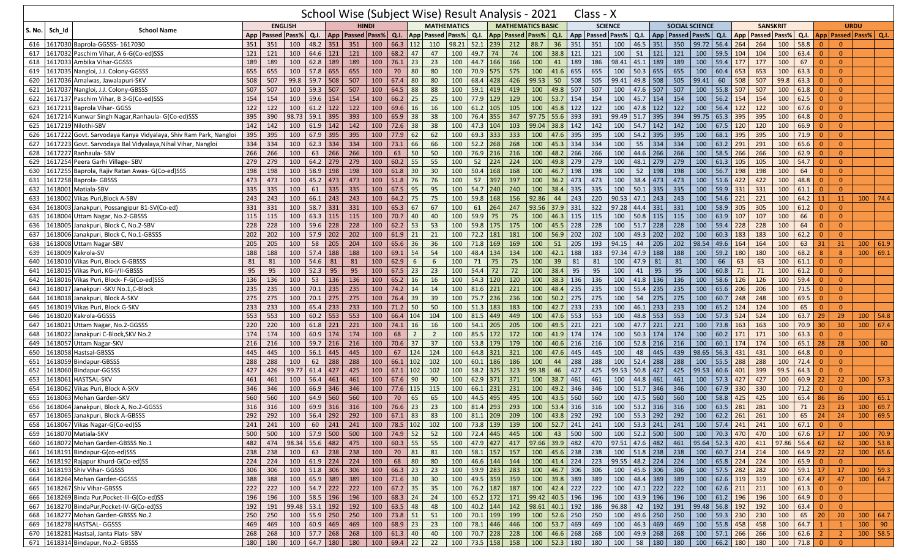# School Wise (Subject Wise) Result Analysis - 2021 Class - X

| S. No. | Sch_Id | School Name | ENGLISH | | | | HINDI | | | | MATHEMATICS | | | | MATHEMATICS BASIC | | | | SCIENCE | | | | SOCIAL SCIENCE | | | | SANSKRIT | | | | URDU | | | |
|---|---|---|---|---|---|---|---|---|---|---|---|---|---|---|---|---|---|---|---|---|---|---|---|---|---|---|---|---|---|---|---|---|---|---|
| | | | App | Passed | Pass% | Q.I. | App | Passed | Pass% | Q.I. | App | Passed | Pass% | Q.I. | App | Passed | Pass% | Q.I. | App | Passed | Pass% | Q.I. | App | Passed | Pass% | Q.I. | App | Passed | Pass% | Q.I. | App | Passed | Pass% | Q.I. |
| 616 | 1617030 | Baprola-GGSSS- 1617030 | 351 | 351 | 100 | 48.2 | 351 | 351 | 100 | 66.3 | 112 | 110 | 98.21 | 52.1 | 239 | 212 | 88.7 | 36 | 351 | 351 | 100 | 46.5 | 351 | 350 | 99.72 | 56.4 | 264 | 264 | 100 | 58.8 | 0 | 0 | | |
| 617 | 1617032 | Paschim Vihar, A 6-G(Co-ed)SSS | 121 | 121 | 100 | 64.6 | 121 | 121 | 100 | 68.2 | 47 | 47 | 100 | 49.7 | 74 | 74 | 100 | 38.8 | 121 | 121 | 100 | 51 | 121 | 121 | 100 | 59.5 | 104 | 104 | 100 | 63.4 | 0 | 0 | | |
| 618 | 1617033 | Ambika Vihar-GGSSS | 189 | 189 | 100 | 62.8 | 189 | 189 | 100 | 76.1 | 23 | 23 | 100 | 44.7 | 166 | 166 | 100 | 41 | 189 | 186 | 98.41 | 45.1 | 189 | 189 | 100 | 59.4 | 177 | 177 | 100 | 67 | 0 | 0 | | |
| 619 | 1617035 | Nangloi, J.J. Colony-GGSSS | 655 | 655 | 100 | 57.8 | 655 | 655 | 100 | 70 | 80 | 80 | 100 | 70.9 | 575 | 575 | 100 | 41.6 | 655 | 655 | 100 | 50.3 | 655 | 655 | 100 | 60.4 | 653 | 653 | 100 | 63.3 | 0 | 0 | | |
| 620 | 1617036 | Amalwas, Jawalapuri-SKV | 508 | 507 | 99.8 | 59.7 | 508 | 507 | 100 | 67.4 | 80 | 80 | 100 | 68.4 | 428 | 426 | 99.53 | 50 | 508 | 505 | 99.41 | 49.8 | 508 | 505 | 99.41 | 60 | 508 | 507 | 99.8 | 63.3 | 0 | 0 | | |
| 621 | 1617037 | Nangloi, J.J. Colony-GBSSS | 507 | 507 | 100 | 59.3 | 507 | 507 | 100 | 64.5 | 88 | 88 | 100 | 59.1 | 419 | 419 | 100 | 49.8 | 507 | 507 | 100 | 47.6 | 507 | 507 | 100 | 55.8 | 507 | 507 | 100 | 61.8 | 0 | 0 | | |
| 622 | 1617137 | Paschim Vihar, B 3-G(Co-ed)SSS | 154 | 154 | 100 | 59.6 | 154 | 154 | 100 | 66.2 | 25 | 25 | 100 | 77.9 | 129 | 129 | 100 | 53.7 | 154 | 154 | 100 | 45.7 | 154 | 154 | 100 | 56.2 | 154 | 154 | 100 | 62.5 | 0 | 0 | | |
| 623 | 1617211 | Baprola Vihar- GGSS | 122 | 122 | 100 | 61.2 | 122 | 122 | 100 | 69.6 | 16 | 16 | 100 | 61.2 | 105 | 105 | 100 | 45.8 | 122 | 122 | 100 | 47.8 | 122 | 122 | 100 | 56.4 | 122 | 122 | 100 | 67.6 | 0 | 0 | | |
| 624 | 1617214 | Kunwar Singh Nagar,Ranhaula- G(Co-ed)SSS | 395 | 390 | 98.73 | 59.1 | 395 | 393 | 100 | 65.9 | 38 | 38 | 100 | 76.4 | 355 | 347 | 97.75 | 55.6 | 393 | 391 | 99.49 | 51.7 | 395 | 394 | 99.75 | 65.3 | 395 | 395 | 100 | 64.8 | 0 | 0 | | |
| 625 | 1617219 | Nilothi-SBV | 142 | 142 | 100 | 61.9 | 142 | 142 | 100 | 72.6 | 38 | 38 | 100 | 47.3 | 104 | 103 | 99.04 | 38.8 | 142 | 142 | 100 | 54.7 | 142 | 142 | 100 | 67.5 | 120 | 120 | 100 | 66.9 | 0 | 0 | | |
| 626 | 1617222 | Govt. Sarvodaya Kanya Vidyalaya, Shiv Ram Park, Nangloi | 395 | 395 | 100 | 67.9 | 395 | 395 | 100 | 77.9 | 62 | 62 | 100 | 69.3 | 333 | 333 | 100 | 47.6 | 395 | 395 | 100 | 54.2 | 395 | 395 | 100 | 68.1 | 395 | 395 | 100 | 71.9 | 0 | 0 | | |
| 627 | 1617223 | Govt. Sarvodaya Bal Vidyalaya,Nihal Vihar, Nangloi | 334 | 334 | 100 | 62.3 | 334 | 334 | 100 | 73.1 | 66 | 66 | 100 | 52.2 | 268 | 268 | 100 | 45.3 | 334 | 334 | 100 | 55 | 334 | 334 | 100 | 63.2 | 291 | 291 | 100 | 65.6 | 0 | 0 | | |
| 628 | 1617227 | Ranhaula- SBV | 266 | 266 | 100 | 63 | 266 | 266 | 100 | 63 | 50 | 50 | 100 | 76.9 | 216 | 216 | 100 | 48.2 | 266 | 266 | 100 | 44.6 | 266 | 266 | 100 | 58.5 | 266 | 266 | 100 | 62.9 | 0 | 0 | | |
| 629 | 1617254 | Peera Garhi Village- SBV | 279 | 279 | 100 | 64.2 | 279 | 279 | 100 | 60.2 | 55 | 55 | 100 | 52 | 224 | 224 | 100 | 49.8 | 279 | 279 | 100 | 48.1 | 279 | 279 | 100 | 61.3 | 105 | 105 | 100 | 54.7 | 0 | 0 | | |
| 630 | 1617255 | Baprola, Rajiv Ratan Awas- G(Co-ed)SSS | 198 | 198 | 100 | 58.9 | 198 | 198 | 100 | 61.8 | 30 | 30 | 100 | 50.4 | 168 | 168 | 100 | 46.7 | 198 | 198 | 100 | 52 | 198 | 198 | 100 | 56.7 | 198 | 198 | 100 | 64 | 0 | 0 | | |
| 631 | 1617258 | Baprola- GBSSS | 473 | 473 | 100 | 45.2 | 473 | 473 | 100 | 51.8 | 76 | 76 | 100 | 57 | 397 | 397 | 100 | 36.2 | 473 | 473 | 100 | 38.4 | 473 | 473 | 100 | 51.6 | 422 | 422 | 100 | 48.8 | 0 | 0 | | |
| 632 | 1618001 | Matiala-SBV | 335 | 335 | 100 | 61 | 335 | 335 | 100 | 67.5 | 95 | 95 | 100 | 54.7 | 240 | 240 | 100 | 38.4 | 335 | 335 | 100 | 50.1 | 335 | 335 | 100 | 59.9 | 331 | 331 | 100 | 61.1 | 0 | 0 | | |
| 633 | 1618002 | Vikas Puri,Block A-SBV | 243 | 243 | 100 | 66.1 | 243 | 243 | 100 | 64.2 | 75 | 75 | 100 | 59.8 | 168 | 156 | 92.86 | 44 | 243 | 220 | 90.53 | 47.1 | 243 | 243 | 100 | 54.6 | 221 | 221 | 100 | 64.2 | 11 | 11 | 100 | 74.4 |
| 634 | 1618003 | Janakpuri, Possangipur B1-SV(Co-ed) | 331 | 331 | 100 | 58.7 | 331 | 331 | 100 | 65.3 | 67 | 67 | 100 | 61 | 264 | 247 | 93.56 | 37.9 | 331 | 322 | 97.28 | 44.4 | 331 | 331 | 100 | 58.9 | 305 | 305 | 100 | 61.2 | 0 | 0 | | |
| 635 | 1618004 | Uttam Nagar, No.2-GBSSS | 115 | 115 | 100 | 63.3 | 115 | 115 | 100 | 70.7 | 40 | 40 | 100 | 59.9 | 75 | 75 | 100 | 46.3 | 115 | 115 | 100 | 50.8 | 115 | 115 | 100 | 63.9 | 107 | 107 | 100 | 66 | 0 | 0 | | |
| 636 | 1618005 | Janakpuri, Block C, No.2-SBV | 228 | 228 | 100 | 59.6 | 228 | 228 | 100 | 62.2 | 53 | 53 | 100 | 59.8 | 175 | 175 | 100 | 45.5 | 228 | 228 | 100 | 51.7 | 228 | 228 | 100 | 59.4 | 228 | 228 | 100 | 64 | 0 | 0 | | |
| 637 | 1618006 | Janakpuri, Block C, No.1-GBSSS | 202 | 202 | 100 | 57.9 | 202 | 202 | 100 | 61.9 | 21 | 21 | 100 | 72.2 | 181 | 181 | 100 | 56.9 | 202 | 202 | 100 | 49.3 | 202 | 202 | 100 | 60.3 | 183 | 183 | 100 | 62.2 | 0 | 0 | | |
| 638 | 1618008 | Uttam Nagar-SBV | 205 | 205 | 100 | 58 | 205 | 204 | 100 | 65.6 | 36 | 36 | 100 | 71.8 | 169 | 169 | 100 | 51 | 205 | 193 | 94.15 | 44 | 205 | 202 | 98.54 | 49.6 | 164 | 164 | 100 | 63 | 31 | 31 | 100 | 61.9 |
| 639 | 1618009 | Kakrola-SV | 188 | 188 | 100 | 57.4 | 188 | 188 | 100 | 69.1 | 54 | 54 | 100 | 48.4 | 134 | 134 | 100 | 42.1 | 188 | 183 | 97.34 | 47.9 | 188 | 188 | 100 | 59.2 | 180 | 180 | 100 | 68.2 | 8 | 8 | 100 | 69.1 |
| 640 | 1618010 | Vikas Puri, Block G-GBSSS | 81 | 81 | 100 | 54.6 | 81 | 81 | 100 | 62.9 | 6 | 6 | 100 | 71 | 75 | 75 | 100 | 39 | 81 | 81 | 100 | 47.9 | 81 | 81 | 100 | 66 | 63 | 63 | 100 | 61.1 | 0 | 0 | | |
| 641 | 1618015 | Vikas Puri, KG-I/II-GBSSS | 95 | 95 | 100 | 52.3 | 95 | 95 | 100 | 67.5 | 23 | 23 | 100 | 54.4 | 72 | 72 | 100 | 38.4 | 95 | 95 | 100 | 41 | 95 | 95 | 100 | 60.8 | 71 | 71 | 100 | 61.2 | 0 | 0 | | |
| 642 | 1618016 | Vikas Puri, Block- F-G(Co-ed)SSS | 136 | 136 | 100 | 53 | 136 | 136 | 100 | 65.2 | 16 | 16 | 100 | 54.3 | 120 | 120 | 100 | 38.3 | 136 | 136 | 100 | 41.8 | 136 | 136 | 100 | 58.6 | 126 | 126 | 100 | 59.4 | 0 | 0 | | |
| 643 | 1618017 | Janakpuri -SKV No.1,C-Block | 235 | 235 | 100 | 70.1 | 235 | 235 | 100 | 74.2 | 14 | 14 | 100 | 81.6 | 221 | 221 | 100 | 48.4 | 235 | 235 | 100 | 55.4 | 235 | 235 | 100 | 65.6 | 206 | 206 | 100 | 71.5 | 0 | 0 | | |
| 644 | 1618018 | Janakpuri, Block A-SKV | 275 | 275 | 100 | 70.1 | 275 | 275 | 100 | 76.4 | 39 | 39 | 100 | 75.7 | 236 | 236 | 100 | 50.2 | 275 | 275 | 100 | 54 | 275 | 275 | 100 | 60.7 | 248 | 248 | 100 | 69.5 | 0 | 0 | | |
| 645 | 1618019 | Vikas Puri, Block G-SKV | 233 | 233 | 100 | 65.4 | 233 | 233 | 100 | 71.2 | 50 | 50 | 100 | 51.3 | 183 | 183 | 100 | 42.7 | 233 | 233 | 100 | 46.1 | 233 | 233 | 100 | 65.2 | 124 | 124 | 100 | 65 | 0 | 0 | | |
| 646 | 1618020 | Kakrola-GGSSS | 553 | 553 | 100 | 60.2 | 553 | 553 | 100 | 66.4 | 104 | 104 | 100 | 81.5 | 449 | 449 | 100 | 47.6 | 553 | 553 | 100 | 48.8 | 553 | 553 | 100 | 57.3 | 524 | 524 | 100 | 63.7 | 29 | 29 | 100 | 54.8 |
| 647 | 1618021 | Uttam Nagar, No.2-GGSSS | 220 | 220 | 100 | 61.8 | 221 | 221 | 100 | 74.1 | 16 | 16 | 100 | 54.1 | 205 | 205 | 100 | 49.5 | 221 | 221 | 100 | 47.7 | 221 | 221 | 100 | 73.8 | 163 | 163 | 100 | 70.9 | 30 | 30 | 100 | 67.4 |
| 648 | 1618022 | Janakpuri C-Block,SKV No.2 | 174 | 174 | 100 | 60.9 | 174 | 174 | 100 | 68 | 2 | 2 | 100 | 85.5 | 172 | 172 | 100 | 41.9 | 174 | 174 | 100 | 50.3 | 174 | 174 | 100 | 60.2 | 171 | 171 | 100 | 63.3 | 0 | 0 | | |
| 649 | 1618057 | Uttam Nagar-SKV | 216 | 216 | 100 | 59.7 | 216 | 216 | 100 | 70.6 | 37 | 37 | 100 | 53.8 | 179 | 179 | 100 | 40.6 | 216 | 216 | 100 | 52.8 | 216 | 216 | 100 | 60.1 | 174 | 174 | 100 | 65.1 | 28 | 28 | 100 | 60 |
| 650 | 1618058 | Hastsal-GBSSS | 445 | 445 | 100 | 56.1 | 445 | 445 | 100 | 67 | 124 | 124 | 100 | 64.8 | 321 | 321 | 100 | 47.6 | 445 | 445 | 100 | 48 | 445 | 439 | 98.65 | 56.3 | 431 | 431 | 100 | 64.8 | 0 | 0 | | |
| 651 | 1618059 | Bindapur-GBSSS | 288 | 288 | 100 | 62 | 288 | 288 | 100 | 66.1 | 102 | 102 | 100 | 60.1 | 186 | 186 | 100 | 44 | 288 | 288 | 100 | 52.4 | 288 | 288 | 100 | 55.5 | 288 | 288 | 100 | 72.4 | 0 | 0 | | |
| 652 | 1618060 | Bindapur-GGSSS | 427 | 426 | 99.77 | 61.4 | 427 | 425 | 100 | 67.1 | 102 | 102 | 100 | 58.2 | 325 | 323 | 99.38 | 46 | 427 | 425 | 99.53 | 50.8 | 427 | 425 | 99.53 | 60.6 | 401 | 399 | 99.5 | 64.3 | 0 | 0 | | |
| 653 | 1618061 | HASTSAL-SKV | 461 | 461 | 100 | 56.4 | 461 | 461 | 100 | 67.6 | 90 | 90 | 100 | 62.9 | 371 | 371 | 100 | 38.7 | 461 | 461 | 100 | 44.8 | 461 | 461 | 100 | 57.3 | 427 | 427 | 100 | 60.9 | 22 | 22 | 100 | 57.3 |
| 654 | 1618062 | Vikas Puri, Block A-SKV | 346 | 346 | 100 | 66.9 | 346 | 346 | 100 | 77.6 | 115 | 115 | 100 | 66.1 | 231 | 231 | 100 | 49.2 | 346 | 346 | 100 | 51.7 | 346 | 346 | 100 | 67.9 | 330 | 330 | 100 | 71.2 | 0 | 0 | | |
| 655 | 1618063 | Mohan Garden-SKV | 560 | 560 | 100 | 64.9 | 560 | 560 | 100 | 70 | 65 | 65 | 100 | 44.5 | 495 | 495 | 100 | 43.5 | 560 | 560 | 100 | 47.5 | 560 | 560 | 100 | 58.8 | 425 | 425 | 100 | 65.4 | 86 | 86 | 100 | 65.1 |
| 656 | 1618064 | Janakpuri, Block A, No.2-GGSSS | 316 | 316 | 100 | 69.9 | 316 | 316 | 100 | 76.6 | 23 | 23 | 100 | 81.4 | 293 | 293 | 100 | 53.4 | 316 | 316 | 100 | 53.2 | 316 | 316 | 100 | 63.5 | 281 | 281 | 100 | 71 | 23 | 23 | 100 | 69.7 |
| 657 | 1618065 | Janakpuri, Block A-GBSSS | 292 | 292 | 100 | 56.4 | 292 | 292 | 100 | 67.1 | 83 | 83 | 100 | 81.1 | 209 | 209 | 100 | 43.8 | 292 | 292 | 100 | 55.3 | 292 | 292 | 100 | 62.2 | 261 | 261 | 100 | 65 | 24 | 24 | 100 | 69.5 |
| 658 | 1618067 | Vikas Nagar-G(Co-ed)SS | 241 | 241 | 100 | 60 | 241 | 241 | 100 | 78.5 | 102 | 102 | 100 | 73.8 | 139 | 139 | 100 | 52.7 | 241 | 241 | 100 | 53.3 | 241 | 241 | 100 | 57.4 | 241 | 241 | 100 | 67.1 | 0 | 0 | | |
| 659 | 1618070 | Matiala-SKV | 500 | 500 | 100 | 57.9 | 500 | 500 | 100 | 74.9 | 52 | 52 | 100 | 72.4 | 445 | 445 | 100 | 43 | 500 | 500 | 100 | 52.2 | 500 | 500 | 100 | 70.3 | 470 | 470 | 100 | 67.6 | 17 | 17 | 100 | 70.9 |
| 660 | 1618072 | Mohan Garden-GBSSS No.1 | 482 | 474 | 98.34 | 55.6 | 482 | 475 | 100 | 60.3 | 55 | 55 | 100 | 47.9 | 427 | 417 | 97.66 | 39.9 | 482 | 470 | 97.51 | 47.6 | 482 | 461 | 95.64 | 52.3 | 420 | 411 | 97.86 | 56.4 | 62 | 62 | 100 | 53.8 |
| 661 | 1618191 | Bindapur-G(co-ed)SSS | 238 | 238 | 100 | 63 | 238 | 238 | 100 | 70 | 81 | 81 | 100 | 58.1 | 157 | 157 | 100 | 45.6 | 238 | 238 | 100 | 51.8 | 238 | 238 | 100 | 60.7 | 214 | 214 | 100 | 64.9 | 22 | 22 | 100 | 65.6 |
| 662 | 1618192 | Rajapur Khurd-G(Co-ed)SS | 224 | 224 | 100 | 61.9 | 224 | 224 | 100 | 68 | 80 | 80 | 100 | 46.6 | 144 | 144 | 100 | 41.4 | 224 | 223 | 99.55 | 48.2 | 224 | 224 | 100 | 65.8 | 224 | 224 | 100 | 65.9 | 0 | 0 | | |
| 663 | 1618193 | Shiv Vihar- GGSSS | 306 | 306 | 100 | 51.8 | 306 | 306 | 100 | 66.3 | 23 | 23 | 100 | 59.9 | 283 | 283 | 100 | 46.7 | 306 | 306 | 100 | 45.6 | 306 | 306 | 100 | 57.5 | 282 | 282 | 100 | 59.1 | 17 | 17 | 100 | 59.3 |
| 664 | 1618264 | Mohan Garden-GGSSS | 388 | 388 | 100 | 65.9 | 389 | 389 | 100 | 71.6 | 30 | 30 | 100 | 49.5 | 359 | 359 | 100 | 39.8 | 389 | 389 | 100 | 48.4 | 389 | 389 | 100 | 62.6 | 319 | 319 | 100 | 67.4 | 47 | 47 | 100 | 64.7 |
| 665 | 1618267 | Shiv Vihar-GBSSS | 222 | 222 | 100 | 54.7 | 222 | 222 | 100 | 67.2 | 35 | 35 | 100 | 76.2 | 187 | 187 | 100 | 42.4 | 222 | 222 | 100 | 47.1 | 222 | 222 | 100 | 62.6 | 211 | 211 | 100 | 61.3 | 0 | 0 | | |
| 666 | 1618269 | Binda Pur,Pocket-III-G(Co-ed)SS | 196 | 196 | 100 | 58.5 | 196 | 196 | 100 | 68.3 | 24 | 24 | 100 | 65.2 | 172 | 171 | 99.42 | 40.5 | 196 | 196 | 100 | 43.9 | 196 | 196 | 100 | 61.2 | 196 | 196 | 100 | 64.9 | 0 | 0 | | |
| 667 | 1618270 | BindaPur,Pocket-IV-G(Co-ed)SS | 192 | 191 | 99.48 | 53.1 | 192 | 192 | 100 | 63.5 | 48 | 48 | 100 | 40.2 | 144 | 142 | 98.61 | 40.1 | 192 | 186 | 96.88 | 42 | 192 | 191 | 99.48 | 56.8 | 192 | 192 | 100 | 63.4 | 0 | 0 | | |
| 668 | 1618277 | Mohan Garden-GBSSS No.2 | 250 | 250 | 100 | 55.9 | 250 | 250 | 100 | 73.8 | 51 | 51 | 100 | 70.1 | 199 | 199 | 100 | 52.6 | 250 | 250 | 100 | 49.6 | 250 | 250 | 100 | 59.3 | 230 | 230 | 100 | 65 | 20 | 20 | 100 | 64.7 |
| 669 | 1618278 | HASTSAL- GGSSS | 469 | 469 | 100 | 60.9 | 469 | 469 | 100 | 68.9 | 23 | 23 | 100 | 78.1 | 446 | 446 | 100 | 53.7 | 469 | 469 | 100 | 46.3 | 469 | 469 | 100 | 55.8 | 458 | 458 | 100 | 64.7 | 1 | 1 | 100 | 90 |
| 670 | 1618281 | Hastsal, Janta Flats- SBV | 268 | 268 | 100 | 57.7 | 268 | 268 | 100 | 61.3 | 40 | 40 | 100 | 70.7 | 228 | 228 | 100 | 46.6 | 268 | 268 | 100 | 49.9 | 268 | 268 | 100 | 57.1 | 266 | 266 | 100 | 62.6 | 2 | 2 | 100 | 58.5 |
| 671 | 1618314 | Bindapur, No.2- GBSSS | 180 | 180 | 100 | 64.7 | 180 | 180 | 100 | 69.4 | 22 | 22 | 100 | 73.5 | 158 | 158 | 100 | 52.3 | 180 | 180 | 100 | 58 | 180 | 180 | 100 | 66.2 | 180 | 180 | 100 | 71.8 | 0 | 0 | | |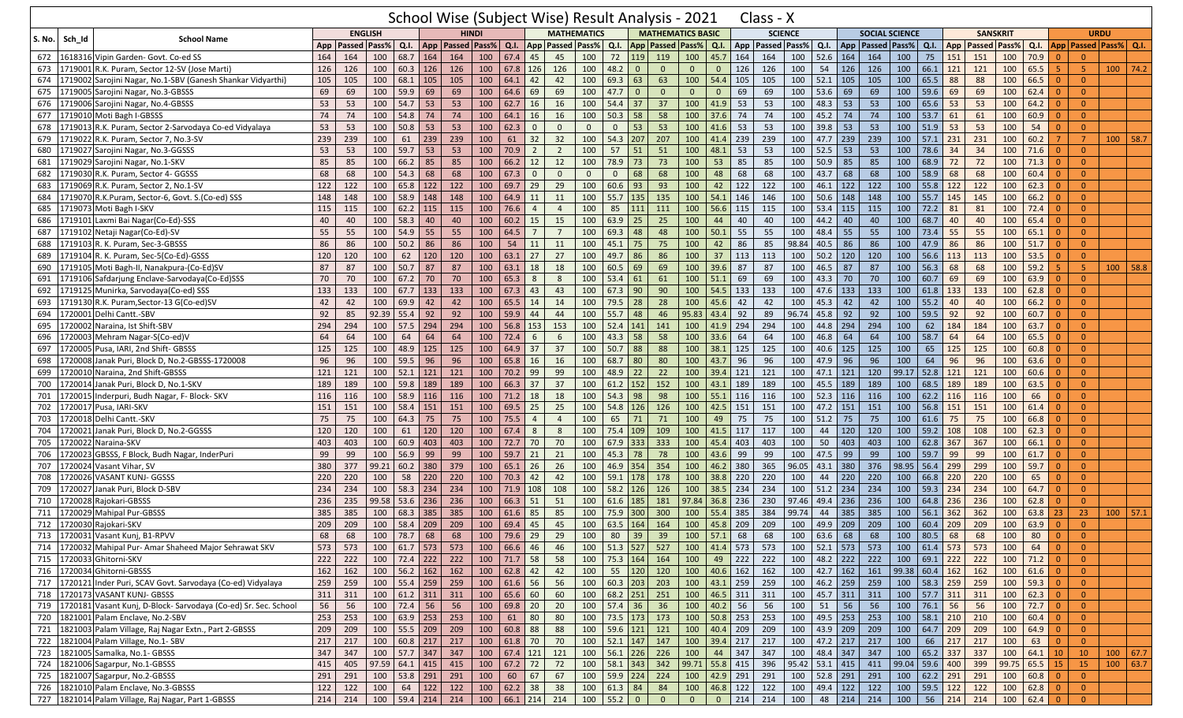# School Wise (Subject Wise) Result Analysis - 2021 Class - X

| S. No. | Sch_Id | School Name | ENGLISH | | | | HINDI | | | | MATHEMATICS | | | | MATHEMATICS BASIC | | | | SCIENCE | | | | SOCIAL SCIENCE | | | | SANSKRIT | | | | URDU | | | |
|---|---|---|---|---|---|---|---|---|---|---|---|---|---|---|---|---|---|---|---|---|---|---|---|---|---|---|---|---|---|---|---|---|---|---|
| | | | App | Passed | Pass% | Q.I. | App | Passed | Pass% | Q.I. | App | Passed | Pass% | Q.I. | App | Passed | Pass% | Q.I. | App | Passed | Pass% | Q.I. | App | Passed | Pass% | Q.I. | App | Passed | Pass% | Q.I. | App | Passed | Pass% | Q.I. |
| 672 | 1618316 | Vipin Garden- Govt. Co-ed SS | 164 | 164 | 100 | 68.7 | 164 | 164 | 100 | 67.4 | 45 | 45 | 100 | 72 | 119 | 119 | 100 | 45.7 | 164 | 164 | 100 | 52.6 | 164 | 164 | 100 | 75 | 151 | 151 | 100 | 70.9 | 0 | 0 | | |
| 673 | 1719001 | R.K. Puram, Sector 12-SV (Jose Marti) | 126 | 126 | 100 | 60.3 | 126 | 126 | 100 | 67.8 | 126 | 126 | 100 | 48.2 | 0 | 0 | 0 | 0 | 126 | 126 | 100 | 54 | 126 | 126 | 100 | 66.1 | 121 | 121 | 100 | 65.5 | 5 | 5 | 100 | 74.2 |
| 674 | 1719002 | Sarojini Nagar, No.1-SBV (Ganesh Shankar Vidyarthi) | 105 | 105 | 100 | 68.1 | 105 | 105 | 100 | 64.1 | 42 | 42 | 100 | 69.3 | 63 | 63 | 100 | 54.4 | 105 | 105 | 100 | 52.1 | 105 | 105 | 100 | 65.5 | 88 | 88 | 100 | 66.5 | 0 | 0 | | |
| 675 | 1719005 | Sarojini Nagar, No.3-GBSSS | 69 | 69 | 100 | 59.9 | 69 | 69 | 100 | 64.6 | 69 | 69 | 100 | 47.7 | 0 | 0 | 0 | 0 | 69 | 69 | 100 | 53.6 | 69 | 69 | 100 | 59.6 | 69 | 69 | 100 | 62.4 | 0 | 0 | | |
| 676 | 1719006 | Sarojini Nagar, No.4-GBSSS | 53 | 53 | 100 | 54.7 | 53 | 53 | 100 | 62.7 | 16 | 16 | 100 | 54.4 | 37 | 37 | 100 | 41.9 | 53 | 53 | 100 | 48.3 | 53 | 53 | 100 | 65.6 | 53 | 53 | 100 | 64.2 | 0 | 0 | | |
| 677 | 1719010 | Moti Bagh I-GBSSS | 74 | 74 | 100 | 54.8 | 74 | 74 | 100 | 64.1 | 16 | 16 | 100 | 50.3 | 58 | 58 | 100 | 37.6 | 74 | 74 | 100 | 45.2 | 74 | 74 | 100 | 53.7 | 61 | 61 | 100 | 60.9 | 0 | 0 | | |
| 678 | 1719013 | R.K. Puram, Sector 2-Sarvodaya Co-ed Vidyalaya | 53 | 53 | 100 | 50.8 | 53 | 53 | 100 | 62.3 | 0 | 0 | 0 | 0 | 53 | 53 | 100 | 41.6 | 53 | 53 | 100 | 39.8 | 53 | 53 | 100 | 51.9 | 53 | 53 | 100 | 54 | 0 | 0 | | |
| 679 | 1719022 | R.K. Puram, Sector 7, No.3-SV | 239 | 239 | 100 | 61 | 239 | 239 | 100 | 61 | 32 | 32 | 100 | 54.3 | 207 | 207 | 100 | 41.4 | 239 | 239 | 100 | 47.7 | 239 | 239 | 100 | 57.1 | 231 | 231 | 100 | 60.2 | 7 | 7 | 100 | 58.7 |
| 680 | 1719027 | Sarojini Nagar, No.3-GGSSS | 53 | 53 | 100 | 59.7 | 53 | 53 | 100 | 70.9 | 2 | 2 | 100 | 57 | 51 | 51 | 100 | 48.1 | 53 | 53 | 100 | 52.5 | 53 | 53 | 100 | 78.6 | 34 | 34 | 100 | 71.6 | 0 | 0 | | |
| 681 | 1719029 | Sarojini Nagar, No.1-SKV | 85 | 85 | 100 | 66.2 | 85 | 85 | 100 | 66.2 | 12 | 12 | 100 | 78.9 | 73 | 73 | 100 | 53 | 85 | 85 | 100 | 50.9 | 85 | 85 | 100 | 68.9 | 72 | 72 | 100 | 71.3 | 0 | 0 | | |
| 682 | 1719030 | R.K. Puram, Sector 4- GGSSS | 68 | 68 | 100 | 54.3 | 68 | 68 | 100 | 67.3 | 0 | 0 | 0 | 0 | 68 | 68 | 100 | 48 | 68 | 68 | 100 | 43.7 | 68 | 68 | 100 | 58.9 | 68 | 68 | 100 | 60.4 | 0 | 0 | | |
| 683 | 1719069 | R.K. Puram, Sector 2, No.1-SV | 122 | 122 | 100 | 65.8 | 122 | 122 | 100 | 69.7 | 29 | 29 | 100 | 60.6 | 93 | 93 | 100 | 42 | 122 | 122 | 100 | 46.1 | 122 | 122 | 100 | 55.8 | 122 | 122 | 100 | 62.3 | 0 | 0 | | |
| 684 | 1719070 | R.K.Puram, Sector-6, Govt. S.(Co-ed) SSS | 148 | 148 | 100 | 58.9 | 148 | 148 | 100 | 64.9 | 11 | 11 | 100 | 55.7 | 135 | 135 | 100 | 54.1 | 146 | 146 | 100 | 50.6 | 148 | 148 | 100 | 55.7 | 145 | 145 | 100 | 66.2 | 0 | 0 | | |
| 685 | 1719073 | Moti Bagh I-SKV | 115 | 115 | 100 | 62.2 | 115 | 115 | 100 | 76.6 | 4 | 4 | 100 | 85 | 111 | 111 | 100 | 56.6 | 115 | 115 | 100 | 53.4 | 115 | 115 | 100 | 72.2 | 81 | 81 | 100 | 72.4 | 0 | 0 | | |
| 686 | 1719101 | Laxmi Bai Nagar(Co-Ed)-SSS | 40 | 40 | 100 | 58.3 | 40 | 40 | 100 | 60.2 | 15 | 15 | 100 | 63.9 | 25 | 25 | 100 | 44 | 40 | 40 | 100 | 44.2 | 40 | 40 | 100 | 68.7 | 40 | 40 | 100 | 65.4 | 0 | 0 | | |
| 687 | 1719102 | Netaji Nagar(Co-Ed)-SV | 55 | 55 | 100 | 54.9 | 55 | 55 | 100 | 64.5 | 7 | 7 | 100 | 69.3 | 48 | 48 | 100 | 50.1 | 55 | 55 | 100 | 48.4 | 55 | 55 | 100 | 73.4 | 55 | 55 | 100 | 65.1 | 0 | 0 | | |
| 688 | 1719103 | R. K. Puram, Sec-3-GBSSS | 86 | 86 | 100 | 50.2 | 86 | 86 | 100 | 54 | 11 | 11 | 100 | 45.1 | 75 | 75 | 100 | 42 | 86 | 85 | 98.84 | 40.5 | 86 | 86 | 100 | 47.9 | 86 | 86 | 100 | 51.7 | 0 | 0 | | |
| 689 | 1719104 | R. K. Puram, Sec-5(Co-Ed)-GSSS | 120 | 120 | 100 | 62 | 120 | 120 | 100 | 63.1 | 27 | 27 | 100 | 49.7 | 86 | 86 | 100 | 37 | 113 | 113 | 100 | 50.2 | 120 | 120 | 100 | 56.6 | 113 | 113 | 100 | 53.5 | 0 | 0 | | |
| 690 | 1719105 | Moti Bagh-II, Nanakpura-(Co-Ed)SV | 87 | 87 | 100 | 50.7 | 87 | 87 | 100 | 63.1 | 18 | 18 | 100 | 60.5 | 69 | 69 | 100 | 39.6 | 87 | 87 | 100 | 46.5 | 87 | 87 | 100 | 56.3 | 68 | 68 | 100 | 59.2 | 5 | 5 | 100 | 58.8 |
| 691 | 1719106 | Safdarjung Enclave-Sarvodaya(Co-Ed)SSS | 70 | 70 | 100 | 67.2 | 70 | 70 | 100 | 65.3 | 8 | 8 | 100 | 53.4 | 61 | 61 | 100 | 51.1 | 69 | 69 | 100 | 43.3 | 70 | 70 | 100 | 60.7 | 69 | 69 | 100 | 63.9 | 0 | 0 | | |
| 692 | 1719125 | Munirka, Sarvodaya(Co-ed) SSS | 133 | 133 | 100 | 67.7 | 133 | 133 | 100 | 67.3 | 43 | 43 | 100 | 67.3 | 90 | 90 | 100 | 54.5 | 133 | 133 | 100 | 47.6 | 133 | 133 | 100 | 61.8 | 133 | 133 | 100 | 62.8 | 0 | 0 | | |
| 693 | 1719130 | R.K. Puram,Sector-13 G(Co-ed)SV | 42 | 42 | 100 | 69.9 | 42 | 42 | 100 | 65.5 | 14 | 14 | 100 | 79.5 | 28 | 28 | 100 | 45.6 | 42 | 42 | 100 | 45.3 | 42 | 42 | 100 | 55.2 | 40 | 40 | 100 | 66.2 | 0 | 0 | | |
| 694 | 1720001 | Delhi Cantt.-SBV | 92 | 85 | 92.39 | 55.4 | 92 | 92 | 100 | 59.9 | 44 | 44 | 100 | 55.7 | 48 | 46 | 95.83 | 43.4 | 92 | 89 | 96.74 | 45.8 | 92 | 92 | 100 | 59.5 | 92 | 92 | 100 | 60.7 | 0 | 0 | | |
| 695 | 1720002 | Naraina, Ist Shift-SBV | 294 | 294 | 100 | 57.5 | 294 | 294 | 100 | 56.8 | 153 | 153 | 100 | 52.4 | 141 | 141 | 100 | 41.9 | 294 | 294 | 100 | 44.8 | 294 | 294 | 100 | 62 | 184 | 184 | 100 | 63.7 | 0 | 0 | | |
| 696 | 1720003 | Mehram Nagar-S(Co-ed)V | 64 | 64 | 100 | 64 | 64 | 64 | 100 | 72.4 | 6 | 6 | 100 | 43.3 | 58 | 58 | 100 | 33.6 | 64 | 64 | 100 | 46.8 | 64 | 64 | 100 | 58.7 | 64 | 64 | 100 | 65.5 | 0 | 0 | | |
| 697 | 1720005 | Pusa, IARI, 2nd Shift- GBSSS | 125 | 125 | 100 | 48.9 | 125 | 125 | 100 | 64.9 | 37 | 37 | 100 | 50.7 | 88 | 88 | 100 | 38.1 | 125 | 125 | 100 | 40.6 | 125 | 125 | 100 | 65 | 125 | 125 | 100 | 60.8 | 0 | 0 | | |
| 698 | 1720008 | Janak Puri, Block D, No.2-GBSSS-1720008 | 96 | 96 | 100 | 59.5 | 96 | 96 | 100 | 65.8 | 16 | 16 | 100 | 68.7 | 80 | 80 | 100 | 43.7 | 96 | 96 | 100 | 47.9 | 96 | 96 | 100 | 64 | 96 | 96 | 100 | 63.6 | 0 | 0 | | |
| 699 | 1720010 | Naraina, 2nd Shift-GBSSS | 121 | 121 | 100 | 52.1 | 121 | 121 | 100 | 70.2 | 99 | 99 | 100 | 48.9 | 22 | 22 | 100 | 39.4 | 121 | 121 | 100 | 47.1 | 121 | 120 | 99.17 | 52.8 | 121 | 121 | 100 | 60.6 | 0 | 0 | | |
| 700 | 1720014 | Janak Puri, Block D, No.1-SKV | 189 | 189 | 100 | 59.8 | 189 | 189 | 100 | 66.3 | 37 | 37 | 100 | 61.2 | 152 | 152 | 100 | 43.1 | 189 | 189 | 100 | 45.5 | 189 | 189 | 100 | 68.5 | 189 | 189 | 100 | 63.5 | 0 | 0 | | |
| 701 | 1720015 | Inderpuri, Budh Nagar, F- Block- SKV | 116 | 116 | 100 | 58.9 | 116 | 116 | 100 | 71.2 | 18 | 18 | 100 | 54.3 | 98 | 98 | 100 | 55.1 | 116 | 116 | 100 | 52.3 | 116 | 116 | 100 | 62.2 | 116 | 116 | 100 | 66 | 0 | 0 | | |
| 702 | 1720017 | Pusa, IARI-SKV | 151 | 151 | 100 | 58.4 | 151 | 151 | 100 | 69.5 | 25 | 25 | 100 | 54.8 | 126 | 126 | 100 | 42.5 | 151 | 151 | 100 | 47.2 | 151 | 151 | 100 | 56.8 | 151 | 151 | 100 | 61.4 | 0 | 0 | | |
| 703 | 1720018 | Delhi Cantt.-SKV | 75 | 75 | 100 | 64.3 | 75 | 75 | 100 | 75.5 | 4 | 4 | 100 | 65 | 71 | 71 | 100 | 49 | 75 | 75 | 100 | 51.2 | 75 | 75 | 100 | 61.6 | 75 | 75 | 100 | 66.8 | 0 | 0 | | |
| 704 | 1720021 | Janak Puri, Block D, No.2-GGSSS | 120 | 120 | 100 | 61 | 120 | 120 | 100 | 67.4 | 8 | 8 | 100 | 75.4 | 109 | 109 | 100 | 41.5 | 117 | 117 | 100 | 44 | 120 | 120 | 100 | 59.2 | 108 | 108 | 100 | 62.3 | 0 | 0 | | |
| 705 | 1720022 | Naraina-SKV | 403 | 403 | 100 | 60.9 | 403 | 403 | 100 | 72.7 | 70 | 70 | 100 | 67.9 | 333 | 333 | 100 | 45.4 | 403 | 403 | 100 | 50 | 403 | 403 | 100 | 62.8 | 367 | 367 | 100 | 66.1 | 0 | 0 | | |
| 706 | 1720023 | GBSSS, F Block, Budh Nagar, InderPuri | 99 | 99 | 100 | 56.9 | 99 | 99 | 100 | 59.7 | 21 | 21 | 100 | 45.3 | 78 | 78 | 100 | 43.6 | 99 | 99 | 100 | 47.5 | 99 | 99 | 100 | 59.7 | 99 | 99 | 100 | 61.7 | 0 | 0 | | |
| 707 | 1720024 | Vasant Vihar, SV | 380 | 377 | 99.21 | 60.2 | 380 | 379 | 100 | 65.1 | 26 | 26 | 100 | 46.9 | 354 | 354 | 100 | 46.2 | 380 | 365 | 96.05 | 43.1 | 380 | 376 | 98.95 | 56.4 | 299 | 299 | 100 | 59.7 | 0 | 0 | | |
| 708 | 1720026 | VASANT KUNJ- GGSSS | 220 | 220 | 100 | 58 | 220 | 220 | 100 | 70.3 | 42 | 42 | 100 | 59.1 | 178 | 178 | 100 | 38.8 | 220 | 220 | 100 | 44 | 220 | 220 | 100 | 66.8 | 220 | 220 | 100 | 65 | 0 | 0 | | |
| 709 | 1720027 | Janak Puri, Block D-SBV | 234 | 234 | 100 | 58.3 | 234 | 234 | 100 | 71.9 | 108 | 108 | 100 | 58.2 | 126 | 126 | 100 | 38.5 | 234 | 234 | 100 | 51.2 | 234 | 234 | 100 | 59.3 | 234 | 234 | 100 | 64.7 | 0 | 0 | | |
| 710 | 1720028 | Rajokari-GBSSS | 236 | 235 | 99.58 | 53.6 | 236 | 236 | 100 | 66.3 | 51 | 51 | 100 | 61.6 | 185 | 181 | 97.84 | 36.8 | 236 | 230 | 97.46 | 49.4 | 236 | 236 | 100 | 64.8 | 236 | 236 | 100 | 62.8 | 0 | 0 | | |
| 711 | 1720029 | Mahipal Pur-GBSSS | 385 | 385 | 100 | 68.3 | 385 | 385 | 100 | 61.6 | 85 | 85 | 100 | 75.9 | 300 | 300 | 100 | 55.4 | 385 | 384 | 99.74 | 44 | 385 | 385 | 100 | 56.1 | 362 | 362 | 100 | 63.8 | 23 | 23 | 100 | 57.1 |
| 712 | 1720030 | Rajokari-SKV | 209 | 209 | 100 | 58.4 | 209 | 209 | 100 | 69.4 | 45 | 45 | 100 | 63.5 | 164 | 164 | 100 | 45.8 | 209 | 209 | 100 | 49.9 | 209 | 209 | 100 | 60.4 | 209 | 209 | 100 | 63.9 | 0 | 0 | | |
| 713 | 1720031 | Vasant Kunj, B1-RPVV | 68 | 68 | 100 | 78.7 | 68 | 68 | 100 | 79.6 | 29 | 29 | 100 | 80 | 39 | 39 | 100 | 57.1 | 68 | 68 | 100 | 63.6 | 68 | 68 | 100 | 80.5 | 68 | 68 | 100 | 80 | 0 | 0 | | |
| 714 | 1720032 | Mahipal Pur- Amar Shaheed Major Sehrawat SKV | 573 | 573 | 100 | 61.7 | 573 | 573 | 100 | 66.6 | 46 | 46 | 100 | 51.3 | 527 | 527 | 100 | 41.4 | 573 | 573 | 100 | 52.1 | 573 | 573 | 100 | 61.4 | 573 | 573 | 100 | 64 | 0 | 0 | | |
| 715 | 1720033 | Ghitorni-SKV | 222 | 222 | 100 | 72.4 | 222 | 222 | 100 | 71.7 | 58 | 58 | 100 | 75.3 | 164 | 164 | 100 | 49 | 222 | 222 | 100 | 48.2 | 222 | 222 | 100 | 69.1 | 222 | 222 | 100 | 71.2 | 0 | 0 | | |
| 716 | 1720034 | Ghitorni-GBSSS | 162 | 162 | 100 | 56.2 | 162 | 162 | 100 | 62.8 | 42 | 42 | 100 | 55 | 120 | 120 | 100 | 40.6 | 162 | 162 | 100 | 42.7 | 162 | 161 | 99.38 | 60.4 | 162 | 162 | 100 | 61.6 | 0 | 0 | | |
| 717 | 1720121 | Inder Puri, SCAV Govt. Sarvodaya (Co-ed) Vidyalaya | 259 | 259 | 100 | 55.4 | 259 | 259 | 100 | 61.6 | 56 | 56 | 100 | 60.3 | 203 | 203 | 100 | 43.1 | 259 | 259 | 100 | 46.2 | 259 | 259 | 100 | 58.3 | 259 | 259 | 100 | 59.3 | 0 | 0 | | |
| 718 | 1720173 | VASANT KUNJ- GBSSS | 311 | 311 | 100 | 61.2 | 311 | 311 | 100 | 65.6 | 60 | 60 | 100 | 68.2 | 251 | 251 | 100 | 46.5 | 311 | 311 | 100 | 45.7 | 311 | 311 | 100 | 57.7 | 311 | 311 | 100 | 62.3 | 0 | 0 | | |
| 719 | 1720181 | Vasant Kunj, D-Block- Sarvodaya (Co-ed) Sr. Sec. School | 56 | 56 | 100 | 72.4 | 56 | 56 | 100 | 69.8 | 20 | 20 | 100 | 57.4 | 36 | 36 | 100 | 40.2 | 56 | 56 | 100 | 51 | 56 | 56 | 100 | 76.1 | 56 | 56 | 100 | 72.7 | 0 | 0 | | |
| 720 | 1821001 | Palam Enclave, No.2-SBV | 253 | 253 | 100 | 63.9 | 253 | 253 | 100 | 61 | 80 | 80 | 100 | 73.5 | 173 | 173 | 100 | 50.8 | 253 | 253 | 100 | 49.5 | 253 | 253 | 100 | 58.1 | 210 | 210 | 100 | 60.4 | 0 | 0 | | |
| 721 | 1821003 | Palam Village, Raj Nagar Extn., Part 2-GBSSS | 209 | 209 | 100 | 55.5 | 209 | 209 | 100 | 60.8 | 88 | 88 | 100 | 59.6 | 121 | 121 | 100 | 40.4 | 209 | 209 | 100 | 43.9 | 209 | 209 | 100 | 64.7 | 209 | 209 | 100 | 64.9 | 0 | 0 | | |
| 722 | 1821004 | Palam Village, No.1- SBV | 217 | 217 | 100 | 60.8 | 217 | 217 | 100 | 61.8 | 70 | 70 | 100 | 52.1 | 147 | 147 | 100 | 39.4 | 217 | 217 | 100 | 47.2 | 217 | 217 | 100 | 66 | 217 | 217 | 100 | 63 | 0 | 0 | | |
| 723 | 1821005 | Samalka, No.1- GBSSS | 347 | 347 | 100 | 57.7 | 347 | 347 | 100 | 67.4 | 121 | 121 | 100 | 56.1 | 226 | 226 | 100 | 44 | 347 | 347 | 100 | 48.4 | 347 | 347 | 100 | 65.2 | 337 | 337 | 100 | 64.1 | 10 | 10 | 100 | 67.7 |
| 724 | 1821006 | Sagarpur, No.1-GBSSS | 415 | 405 | 97.59 | 64.1 | 415 | 415 | 100 | 67.2 | 72 | 72 | 100 | 58.1 | 343 | 342 | 99.71 | 55.8 | 415 | 396 | 95.42 | 53.1 | 415 | 411 | 99.04 | 59.6 | 400 | 399 | 99.75 | 65.5 | 15 | 15 | 100 | 63.7 |
| 725 | 1821007 | Sagarpur, No.2-GBSSS | 291 | 291 | 100 | 53.8 | 291 | 291 | 100 | 60 | 67 | 67 | 100 | 59.9 | 224 | 224 | 100 | 42.9 | 291 | 291 | 100 | 52.8 | 291 | 291 | 100 | 62.2 | 291 | 291 | 100 | 60.8 | 0 | 0 | | |
| 726 | 1821010 | Palam Enclave, No.3-GBSSS | 122 | 122 | 100 | 64 | 122 | 122 | 100 | 62.2 | 38 | 38 | 100 | 61.3 | 84 | 84 | 100 | 46.8 | 122 | 122 | 100 | 49.4 | 122 | 122 | 100 | 59.5 | 122 | 122 | 100 | 62.8 | 0 | 0 | | |
| 727 | 1821014 | Palam Village, Raj Nagar, Part 1-GBSSS | 214 | 214 | 100 | 59.4 | 214 | 214 | 100 | 66.1 | 214 | 214 | 100 | 55.2 | 0 | 0 | 0 | 0 | 214 | 214 | 100 | 48 | 214 | 214 | 100 | 56 | 214 | 214 | 100 | 62.4 | 0 | 0 | | |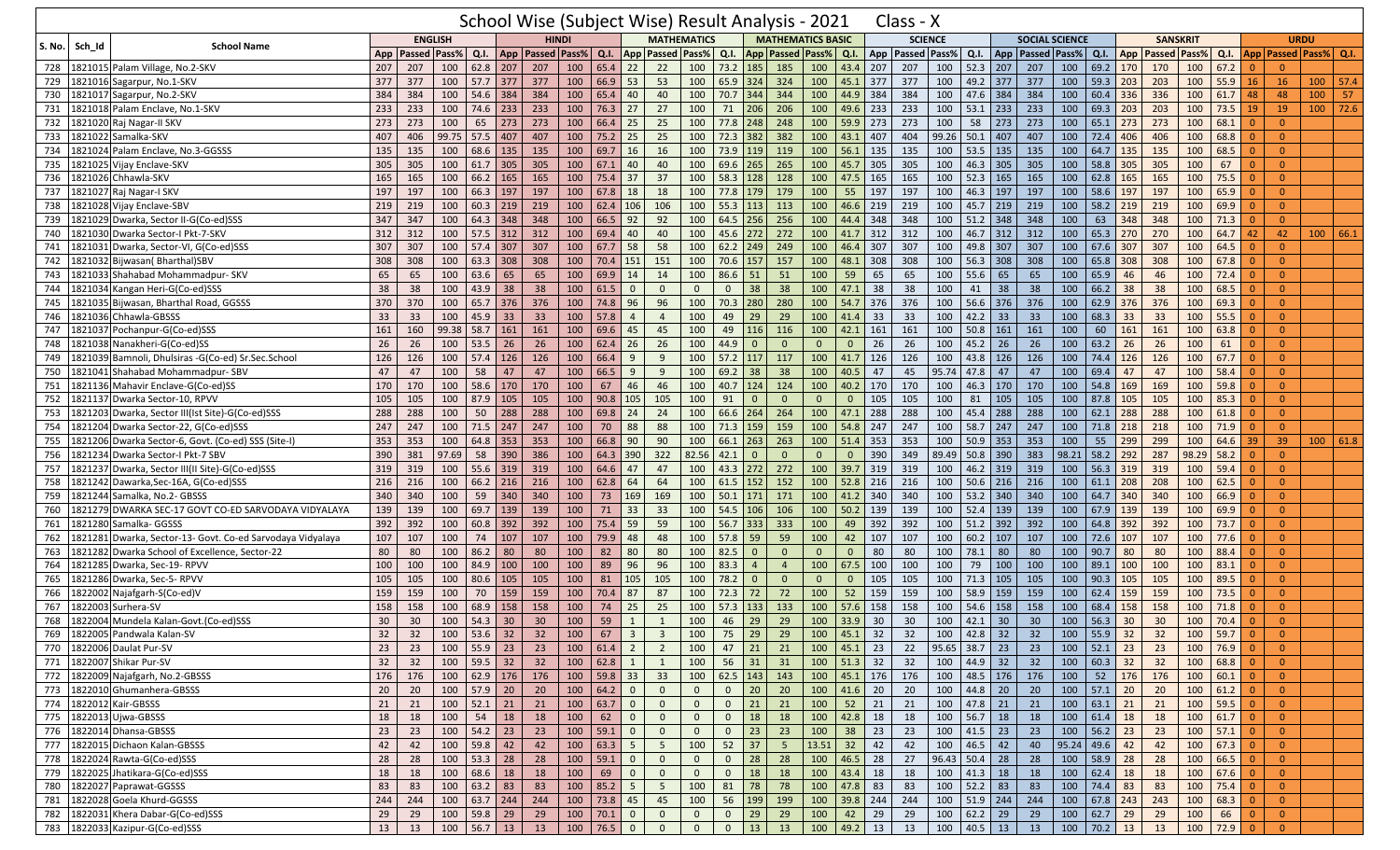# School Wise (Subject Wise) Result Analysis - 2021 Class - X

| S. No. | Sch_Id | School Name | ENGLISH | | | | HINDI | | | | MATHEMATICS | | | | MATHEMATICS BASIC | | | | SCIENCE | | | | SOCIAL SCIENCE | | | | SANSKRIT | | | | URDU | | | |
|---|---|---|---|---|---|---|---|---|---|---|---|---|---|---|---|---|---|---|---|---|---|---|---|---|---|---|---|---|---|---|---|---|---|---|
| | | | App | Passed | Pass% | Q.I. | App | Passed | Pass% | Q.I. | App | Passed | Pass% | Q.I. | App | Passed | Pass% | Q.I. | App | Passed | Pass% | Q.I. | App | Passed | Pass% | Q.I. | App | Passed | Pass% | Q.I. | App | Passed | Pass% | Q.I. |
| 728 | 1821015 | Palam Village, No.2-SKV | 207 | 207 | 100 | 62.8 | 207 | 207 | 100 | 65.4 | 22 | 22 | 100 | 73.2 | 185 | 185 | 100 | 43.4 | 207 | 207 | 100 | 52.3 | 207 | 207 | 100 | 69.2 | 170 | 170 | 100 | 67.2 | 0 | 0 | | |
| 729 | 1821016 | Sagarpur, No.1-SKV | 377 | 377 | 100 | 57.7 | 377 | 377 | 100 | 66.9 | 53 | 53 | 100 | 65.9 | 324 | 324 | 100 | 45.1 | 377 | 377 | 100 | 49.2 | 377 | 377 | 100 | 59.3 | 203 | 203 | 100 | 55.9 | 16 | 16 | 100 | 57.4 |
| 730 | 1821017 | Sagarpur, No.2-SKV | 384 | 384 | 100 | 54.6 | 384 | 384 | 100 | 65.4 | 40 | 40 | 100 | 70.7 | 344 | 344 | 100 | 44.9 | 384 | 384 | 100 | 47.6 | 384 | 384 | 100 | 60.4 | 336 | 336 | 100 | 61.7 | 48 | 48 | 100 | 57 |
| 731 | 1821018 | Palam Enclave, No.1-SKV | 233 | 233 | 100 | 74.6 | 233 | 233 | 100 | 76.3 | 27 | 27 | 100 | 71 | 206 | 206 | 100 | 49.6 | 233 | 233 | 100 | 53.1 | 233 | 233 | 100 | 69.3 | 203 | 203 | 100 | 73.5 | 19 | 19 | 100 | 72.6 |
| 732 | 1821020 | Raj Nagar-II SKV | 273 | 273 | 100 | 65 | 273 | 273 | 100 | 66.4 | 25 | 25 | 100 | 77.8 | 248 | 248 | 100 | 59.9 | 273 | 273 | 100 | 58 | 273 | 273 | 100 | 65.1 | 273 | 273 | 100 | 68.1 | 0 | 0 | | |
| 733 | 1821022 | Samalka-SKV | 407 | 406 | 99.75 | 57.5 | 407 | 407 | 100 | 75.2 | 25 | 25 | 100 | 72.3 | 382 | 382 | 100 | 43.1 | 407 | 404 | 99.26 | 50.1 | 407 | 407 | 100 | 72.4 | 406 | 406 | 100 | 68.8 | 0 | 0 | | |
| 734 | 1821024 | Palam Enclave, No.3-GGSSS | 135 | 135 | 100 | 68.6 | 135 | 135 | 100 | 69.7 | 16 | 16 | 100 | 73.9 | 119 | 119 | 100 | 56.1 | 135 | 135 | 100 | 53.5 | 135 | 135 | 100 | 64.7 | 135 | 135 | 100 | 68.5 | 0 | 0 | | |
| 735 | 1821025 | Vijay Enclave-SKV | 305 | 305 | 100 | 61.7 | 305 | 305 | 100 | 67.1 | 40 | 40 | 100 | 69.6 | 265 | 265 | 100 | 45.7 | 305 | 305 | 100 | 46.3 | 305 | 305 | 100 | 58.8 | 305 | 305 | 100 | 67 | 0 | 0 | | |
| 736 | 1821026 | Chhawla-SKV | 165 | 165 | 100 | 66.2 | 165 | 165 | 100 | 75.4 | 37 | 37 | 100 | 58.3 | 128 | 128 | 100 | 47.5 | 165 | 165 | 100 | 52.3 | 165 | 165 | 100 | 62.8 | 165 | 165 | 100 | 75.5 | 0 | 0 | | |
| 737 | 1821027 | Raj Nagar-I SKV | 197 | 197 | 100 | 66.3 | 197 | 197 | 100 | 67.8 | 18 | 18 | 100 | 77.8 | 179 | 179 | 100 | 55 | 197 | 197 | 100 | 46.3 | 197 | 197 | 100 | 58.6 | 197 | 197 | 100 | 65.9 | 0 | 0 | | |
| 738 | 1821028 | Vijay Enclave-SBV | 219 | 219 | 100 | 60.3 | 219 | 219 | 100 | 62.4 | 106 | 106 | 100 | 55.3 | 113 | 113 | 100 | 46.6 | 219 | 219 | 100 | 45.7 | 219 | 219 | 100 | 58.2 | 219 | 219 | 100 | 69.9 | 0 | 0 | | |
| 739 | 1821029 | Dwarka, Sector II-G(Co-ed)SSS | 347 | 347 | 100 | 64.3 | 348 | 348 | 100 | 66.5 | 92 | 92 | 100 | 64.5 | 256 | 256 | 100 | 44.4 | 348 | 348 | 100 | 51.2 | 348 | 348 | 100 | 63 | 348 | 348 | 100 | 71.3 | 0 | 0 | | |
| 740 | 1821030 | Dwarka Sector-I Pkt-7-SKV | 312 | 312 | 100 | 57.5 | 312 | 312 | 100 | 69.4 | 40 | 40 | 100 | 45.6 | 272 | 272 | 100 | 41.7 | 312 | 312 | 100 | 46.7 | 312 | 312 | 100 | 65.3 | 270 | 270 | 100 | 64.7 | 42 | 42 | 100 | 66.1 |
| 741 | 1821031 | Dwarka, Sector-VI, G(Co-ed)SSS | 307 | 307 | 100 | 57.4 | 307 | 307 | 100 | 67.7 | 58 | 58 | 100 | 62.2 | 249 | 249 | 100 | 46.4 | 307 | 307 | 100 | 49.8 | 307 | 307 | 100 | 67.6 | 307 | 307 | 100 | 64.5 | 0 | 0 | | |
| 742 | 1821032 | Bijwasan( Bharthal)SBV | 308 | 308 | 100 | 63.3 | 308 | 308 | 100 | 70.4 | 151 | 151 | 100 | 70.6 | 157 | 157 | 100 | 48.1 | 308 | 308 | 100 | 56.3 | 308 | 308 | 100 | 65.8 | 308 | 308 | 100 | 67.8 | 0 | 0 | | |
| 743 | 1821033 | Shahabad Mohammadpur- SKV | 65 | 65 | 100 | 63.6 | 65 | 65 | 100 | 69.9 | 14 | 14 | 100 | 86.6 | 51 | 51 | 100 | 59 | 65 | 65 | 100 | 55.6 | 65 | 65 | 100 | 65.9 | 46 | 46 | 100 | 72.4 | 0 | 0 | | |
| 744 | 1821034 | Kangan Heri-G(Co-ed)SSS | 38 | 38 | 100 | 43.9 | 38 | 38 | 100 | 61.5 | 0 | 0 | 0 | 0 | 38 | 38 | 100 | 47.1 | 38 | 38 | 100 | 41 | 38 | 38 | 100 | 66.2 | 38 | 38 | 100 | 68.5 | 0 | 0 | | |
| 745 | 1821035 | Bijwasan, Bharthal Road, GGSSS | 370 | 370 | 100 | 65.7 | 376 | 376 | 100 | 74.8 | 96 | 96 | 100 | 70.3 | 280 | 280 | 100 | 54.7 | 376 | 376 | 100 | 56.6 | 376 | 376 | 100 | 62.9 | 376 | 376 | 100 | 69.3 | 0 | 0 | | |
| 746 | 1821036 | Chhawla-GBSSS | 33 | 33 | 100 | 45.9 | 33 | 33 | 100 | 57.8 | 4 | 4 | 100 | 49 | 29 | 29 | 100 | 41.4 | 33 | 33 | 100 | 42.2 | 33 | 33 | 100 | 68.3 | 33 | 33 | 100 | 55.5 | 0 | 0 | | |
| 747 | 1821037 | Pochanpur-G(Co-ed)SSS | 161 | 160 | 99.38 | 58.7 | 161 | 161 | 100 | 69.6 | 45 | 45 | 100 | 49 | 116 | 116 | 100 | 42.1 | 161 | 161 | 100 | 50.8 | 161 | 161 | 100 | 60 | 161 | 161 | 100 | 63.8 | 0 | 0 | | |
| 748 | 1821038 | Nanakheri-G(Co-ed)SS | 26 | 26 | 100 | 53.5 | 26 | 26 | 100 | 62.4 | 26 | 26 | 100 | 44.9 | 0 | 0 | 0 | 0 | 26 | 26 | 100 | 45.2 | 26 | 26 | 100 | 63.2 | 26 | 26 | 100 | 61 | 0 | 0 | | |
| 749 | 1821039 | Bamnoli, Dhulsiras -G(Co-ed) Sr.Sec.School | 126 | 126 | 100 | 57.4 | 126 | 126 | 100 | 66.4 | 9 | 9 | 100 | 57.2 | 117 | 117 | 100 | 41.7 | 126 | 126 | 100 | 43.8 | 126 | 126 | 100 | 74.4 | 126 | 126 | 100 | 67.7 | 0 | 0 | | |
| 750 | 1821041 | Shahabad Mohammadpur- SBV | 47 | 47 | 100 | 58 | 47 | 47 | 100 | 66.5 | 9 | 9 | 100 | 69.2 | 38 | 38 | 100 | 40.5 | 47 | 45 | 95.74 | 47.8 | 47 | 47 | 100 | 69.4 | 47 | 47 | 100 | 58.4 | 0 | 0 | | |
| 751 | 1821136 | Mahavir Enclave-G(Co-ed)SS | 170 | 170 | 100 | 58.6 | 170 | 170 | 100 | 67 | 46 | 46 | 100 | 40.7 | 124 | 124 | 100 | 40.2 | 170 | 170 | 100 | 46.3 | 170 | 170 | 100 | 54.8 | 169 | 169 | 100 | 59.8 | 0 | 0 | | |
| 752 | 1821137 | Dwarka Sector-10, RPVV | 105 | 105 | 100 | 87.9 | 105 | 105 | 100 | 90.8 | 105 | 105 | 100 | 91 | 0 | 0 | 0 | 0 | 105 | 105 | 100 | 81 | 105 | 105 | 100 | 87.8 | 105 | 105 | 100 | 85.3 | 0 | 0 | | |
| 753 | 1821203 | Dwarka, Sector III(Ist Site)-G(Co-ed)SSS | 288 | 288 | 100 | 50 | 288 | 288 | 100 | 69.8 | 24 | 24 | 100 | 66.6 | 264 | 264 | 100 | 47.1 | 288 | 288 | 100 | 45.4 | 288 | 288 | 100 | 62.1 | 288 | 288 | 100 | 61.8 | 0 | 0 | | |
| 754 | 1821204 | Dwarka Sector-22, G(Co-ed)SSS | 247 | 247 | 100 | 71.5 | 247 | 247 | 100 | 70 | 88 | 88 | 100 | 71.3 | 159 | 159 | 100 | 54.8 | 247 | 247 | 100 | 58.7 | 247 | 247 | 100 | 71.8 | 218 | 218 | 100 | 71.9 | 0 | 0 | | |
| 755 | 1821206 | Dwarka Sector-6, Govt. (Co-ed) SSS (Site-I) | 353 | 353 | 100 | 64.8 | 353 | 353 | 100 | 66.8 | 90 | 90 | 100 | 66.1 | 263 | 263 | 100 | 51.4 | 353 | 353 | 100 | 50.9 | 353 | 353 | 100 | 55 | 299 | 299 | 100 | 64.6 | 39 | 39 | 100 | 61.8 |
| 756 | 1821234 | Dwarka Sector-I Pkt-7 SBV | 390 | 381 | 97.69 | 58 | 390 | 386 | 100 | 64.3 | 390 | 322 | 82.56 | 42.1 | 0 | 0 | 0 | 0 | 390 | 349 | 89.49 | 50.8 | 390 | 383 | 98.21 | 58.2 | 292 | 287 | 98.29 | 58.2 | 0 | 0 | | |
| 757 | 1821237 | Dwarka, Sector III(II Site)-G(Co-ed)SSS | 319 | 319 | 100 | 55.6 | 319 | 319 | 100 | 64.6 | 47 | 47 | 100 | 43.3 | 272 | 272 | 100 | 39.7 | 319 | 319 | 100 | 46.2 | 319 | 319 | 100 | 56.3 | 319 | 319 | 100 | 59.4 | 0 | 0 | | |
| 758 | 1821242 | Dawarka,Sec-16A, G(Co-ed)SSS | 216 | 216 | 100 | 66.2 | 216 | 216 | 100 | 62.8 | 64 | 64 | 100 | 61.5 | 152 | 152 | 100 | 52.8 | 216 | 216 | 100 | 50.6 | 216 | 216 | 100 | 61.1 | 208 | 208 | 100 | 62.5 | 0 | 0 | | |
| 759 | 1821244 | Samalka, No.2- GBSSS | 340 | 340 | 100 | 59 | 340 | 340 | 100 | 73 | 169 | 169 | 100 | 50.1 | 171 | 171 | 100 | 41.2 | 340 | 340 | 100 | 53.2 | 340 | 340 | 100 | 64.7 | 340 | 340 | 100 | 66.9 | 0 | 0 | | |
| 760 | 1821279 | DWARKA SEC-17 GOVT CO-ED SARVODAYA VIDYALAYA | 139 | 139 | 100 | 69.7 | 139 | 139 | 100 | 71 | 33 | 33 | 100 | 54.5 | 106 | 106 | 100 | 50.2 | 139 | 139 | 100 | 52.4 | 139 | 139 | 100 | 67.9 | 139 | 139 | 100 | 69.9 | 0 | 0 | | |
| 761 | 1821280 | Samalka- GGSSS | 392 | 392 | 100 | 60.8 | 392 | 392 | 100 | 75.4 | 59 | 59 | 100 | 56.7 | 333 | 333 | 100 | 49 | 392 | 392 | 100 | 51.2 | 392 | 392 | 100 | 64.8 | 392 | 392 | 100 | 73.7 | 0 | 0 | | |
| 762 | 1821281 | Dwarka, Sector-13- Govt. Co-ed Sarvodaya Vidyalaya | 107 | 107 | 100 | 74 | 107 | 107 | 100 | 79.9 | 48 | 48 | 100 | 57.8 | 59 | 59 | 100 | 42 | 107 | 107 | 100 | 60.2 | 107 | 107 | 100 | 72.6 | 107 | 107 | 100 | 77.6 | 0 | 0 | | |
| 763 | 1821282 | Dwarka School of Excellence, Sector-22 | 80 | 80 | 100 | 86.2 | 80 | 80 | 100 | 82 | 80 | 80 | 100 | 82.5 | 0 | 0 | 0 | 0 | 80 | 80 | 100 | 78.1 | 80 | 80 | 100 | 90.7 | 80 | 80 | 100 | 88.4 | 0 | 0 | | |
| 764 | 1821285 | Dwarka, Sec-19- RPVV | 100 | 100 | 100 | 84.9 | 100 | 100 | 100 | 89 | 96 | 96 | 100 | 83.3 | 4 | 4 | 100 | 67.5 | 100 | 100 | 100 | 79 | 100 | 100 | 100 | 89.1 | 100 | 100 | 100 | 83.1 | 0 | 0 | | |
| 765 | 1821286 | Dwarka, Sec-5- RPVV | 105 | 105 | 100 | 80.6 | 105 | 105 | 100 | 81 | 105 | 105 | 100 | 78.2 | 0 | 0 | 0 | 0 | 105 | 105 | 100 | 71.3 | 105 | 105 | 100 | 90.3 | 105 | 105 | 100 | 89.5 | 0 | 0 | | |
| 766 | 1822002 | Najafgarh-S(Co-ed)V | 159 | 159 | 100 | 70 | 159 | 159 | 100 | 70.4 | 87 | 87 | 100 | 72.3 | 72 | 72 | 100 | 52 | 159 | 159 | 100 | 58.9 | 159 | 159 | 100 | 62.4 | 159 | 159 | 100 | 73.5 | 0 | 0 | | |
| 767 | 1822003 | Surhera-SV | 158 | 158 | 100 | 68.9 | 158 | 158 | 100 | 74 | 25 | 25 | 100 | 57.3 | 133 | 133 | 100 | 57.6 | 158 | 158 | 100 | 54.6 | 158 | 158 | 100 | 68.4 | 158 | 158 | 100 | 71.8 | 0 | 0 | | |
| 768 | 1822004 | Mundela Kalan-Govt.(Co-ed)SSS | 30 | 30 | 100 | 54.3 | 30 | 30 | 100 | 59 | 1 | 1 | 100 | 46 | 29 | 29 | 100 | 33.9 | 30 | 30 | 100 | 42.1 | 30 | 30 | 100 | 56.3 | 30 | 30 | 100 | 70.4 | 0 | 0 | | |
| 769 | 1822005 | Pandwala Kalan-SV | 32 | 32 | 100 | 53.6 | 32 | 32 | 100 | 67 | 3 | 3 | 100 | 75 | 29 | 29 | 100 | 45.1 | 32 | 32 | 100 | 42.8 | 32 | 32 | 100 | 55.9 | 32 | 32 | 100 | 59.7 | 0 | 0 | | |
| 770 | 1822006 | Daulat Pur-SV | 23 | 23 | 100 | 55.9 | 23 | 23 | 100 | 61.4 | 2 | 2 | 100 | 47 | 21 | 21 | 100 | 45.1 | 23 | 22 | 95.65 | 38.7 | 23 | 23 | 100 | 52.1 | 23 | 23 | 100 | 76.9 | 0 | 0 | | |
| 771 | 1822007 | Shikar Pur-SV | 32 | 32 | 100 | 59.5 | 32 | 32 | 100 | 62.8 | 1 | 1 | 100 | 56 | 31 | 31 | 100 | 51.3 | 32 | 32 | 100 | 44.9 | 32 | 32 | 100 | 60.3 | 32 | 32 | 100 | 68.8 | 0 | 0 | | |
| 772 | 1822009 | Najafgarh, No.2-GBSSS | 176 | 176 | 100 | 62.9 | 176 | 176 | 100 | 59.8 | 33 | 33 | 100 | 62.5 | 143 | 143 | 100 | 45.1 | 176 | 176 | 100 | 48.5 | 176 | 176 | 100 | 52 | 176 | 176 | 100 | 60.1 | 0 | 0 | | |
| 773 | 1822010 | Ghumanhera-GBSSS | 20 | 20 | 100 | 57.9 | 20 | 20 | 100 | 64.2 | 0 | 0 | 0 | 0 | 20 | 20 | 100 | 41.6 | 20 | 20 | 100 | 44.8 | 20 | 20 | 100 | 57.1 | 20 | 20 | 100 | 61.2 | 0 | 0 | | |
| 774 | 1822012 | Kair-GBSSS | 21 | 21 | 100 | 52.1 | 21 | 21 | 100 | 63.7 | 0 | 0 | 0 | 0 | 21 | 21 | 100 | 52 | 21 | 21 | 100 | 47.8 | 21 | 21 | 100 | 63.1 | 21 | 21 | 100 | 59.5 | 0 | 0 | | |
| 775 | 1822013 | Ujwa-GBSSS | 18 | 18 | 100 | 54 | 18 | 18 | 100 | 62 | 0 | 0 | 0 | 0 | 18 | 18 | 100 | 42.8 | 18 | 18 | 100 | 56.7 | 18 | 18 | 100 | 61.4 | 18 | 18 | 100 | 61.7 | 0 | 0 | | |
| 776 | 1822014 | Dhansa-GBSSS | 23 | 23 | 100 | 54.2 | 23 | 23 | 100 | 59.1 | 0 | 0 | 0 | 0 | 23 | 23 | 100 | 38 | 23 | 23 | 100 | 41.5 | 23 | 23 | 100 | 56.2 | 23 | 23 | 100 | 57.1 | 0 | 0 | | |
| 777 | 1822015 | Dichaon Kalan-GBSSS | 42 | 42 | 100 | 59.8 | 42 | 42 | 100 | 63.3 | 5 | 5 | 100 | 52 | 37 | 5 | 13.51 | 32 | 42 | 42 | 100 | 46.5 | 42 | 40 | 95.24 | 49.6 | 42 | 42 | 100 | 67.3 | 0 | 0 | | |
| 778 | 1822024 | Rawta-G(Co-ed)SSS | 28 | 28 | 100 | 53.3 | 28 | 28 | 100 | 59.1 | 0 | 0 | 0 | 0 | 28 | 28 | 100 | 46.5 | 28 | 27 | 96.43 | 50.4 | 28 | 28 | 100 | 58.9 | 28 | 28 | 100 | 66.5 | 0 | 0 | | |
| 779 | 1822025 | Jhatikara-G(Co-ed)SSS | 18 | 18 | 100 | 68.6 | 18 | 18 | 100 | 69 | 0 | 0 | 0 | 0 | 18 | 18 | 100 | 43.4 | 18 | 18 | 100 | 41.3 | 18 | 18 | 100 | 62.4 | 18 | 18 | 100 | 67.6 | 0 | 0 | | |
| 780 | 1822027 | Paprawat-GGSSS | 83 | 83 | 100 | 63.2 | 83 | 83 | 100 | 85.2 | 5 | 5 | 100 | 81 | 78 | 78 | 100 | 47.8 | 83 | 83 | 100 | 52.2 | 83 | 83 | 100 | 74.4 | 83 | 83 | 100 | 75.4 | 0 | 0 | | |
| 781 | 1822028 | Goela Khurd-GGSSS | 244 | 244 | 100 | 63.7 | 244 | 244 | 100 | 73.8 | 45 | 45 | 100 | 56 | 199 | 199 | 100 | 39.8 | 244 | 244 | 100 | 51.9 | 244 | 244 | 100 | 67.8 | 243 | 243 | 100 | 68.3 | 0 | 0 | | |
| 782 | 1822031 | Khera Dabar-G(Co-ed)SSS | 29 | 29 | 100 | 59.8 | 29 | 29 | 100 | 70.1 | 0 | 0 | 0 | 0 | 29 | 29 | 100 | 42 | 29 | 29 | 100 | 62.2 | 29 | 29 | 100 | 62.7 | 29 | 29 | 100 | 66 | 0 | 0 | | |
| 783 | 1822033 | Kazipur-G(Co-ed)SSS | 13 | 13 | 100 | 56.7 | 13 | 13 | 100 | 76.5 | 0 | 0 | 0 | 0 | 13 | 13 | 100 | 49.2 | 13 | 13 | 100 | 40.5 | 13 | 13 | 100 | 70.2 | 13 | 13 | 100 | 72.9 | 0 | 0 | | |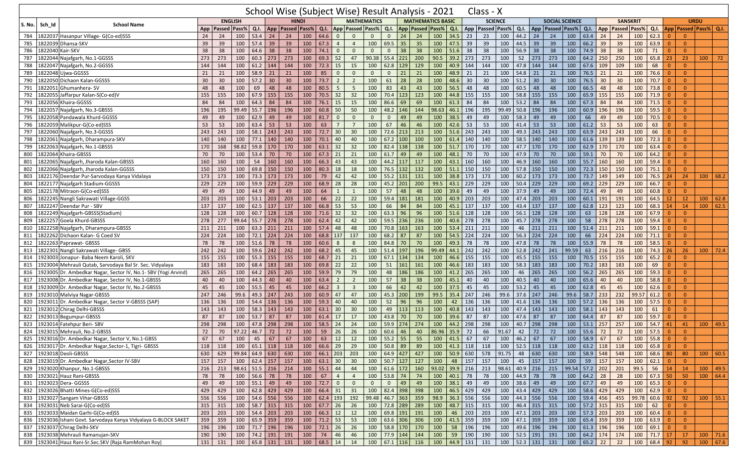# School Wise (Subject Wise) Result Analysis - 2021 Class - X

| S. No. | Sch_Id | School Name | ENGLISH | | | | HINDI | | | | MATHEMATICS | | | | MATHEMATICS BASIC | | | | SCIENCE | | | | SOCIAL SCIENCE | | | | SANSKRIT | | | | URDU | | | |
|---|---|---|---|---|---|---|---|---|---|---|---|---|---|---|---|---|---|---|---|---|---|---|---|---|---|---|---|---|---|---|---|---|---|---|
| | | | App | Passed | Pass% | Q.I. | App | Passed | Pass% | Q.I. | App | Passed | Pass% | Q.I. | App | Passed | Pass% | Q.I. | App | Passed | Pass% | Q.I. | App | Passed | Pass% | Q.I. | App | Passed | Pass% | Q.I. | App | Passed | Pass% | Q.I. |
| 784 | 1822037 | Hasanpur Village- G(Co-ed)SSS | 24 | 24 | 100 | 53.4 | 24 | 24 | 100 | 64.6 | 0 | 0 | 0 | 0 | 24 | 24 | 100 | 34.5 | 23 | 23 | 100 | 44.2 | 24 | 24 | 100 | 63.4 | 24 | 24 | 100 | 62.3 | 0 | 0 | | |
| 785 | 1822039 | Dhansa-SKV | 39 | 39 | 100 | 57.4 | 39 | 39 | 100 | 67.3 | 4 | 4 | 100 | 69.5 | 35 | 35 | 100 | 47.5 | 39 | 39 | 100 | 44.5 | 39 | 39 | 100 | 66.2 | 39 | 39 | 100 | 63.9 | 0 | 0 | | |
| 786 | 1822040 | Kair-SKV | 38 | 38 | 100 | 64.6 | 38 | 38 | 100 | 74.1 | 0 | 0 | 0 | 0 | 38 | 38 | 100 | 51.6 | 38 | 38 | 100 | 56.9 | 38 | 38 | 100 | 74.9 | 38 | 38 | 100 | 71 | 0 | 0 | | |
| 787 | 1822044 | Najafgarh, No.1-GGSSS | 273 | 273 | 100 | 60.3 | 273 | 273 | 100 | 69.3 | 52 | 47 | 90.38 | 55.4 | 221 | 200 | 90.5 | 39.2 | 273 | 273 | 100 | 52 | 273 | 273 | 100 | 64.2 | 250 | 250 | 100 | 65.8 | 23 | 23 | 100 | 72 |
| 788 | 1822047 | Najafgarh, No.2-GGSSS | 144 | 144 | 100 | 61.2 | 144 | 144 | 100 | 72.3 | 15 | 15 | 100 | 62.8 | 129 | 129 | 100 | 40.9 | 144 | 144 | 100 | 47.8 | 144 | 144 | 100 | 67.6 | 109 | 109 | 100 | 68 | 0 | 0 | | |
| 789 | 1822048 | Ujwa-GGSSS | 21 | 21 | 100 | 58.9 | 21 | 21 | 100 | 85 | 0 | 0 | 0 | 0 | 21 | 21 | 100 | 48.9 | 21 | 21 | 100 | 54.8 | 21 | 21 | 100 | 76.5 | 21 | 21 | 100 | 76.6 | 0 | 0 | | |
| 790 | 1822050 | Dichaon Kalan-GGSSS | 30 | 30 | 100 | 57.2 | 30 | 30 | 100 | 73.7 | 2 | 2 | 100 | 61 | 28 | 28 | 100 | 48.6 | 30 | 30 | 100 | 51.2 | 30 | 30 | 100 | 76.5 | 30 | 30 | 100 | 70.7 | 0 | 0 | | |
| 791 | 1822051 | Ghumanhera- SV | 48 | 48 | 100 | 69 | 48 | 48 | 100 | 80.5 | 5 | 5 | 100 | 83 | 43 | 43 | 100 | 56.5 | 48 | 48 | 100 | 60.5 | 48 | 48 | 100 | 66.5 | 48 | 48 | 100 | 73.8 | 0 | 0 | | |
| 792 | 1822055 | Jaffarpur Kalan-S(Co-ed)V | 155 | 155 | 100 | 67.9 | 155 | 155 | 100 | 70.5 | 32 | 32 | 100 | 70.4 | 123 | 123 | 100 | 44.8 | 155 | 155 | 100 | 58.8 | 155 | 155 | 100 | 65.9 | 155 | 155 | 100 | 71.9 | 0 | 0 | | |
| 793 | 1822056 | Khaira-GGSSS | 84 | 84 | 100 | 64.3 | 84 | 84 | 100 | 76.1 | 15 | 15 | 100 | 86.6 | 69 | 69 | 100 | 61.3 | 84 | 84 | 100 | 53.2 | 84 | 84 | 100 | 67.3 | 84 | 84 | 100 | 71.5 | 0 | 0 | | |
| 794 | 1822057 | Najafgarh, No.3-GBSSS | 196 | 195 | 99.49 | 55.7 | 196 | 196 | 100 | 60.8 | 50 | 50 | 100 | 48.2 | 146 | 144 | 98.63 | 46.1 | 196 | 195 | 99.49 | 50.8 | 196 | 196 | 100 | 60.9 | 196 | 196 | 100 | 59.5 | 0 | 0 | | |
| 795 | 1822058 | Pandawala Khurd-GGSSS | 49 | 49 | 100 | 62.9 | 49 | 49 | 100 | 81.7 | 0 | 0 | 0 | 0 | 49 | 49 | 100 | 38.5 | 49 | 49 | 100 | 58.3 | 49 | 49 | 100 | 66 | 49 | 49 | 100 | 70.5 | 0 | 0 | | |
| 796 | 1822059 | Malikpur-G(Co-ed)SSS | 53 | 53 | 100 | 63.4 | 53 | 53 | 100 | 63 | 7 | 7 | 100 | 67 | 46 | 46 | 100 | 42.6 | 53 | 53 | 100 | 41.4 | 53 | 53 | 100 | 61.2 | 53 | 53 | 100 | 63 | 0 | 0 | | |
| 797 | 1822060 | Najafgarh, No.3-GGSSS | 243 | 243 | 100 | 58.1 | 243 | 243 | 100 | 72.7 | 30 | 30 | 100 | 72.6 | 213 | 213 | 100 | 51.6 | 243 | 243 | 100 | 49.3 | 243 | 243 | 100 | 63.9 | 243 | 243 | 100 | 66 | 0 | 0 | | |
| 798 | 1822061 | Najafgarh, Dharampura-SKV | 140 | 140 | 100 | 77.1 | 140 | 140 | 100 | 70.1 | 40 | 40 | 100 | 67.2 | 100 | 100 | 100 | 61.4 | 140 | 140 | 100 | 58.5 | 140 | 140 | 100 | 61.6 | 139 | 139 | 100 | 72.3 | 0 | 0 | | |
| 799 | 1822063 | Najafgarh, No.1-GBSSS | 170 | 168 | 98.82 | 59.8 | 170 | 170 | 100 | 63.1 | 32 | 32 | 100 | 82.4 | 138 | 138 | 100 | 51.7 | 170 | 170 | 100 | 47.7 | 170 | 170 | 100 | 62.9 | 170 | 170 | 100 | 63.4 | 0 | 0 | | |
| 800 | 1822064 | Khaira-GBSSS | 70 | 70 | 100 | 53.4 | 70 | 70 | 100 | 67.3 | 21 | 21 | 100 | 61.7 | 49 | 49 | 100 | 48.1 | 70 | 70 | 100 | 47.9 | 70 | 70 | 100 | 59.1 | 70 | 70 | 100 | 64.2 | 0 | 0 | | |
| 801 | 1822065 | Najafgarh, Jharoda Kalan-GBSSS | 160 | 160 | 100 | 54 | 160 | 160 | 100 | 66.3 | 43 | 43 | 100 | 44.2 | 117 | 117 | 100 | 43.1 | 160 | 160 | 100 | 46.9 | 160 | 160 | 100 | 55.7 | 160 | 160 | 100 | 59.4 | 0 | 0 | | |
| 802 | 1822066 | Najafgarh, Jharoda Kalan-GGSSS | 150 | 150 | 100 | 69.8 | 150 | 150 | 100 | 80.3 | 18 | 18 | 100 | 76.5 | 132 | 132 | 100 | 51.1 | 150 | 150 | 100 | 57.8 | 150 | 150 | 100 | 72.3 | 150 | 150 | 100 | 75.1 | 0 | 0 | | |
| 803 | 1822176 | Deendar Pur-Sarvodaya Kanya Vidalaya | 173 | 173 | 100 | 73.3 | 173 | 173 | 100 | 79 | 42 | 42 | 100 | 55.2 | 131 | 131 | 100 | 38.8 | 173 | 173 | 100 | 60.2 | 173 | 173 | 100 | 73.7 | 149 | 149 | 100 | 76.5 | 24 | 24 | 100 | 68.2 |
| 804 | 1822177 | Najafgarh Stadium-GGSSS | 229 | 229 | 100 | 59.9 | 229 | 229 | 100 | 68.9 | 28 | 28 | 100 | 45.2 | 201 | 200 | 99.5 | 43.1 | 229 | 229 | 100 | 50.4 | 229 | 229 | 100 | 69.2 | 229 | 229 | 100 | 66.7 | 0 | 0 | | |
| 805 | 1822178 | Mitraon-G(Co-ed)SSS | 49 | 49 | 100 | 44.9 | 49 | 49 | 100 | 64 | 1 | 1 | 100 | 57 | 48 | 48 | 100 | 39.6 | 49 | 49 | 100 | 37.9 | 49 | 49 | 100 | 72.4 | 49 | 49 | 100 | 60.8 | 0 | 0 | | |
| 806 | 1822245 | Nangli Sakrawati Village-GGSS | 203 | 203 | 100 | 53.1 | 203 | 203 | 100 | 66 | 22 | 22 | 100 | 59.4 | 181 | 181 | 100 | 40.9 | 203 | 203 | 100 | 47.4 | 203 | 203 | 100 | 60.1 | 191 | 191 | 100 | 64.5 | 12 | 12 | 100 | 62.8 |
| 807 | 1822247 | Deendar Pur - SBV | 137 | 137 | 100 | 62.5 | 137 | 137 | 100 | 66.8 | 53 | 53 | 100 | 66 | 84 | 84 | 100 | 45.1 | 137 | 137 | 100 | 43.4 | 137 | 137 | 100 | 62.8 | 123 | 123 | 100 | 68.3 | 14 | 14 | 100 | 62.5 |
| 808 | 1822249 | Najafgarh-GBSSS(Stadium) | 128 | 128 | 100 | 60.7 | 128 | 128 | 100 | 71.6 | 32 | 32 | 100 | 63.3 | 96 | 96 | 100 | 51.6 | 128 | 128 | 100 | 56.1 | 128 | 128 | 100 | 63 | 128 | 128 | 100 | 67.9 | 0 | 0 | | |
| 809 | 1822257 | Goela Khurd-GBSSS | 278 | 277 | 99.64 | 55.7 | 278 | 278 | 100 | 62.4 | 42 | 42 | 100 | 59.5 | 236 | 236 | 100 | 40.6 | 278 | 278 | 100 | 45.7 | 278 | 278 | 100 | 58 | 278 | 278 | 100 | 59.4 | 0 | 0 | | |
| 810 | 1822258 | Najafgarh, Dharampura-GBSSS | 211 | 211 | 100 | 63.3 | 211 | 211 | 100 | 57.4 | 48 | 48 | 100 | 70.8 | 163 | 163 | 100 | 53.4 | 211 | 211 | 100 | 46 | 211 | 211 | 100 | 51.4 | 211 | 211 | 100 | 59.1 | 0 | 0 | | |
| 811 | 1822262 | Dichaon Kalan- G Coed SV | 224 | 224 | 100 | 72.1 | 224 | 224 | 100 | 68.8 | 137 | 137 | 100 | 68.2 | 87 | 87 | 100 | 54.5 | 224 | 224 | 100 | 56.3 | 224 | 224 | 100 | 66 | 224 | 224 | 100 | 71.1 | 0 | 0 | | |
| 812 | 1822263 | Paprawat- GBSSS | 78 | 78 | 100 | 51.6 | 78 | 78 | 100 | 60.6 | 8 | 8 | 100 | 84.8 | 70 | 70 | 100 | 49.3 | 78 | 78 | 100 | 47.8 | 78 | 78 | 100 | 55.9 | 78 | 78 | 100 | 58.5 | 0 | 0 | | |
| 813 | 1822301 | Nangli Sakrawati Village- GBSS | 242 | 242 | 100 | 59.6 | 242 | 242 | 100 | 68.2 | 45 | 45 | 100 | 51.4 | 197 | 196 | 99.49 | 44.1 | 242 | 242 | 100 | 52.8 | 242 | 241 | 99.59 | 63 | 216 | 216 | 100 | 74.3 | 26 | 26 | 100 | 72.4 |
| 814 | 1923003 | Jonapur- Baba Neem Karoli, SKV | 155 | 155 | 100 | 55.3 | 155 | 155 | 100 | 68.7 | 21 | 21 | 100 | 67.1 | 134 | 134 | 100 | 46.6 | 155 | 155 | 100 | 45.5 | 155 | 155 | 100 | 70.5 | 155 | 155 | 100 | 65.2 | 0 | 0 | | |
| 815 | 1923004 | Mehrauli Qutab, Sarvodaya Bal Sr. Sec. Vidyalaya | 183 | 183 | 100 | 68.4 | 183 | 183 | 100 | 69.8 | 22 | 22 | 100 | 51 | 161 | 161 | 100 | 46.6 | 183 | 183 | 100 | 58.3 | 183 | 183 | 100 | 70.2 | 183 | 183 | 100 | 69 | 0 | 0 | | |
| 816 | 1923005 | Dr. Ambedkar Nagar, Sector IV, No.1- SBV (Yogi Arvind) | 265 | 265 | 100 | 64.2 | 265 | 265 | 100 | 59.9 | 79 | 79 | 100 | 48 | 186 | 186 | 100 | 41.2 | 265 | 265 | 100 | 46 | 265 | 265 | 100 | 56.2 | 265 | 265 | 100 | 59.3 | 0 | 0 | | |
| 817 | 1923008 | Dr. Ambedkar Nagar, Sector IV, No.1-GBSSS | 40 | 40 | 100 | 44.3 | 40 | 40 | 100 | 63.4 | 2 | 2 | 100 | 57 | 38 | 38 | 100 | 45.1 | 40 | 40 | 100 | 40.5 | 40 | 40 | 100 | 65.6 | 40 | 40 | 100 | 58.8 | 0 | 0 | | |
| 818 | 1923009 | Dr. Ambedkar Nagar, Sector IV, No.2-GBSSS | 45 | 45 | 100 | 55.5 | 45 | 45 | 100 | 66.2 | 3 | 3 | 100 | 66 | 42 | 42 | 100 | 37.5 | 45 | 45 | 100 | 53.2 | 45 | 45 | 100 | 62.8 | 45 | 45 | 100 | 62.6 | 0 | 0 | | |
| 819 | 1923010 | Malviya Nagar-GBSSS | 247 | 246 | 99.6 | 49.3 | 247 | 243 | 100 | 60.9 | 47 | 47 | 100 | 45.3 | 200 | 199 | 99.5 | 35.4 | 247 | 246 | 99.6 | 37.6 | 247 | 246 | 99.6 | 58.7 | 233 | 232 | 99.57 | 61.2 | 0 | 0 | | |
| 820 | 1923011 | Dr. Ambedkar Nagar, Sector V-GBSSS (SAP) | 136 | 136 | 100 | 54.4 | 136 | 136 | 100 | 59.3 | 40 | 40 | 100 | 52 | 96 | 96 | 100 | 42 | 136 | 136 | 100 | 41.6 | 136 | 136 | 100 | 57.2 | 136 | 136 | 100 | 57.5 | 0 | 0 | | |
| 821 | 1923012 | Chirag Delhi-GBSSS | 143 | 143 | 100 | 58.3 | 143 | 143 | 100 | 63.1 | 30 | 30 | 100 | 49 | 113 | 113 | 100 | 40.8 | 143 | 143 | 100 | 47.4 | 143 | 143 | 100 | 58.1 | 143 | 143 | 100 | 61 | 0 | 0 | | |
| 822 | 1923013 | Begumpur-GBSSS | 87 | 87 | 100 | 53.7 | 87 | 87 | 100 | 61.4 | 17 | 17 | 100 | 43.8 | 70 | 70 | 100 | 39.6 | 87 | 87 | 100 | 47.6 | 87 | 87 | 100 | 64.4 | 87 | 87 | 100 | 59.7 | 0 | 0 | | |
| 823 | 1923014 | Fatehpur Beri- SBV | 298 | 298 | 100 | 47.8 | 298 | 298 | 100 | 58.5 | 24 | 24 | 100 | 59.9 | 274 | 274 | 100 | 44.2 | 298 | 298 | 100 | 40.7 | 298 | 298 | 100 | 53.1 | 257 | 257 | 100 | 54.7 | 41 | 41 | 100 | 49.5 |
| 824 | 1923015 | Mehrauli, No.2-GBSSS | 72 | 70 | 97.22 | 46.7 | 72 | 72 | 100 | 59 | 26 | 26 | 100 | 60.6 | 46 | 40 | 86.96 | 35.9 | 72 | 66 | 91.67 | 42 | 72 | 72 | 100 | 55.6 | 72 | 72 | 100 | 57.5 | 0 | 0 | | |
| 825 | 1923016 | Dr. Ambedkar Nagar, Sector V, No.1-GBSS | 67 | 67 | 100 | 45 | 67 | 67 | 100 | 63 | 12 | 12 | 100 | 55.2 | 55 | 55 | 100 | 41.5 | 67 | 67 | 100 | 46.2 | 67 | 67 | 100 | 58.9 | 67 | 67 | 100 | 55.8 | 0 | 0 | | |
| 826 | 1923017 | Dr. Ambedkar Nagar,Sector-1, Tigri- GBSSS | 118 | 118 | 100 | 65.1 | 118 | 118 | 100 | 66.6 | 29 | 29 | 100 | 50.8 | 89 | 89 | 100 | 41.3 | 118 | 118 | 100 | 52.5 | 118 | 118 | 100 | 63.2 | 118 | 118 | 100 | 65.8 | 0 | 0 | | |
| 827 | 1923018 | Deoli-GBSSS | 630 | 629 | 99.84 | 64.9 | 630 | 630 | 100 | 66.1 | 203 | 203 | 100 | 64.9 | 427 | 427 | 100 | 50.9 | 630 | 578 | 91.75 | 48 | 630 | 630 | 100 | 58.9 | 548 | 548 | 100 | 68.6 | 80 | 80 | 100 | 60.5 |
| 828 | 1923019 | Dr. Ambedkar Nagar,Sector IV-SBV | 157 | 157 | 100 | 62.4 | 157 | 157 | 100 | 63.1 | 30 | 30 | 100 | 50.7 | 127 | 127 | 100 | 48 | 157 | 157 | 100 | 45 | 157 | 157 | 100 | 59 | 157 | 157 | 100 | 62.1 | 0 | 0 | | |
| 829 | 1923020 | Khanpur, No.1-GBSSS | 216 | 213 | 98.61 | 51.5 | 216 | 214 | 100 | 55.1 | 44 | 44 | 100 | 61.6 | 172 | 160 | 93.02 | 39.9 | 216 | 213 | 98.61 | 40.9 | 216 | 215 | 99.54 | 57.2 | 202 | 201 | 99.5 | 56 | 14 | 14 | 100 | 49.5 |
| 830 | 1923021 | Hauz Rani-GBSSS | 78 | 78 | 100 | 56.6 | 78 | 78 | 100 | 67 | 4 | 4 | 100 | 53.8 | 74 | 74 | 100 | 40.1 | 78 | 78 | 100 | 44.9 | 78 | 78 | 100 | 64.2 | 28 | 28 | 100 | 67.3 | 50 | 50 | 100 | 64.4 |
| 831 | 1923023 | Dera- GGSSS | 49 | 49 | 100 | 55.1 | 49 | 49 | 100 | 72.7 | 0 | 0 | 0 | 0 | 49 | 49 | 100 | 38.1 | 49 | 49 | 100 | 38.6 | 49 | 49 | 100 | 67.7 | 49 | 49 | 100 | 65.3 | 0 | 0 | | |
| 832 | 1923026 | Bhatti Mines-G(Co-ed)SSS | 429 | 429 | 100 | 62.8 | 429 | 429 | 100 | 66.4 | 31 | 31 | 100 | 82.4 | 398 | 398 | 100 | 46.5 | 429 | 429 | 100 | 43.4 | 429 | 429 | 100 | 58.6 | 429 | 429 | 100 | 62.9 | 0 | 0 | | |
| 833 | 1923027 | Sangam Vihar-GBSSS | 556 | 556 | 100 | 54.6 | 556 | 556 | 100 | 62.4 | 193 | 192 | 99.48 | 46.7 | 363 | 359 | 98.9 | 36.3 | 556 | 556 | 100 | 44.3 | 556 | 556 | 100 | 59.4 | 456 | 455 | 99.78 | 60.6 | 92 | 92 | 100 | 55.1 |
| 834 | 1923031 | Neb Sarai-G(Co-ed)SS | 315 | 315 | 100 | 58.7 | 315 | 315 | 100 | 67.7 | 26 | 26 | 100 | 72.8 | 289 | 289 | 100 | 48.7 | 315 | 315 | 100 | 46.4 | 315 | 315 | 100 | 57.2 | 315 | 315 | 100 | 62 | 0 | 0 | | |
| 835 | 1923033 | Maidan Garhi-G(Co-ed)SS | 203 | 203 | 100 | 54.4 | 203 | 203 | 100 | 66.3 | 12 | 12 | 100 | 69.8 | 191 | 191 | 100 | 46 | 203 | 203 | 100 | 47.1 | 203 | 203 | 100 | 57.3 | 203 | 203 | 100 | 60.4 | 0 | 0 | | |
| 836 | 1923036 | Ishani Govt. Sarvodaya Kanya Vidyalaya G-BLOCK SAKET | 359 | 359 | 100 | 65.9 | 359 | 359 | 100 | 71.2 | 53 | 53 | 100 | 63.6 | 306 | 306 | 100 | 41.5 | 359 | 359 | 100 | 47.1 | 359 | 359 | 100 | 65.4 | 359 | 359 | 100 | 63.9 | 0 | 0 | | |
| 837 | 1923037 | Chirag Delhi-SKV | 196 | 196 | 100 | 71.7 | 196 | 196 | 100 | 72.1 | 26 | 26 | 100 | 58.8 | 170 | 170 | 100 | 58 | 196 | 196 | 100 | 49.6 | 196 | 196 | 100 | 61.3 | 196 | 196 | 100 | 69.1 | 0 | 0 | | |
| 838 | 1923038 | Mehrauli Ramanujan-SKV | 190 | 190 | 100 | 74.2 | 191 | 191 | 100 | 74 | 46 | 46 | 100 | 77.9 | 144 | 144 | 100 | 59 | 190 | 190 | 100 | 52.5 | 191 | 191 | 100 | 64.2 | 174 | 174 | 100 | 71.7 | 17 | 17 | 100 | 71.6 |
| 839 | 1923041 | Hauz Rani-Sr.Sec.SKV (Raja RamMohan Roy) | 131 | 131 | 100 | 65.8 | 131 | 131 | 100 | 68.5 | 14 | 14 | 100 | 67.1 | 116 | 116 | 100 | 44.9 | 131 | 131 | 100 | 52.3 | 131 | 131 | 100 | 65.2 | 22 | 22 | 100 | 68.4 | 92 | 92 | 100 | 67.6 |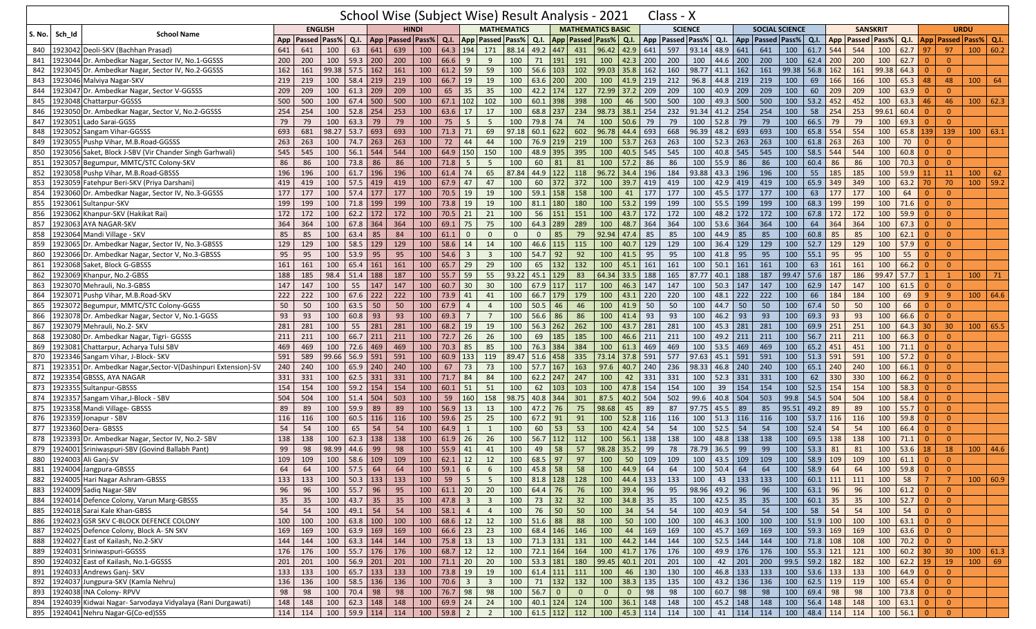# School Wise (Subject Wise) Result Analysis - 2021 Class - X

| S. No. | Sch_Id | School Name | ENGLISH | | | | HINDI | | | | MATHEMATICS | | | | MATHEMATICS BASIC | | | | SCIENCE | | | | SOCIAL SCIENCE | | | | SANSKRIT | | | | URDU | | | |
|---|---|---|---|---|---|---|---|---|---|---|---|---|---|---|---|---|---|---|---|---|---|---|---|---|---|---|---|---|---|---|---|---|---|---|
| | | | App | Passed | Pass% | Q.I. | App | Passed | Pass% | Q.I. | App | Passed | Pass% | Q.I. | App | Passed | Pass% | Q.I. | App | Passed | Pass% | Q.I. | App | Passed | Pass% | Q.I. | App | Passed | Pass% | Q.I. | App | Passed | Pass% | Q.I. |
| 840 | 1923042 | Deoli-SKV (Bachhan Prasad) | 641 | 641 | 100 | 63 | 641 | 639 | 100 | 64.3 | 194 | 171 | 88.14 | 49.2 | 447 | 431 | 96.42 | 42.9 | 641 | 597 | 93.14 | 48.9 | 641 | 641 | 100 | 61.7 | 544 | 544 | 100 | 62.7 | 97 | 97 | 100 | 60.2 |
| 841 | 1923044 | Dr. Ambedkar Nagar, Sector IV, No.1-GGSSS | 200 | 200 | 100 | 59.3 | 200 | 200 | 100 | 66.6 | 9 | 9 | 100 | 71 | 191 | 191 | 100 | 42.3 | 200 | 200 | 100 | 44.6 | 200 | 200 | 100 | 62.4 | 200 | 200 | 100 | 62.7 | 0 | 0 | | |
| 842 | 1923045 | Dr. Ambedkar Nagar, Sector IV, No.2-GGSSS | 162 | 161 | 99.38 | 57.5 | 162 | 161 | 100 | 61.2 | 59 | 59 | 100 | 56.6 | 103 | 102 | 99.03 | 35.8 | 162 | 160 | 98.77 | 41.1 | 162 | 161 | 99.38 | 56.8 | 162 | 161 | 99.38 | 64.3 | 0 | 0 | | |
| 843 | 1923046 | Malviya Nagar-SKV | 219 | 219 | 100 | 58.4 | 219 | 219 | 100 | 66.7 | 19 | 19 | 100 | 63.6 | 200 | 200 | 100 | 41.9 | 219 | 212 | 96.8 | 44.8 | 219 | 219 | 100 | 69 | 166 | 166 | 100 | 65.3 | 48 | 48 | 100 | 64 |
| 844 | 1923047 | Dr. Ambedkar Nagar, Sector V-GGSSS | 209 | 209 | 100 | 61.3 | 209 | 209 | 100 | 65 | 35 | 35 | 100 | 42.2 | 174 | 127 | 72.99 | 37.2 | 209 | 209 | 100 | 40.9 | 209 | 209 | 100 | 60 | 209 | 209 | 100 | 63.9 | 0 | 0 | | |
| 845 | 1923048 | Chattarpur-GGSSS | 500 | 500 | 100 | 67.4 | 500 | 500 | 100 | 67.1 | 102 | 102 | 100 | 60.1 | 398 | 398 | 100 | 46 | 500 | 500 | 100 | 49.3 | 500 | 500 | 100 | 53.2 | 452 | 452 | 100 | 63.3 | 46 | 46 | 100 | 62.3 |
| 846 | 1923050 | Dr. Ambedkar Nagar, Sector V, No.2-GGSSS | 254 | 254 | 100 | 52.8 | 254 | 253 | 100 | 63.6 | 17 | 17 | 100 | 68.8 | 237 | 234 | 98.73 | 38.1 | 254 | 232 | 91.34 | 41.2 | 254 | 254 | 100 | 58 | 254 | 253 | 99.61 | 60.4 | 0 | 0 | | |
| 847 | 1923051 | Lado Sarai-GGSS | 79 | 79 | 100 | 63.3 | 79 | 79 | 100 | 75 | 5 | 5 | 100 | 79.8 | 74 | 74 | 100 | 50.6 | 79 | 79 | 100 | 52.8 | 79 | 79 | 100 | 66.5 | 79 | 79 | 100 | 69.3 | 0 | 0 | | |
| 848 | 1923052 | Sangam Vihar-GGSSS | 693 | 681 | 98.27 | 53.7 | 693 | 693 | 100 | 71.3 | 71 | 69 | 97.18 | 60.1 | 622 | 602 | 96.78 | 44.4 | 693 | 668 | 96.39 | 48.2 | 693 | 693 | 100 | 65.8 | 554 | 554 | 100 | 65.8 | 139 | 139 | 100 | 63.1 |
| 849 | 1923055 | Pushp Vihar, M.B.Road-GGSSS | 263 | 263 | 100 | 74.7 | 263 | 263 | 100 | 72 | 44 | 44 | 100 | 76.9 | 219 | 219 | 100 | 53.7 | 263 | 263 | 100 | 52.3 | 263 | 263 | 100 | 61.8 | 263 | 263 | 100 | 70 | 0 | 0 | | |
| 850 | 1923056 | Saket, Block J-SBV (Vir Chander Singh Garhwali) | 545 | 545 | 100 | 56.1 | 544 | 544 | 100 | 64.9 | 150 | 150 | 100 | 48.9 | 395 | 395 | 100 | 40.5 | 545 | 545 | 100 | 40.8 | 545 | 545 | 100 | 58.5 | 544 | 544 | 100 | 60.8 | 0 | 0 | | |
| 851 | 1923057 | Begumpur, MMTC/STC Colony-SKV | 86 | 86 | 100 | 73.8 | 86 | 86 | 100 | 71.8 | 5 | 5 | 100 | 60 | 81 | 81 | 100 | 57.2 | 86 | 86 | 100 | 55.9 | 86 | 86 | 100 | 60.4 | 86 | 86 | 100 | 70.3 | 0 | 0 | | |
| 852 | 1923058 | Pushp Vihar, M.B.Road-GBSSS | 196 | 196 | 100 | 61.7 | 196 | 196 | 100 | 61.4 | 74 | 65 | 87.84 | 44.9 | 122 | 118 | 96.72 | 34.4 | 196 | 184 | 93.88 | 43.3 | 196 | 196 | 100 | 55 | 185 | 185 | 100 | 59.9 | 11 | 11 | 100 | 62 |
| 853 | 1923059 | Fatehpur Beri-SKV (Priya Darshani) | 419 | 419 | 100 | 57.5 | 419 | 419 | 100 | 67.9 | 47 | 47 | 100 | 60 | 372 | 372 | 100 | 39.7 | 419 | 419 | 100 | 42.9 | 419 | 419 | 100 | 65.9 | 349 | 349 | 100 | 63.2 | 70 | 70 | 100 | 59.2 |
| 854 | 1923060 | Dr. Ambedkar Nagar, Sector IV, No.3-GGSSS | 177 | 177 | 100 | 57.4 | 177 | 177 | 100 | 70.5 | 19 | 19 | 100 | 59.1 | 158 | 158 | 100 | 41 | 177 | 177 | 100 | 45.5 | 177 | 177 | 100 | 63 | 177 | 177 | 100 | 64 | 0 | 0 | | |
| 855 | 1923061 | Sultanpur-SKV | 199 | 199 | 100 | 71.8 | 199 | 199 | 100 | 73.8 | 19 | 19 | 100 | 81.1 | 180 | 180 | 100 | 53.2 | 199 | 199 | 100 | 55.5 | 199 | 199 | 100 | 68.3 | 199 | 199 | 100 | 71.6 | 0 | 0 | | |
| 856 | 1923062 | Khanpur-SKV (Hakikat Rai) | 172 | 172 | 100 | 62.2 | 172 | 172 | 100 | 70.5 | 21 | 21 | 100 | 56 | 151 | 151 | 100 | 43.7 | 172 | 172 | 100 | 48.2 | 172 | 172 | 100 | 67.8 | 172 | 172 | 100 | 59.9 | 0 | 0 | | |
| 857 | 1923063 | AYA NAGAR-SKV | 364 | 364 | 100 | 67.8 | 364 | 364 | 100 | 69.1 | 75 | 75 | 100 | 64.3 | 289 | 289 | 100 | 48.7 | 364 | 364 | 100 | 53.6 | 364 | 364 | 100 | 64 | 364 | 364 | 100 | 67.3 | 0 | 0 | | |
| 858 | 1923064 | Mandi Village - SKV | 85 | 85 | 100 | 63.4 | 85 | 84 | 100 | 61.1 | 0 | 0 | 0 | 0 | 85 | 79 | 92.94 | 47.4 | 85 | 85 | 100 | 44.9 | 85 | 85 | 100 | 60.8 | 85 | 85 | 100 | 62.1 | 0 | 0 | | |
| 859 | 1923065 | Dr. Ambedkar Nagar, Sector IV, No.3-GBSSS | 129 | 129 | 100 | 58.5 | 129 | 129 | 100 | 58.6 | 14 | 14 | 100 | 46.6 | 115 | 115 | 100 | 40.7 | 129 | 129 | 100 | 36.4 | 129 | 129 | 100 | 52.7 | 129 | 129 | 100 | 57.9 | 0 | 0 | | |
| 860 | 1923066 | Dr. Ambedkar Nagar, Sector V, No.3-GBSSS | 95 | 95 | 100 | 53.9 | 95 | 95 | 100 | 54.6 | 3 | 3 | 100 | 54.7 | 92 | 92 | 100 | 41.5 | 95 | 95 | 100 | 41.8 | 95 | 95 | 100 | 55.1 | 95 | 95 | 100 | 55 | 0 | 0 | | |
| 861 | 1923068 | Saket, Block G-GBSSS | 161 | 161 | 100 | 65.4 | 161 | 161 | 100 | 65.7 | 29 | 29 | 100 | 65 | 132 | 132 | 100 | 45.1 | 161 | 161 | 100 | 50.1 | 161 | 161 | 100 | 63 | 161 | 161 | 100 | 66.2 | 0 | 0 | | |
| 862 | 1923069 | Khanpur, No.2-GBSSS | 188 | 185 | 98.4 | 51.4 | 188 | 187 | 100 | 55.7 | 59 | 55 | 93.22 | 45.1 | 129 | 83 | 64.34 | 33.5 | 188 | 165 | 87.77 | 40.1 | 188 | 187 | 99.47 | 57.6 | 187 | 186 | 99.47 | 57.7 | 1 | 1 | 100 | 71 |
| 863 | 1923070 | Mehrauli, No.3-GBSS | 147 | 147 | 100 | 55 | 147 | 147 | 100 | 60.7 | 30 | 30 | 100 | 67.9 | 117 | 117 | 100 | 46.3 | 147 | 147 | 100 | 50.3 | 147 | 147 | 100 | 62.9 | 147 | 147 | 100 | 61.5 | 0 | 0 | | |
| 864 | 1923071 | Pushp Vihar, M.B.Road-SKV | 222 | 222 | 100 | 67.6 | 222 | 222 | 100 | 73.9 | 41 | 41 | 100 | 66.7 | 179 | 179 | 100 | 43.1 | 220 | 220 | 100 | 48.1 | 222 | 222 | 100 | 66 | 184 | 184 | 100 | 69 | 9 | 9 | 100 | 64.6 |
| 865 | 1923072 | Begumpur, MMTC/STC Colony-GBSSS | 50 | 50 | 100 | 63.5 | 50 | 50 | 100 | 67.9 | 4 | 4 | 100 | 50.5 | 46 | 46 | 100 | 41.9 | 50 | 50 | 100 | 44.7 | 50 | 50 | 100 | 67.4 | 50 | 50 | 100 | 66 | 0 | 0 | | |
| 866 | 1923078 | Dr. Ambedkar Nagar, Sector V, No.1-GGSS | 93 | 93 | 100 | 60.8 | 93 | 93 | 100 | 69.3 | 7 | 7 | 100 | 56.6 | 86 | 86 | 100 | 41.4 | 93 | 93 | 100 | 46.2 | 93 | 93 | 100 | 69.3 | 93 | 93 | 100 | 66.6 | 0 | 0 | | |
| 867 | 1923079 | Mehrauli, No.2- SKV | 281 | 281 | 100 | 55 | 281 | 281 | 100 | 68.2 | 19 | 19 | 100 | 56.3 | 262 | 262 | 100 | 43.7 | 281 | 281 | 100 | 45.3 | 281 | 281 | 100 | 69.9 | 251 | 251 | 100 | 64.3 | 30 | 30 | 100 | 65.5 |
| 868 | 1923080 | Dr. Ambedkar Nagar, Tigri- GGSSS | 211 | 211 | 100 | 66.7 | 211 | 211 | 100 | 72.7 | 26 | 26 | 100 | 69 | 185 | 185 | 100 | 46.6 | 211 | 211 | 100 | 49.2 | 211 | 211 | 100 | 56.7 | 211 | 211 | 100 | 66.3 | 0 | 0 | | |
| 869 | 1923081 | Chattarpur, Acharya Tulsi SBV | 469 | 469 | 100 | 72.6 | 469 | 469 | 100 | 70.3 | 85 | 85 | 100 | 76.3 | 384 | 384 | 100 | 61.3 | 469 | 469 | 100 | 53.5 | 469 | 469 | 100 | 65.2 | 451 | 451 | 100 | 71.1 | 0 | 0 | | |
| 870 | 1923346 | Sangam Vihar, J-Block- SKV | 591 | 589 | 99.66 | 56.9 | 591 | 591 | 100 | 60.9 | 133 | 119 | 89.47 | 51.6 | 458 | 335 | 73.14 | 37.8 | 591 | 577 | 97.63 | 45.1 | 591 | 591 | 100 | 51.3 | 591 | 591 | 100 | 57.2 | 0 | 0 | | |
| 871 | 1923351 | Dr. Ambedkar Nagar,Sector-V(Dashinpuri Extension)-SV | 240 | 240 | 100 | 65.9 | 240 | 240 | 100 | 67 | 73 | 73 | 100 | 57.7 | 167 | 163 | 97.6 | 40.7 | 240 | 236 | 98.33 | 46.8 | 240 | 240 | 100 | 65.1 | 240 | 240 | 100 | 66.1 | 0 | 0 | | |
| 872 | 1923354 | GBSSS, AYA NAGAR | 331 | 331 | 100 | 62.5 | 331 | 331 | 100 | 71.7 | 84 | 84 | 100 | 62.2 | 247 | 247 | 100 | 42 | 331 | 331 | 100 | 52.3 | 331 | 331 | 100 | 62 | 330 | 330 | 100 | 66.2 | 0 | 0 | | |
| 873 | 1923355 | Sultanpur-GBSSS | 154 | 154 | 100 | 59.2 | 154 | 154 | 100 | 60.1 | 51 | 51 | 100 | 62 | 103 | 103 | 100 | 47.8 | 154 | 154 | 100 | 39 | 154 | 154 | 100 | 52.5 | 154 | 154 | 100 | 58.3 | 0 | 0 | | |
| 874 | 1923357 | Sangam Vihar,J-Block - SBV | 504 | 504 | 100 | 51.4 | 504 | 503 | 100 | 59 | 160 | 158 | 98.75 | 40.8 | 344 | 301 | 87.5 | 40.2 | 504 | 502 | 99.6 | 40.8 | 504 | 503 | 99.8 | 54.5 | 504 | 504 | 100 | 58.4 | 0 | 0 | | |
| 875 | 1923358 | Mandi Village- GBSSS | 89 | 89 | 100 | 59.9 | 89 | 89 | 100 | 56.9 | 13 | 13 | 100 | 47.2 | 76 | 75 | 98.68 | 45 | 89 | 87 | 97.75 | 45.5 | 89 | 85 | 95.51 | 49.2 | 89 | 89 | 100 | 55.7 | 0 | 0 | | |
| 876 | 1923359 | Jonapur - SBV | 116 | 116 | 100 | 60.5 | 116 | 116 | 100 | 59.6 | 25 | 25 | 100 | 67.2 | 91 | 91 | 100 | 52.8 | 116 | 116 | 100 | 51.3 | 116 | 116 | 100 | 53.7 | 116 | 116 | 100 | 59.8 | 0 | 0 | | |
| 877 | 1923360 | Dera- GBSSS | 54 | 54 | 100 | 65 | 54 | 54 | 100 | 64.9 | 1 | 1 | 100 | 60 | 53 | 53 | 100 | 42.4 | 54 | 54 | 100 | 52.5 | 54 | 54 | 100 | 52.4 | 54 | 54 | 100 | 66.4 | 0 | 0 | | |
| 878 | 1923393 | Dr. Ambedkar Nagar, Sector IV, No.2- SBV | 138 | 138 | 100 | 62.3 | 138 | 138 | 100 | 61.9 | 26 | 26 | 100 | 56.7 | 112 | 112 | 100 | 56.1 | 138 | 138 | 100 | 48.8 | 138 | 138 | 100 | 69.5 | 138 | 138 | 100 | 71.1 | 0 | 0 | | |
| 879 | 1924001 | Sriniwaspuri-SBV (Govind Ballabh Pant) | 99 | 98 | 98.99 | 44.6 | 99 | 98 | 100 | 55.9 | 41 | 41 | 100 | 49 | 58 | 57 | 98.28 | 35.2 | 99 | 78 | 78.79 | 36.5 | 99 | 99 | 100 | 53.3 | 81 | 81 | 100 | 53.6 | 18 | 18 | 100 | 44.6 |
| 880 | 1924003 | Ali Ganj-SV | 109 | 109 | 100 | 58.6 | 109 | 109 | 100 | 62.1 | 12 | 12 | 100 | 68.5 | 97 | 97 | 100 | 50 | 109 | 109 | 100 | 43.5 | 109 | 109 | 100 | 58.9 | 109 | 109 | 100 | 61.1 | 0 | 0 | | |
| 881 | 1924004 | Jangpura-GBSSS | 64 | 64 | 100 | 57.5 | 64 | 64 | 100 | 59.1 | 6 | 6 | 100 | 45.8 | 58 | 58 | 100 | 44.9 | 64 | 64 | 100 | 50.4 | 64 | 64 | 100 | 58.9 | 64 | 64 | 100 | 59.8 | 0 | 0 | | |
| 882 | 1924005 | Hari Nagar Ashram-GBSSS | 133 | 133 | 100 | 50.3 | 133 | 133 | 100 | 59 | 5 | 5 | 100 | 81.8 | 128 | 128 | 100 | 44.4 | 133 | 133 | 100 | 43 | 133 | 133 | 100 | 60.1 | 111 | 111 | 100 | 58 | 7 | 7 | 100 | 60.9 |
| 883 | 1924009 | Sadiq Nagar-SBV | 96 | 96 | 100 | 55.7 | 96 | 95 | 100 | 61.1 | 20 | 20 | 100 | 64.4 | 76 | 76 | 100 | 39.4 | 96 | 95 | 98.96 | 49.2 | 96 | 96 | 100 | 63.1 | 96 | 96 | 100 | 61.2 | 0 | 0 | | |
| 884 | 1924014 | Defence Colony, Varun Marg-GBSSS | 35 | 35 | 100 | 43.7 | 35 | 35 | 100 | 47.8 | 3 | 3 | 100 | 73 | 32 | 32 | 100 | 34.8 | 35 | 35 | 100 | 42.5 | 35 | 35 | 100 | 60.1 | 35 | 35 | 100 | 52.7 | 0 | 0 | | |
| 885 | 1924018 | Sarai Kale Khan-GBSS | 54 | 54 | 100 | 49.1 | 54 | 54 | 100 | 58.1 | 4 | 4 | 100 | 76 | 50 | 50 | 100 | 34 | 54 | 54 | 100 | 40.9 | 54 | 54 | 100 | 58 | 54 | 54 | 100 | 54 | 0 | 0 | | |
| 886 | 1924023 | GSR SKV C-BLOCK DEFENCE COLONY | 100 | 100 | 100 | 63.8 | 100 | 100 | 100 | 68.6 | 12 | 12 | 100 | 51.6 | 88 | 88 | 100 | 50 | 100 | 100 | 100 | 46.3 | 100 | 100 | 100 | 51.9 | 100 | 100 | 100 | 63.1 | 0 | 0 | | |
| 887 | 1924025 | Defence Colony, Block A- SN SKV | 169 | 169 | 100 | 63.9 | 169 | 169 | 100 | 66.6 | 23 | 23 | 100 | 68.4 | 146 | 146 | 100 | 44 | 169 | 169 | 100 | 45.7 | 169 | 169 | 100 | 59.3 | 169 | 169 | 100 | 63.6 | 0 | 0 | | |
| 888 | 1924027 | East of Kailash, No.2-SKV | 144 | 144 | 100 | 63.3 | 144 | 144 | 100 | 75.8 | 13 | 13 | 100 | 71.3 | 131 | 131 | 100 | 44.2 | 144 | 144 | 100 | 52.5 | 144 | 144 | 100 | 71.8 | 108 | 108 | 100 | 70.2 | 0 | 0 | | |
| 889 | 1924031 | Sriniwaspuri-GGSSS | 176 | 176 | 100 | 55.7 | 176 | 176 | 100 | 68.7 | 12 | 12 | 100 | 72.1 | 164 | 164 | 100 | 41.7 | 176 | 176 | 100 | 49.9 | 176 | 176 | 100 | 55.3 | 121 | 121 | 100 | 60.2 | 30 | 30 | 100 | 61.3 |
| 890 | 1924032 | East of Kailash, No.1-GGSSS | 201 | 201 | 100 | 56.9 | 201 | 201 | 100 | 71.1 | 20 | 20 | 100 | 53.3 | 181 | 180 | 99.45 | 40.1 | 201 | 201 | 100 | 42 | 201 | 200 | 99.5 | 59.2 | 182 | 182 | 100 | 62.2 | 19 | 19 | 100 | 69 |
| 891 | 1924033 | Andrews Ganj- SKV | 133 | 133 | 100 | 65.7 | 133 | 133 | 100 | 73.8 | 19 | 19 | 100 | 61.4 | 111 | 111 | 100 | 46 | 130 | 130 | 100 | 46.8 | 133 | 133 | 100 | 53.6 | 133 | 133 | 100 | 64.9 | 0 | 0 | | |
| 892 | 1924037 | Jungpura-SKV (Kamla Nehru) | 136 | 136 | 100 | 58.5 | 136 | 136 | 100 | 70.6 | 3 | 3 | 100 | 71 | 132 | 132 | 100 | 38.3 | 135 | 135 | 100 | 43.2 | 136 | 136 | 100 | 62.5 | 119 | 119 | 100 | 65.4 | 0 | 0 | | |
| 893 | 1924038 | INA Colony- RPVV | 98 | 98 | 100 | 70.4 | 98 | 98 | 100 | 76.7 | 98 | 98 | 100 | 56.7 | 0 | 0 | 0 | 0 | 98 | 98 | 100 | 60.7 | 98 | 98 | 100 | 69.4 | 98 | 98 | 100 | 73.8 | 0 | 0 | | |
| 894 | 1924039 | Kidwai Nagar- Sarvodaya Vidyalaya (Rani Durgawati) | 148 | 148 | 100 | 62.3 | 148 | 148 | 100 | 69.9 | 24 | 24 | 100 | 40.1 | 124 | 124 | 100 | 36.1 | 148 | 148 | 100 | 45.2 | 148 | 148 | 100 | 56.4 | 148 | 148 | 100 | 63.1 | 0 | 0 | | |
| 895 | 1924041 | Nehru Nagar-G(Co-ed)SSS | 114 | 114 | 100 | 59.9 | 114 | 114 | 100 | 59.8 | 2 | 2 | 100 | 61.5 | 112 | 112 | 100 | 45.3 | 114 | 114 | 100 | 41 | 114 | 114 | 100 | 48.4 | 114 | 114 | 100 | 56.1 | 0 | 0 | | |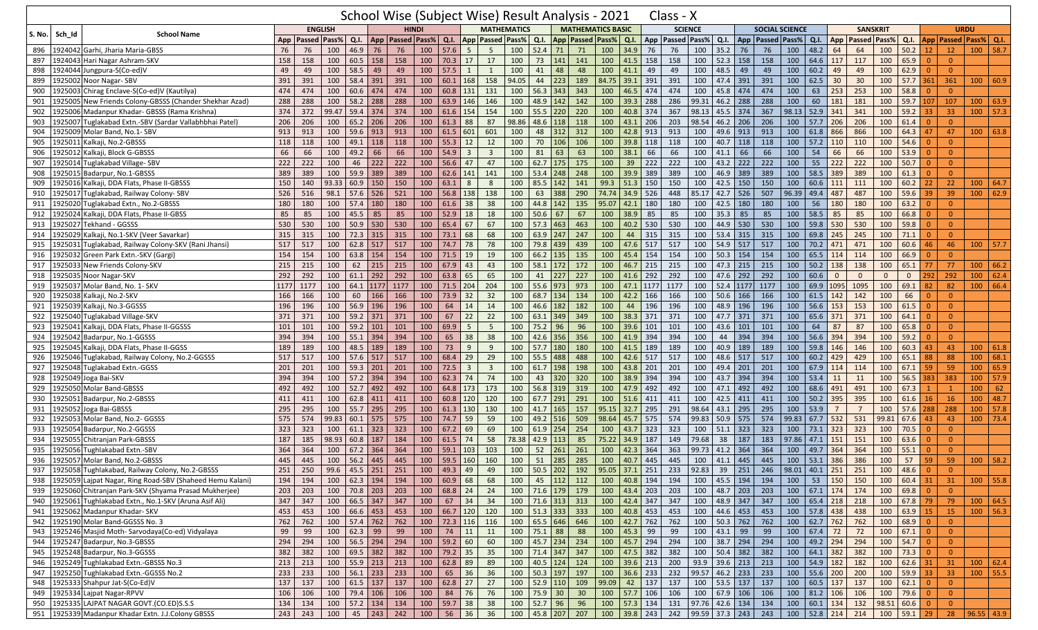# School Wise (Subject Wise) Result Analysis - 2021 Class - X

| S. No. | Sch_Id | School Name | ENGLISH | | | | HINDI | | | | MATHEMATICS | | | | MATHEMATICS BASIC | | | | SCIENCE | | | | SOCIAL SCIENCE | | | | SANSKRIT | | | | URDU | | | |
|---|---|---|---|---|---|---|---|---|---|---|---|---|---|---|---|---|---|---|---|---|---|---|---|---|---|---|---|---|---|---|---|---|---|---|
| | | | App | Passed | Pass% | Q.I. | App | Passed | Pass% | Q.I. | App | Passed | Pass% | Q.I. | App | Passed | Pass% | Q.I. | App | Passed | Pass% | Q.I. | App | Passed | Pass% | Q.I. | App | Passed | Pass% | Q.I. | App | Passed | Pass% | Q.I. |
| 896 | 1924042 | Garhi, Jharia Maria-GBSS | 76 | 76 | 100 | 46.9 | 76 | 76 | 100 | 57.6 | 5 | 5 | 100 | 52.4 | 71 | 71 | 100 | 34.9 | 76 | 76 | 100 | 35.2 | 76 | 76 | 100 | 48.2 | 64 | 64 | 100 | 50.2 | 12 | 12 | 100 | 58.7 |
| 897 | 1924043 | Hari Nagar Ashram-SKV | 158 | 158 | 100 | 60.5 | 158 | 158 | 100 | 70.3 | 17 | 17 | 100 | 73 | 141 | 141 | 100 | 41.5 | 158 | 158 | 100 | 52.3 | 158 | 158 | 100 | 64.6 | 117 | 117 | 100 | 65.9 | 0 | 0 | | |
| 898 | 1924044 | Jungpura-S(Co-ed)V | 49 | 49 | 100 | 58.5 | 49 | 49 | 100 | 57.5 | 1 | 1 | 100 | 41 | 48 | 48 | 100 | 41.1 | 49 | 49 | 100 | 48.5 | 49 | 49 | 100 | 60.2 | 49 | 49 | 100 | 62.9 | 0 | 0 | | |
| 899 | 1925002 | Noor Nagar- SBV | 391 | 391 | 100 | 58.4 | 391 | 391 | 100 | 60.1 | 168 | 158 | 94.05 | 44 | 223 | 189 | 84.75 | 39.1 | 391 | 391 | 100 | 47.4 | 391 | 391 | 100 | 62.5 | 30 | 30 | 100 | 57.7 | 361 | 361 | 100 | 60.9 |
| 900 | 1925003 | Chirag Enclave-S(Co-ed)V (Kautilya) | 474 | 474 | 100 | 60.6 | 474 | 474 | 100 | 60.8 | 131 | 131 | 100 | 56.3 | 343 | 343 | 100 | 46.5 | 474 | 474 | 100 | 45.8 | 474 | 474 | 100 | 63 | 253 | 253 | 100 | 58.8 | 0 | 0 | | |
| 901 | 1925005 | New Friends Colony-GBSSS (Chander Shekhar Azad) | 288 | 288 | 100 | 58.2 | 288 | 288 | 100 | 63.9 | 146 | 146 | 100 | 48.9 | 142 | 142 | 100 | 39.3 | 288 | 286 | 99.31 | 46.2 | 288 | 288 | 100 | 60 | 181 | 181 | 100 | 59.7 | 107 | 107 | 100 | 63.9 |
| 902 | 1925006 | Madanpur Khadar- GBSSS (Rama Krishna) | 374 | 372 | 99.47 | 59.4 | 374 | 374 | 100 | 61.6 | 154 | 154 | 100 | 55.5 | 220 | 220 | 100 | 40.8 | 374 | 367 | 98.13 | 45.5 | 374 | 367 | 98.13 | 52.9 | 341 | 341 | 100 | 59.2 | 33 | 33 | 100 | 57.3 |
| 903 | 1925007 | Tuglakabad Extn.-SBV (Sardar Vallabhbhai Patel) | 206 | 206 | 100 | 65.2 | 206 | 206 | 100 | 61.3 | 88 | 87 | 98.86 | 48.6 | 118 | 118 | 100 | 43.1 | 206 | 203 | 98.54 | 46.2 | 206 | 206 | 100 | 57.7 | 206 | 206 | 100 | 61.4 | 0 | 0 | | |
| 904 | 1925009 | Molar Band, No.1- SBV | 913 | 913 | 100 | 59.6 | 913 | 913 | 100 | 61.5 | 601 | 601 | 100 | 48 | 312 | 312 | 100 | 42.8 | 913 | 913 | 100 | 49.6 | 913 | 913 | 100 | 61.8 | 866 | 866 | 100 | 64.3 | 47 | 47 | 100 | 63.8 |
| 905 | 1925011 | Kalkaji, No.2-GBSSS | 118 | 118 | 100 | 49.1 | 118 | 118 | 100 | 55.3 | 12 | 12 | 100 | 70 | 106 | 106 | 100 | 39.8 | 118 | 118 | 100 | 40.7 | 118 | 118 | 100 | 57.2 | 110 | 110 | 100 | 54.6 | 0 | 0 | | |
| 906 | 1925012 | Kalkaji, Block G-GBSSS | 66 | 66 | 100 | 49.2 | 66 | 66 | 100 | 54.9 | 3 | 3 | 100 | 81 | 63 | 63 | 100 | 38.1 | 66 | 66 | 100 | 41.1 | 66 | 66 | 100 | 54 | 66 | 66 | 100 | 53.9 | 0 | 0 | | |
| 907 | 1925014 | Tuglakabad Village- SBV | 222 | 222 | 100 | 46 | 222 | 222 | 100 | 56.6 | 47 | 47 | 100 | 62.7 | 175 | 175 | 100 | 39 | 222 | 222 | 100 | 43.2 | 222 | 222 | 100 | 55 | 222 | 222 | 100 | 50.7 | 0 | 0 | | |
| 908 | 1925015 | Badarpur, No.1-GBSSS | 389 | 389 | 100 | 59.9 | 389 | 389 | 100 | 62.6 | 141 | 141 | 100 | 53.4 | 248 | 248 | 100 | 39.9 | 389 | 389 | 100 | 46.9 | 389 | 389 | 100 | 58.5 | 389 | 389 | 100 | 61.3 | 0 | 0 | | |
| 909 | 1925016 | Kalkaji, DDA Flats, Phase II-GBSSS | 150 | 140 | 93.33 | 60.9 | 150 | 150 | 100 | 63.1 | 8 | 8 | 100 | 85.5 | 142 | 141 | 99.3 | 51.3 | 150 | 150 | 100 | 42.5 | 150 | 150 | 100 | 60.6 | 111 | 111 | 100 | 60.2 | 22 | 22 | 100 | 64.7 |
| 910 | 1925017 | Tuglakabad, Railway Colony- SBV | 526 | 516 | 98.1 | 57.6 | 526 | 521 | 100 | 56.8 | 138 | 138 | 100 | 63 | 388 | 290 | 74.74 | 34.9 | 526 | 448 | 85.17 | 42.7 | 526 | 507 | 96.39 | 49.4 | 487 | 487 | 100 | 59.6 | 39 | 39 | 100 | 62.9 |
| 911 | 1925020 | Tuglakabad Extn., No.2-GBSSS | 180 | 180 | 100 | 57.4 | 180 | 180 | 100 | 61.6 | 38 | 38 | 100 | 44.8 | 142 | 135 | 95.07 | 42.1 | 180 | 180 | 100 | 42.5 | 180 | 180 | 100 | 56 | 180 | 180 | 100 | 63.2 | 0 | 0 | | |
| 912 | 1925024 | Kalkaji, DDA Flats, Phase II-GBSS | 85 | 85 | 100 | 45.5 | 85 | 85 | 100 | 52.9 | 18 | 18 | 100 | 50.6 | 67 | 67 | 100 | 38.9 | 85 | 85 | 100 | 35.3 | 85 | 85 | 100 | 58.5 | 85 | 85 | 100 | 66.8 | 0 | 0 | | |
| 913 | 1925027 | Tekhand - GGSSS | 530 | 530 | 100 | 50.9 | 530 | 530 | 100 | 65.4 | 67 | 67 | 100 | 57.3 | 463 | 463 | 100 | 40.2 | 530 | 530 | 100 | 44.9 | 530 | 530 | 100 | 59.8 | 530 | 530 | 100 | 59.8 | 0 | 0 | | |
| 914 | 1925029 | Kalkaji, No.1-SKV (Veer Savarkar) | 315 | 315 | 100 | 72.3 | 315 | 315 | 100 | 73.1 | 68 | 68 | 100 | 63.9 | 247 | 247 | 100 | 44 | 315 | 315 | 100 | 53.4 | 315 | 315 | 100 | 69.8 | 245 | 245 | 100 | 71.1 | 0 | 0 | | |
| 915 | 1925031 | Tuglakabad, Railway Colony-SKV (Rani Jhansi) | 517 | 517 | 100 | 62.8 | 517 | 517 | 100 | 74.7 | 78 | 78 | 100 | 79.8 | 439 | 439 | 100 | 47.6 | 517 | 517 | 100 | 54.9 | 517 | 517 | 100 | 70.2 | 471 | 471 | 100 | 60.6 | 46 | 46 | 100 | 57.7 |
| 916 | 1925032 | Green Park Extn.-SKV (Gargi) | 154 | 154 | 100 | 63.8 | 154 | 154 | 100 | 71.5 | 19 | 19 | 100 | 66.2 | 135 | 135 | 100 | 45.4 | 154 | 154 | 100 | 50.3 | 154 | 154 | 100 | 65.5 | 114 | 114 | 100 | 66.9 | 0 | 0 | | |
| 917 | 1925033 | New Friends Colony-SKV | 215 | 215 | 100 | 62 | 215 | 215 | 100 | 67.9 | 43 | 43 | 100 | 58.1 | 172 | 172 | 100 | 46.7 | 215 | 215 | 100 | 47.3 | 215 | 215 | 100 | 50.2 | 138 | 138 | 100 | 65.1 | 77 | 77 | 100 | 66.2 |
| 918 | 1925035 | Noor Nagar-SKV | 292 | 292 | 100 | 61.1 | 292 | 292 | 100 | 63.8 | 65 | 65 | 100 | 41 | 227 | 227 | 100 | 41.6 | 292 | 292 | 100 | 47.6 | 292 | 292 | 100 | 60.6 | 0 | 0 | 0 | 0 | 292 | 292 | 100 | 62.4 |
| 919 | 1925037 | Molar Band, No. 1- SKV | 1177 | 1177 | 100 | 64.1 | 1177 | 1177 | 100 | 71.5 | 204 | 204 | 100 | 55.6 | 973 | 973 | 100 | 47.1 | 1177 | 1177 | 100 | 52.4 | 1177 | 1177 | 100 | 69.9 | 1095 | 1095 | 100 | 69.1 | 82 | 82 | 100 | 66.4 |
| 920 | 1925038 | Kalkaji, No.2-SKV | 166 | 166 | 100 | 60 | 166 | 166 | 100 | 73.9 | 32 | 32 | 100 | 68.7 | 134 | 134 | 100 | 42.2 | 166 | 166 | 100 | 50.6 | 166 | 166 | 100 | 61.5 | 142 | 142 | 100 | 66 | 0 | 0 | | |
| 921 | 1925039 | Kalkaji, No.3-GGSSS | 196 | 196 | 100 | 56.9 | 196 | 196 | 100 | 64 | 14 | 14 | 100 | 46.6 | 182 | 182 | 100 | 44 | 196 | 196 | 100 | 48.9 | 196 | 196 | 100 | 56.6 | 153 | 153 | 100 | 61.5 | 0 | 0 | | |
| 922 | 1925040 | Tuglakabad Village-SKV | 371 | 371 | 100 | 59.2 | 371 | 371 | 100 | 67 | 22 | 22 | 100 | 63.1 | 349 | 349 | 100 | 38.3 | 371 | 371 | 100 | 47.7 | 371 | 371 | 100 | 65.6 | 371 | 371 | 100 | 64.1 | 0 | 0 | | |
| 923 | 1925041 | Kalkaji, DDA Flats, Phase II-GGSSS | 101 | 101 | 100 | 59.2 | 101 | 101 | 100 | 69.9 | 5 | 5 | 100 | 75.2 | 96 | 96 | 100 | 39.6 | 101 | 101 | 100 | 43.6 | 101 | 101 | 100 | 64 | 87 | 87 | 100 | 65.8 | 0 | 0 | | |
| 924 | 1925042 | Badarpur, No.1-GGSSS | 394 | 394 | 100 | 55.1 | 394 | 394 | 100 | 65 | 38 | 38 | 100 | 42.6 | 356 | 356 | 100 | 41.9 | 394 | 394 | 100 | 44 | 394 | 394 | 100 | 56.6 | 394 | 394 | 100 | 59.2 | 0 | 0 | | |
| 925 | 1925045 | Kalkaji, DDA Flats, Phase II-GGSS | 189 | 189 | 100 | 48.5 | 189 | 189 | 100 | 73 | 9 | 9 | 100 | 57.7 | 180 | 180 | 100 | 41.5 | 189 | 189 | 100 | 40.9 | 189 | 189 | 100 | 59.8 | 146 | 146 | 100 | 60.3 | 43 | 43 | 100 | 61.8 |
| 926 | 1925046 | Tuglakabad, Railway Colony, No.2-GGSSS | 517 | 517 | 100 | 57.6 | 517 | 517 | 100 | 68.4 | 29 | 29 | 100 | 55.5 | 488 | 488 | 100 | 42.6 | 517 | 517 | 100 | 48.6 | 517 | 517 | 100 | 60.2 | 429 | 429 | 100 | 65.1 | 88 | 88 | 100 | 68.1 |
| 927 | 1925048 | Tuglakabad Extn.-GGSS | 201 | 201 | 100 | 59.3 | 201 | 201 | 100 | 72.5 | 3 | 3 | 100 | 61.7 | 198 | 198 | 100 | 43.8 | 201 | 201 | 100 | 49.4 | 201 | 201 | 100 | 67.9 | 114 | 114 | 100 | 67.1 | 59 | 59 | 100 | 65.9 |
| 928 | 1925049 | Joga Bai-SKV | 394 | 394 | 100 | 57.2 | 394 | 394 | 100 | 62.3 | 74 | 74 | 100 | 43 | 320 | 320 | 100 | 38.9 | 394 | 394 | 100 | 43.7 | 394 | 394 | 100 | 53.4 | 11 | 11 | 100 | 56.5 | 383 | 383 | 100 | 57.9 |
| 929 | 1925050 | Molar Band-GBSSS | 492 | 492 | 100 | 52.7 | 492 | 492 | 100 | 64.8 | 173 | 173 | 100 | 56.8 | 319 | 319 | 100 | 47.9 | 492 | 492 | 100 | 47.1 | 492 | 492 | 100 | 68.6 | 491 | 491 | 100 | 67.3 | 1 | 1 | 100 | 62 |
| 930 | 1925051 | Badarpur, No.2-GBSSS | 411 | 411 | 100 | 62.8 | 411 | 411 | 100 | 60.8 | 120 | 120 | 100 | 67.7 | 291 | 291 | 100 | 51.6 | 411 | 411 | 100 | 42.5 | 411 | 411 | 100 | 50.2 | 395 | 395 | 100 | 61.6 | 16 | 16 | 100 | 48.7 |
| 931 | 1925052 | Joga Bai-GBSSS | 295 | 295 | 100 | 55.7 | 295 | 295 | 100 | 61.3 | 130 | 130 | 100 | 41.7 | 165 | 157 | 95.15 | 32.7 | 295 | 291 | 98.64 | 43.1 | 295 | 295 | 100 | 53.9 | 7 | 7 | 100 | 57.6 | 288 | 288 | 100 | 57.8 |
| 932 | 1925053 | Molar Band, No.2- GGSSS | 575 | 574 | 99.83 | 60.1 | 575 | 575 | 100 | 74.7 | 59 | 59 | 100 | 49.2 | 516 | 509 | 98.64 | 45.7 | 575 | 574 | 99.83 | 50.9 | 575 | 574 | 99.83 | 67.7 | 532 | 531 | 99.81 | 67.6 | 43 | 43 | 100 | 73.4 |
| 933 | 1925054 | Badarpur, No.2-GGSSS | 323 | 323 | 100 | 61.1 | 323 | 323 | 100 | 67.2 | 69 | 69 | 100 | 61.9 | 254 | 254 | 100 | 43.7 | 323 | 323 | 100 | 51.1 | 323 | 323 | 100 | 73.1 | 323 | 323 | 100 | 70.5 | 0 | 0 | | |
| 934 | 1925055 | Chitranjan Park-GBSSS | 187 | 185 | 98.93 | 60.8 | 187 | 184 | 100 | 61.5 | 74 | 58 | 78.38 | 42.9 | 113 | 85 | 75.22 | 34.9 | 187 | 149 | 79.68 | 38 | 187 | 183 | 97.86 | 47.1 | 151 | 151 | 100 | 63.6 | 0 | 0 | | |
| 935 | 1925056 | Tughlakabad Extn.-SBV | 364 | 364 | 100 | 67.2 | 364 | 364 | 100 | 59.1 | 103 | 103 | 100 | 52 | 261 | 261 | 100 | 42.3 | 364 | 363 | 99.73 | 41.2 | 364 | 364 | 100 | 49.7 | 364 | 364 | 100 | 55.1 | 0 | 0 | | |
| 936 | 1925057 | Molar Band, No.2-GBSSS | 445 | 445 | 100 | 56.2 | 445 | 445 | 100 | 59.5 | 160 | 160 | 100 | 51 | 285 | 285 | 100 | 40.7 | 445 | 445 | 100 | 41.1 | 445 | 445 | 100 | 53.1 | 386 | 386 | 100 | 57 | 59 | 59 | 100 | 58.2 |
| 937 | 1925058 | Tughlakabad, Railway Colony, No.2-GBSSS | 251 | 250 | 99.6 | 45.5 | 251 | 251 | 100 | 49.3 | 49 | 49 | 100 | 50.5 | 202 | 192 | 95.05 | 37.1 | 251 | 233 | 92.83 | 39 | 251 | 246 | 98.01 | 40.1 | 251 | 251 | 100 | 48.6 | 0 | 0 | | |
| 938 | 1925059 | Lajpat Nagar, Ring Road-SBV (Shaheed Hemu Kalani) | 194 | 194 | 100 | 62.3 | 194 | 194 | 100 | 60.9 | 68 | 68 | 100 | 45 | 112 | 112 | 100 | 40.8 | 194 | 194 | 100 | 45.5 | 194 | 194 | 100 | 53 | 150 | 150 | 100 | 60.4 | 31 | 31 | 100 | 55.8 |
| 939 | 1925060 | Chitranjan Park-SKV (Shyama Prasad Mukherjee) | 203 | 203 | 100 | 70.8 | 203 | 203 | 100 | 68.8 | 24 | 24 | 100 | 71.6 | 179 | 179 | 100 | 43.4 | 203 | 203 | 100 | 48.7 | 203 | 203 | 100 | 67.1 | 174 | 174 | 100 | 69.8 | 0 | 0 | | |
| 940 | 1925061 | Tughlakabad Extn., No.1-SKV (Aruna Asif Ali) | 347 | 347 | 100 | 66.5 | 347 | 347 | 100 | 67 | 34 | 34 | 100 | 71.6 | 313 | 313 | 100 | 42.4 | 347 | 347 | 100 | 48.9 | 347 | 347 | 100 | 65.4 | 218 | 218 | 100 | 67.8 | 79 | 79 | 100 | 64.5 |
| 941 | 1925062 | Madanpur Khadar- SKV | 453 | 453 | 100 | 66.6 | 453 | 453 | 100 | 66.7 | 120 | 120 | 100 | 51.3 | 333 | 333 | 100 | 40.8 | 453 | 453 | 100 | 44.6 | 453 | 453 | 100 | 57.8 | 438 | 438 | 100 | 63.9 | 15 | 15 | 100 | 56.3 |
| 942 | 1925190 | Molar Band-GGSSS No. 3 | 762 | 762 | 100 | 57.4 | 762 | 762 | 100 | 72.3 | 116 | 116 | 100 | 65.5 | 646 | 646 | 100 | 42.7 | 762 | 762 | 100 | 50.3 | 762 | 762 | 100 | 62.7 | 762 | 762 | 100 | 68.9 | 0 | 0 | | |
| 943 | 1925246 | Masjid Moth- Sarvodaya(Co-ed) Vidyalaya | 99 | 99 | 100 | 62.3 | 99 | 99 | 100 | 74 | 11 | 11 | 100 | 75.1 | 88 | 88 | 100 | 45.3 | 99 | 99 | 100 | 43.1 | 99 | 99 | 100 | 67.4 | 72 | 72 | 100 | 67.1 | 0 | 0 | | |
| 944 | 1925247 | Badarpur, No.3-GBSSS | 294 | 294 | 100 | 56.5 | 294 | 294 | 100 | 59.2 | 60 | 60 | 100 | 45.7 | 234 | 234 | 100 | 45.7 | 294 | 294 | 100 | 38.7 | 294 | 294 | 100 | 49.2 | 294 | 294 | 100 | 54.7 | 0 | 0 | | |
| 945 | 1925248 | Badarpur, No.3-GGSSS | 382 | 382 | 100 | 69.5 | 382 | 382 | 100 | 79.2 | 35 | 35 | 100 | 71.4 | 347 | 347 | 100 | 47.5 | 382 | 382 | 100 | 50.4 | 382 | 382 | 100 | 64.1 | 382 | 382 | 100 | 73.3 | 0 | 0 | | |
| 946 | 1925249 | Tughlakabad Extn.-GBSSS No.3 | 213 | 213 | 100 | 55.9 | 213 | 213 | 100 | 62.8 | 89 | 89 | 100 | 40.5 | 124 | 124 | 100 | 39.6 | 213 | 200 | 93.9 | 39.6 | 213 | 213 | 100 | 54.9 | 182 | 182 | 100 | 62.6 | 31 | 31 | 100 | 62.4 |
| 947 | 1925250 | Tughlakabad Extn.-GGSSS No.2 | 233 | 233 | 100 | 56.1 | 233 | 233 | 100 | 65 | 36 | 36 | 100 | 50.3 | 197 | 197 | 100 | 36.6 | 233 | 232 | 99.57 | 46.2 | 233 | 233 | 100 | 55.6 | 200 | 200 | 100 | 59.9 | 33 | 33 | 100 | 55.5 |
| 948 | 1925333 | Shahpur Jat-S(Co-Ed)V | 137 | 137 | 100 | 61.5 | 137 | 137 | 100 | 62.8 | 27 | 27 | 100 | 52.9 | 110 | 109 | 99.09 | 42 | 137 | 137 | 100 | 53.5 | 137 | 137 | 100 | 60.5 | 137 | 137 | 100 | 62.1 | 0 | 0 | | |
| 949 | 1925334 | Lajpat Nagar-RPVV | 106 | 106 | 100 | 79.4 | 106 | 106 | 100 | 84 | 76 | 76 | 100 | 75.9 | 30 | 30 | 100 | 57.7 | 106 | 106 | 100 | 67.9 | 106 | 106 | 100 | 81.2 | 106 | 106 | 100 | 79.6 | 0 | 0 | | |
| 950 | 1925335 | LAJPAT NAGAR GOVT.(CO.ED)S.S.S | 134 | 134 | 100 | 57.2 | 134 | 134 | 100 | 59.7 | 38 | 38 | 100 | 52.7 | 96 | 96 | 100 | 57.3 | 134 | 131 | 97.76 | 42.6 | 134 | 134 | 100 | 60.1 | 134 | 132 | 98.51 | 60.6 | 0 | 0 | | |
| 951 | 1925339 | Madanpur Khadar Extn. J.J.Colony GBSSS | 243 | 243 | 100 | 45 | 243 | 242 | 100 | 56 | 36 | 36 | 100 | 45.8 | 207 | 207 | 100 | 39.8 | 243 | 242 | 99.59 | 37.3 | 243 | 243 | 100 | 52.8 | 214 | 214 | 100 | 59.1 | 29 | 28 | 96.55 | 43.9 |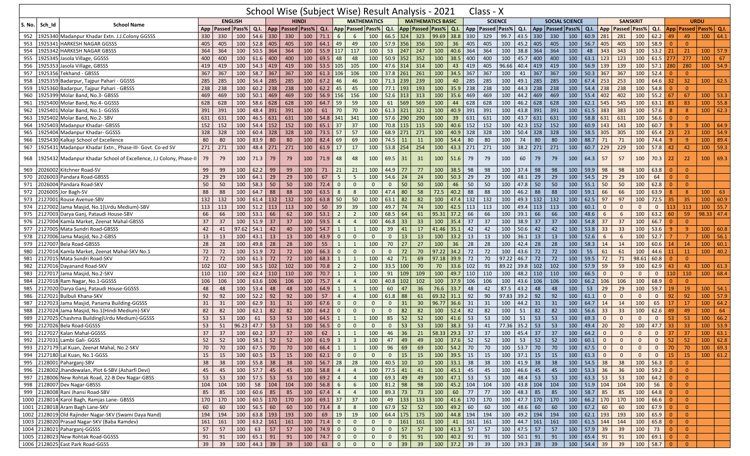# School Wise (Subject Wise) Result Analysis - 2021 Class - X

| S. No. | Sch_Id | School Name | ENGLISH | | | | HINDI | | | | MATHEMATICS | | | | MATHEMATICS BASIC | | | | SCIENCE | | | | SOCIAL SCIENCE | | | | SANSKRIT | | | | URDU | | | |
|---|---|---|---|---|---|---|---|---|---|---|---|---|---|---|---|---|---|---|---|---|---|---|---|---|---|---|---|---|---|---|---|---|---|---|
| | | | App | Passed | Pass% | Q.I. | App | Passed | Pass% | Q.I. | App | Passed | Pass% | Q.I. | App | Passed | Pass% | Q.I. | App | Passed | Pass% | Q.I. | App | Passed | Pass% | Q.I. | App | Passed | Pass% | Q.I. | App | Passed | Pass% | Q.I. |
| 952 | 1925340 | Madanpur Khadar Extn. J.J.Colony GGSSS | 330 | 330 | 100 | 54.6 | 330 | 330 | 100 | 71.1 | 6 | 6 | 100 | 66.5 | 324 | 323 | 99.69 | 38.8 | 330 | 329 | 99.7 | 43.5 | 330 | 330 | 100 | 60.9 | 281 | 281 | 100 | 62.2 | 49 | 49 | 100 | 64.1 |
| 953 | 1925341 | HARKESH NAGAR GBSSS | 405 | 405 | 100 | 52.8 | 405 | 405 | 100 | 64.1 | 49 | 49 | 100 | 57.9 | 356 | 356 | 100 | 36 | 405 | 405 | 100 | 45.2 | 405 | 405 | 100 | 56.7 | 405 | 405 | 100 | 58.9 | 0 | 0 | | |
| 954 | 1925342 | HARKESH NAGAR GBSSS | 364 | 364 | 100 | 50.5 | 364 | 364 | 100 | 55.9 | 117 | 117 | 100 | 53 | 247 | 247 | 100 | 40.6 | 364 | 364 | 100 | 38.8 | 364 | 364 | 100 | 48 | 343 | 343 | 100 | 53.2 | 21 | 21 | 100 | 57.9 |
| 955 | 1925345 | Jasola Village, GGSSS | 400 | 400 | 100 | 61.6 | 400 | 400 | 100 | 69.5 | 48 | 48 | 100 | 50.9 | 352 | 352 | 100 | 38.5 | 400 | 400 | 100 | 45.7 | 400 | 400 | 100 | 63.1 | 123 | 123 | 100 | 61.5 | 277 | 277 | 100 | 67 |
| 956 | 1925353 | Jasola Village, GBSSS | 419 | 419 | 100 | 54.3 | 419 | 419 | 100 | 53.5 | 105 | 105 | 100 | 47.6 | 314 | 314 | 100 | 43 | 419 | 405 | 96.66 | 40.4 | 419 | 419 | 100 | 56.9 | 139 | 139 | 100 | 57.1 | 280 | 280 | 100 | 54.9 |
| 957 | 1925356 | Tekhand - GBSSS | 367 | 367 | 100 | 58.7 | 367 | 367 | 100 | 61.3 | 106 | 106 | 100 | 37.8 | 261 | 261 | 100 | 34.5 | 367 | 367 | 100 | 41 | 367 | 367 | 100 | 50.3 | 367 | 367 | 100 | 52.4 | 0 | 0 | | |
| 958 | 1925359 | Badarpur, Tajpur Pahari - GGSSS | 285 | 285 | 100 | 56.4 | 285 | 285 | 100 | 67.2 | 46 | 46 | 100 | 71.3 | 239 | 239 | 100 | 40 | 285 | 285 | 100 | 49.1 | 285 | 285 | 100 | 67.4 | 253 | 253 | 100 | 64.6 | 32 | 32 | 100 | 62.5 |
| 959 | 1925360 | Badarpur, Tajpur Pahari - GBSSS | 238 | 238 | 100 | 60.2 | 238 | 238 | 100 | 62.2 | 45 | 45 | 100 | 77.1 | 193 | 193 | 100 | 35.9 | 238 | 238 | 100 | 44.3 | 238 | 238 | 100 | 54.4 | 238 | 238 | 100 | 54.8 | 0 | 0 | | |
| 960 | 1925399 | Molar Band, No.3- GBSSS | 469 | 469 | 100 | 50.1 | 469 | 469 | 100 | 56.9 | 156 | 156 | 100 | 52.6 | 313 | 313 | 100 | 35.6 | 469 | 469 | 100 | 44.2 | 469 | 469 | 100 | 55.4 | 402 | 402 | 100 | 55.2 | 67 | 67 | 100 | 53.3 |
| 961 | 1925400 | Molar Band, No.4- GGSSS | 628 | 628 | 100 | 58.6 | 628 | 628 | 100 | 64.7 | 59 | 59 | 100 | 61 | 569 | 569 | 100 | 44 | 628 | 628 | 100 | 46.2 | 628 | 628 | 100 | 62.1 | 545 | 545 | 100 | 63.1 | 83 | 83 | 100 | 55.8 |
| 962 | 1925401 | Molar Band, No.1- GGSSS | 391 | 391 | 100 | 48.4 | 391 | 391 | 100 | 61 | 70 | 70 | 100 | 61.3 | 321 | 321 | 100 | 40.9 | 391 | 391 | 100 | 43.8 | 391 | 391 | 100 | 61.5 | 383 | 383 | 100 | 57.6 | 8 | 8 | 100 | 62.3 |
| 963 | 1925402 | Molar Band, No.2- SBV | 631 | 631 | 100 | 46.5 | 631 | 631 | 100 | 54.8 | 341 | 341 | 100 | 57.6 | 290 | 290 | 100 | 39 | 631 | 631 | 100 | 43.7 | 631 | 631 | 100 | 58.8 | 631 | 631 | 100 | 56.6 | 0 | 0 | | |
| 964 | 1925403 | Madanpur Khadar- GBSSS | 152 | 152 | 100 | 54.4 | 152 | 152 | 100 | 65.1 | 37 | 37 | 100 | 70.8 | 115 | 115 | 100 | 40.6 | 152 | 152 | 100 | 42.3 | 152 | 152 | 100 | 60.9 | 143 | 143 | 100 | 60.7 | 9 | 9 | 100 | 64.9 |
| 965 | 1925404 | Madanpur Khadar- GGSSS | 328 | 328 | 100 | 60.4 | 328 | 328 | 100 | 73.5 | 57 | 57 | 100 | 68.9 | 271 | 271 | 100 | 40.9 | 328 | 328 | 100 | 50.4 | 328 | 328 | 100 | 58.5 | 305 | 305 | 100 | 65.4 | 23 | 23 | 100 | 54.9 |
| 966 | 1925430 | Kalkaji School of Excellence | 80 | 80 | 100 | 83.9 | 80 | 80 | 100 | 82.4 | 69 | 69 | 100 | 74.5 | 11 | 11 | 100 | 54.4 | 80 | 80 | 100 | 74 | 80 | 80 | 100 | 88.7 | 71 | 71 | 100 | 74.4 | 9 | 9 | 100 | 89.4 |
| 967 | 1925431 | Madanpur Khadar Extn., Phase-III- Govt. Co-ed SV | 271 | 271 | 100 | 48.4 | 271 | 271 | 100 | 61.9 | 17 | 17 | 100 | 53.8 | 254 | 254 | 100 | 43.3 | 271 | 271 | 100 | 38.2 | 271 | 271 | 100 | 60.7 | 229 | 229 | 100 | 57.8 | 42 | 42 | 100 | 59.3 |
| 968 | 1925432 | Madanpur Khadar School of Excellence, J.J Colony, Phase-II | 79 | 79 | 100 | 71.3 | 79 | 79 | 100 | 71.9 | 48 | 48 | 100 | 69.5 | 31 | 31 | 100 | 51.6 | 79 | 79 | 100 | 60 | 79 | 79 | 100 | 64.3 | 57 | 57 | 100 | 70.3 | 22 | 22 | 100 | 69.3 |
| 969 | 2026002 | Kitchner Road-SV | 99 | 99 | 100 | 62.2 | 99 | 99 | 100 | 71 | 21 | 21 | 100 | 44.9 | 77 | 77 | 100 | 38.5 | 98 | 98 | 100 | 37.4 | 98 | 98 | 100 | 59.9 | 98 | 98 | 100 | 63.8 | 0 | 0 | | |
| 970 | 2026003 | Pandara Road-GBSSS | 29 | 29 | 100 | 64.1 | 29 | 29 | 100 | 67 | 5 | 5 | 100 | 54.6 | 24 | 24 | 100 | 50.3 | 29 | 29 | 100 | 48.1 | 29 | 29 | 100 | 54.5 | 29 | 29 | 100 | 64 | 0 | 0 | | |
| 971 | 2026004 | Pandara Road-SKV | 50 | 50 | 100 | 58.3 | 50 | 50 | 100 | 72.4 | 0 | 0 | 0 | 0 | 50 | 50 | 100 | 46 | 50 | 50 | 100 | 47.8 | 50 | 50 | 100 | 55.1 | 50 | 50 | 100 | 62.8 | 0 | 0 | | |
| 972 | 2026005 | Jor Bagh-SV | 88 | 88 | 100 | 64.7 | 88 | 88 | 100 | 63.5 | 8 | 8 | 100 | 47.4 | 80 | 58 | 72.5 | 40.2 | 88 | 88 | 100 | 46.2 | 88 | 88 | 100 | 59.1 | 66 | 66 | 100 | 63.9 | 8 | 8 | 100 | 63 |
| 973 | 2127001 | Rouse Avenue-SBV | 132 | 132 | 100 | 61.4 | 132 | 132 | 100 | 63.8 | 50 | 50 | 100 | 63.1 | 82 | 82 | 100 | 47.4 | 132 | 132 | 100 | 49.3 | 132 | 132 | 100 | 62.5 | 97 | 97 | 100 | 72.5 | 35 | 35 | 100 | 60.9 |
| 974 | 2127002 | Jama Masjid, No.1(Urdu Medium)-SBV | 113 | 113 | 100 | 51.2 | 113 | 113 | 100 | 50 | 39 | 39 | 100 | 49.7 | 74 | 74 | 100 | 42.5 | 113 | 113 | 100 | 49.4 | 113 | 113 | 100 | 60.1 | 0 | 0 | 0 | 0 | 113 | 113 | 100 | 55.7 |
| 975 | 2127003 | Darya Ganj, Pataudi House-SBV | 66 | 66 | 100 | 53.1 | 66 | 62 | 100 | 53.1 | 2 | 2 | 100 | 68.5 | 64 | 61 | 95.31 | 37.2 | 66 | 66 | 100 | 39.1 | 66 | 66 | 100 | 48.6 | 6 | 6 | 100 | 63.2 | 60 | 59 | 98.33 | 47.4 |
| 976 | 2127004 | Kamla Market, Zeenat Mahal-GBSSS | 37 | 37 | 100 | 51.9 | 37 | 37 | 100 | 59.5 | 4 | 4 | 100 | 46.8 | 33 | 33 | 100 | 35.4 | 37 | 37 | 100 | 38.9 | 37 | 37 | 100 | 54.8 | 37 | 37 | 100 | 66.7 | 0 | 0 | | |
| 977 | 2127005 | Mata Sundri Road-GBSSS | 42 | 41 | 97.62 | 54.1 | 42 | 40 | 100 | 54.7 | 1 | 1 | 100 | 39 | 41 | 17 | 41.46 | 35.1 | 42 | 42 | 100 | 50.6 | 42 | 42 | 100 | 53.8 | 33 | 33 | 100 | 53.6 | 9 | 9 | 100 | 60.8 |
| 978 | 2127006 | Jama Masjid, No.2-GBSS | 13 | 13 | 100 | 43.1 | 13 | 13 | 100 | 43.9 | 0 | 0 | 0 | 0 | 13 | 13 | 100 | 33.2 | 13 | 13 | 100 | 36.1 | 13 | 13 | 100 | 52.6 | 6 | 6 | 100 | 52.7 | 7 | 7 | 100 | 56.1 |
| 979 | 2127007 | Bela Road-GBSSS | 28 | 28 | 100 | 49.8 | 28 | 28 | 100 | 55 | 1 | 1 | 100 | 70 | 27 | 27 | 100 | 36 | 28 | 28 | 100 | 42.4 | 28 | 28 | 100 | 58.3 | 14 | 14 | 100 | 60.6 | 14 | 14 | 100 | 60.1 |
| 980 | 2127014 | Kamla Market, Zeenat Mahal-SKV No.1 | 72 | 72 | 100 | 51.9 | 72 | 72 | 100 | 66.3 | 0 | 0 | 0 | 0 | 72 | 70 | 97.22 | 34.2 | 72 | 72 | 100 | 43.6 | 72 | 72 | 100 | 55 | 61 | 61 | 100 | 44.6 | 11 | 11 | 100 | 40.2 |
| 981 | 2127015 | Mata Sundri Road-SKV | 72 | 72 | 100 | 61.3 | 72 | 72 | 100 | 68.3 | 1 | 1 | 100 | 42 | 71 | 69 | 97.18 | 39.9 | 72 | 70 | 97.22 | 46.7 | 72 | 72 | 100 | 59.5 | 72 | 71 | 98.61 | 60.8 | 0 | 0 | | |
| 982 | 2127016 | Dayanand Road-SKV | 102 | 102 | 100 | 58.5 | 102 | 102 | 100 | 70.8 | 2 | 2 | 100 | 33.5 | 100 | 70 | 70 | 33.6 | 102 | 91 | 89.22 | 39.8 | 102 | 102 | 100 | 57.9 | 59 | 59 | 100 | 62.9 | 43 | 43 | 100 | 61.3 |
| 983 | 2127017 | Jama Masjid, No.2-SKV | 110 | 110 | 100 | 62.4 | 110 | 110 | 100 | 70.7 | 1 | 1 | 100 | 91 | 109 | 109 | 100 | 49.7 | 110 | 110 | 100 | 48.2 | 110 | 110 | 100 | 66.5 | 0 | 0 | 0 | 0 | 110 | 110 | 100 | 68.4 |
| 984 | 2127018 | Ram Nagar, No.1-GGSSS | 106 | 106 | 100 | 63.6 | 106 | 106 | 100 | 75.7 | 4 | 4 | 100 | 40.8 | 102 | 102 | 100 | 37.9 | 106 | 106 | 100 | 43.6 | 106 | 106 | 100 | 66.2 | 106 | 106 | 100 | 68.9 | 0 | 0 | | |
| 985 | 2127020 | Darya Ganj, Pataudi House-GGSSS | 48 | 48 | 100 | 53.4 | 48 | 48 | 100 | 64.9 | 1 | 1 | 100 | 60 | 47 | 36 | 76.6 | 33.7 | 48 | 42 | 87.5 | 43.2 | 48 | 48 | 100 | 53 | 29 | 29 | 100 | 59.7 | 19 | 19 | 100 | 54.1 |
| 986 | 2127021 | Bulbuli Khana-SKV | 92 | 92 | 100 | 52.2 | 92 | 92 | 100 | 57 | 4 | 4 | 100 | 61.8 | 88 | 61 | 69.32 | 31.1 | 92 | 90 | 97.83 | 39.2 | 92 | 92 | 100 | 61.1 | 0 | 0 | 0 | 0 | 92 | 92 | 100 | 57.9 |
| 987 | 2127023 | Jama Masjid, Panama Building-GGSSS | 31 | 31 | 100 | 62.9 | 31 | 31 | 100 | 67.6 | 0 | 0 | 0 | 0 | 31 | 30 | 96.77 | 36.6 | 31 | 31 | 100 | 44.2 | 31 | 31 | 100 | 64.7 | 14 | 14 | 100 | 65 | 17 | 17 | 100 | 64.2 |
| 988 | 2127024 | Jama Masjid, No.1(Hindi Medium)-SKV | 82 | 82 | 100 | 62.1 | 82 | 82 | 100 | 64.2 | 0 | 0 | 0 | 0 | 82 | 82 | 100 | 52.4 | 82 | 82 | 100 | 51 | 82 | 82 | 100 | 56.6 | 33 | 33 | 100 | 62.6 | 49 | 49 | 100 | 64 |
| 989 | 2127025 | Chashma Building(Urdu Medium)-GGSSS | 53 | 53 | 100 | 61 | 53 | 53 | 100 | 64.5 | 1 | 1 | 100 | 85 | 52 | 52 | 100 | 41.6 | 53 | 53 | 100 | 51 | 53 | 53 | 100 | 69.3 | 0 | 0 | 0 | 0 | 53 | 53 | 100 | 66.2 |
| 990 | 2127026 | Bela Road-GGSSS | 53 | 51 | 96.23 | 47.7 | 53 | 53 | 100 | 56.5 | 0 | 0 | 0 | 0 | 53 | 53 | 100 | 38.3 | 53 | 41 | 77.36 | 35.2 | 53 | 53 | 100 | 49.4 | 20 | 20 | 100 | 47.7 | 33 | 33 | 100 | 53.9 |
| 991 | 2127027 | Kalan Mahal-GGSSS | 37 | 37 | 100 | 60.2 | 37 | 37 | 100 | 62 | 1 | 1 | 100 | 46 | 36 | 21 | 58.33 | 29.3 | 37 | 37 | 100 | 45.4 | 37 | 37 | 100 | 64.2 | 0 | 0 | 0 | 0 | 37 | 37 | 100 | 63.1 |
| 992 | 2127031 | Lambi Gali- GGSS | 52 | 52 | 100 | 58.1 | 52 | 52 | 100 | 61.9 | 3 | 3 | 100 | 47 | 49 | 49 | 100 | 37.6 | 52 | 52 | 100 | 53 | 52 | 52 | 100 | 60.1 | 0 | 0 | 0 | 0 | 52 | 52 | 100 | 62.8 |
| 993 | 2127179 | Lal Kuan, Zeenat Mahal, No.2-SKV | 70 | 70 | 100 | 67.5 | 70 | 70 | 100 | 66.4 | 1 | 1 | 100 | 96 | 69 | 69 | 100 | 54.2 | 70 | 70 | 100 | 53.7 | 70 | 70 | 100 | 67.5 | 0 | 0 | 0 | 0 | 70 | 70 | 100 | 69.3 |
| 994 | 2127180 | Lal Kuan, No.1-GGSS | 15 | 15 | 100 | 60.5 | 15 | 15 | 100 | 62.1 | 0 | 0 | 0 | 0 | 15 | 15 | 100 | 39.5 | 15 | 15 | 100 | 37.1 | 15 | 15 | 100 | 61.3 | 0 | 0 | 0 | 0 | 15 | 15 | 100 | 61.2 |
| 995 | 2128001 | Paharganj-SBV | 38 | 38 | 100 | 55.8 | 38 | 38 | 100 | 56.7 | 28 | 28 | 100 | 40.5 | 10 | 10 | 100 | 33.1 | 38 | 38 | 100 | 41.9 | 38 | 38 | 100 | 54.5 | 38 | 38 | 100 | 56.3 | 0 | 0 | | |
| 996 | 2128002 | Jhandewalan, Plot 6-SBV (Ashafi Devi) | 45 | 45 | 100 | 57.7 | 45 | 45 | 100 | 58.8 | 4 | 4 | 100 | 77.5 | 41 | 41 | 100 | 45.1 | 45 | 45 | 100 | 46.6 | 45 | 45 | 100 | 53.3 | 36 | 36 | 100 | 59.2 | 0 | 0 | | |
| 997 | 2128006 | New Rohtak Road, 22-B Dev Nagar-GBSS | 53 | 53 | 100 | 57.5 | 53 | 53 | 100 | 69.2 | 4 | 4 | 100 | 69.3 | 49 | 49 | 100 | 47.1 | 53 | 53 | 100 | 48.4 | 53 | 53 | 100 | 63.3 | 53 | 53 | 100 | 64.2 | 0 | 0 | | |
| 998 | 2128007 | Dev Nagar-GBSSS | 104 | 104 | 100 | 58 | 104 | 104 | 100 | 56.8 | 6 | 6 | 100 | 81.2 | 98 | 98 | 100 | 45.2 | 104 | 104 | 100 | 43.8 | 104 | 104 | 100 | 51.9 | 104 | 104 | 100 | 56 | 0 | 0 | | |
| 999 | 2128008 | Rani Jhansi Road-SBV | 85 | 85 | 100 | 60.6 | 85 | 85 | 100 | 67.4 | 4 | 4 | 100 | 89.3 | 73 | 73 | 100 | 60 | 77 | 77 | 100 | 48.3 | 85 | 85 | 100 | 58.7 | 85 | 85 | 100 | 64.8 | 0 | 0 | | |
| 1000 | 2128014 | Karol Bagh, Ramjas Lane- GBSSS | 170 | 170 | 100 | 60.5 | 170 | 170 | 100 | 69.1 | 37 | 37 | 100 | 49 | 133 | 133 | 100 | 41.6 | 170 | 170 | 100 | 47.7 | 170 | 170 | 100 | 66.2 | 170 | 170 | 100 | 66.6 | 0 | 0 | | |
| 1001 | 2128018 | Aram Bagh Lane-SKV | 60 | 60 | 100 | 56.5 | 60 | 60 | 100 | 73.4 | 8 | 8 | 100 | 67.9 | 52 | 52 | 100 | 49.2 | 60 | 60 | 100 | 48.6 | 60 | 60 | 100 | 67.2 | 60 | 60 | 100 | 67.9 | 0 | 0 | | |
| 1002 | 2128019 | Old Rajinder Nagar-SKV (Swami Daya Nand) | 194 | 194 | 100 | 63.8 | 193 | 193 | 100 | 69 | 19 | 19 | 100 | 64.4 | 175 | 175 | 100 | 44.8 | 194 | 194 | 100 | 49.2 | 194 | 194 | 100 | 62.1 | 193 | 193 | 100 | 65.9 | 0 | 0 | | |
| 1003 | 2128020 | Prasad Nagar-SKV (Baba Ramdev) | 161 | 161 | 100 | 63.2 | 161 | 161 | 100 | 71.4 | 0 | 0 | 0 | 0 | 161 | 161 | 100 | 41 | 161 | 161 | 100 | 44.7 | 161 | 161 | 100 | 61.5 | 144 | 144 | 100 | 65.8 | 0 | 0 | | |
| 1004 | 2128021 | Paharganj-GGSSS | 57 | 57 | 100 | 63 | 57 | 57 | 100 | 74.9 | 0 | 0 | 0 | 0 | 57 | 57 | 100 | 41.3 | 57 | 57 | 100 | 47.5 | 57 | 57 | 100 | 57.9 | 39 | 39 | 100 | 73 | 0 | 0 | | |
| 1005 | 2128023 | New Rohtak Road-GGSSS | 91 | 91 | 100 | 65.1 | 91 | 91 | 100 | 74.7 | 0 | 0 | 0 | 0 | 91 | 91 | 100 | 40.2 | 91 | 91 | 100 | 50.1 | 91 | 91 | 100 | 65.4 | 91 | 91 | 100 | 69.1 | 0 | 0 | | |
| 1006 | 2128025 | East Park Road-GGSS | 39 | 39 | 100 | 44.3 | 39 | 39 | 100 | 63 | 0 | 0 | 0 | 0 | 39 | 39 | 100 | 37.2 | 39 | 39 | 100 | 39.3 | 39 | 39 | 100 | 54.4 | 39 | 39 | 100 | 58.7 | 0 | 0 | | |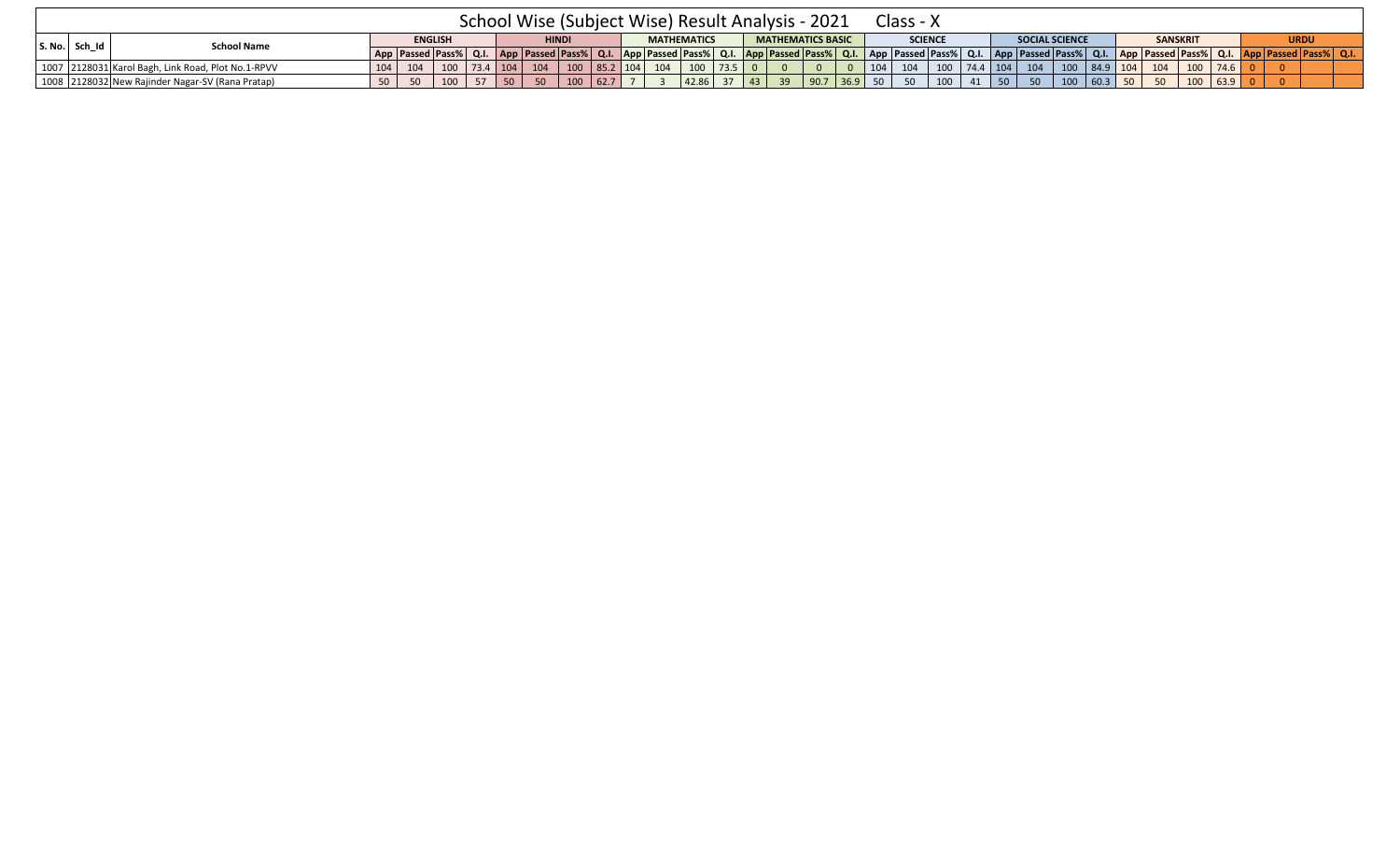# School Wise (Subject Wise) Result Analysis - 2021 Class - X

| S. No. | Sch_Id | School Name | ENGLISH | | | | HINDI | | | | MATHEMATICS | | | | MATHEMATICS BASIC | | | | SCIENCE | | | | SOCIAL SCIENCE | | | | SANSKRIT | | | | URDU | | | |
|---|---|---|---|---|---|---|---|---|---|---|---|---|---|---|---|---|---|---|---|---|---|---|---|---|---|---|---|---|---|---|---|---|---|---|
| | | | App | Passed | Pass% | Q.I. | App | Passed | Pass% | Q.I. | App | Passed | Pass% | Q.I. | App | Passed | Pass% | Q.I. | App | Passed | Pass% | Q.I. | App | Passed | Pass% | Q.I. | App | Passed | Pass% | Q.I. | App | Passed | Pass% | Q.I. |
| 1007 | 2128031 | Karol Bagh, Link Road, Plot No.1-RPVV | 104 | 104 | 100 | 73.4 | 104 | 104 | 100 | 85.2 | 104 | 104 | 100 | 73.5 | 0 | 0 | 0 | 0 | 104 | 104 | 100 | 74.4 | 104 | 104 | 100 | 84.9 | 104 | 104 | 100 | 74.6 | 0 | 0 | | |
| 1008 | 2128032 | New Rajinder Nagar-SV (Rana Pratap) | 50 | 50 | 100 | 57 | 50 | 50 | 100 | 62.7 | 7 | 3 | 42.86 | 37 | 43 | 39 | 90.7 | 36.9 | 50 | 50 | 100 | 41 | 50 | 50 | 100 | 60.3 | 50 | 50 | 100 | 63.9 | 0 | 0 | | |